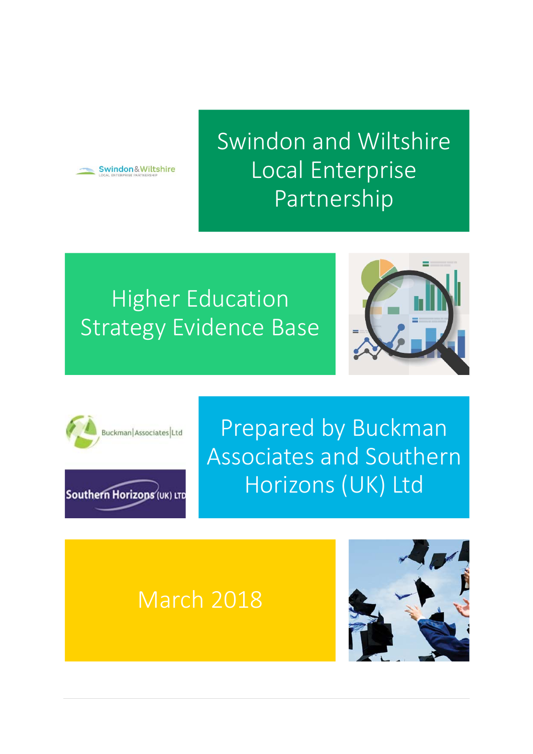# Swindon and Wiltshire Local Enterprise Partnership

## Higher Education Strategy Evidence Base

Prepared by Buckman Associates and Southern Horizons (UK) Ltd

March 2018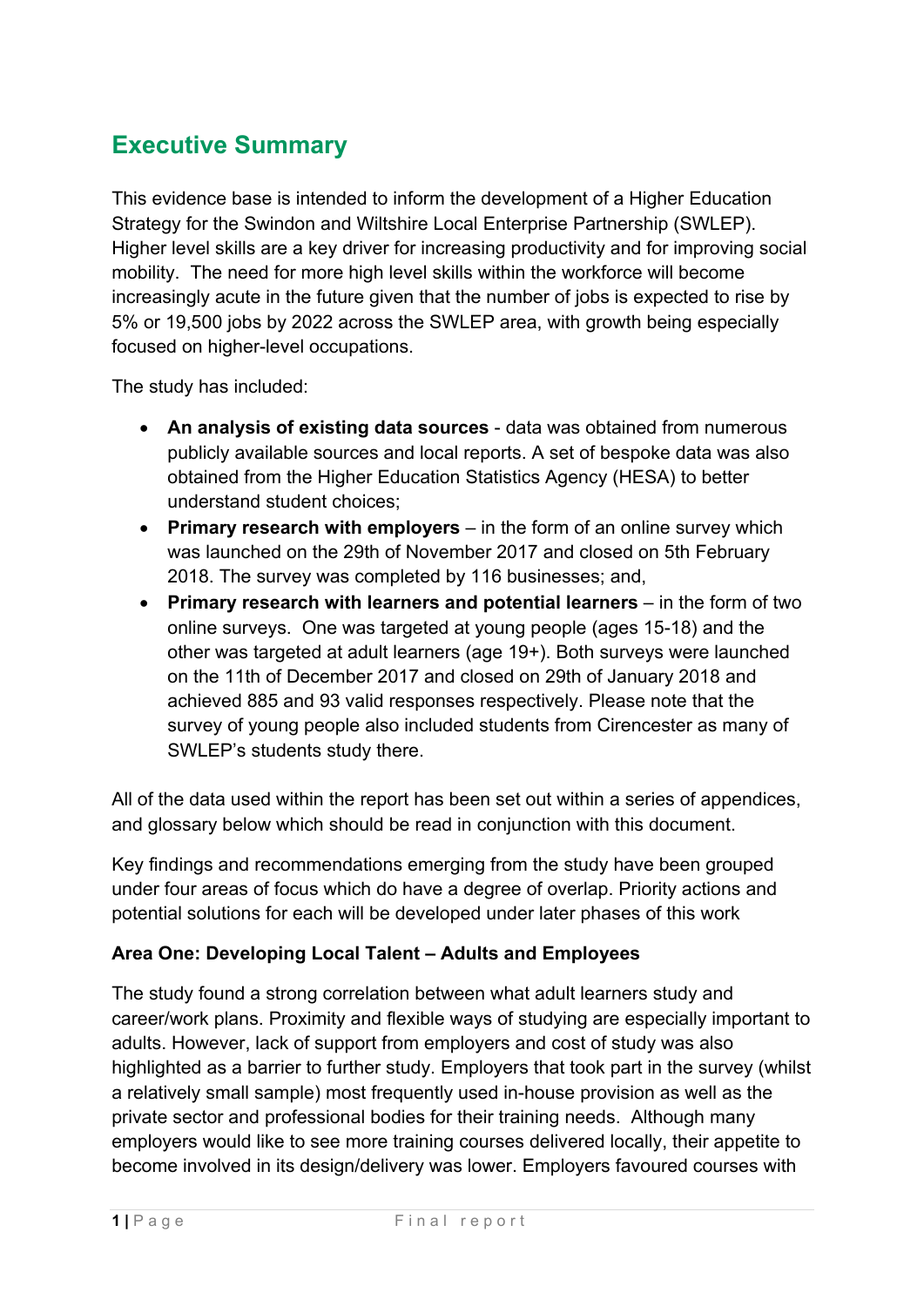## Executive Summary

This evidence base is intended to inform the development of a Higher Education Strategy for the Swindon and Wiltshire Local Enterprise Partnership (SWLEP). Higher level skills are a key driver for increasing productivity and for improving social mobility. The need for more high level skills within the workforce will become increasingly acute in the future given that the number of jobs is expected to rise by 5% or 19,500 jobs by 2022 across the SWLEP area, with growth being especially focused on higher-level occupations.

The study has included:

- **An analysis of existing data sources** - data was obtained from numerous publicly available sources and local reports. A set of bespoke data was also obtained from the Higher Education Statistics Agency (HESA) to better understand student choices;
- **Primary research with employers** – in the form of an online survey which was launched on the 29th of November 2017 and closed on 5th February 2018. The survey was completed by 116 businesses; and,
- **Primary research with learners and potential learners** – in the form of two online surveys. One was targeted at young people (ages 15-18) and the other was targeted at adult learners (age 19+). Both surveys were launched on the 11th of December 2017 and closed on 29th of January 2018 and achieved 885 and 93 valid responses respectively. Please note that the survey of young people also included students from Cirencester as many of SWLEP's students study there.

All of the data used within the report has been set out within a series of appendices, and glossary below which should be read in conjunction with this document.

Key findings and recommendations emerging from the study have been grouped under four areas of focus which do have a degree of overlap. Priority actions and potential solutions for each will be developed under later phases of this work

**Area One: Developing Local Talent – Adults and Employees**

The study found a strong correlation between what adult learners study and career/work plans. Proximity and flexible ways of studying are especially important to adults. However, lack of support from employers and cost of study was also highlighted as a barrier to further study. Employers that took part in the survey (whilst a relatively small sample) most frequently used in-house provision as well as the private sector and professional bodies for their training needs. Although many employers would like to see more training courses delivered locally, their appetite to become involved in its design/delivery was lower. Employers favoured courses with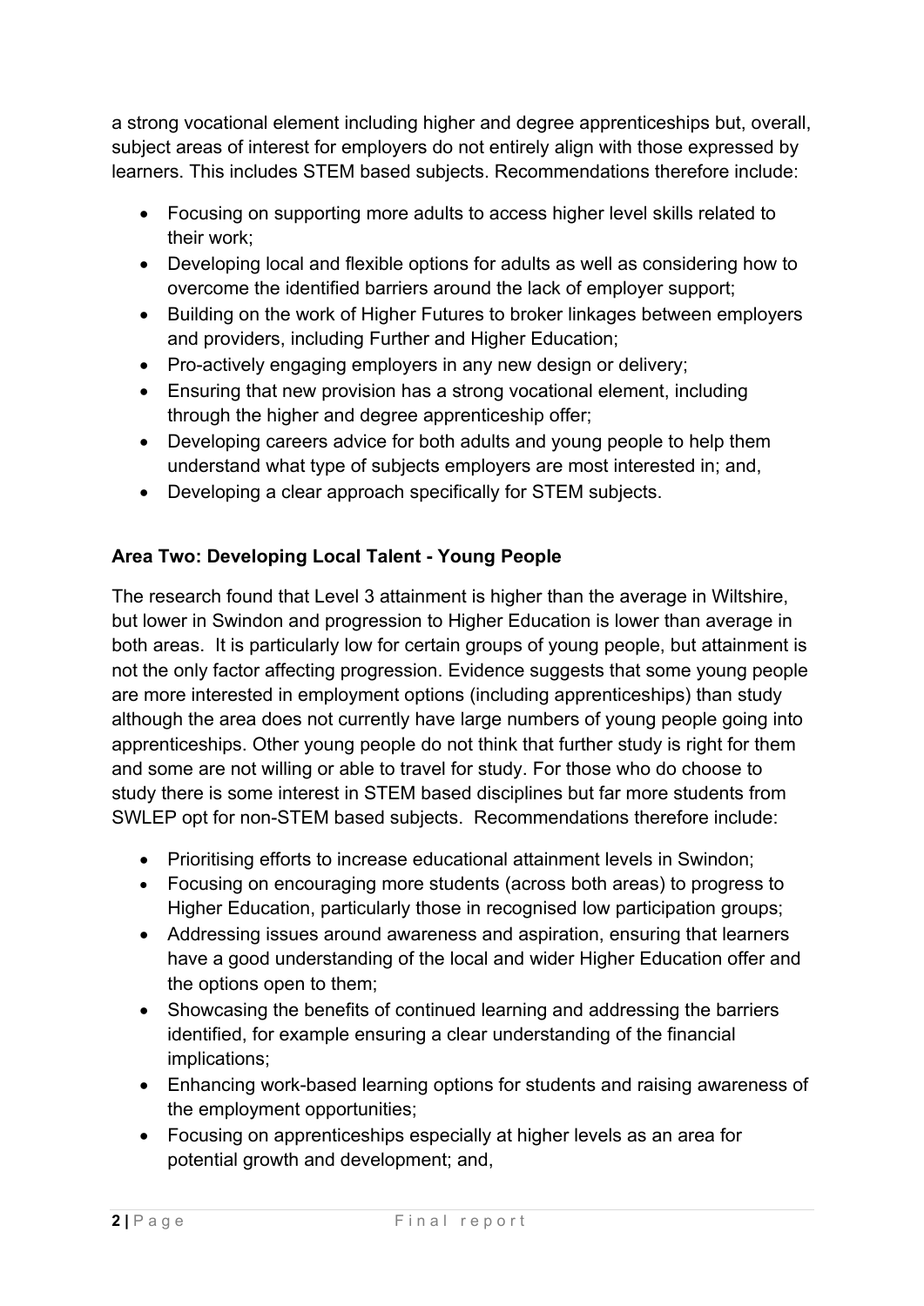a strong vocational element including higher and degree apprenticeships but, overall, subject areas of interest for employers do not entirely align with those expressed by learners. This includes STEM based subjects. Recommendations therefore include:

- Focusing on supporting more adults to access higher level skills related to their work;
- Developing local and flexible options for adults as well as considering how to overcome the identified barriers around the lack of employer support;
- Building on the work of Higher Futures to broker linkages between employers and providers, including Further and Higher Education;
- Pro-actively engaging employers in any new design or delivery;
- Ensuring that new provision has a strong vocational element, including through the higher and degree apprenticeship offer;
- Developing careers advice for both adults and young people to help them understand what type of subjects employers are most interested in; and,
- Developing a clear approach specifically for STEM subjects.

**Area Two: Developing Local Talent - Young People**

The research found that Level 3 attainment is higher than the average in Wiltshire, but lower in Swindon and progression to Higher Education is lower than average in both areas. It is particularly low for certain groups of young people, but attainment is not the only factor affecting progression. Evidence suggests that some young people are more interested in employment options (including apprenticeships) than study although the area does not currently have large numbers of young people going into apprenticeships. Other young people do not think that further study is right for them and some are not willing or able to travel for study. For those who do choose to study there is some interest in STEM based disciplines but far more students from SWLEP opt for non-STEM based subjects. Recommendations therefore include:

- Prioritising efforts to increase educational attainment levels in Swindon;
- Focusing on encouraging more students (across both areas) to progress to Higher Education, particularly those in recognised low participation groups;
- Addressing issues around awareness and aspiration, ensuring that learners have a good understanding of the local and wider Higher Education offer and the options open to them;
- Showcasing the benefits of continued learning and addressing the barriers identified, for example ensuring a clear understanding of the financial implications;
- Enhancing work-based learning options for students and raising awareness of the employment opportunities;
- Focusing on apprenticeships especially at higher levels as an area for potential growth and development; and,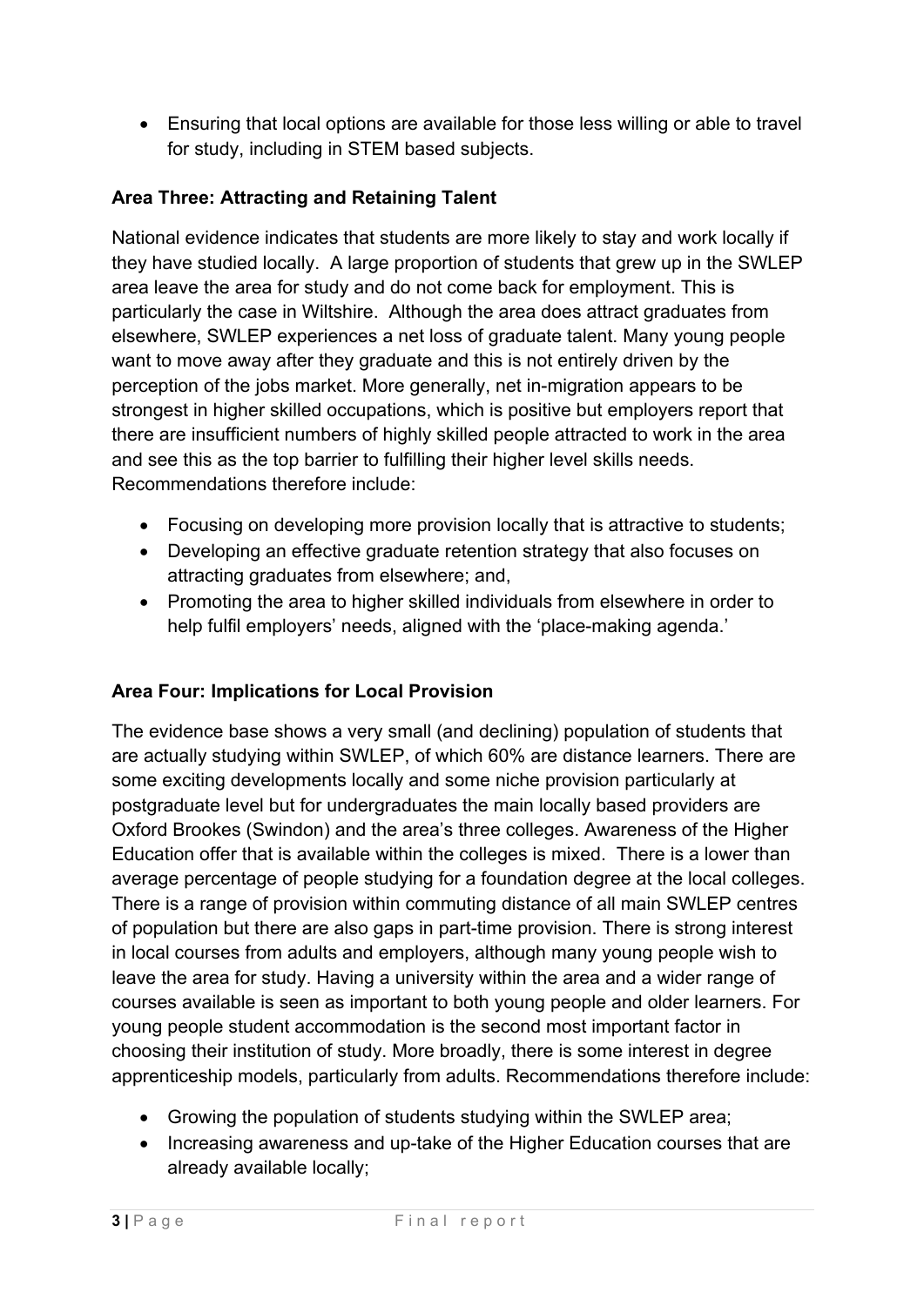- Ensuring that local options are available for those less willing or able to travel for study, including in STEM based subjects.

**Area Three: Attracting and Retaining Talent**

National evidence indicates that students are more likely to stay and work locally if they have studied locally. A large proportion of students that grew up in the SWLEP area leave the area for study and do not come back for employment. This is particularly the case in Wiltshire. Although the area does attract graduates from elsewhere, SWLEP experiences a net loss of graduate talent. Many young people want to move away after they graduate and this is not entirely driven by the perception of the jobs market. More generally, net in-migration appears to be strongest in higher skilled occupations, which is positive but employers report that there are insufficient numbers of highly skilled people attracted to work in the area and see this as the top barrier to fulfilling their higher level skills needs. Recommendations therefore include:

- Focusing on developing more provision locally that is attractive to students;
- Developing an effective graduate retention strategy that also focuses on attracting graduates from elsewhere; and,
- Promoting the area to higher skilled individuals from elsewhere in order to help fulfil employers' needs, aligned with the 'place-making agenda.'

**Area Four: Implications for Local Provision**

The evidence base shows a very small (and declining) population of students that are actually studying within SWLEP, of which 60% are distance learners. There are some exciting developments locally and some niche provision particularly at postgraduate level but for undergraduates the main locally based providers are Oxford Brookes (Swindon) and the area's three colleges. Awareness of the Higher Education offer that is available within the colleges is mixed. There is a lower than average percentage of people studying for a foundation degree at the local colleges. There is a range of provision within commuting distance of all main SWLEP centres of population but there are also gaps in part-time provision. There is strong interest in local courses from adults and employers, although many young people wish to leave the area for study. Having a university within the area and a wider range of courses available is seen as important to both young people and older learners. For young people student accommodation is the second most important factor in choosing their institution of study. More broadly, there is some interest in degree apprenticeship models, particularly from adults. Recommendations therefore include:

- Growing the population of students studying within the SWLEP area;
- Increasing awareness and up-take of the Higher Education courses that are already available locally;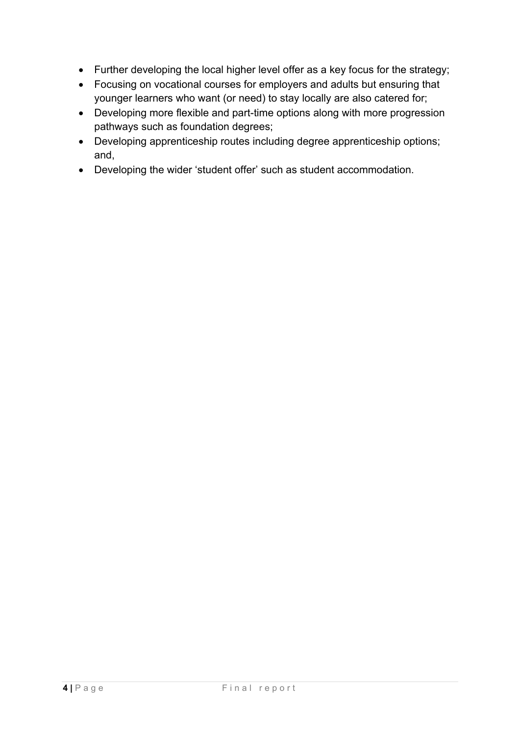- Further developing the local higher level offer as a key focus for the strategy;
- Focusing on vocational courses for employers and adults but ensuring that younger learners who want (or need) to stay locally are also catered for;
- Developing more flexible and part-time options along with more progression pathways such as foundation degrees;
- Developing apprenticeship routes including degree apprenticeship options; and,
- Developing the wider 'student offer' such as student accommodation.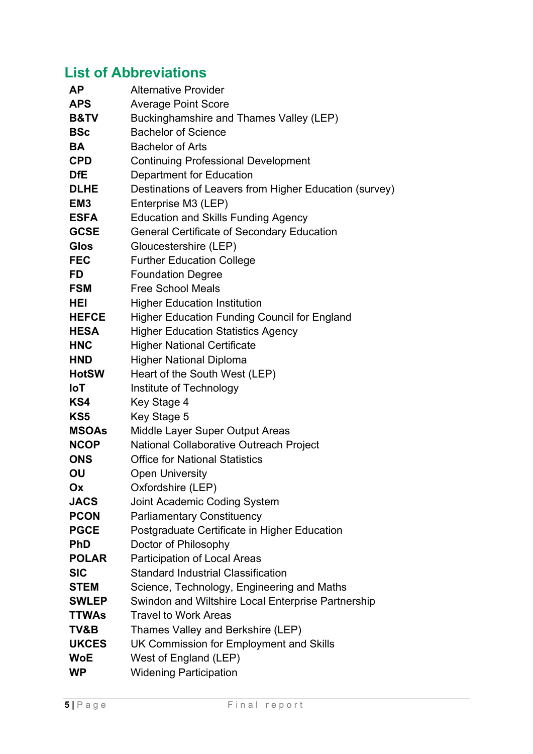## List of Abbreviations

| | |
|---|---|
| **AP** | Alternative Provider |
| **APS** | Average Point Score |
| **B&TV** | Buckinghamshire and Thames Valley (LEP) |
| **BSc** | Bachelor of Science |
| **BA** | Bachelor of Arts |
| **CPD** | Continuing Professional Development |
| **DfE** | Department for Education |
| **DLHE** | Destinations of Leavers from Higher Education (survey) |
| **EM3** | Enterprise M3 (LEP) |
| **ESFA** | Education and Skills Funding Agency |
| **GCSE** | General Certificate of Secondary Education |
| **Glos** | Gloucestershire (LEP) |
| **FEC** | Further Education College |
| **FD** | Foundation Degree |
| **FSM** | Free School Meals |
| **HEI** | Higher Education Institution |
| **HEFCE** | Higher Education Funding Council for England |
| **HESA** | Higher Education Statistics Agency |
| **HNC** | Higher National Certificate |
| **HND** | Higher National Diploma |
| **HotSW** | Heart of the South West (LEP) |
| **IoT** | Institute of Technology |
| **KS4** | Key Stage 4 |
| **KS5** | Key Stage 5 |
| **MSOAs** | Middle Layer Super Output Areas |
| **NCOP** | National Collaborative Outreach Project |
| **ONS** | Office for National Statistics |
| **OU** | Open University |
| **Ox** | Oxfordshire (LEP) |
| **JACS** | Joint Academic Coding System |
| **PCON** | Parliamentary Constituency |
| **PGCE** | Postgraduate Certificate in Higher Education |
| **PhD** | Doctor of Philosophy |
| **POLAR** | Participation of Local Areas |
| **SIC** | Standard Industrial Classification |
| **STEM** | Science, Technology, Engineering and Maths |
| **SWLEP** | Swindon and Wiltshire Local Enterprise Partnership |
| **TTWAs** | Travel to Work Areas |
| **TV&B** | Thames Valley and Berkshire (LEP) |
| **UKCES** | UK Commission for Employment and Skills |
| **WoE** | West of England (LEP) |
| **WP** | Widening Participation |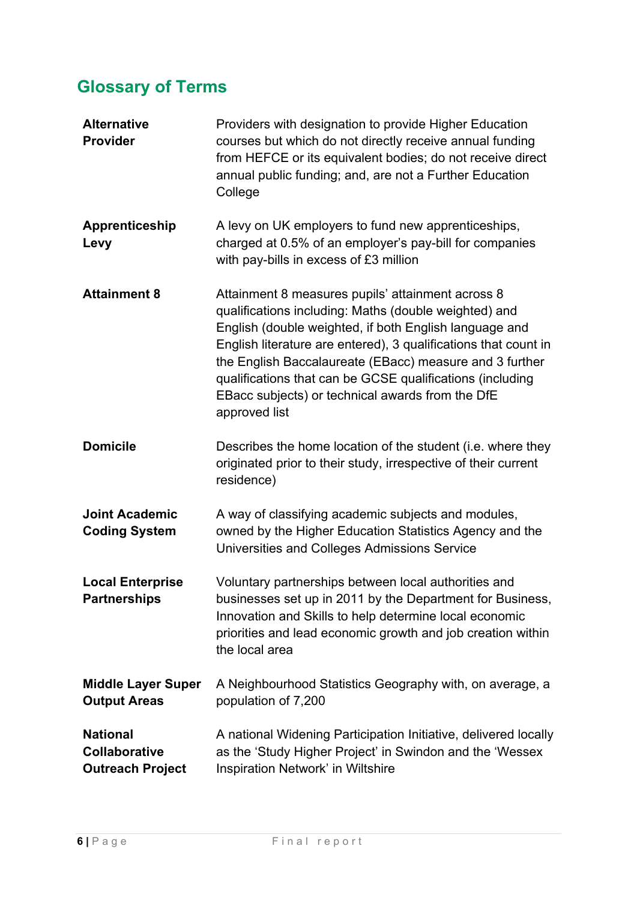## Glossary of Terms

| | |
|---|---|
| **Alternative Provider** | Providers with designation to provide Higher Education courses but which do not directly receive annual funding from HEFCE or its equivalent bodies; do not receive direct annual public funding; and, are not a Further Education College |
| **Apprenticeship Levy** | A levy on UK employers to fund new apprenticeships, charged at 0.5% of an employer's pay-bill for companies with pay-bills in excess of £3 million |
| **Attainment 8** | Attainment 8 measures pupils' attainment across 8 qualifications including: Maths (double weighted) and English (double weighted, if both English language and English literature are entered), 3 qualifications that count in the English Baccalaureate (EBacc) measure and 3 further qualifications that can be GCSE qualifications (including EBacc subjects) or technical awards from the DfE approved list |
| **Domicile** | Describes the home location of the student (i.e. where they originated prior to their study, irrespective of their current residence) |
| **Joint Academic Coding System** | A way of classifying academic subjects and modules, owned by the Higher Education Statistics Agency and the Universities and Colleges Admissions Service |
| **Local Enterprise Partnerships** | Voluntary partnerships between local authorities and businesses set up in 2011 by the Department for Business, Innovation and Skills to help determine local economic priorities and lead economic growth and job creation within the local area |
| **Middle Layer Super Output Areas** | A Neighbourhood Statistics Geography with, on average, a population of 7,200 |
| **National Collaborative Outreach Project** | A national Widening Participation Initiative, delivered locally as the 'Study Higher Project' in Swindon and the 'Wessex Inspiration Network' in Wiltshire |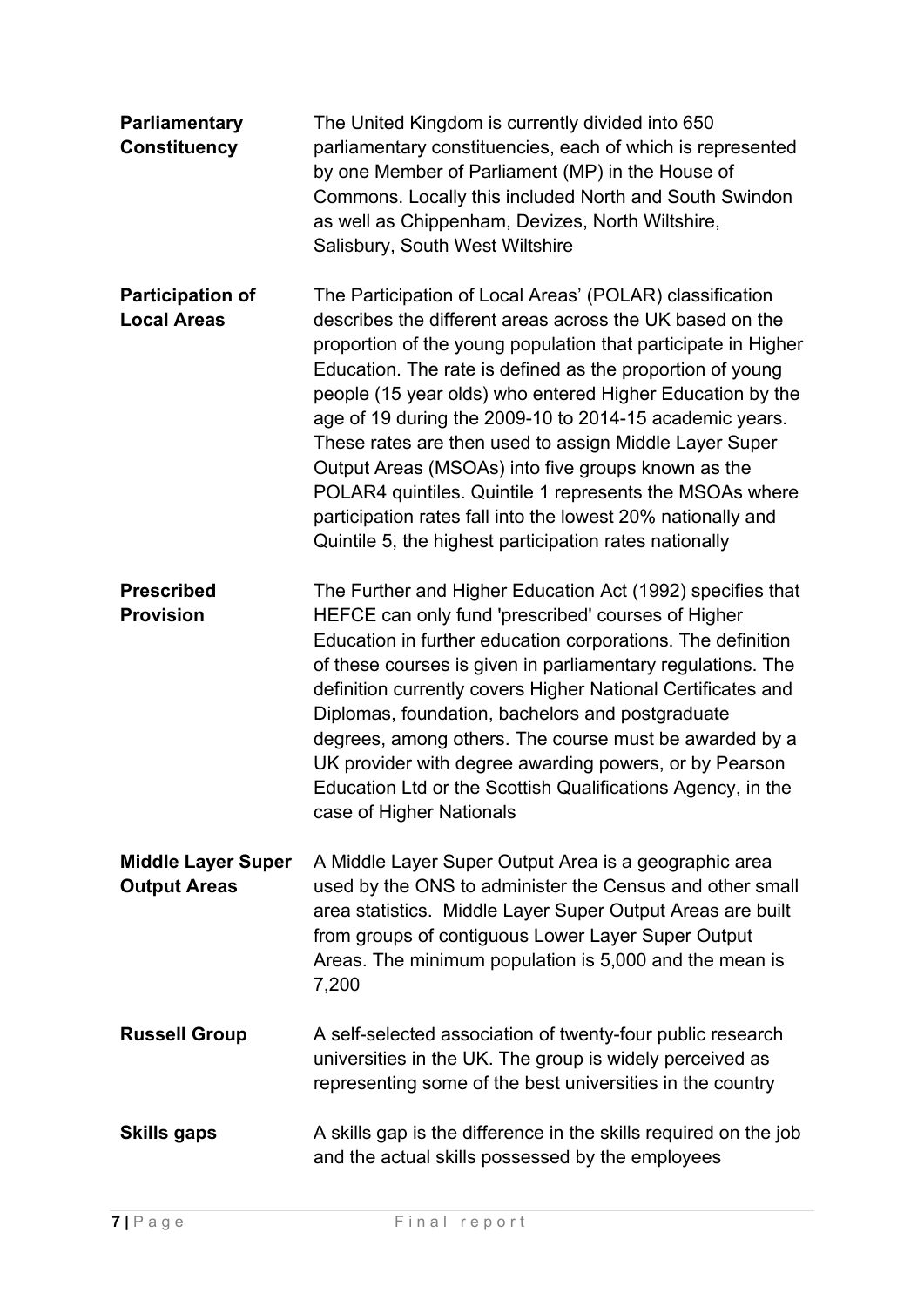**Parliamentary Constituency**

The United Kingdom is currently divided into 650 parliamentary constituencies, each of which is represented by one Member of Parliament (MP) in the House of Commons. Locally this included North and South Swindon as well as Chippenham, Devizes, North Wiltshire, Salisbury, South West Wiltshire

**Participation of Local Areas**

The Participation of Local Areas' (POLAR) classification describes the different areas across the UK based on the proportion of the young population that participate in Higher Education. The rate is defined as the proportion of young people (15 year olds) who entered Higher Education by the age of 19 during the 2009-10 to 2014-15 academic years. These rates are then used to assign Middle Layer Super Output Areas (MSOAs) into five groups known as the POLAR4 quintiles. Quintile 1 represents the MSOAs where participation rates fall into the lowest 20% nationally and Quintile 5, the highest participation rates nationally

**Prescribed Provision**

The Further and Higher Education Act (1992) specifies that HEFCE can only fund 'prescribed' courses of Higher Education in further education corporations. The definition of these courses is given in parliamentary regulations. The definition currently covers Higher National Certificates and Diplomas, foundation, bachelors and postgraduate degrees, among others. The course must be awarded by a UK provider with degree awarding powers, or by Pearson Education Ltd or the Scottish Qualifications Agency, in the case of Higher Nationals

**Middle Layer Super Output Areas**

A Middle Layer Super Output Area is a geographic area used by the ONS to administer the Census and other small area statistics. Middle Layer Super Output Areas are built from groups of contiguous Lower Layer Super Output Areas. The minimum population is 5,000 and the mean is 7,200

**Russell Group**

A self-selected association of twenty-four public research universities in the UK. The group is widely perceived as representing some of the best universities in the country

**Skills gaps**

A skills gap is the difference in the skills required on the job and the actual skills possessed by the employees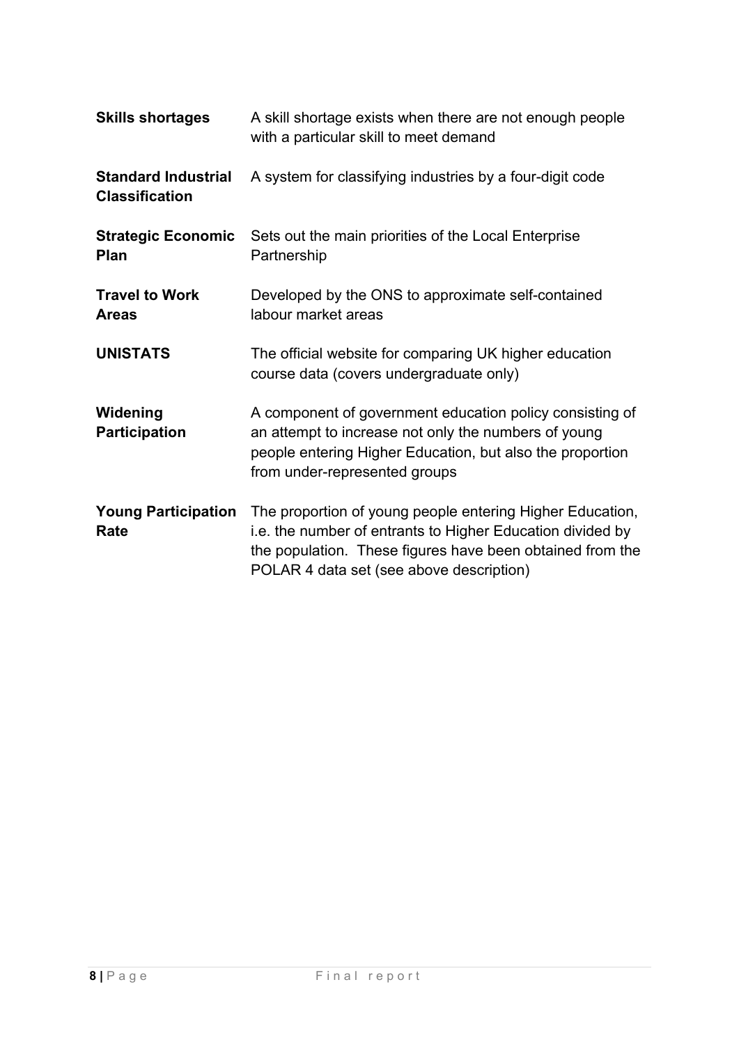| | |
|---|---|
| **Skills shortages** | A skill shortage exists when there are not enough people with a particular skill to meet demand |
| **Standard Industrial Classification** | A system for classifying industries by a four-digit code |
| **Strategic Economic Plan** | Sets out the main priorities of the Local Enterprise Partnership |
| **Travel to Work Areas** | Developed by the ONS to approximate self-contained labour market areas |
| **UNISTATS** | The official website for comparing UK higher education course data (covers undergraduate only) |
| **Widening Participation** | A component of government education policy consisting of an attempt to increase not only the numbers of young people entering Higher Education, but also the proportion from under-represented groups |
| **Young Participation Rate** | The proportion of young people entering Higher Education, i.e. the number of entrants to Higher Education divided by the population. These figures have been obtained from the POLAR 4 data set (see above description) |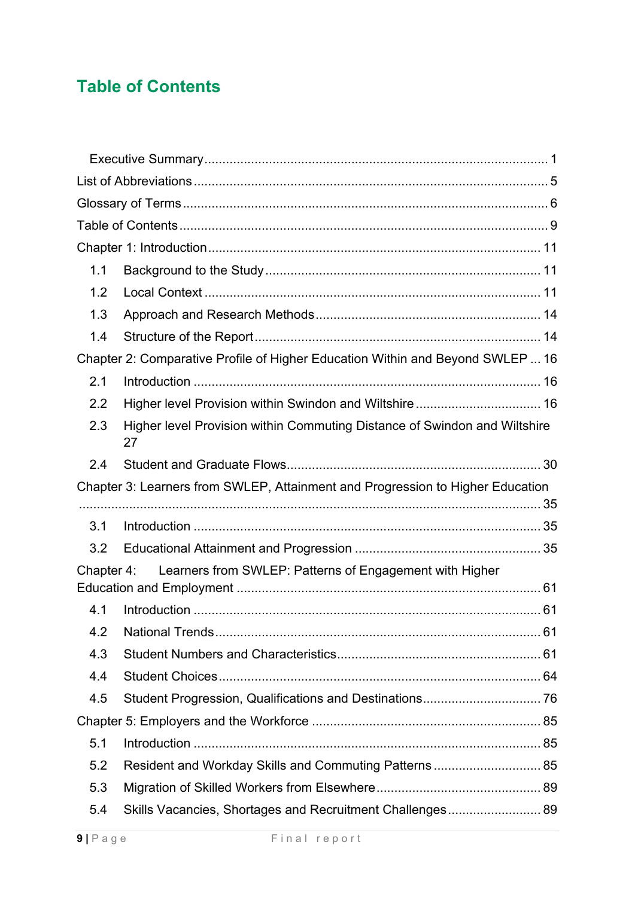# Table of Contents

Executive Summary ........................................................................................ 1

List of Abbreviations ........................................................................................ 5

Glossary of Terms ........................................................................................ 6

Table of Contents ........................................................................................ 9

Chapter 1: Introduction ........................................................................................ 11

- 1.1 Background to the Study ........................................................................................ 11
- 1.2 Local Context ........................................................................................ 11
- 1.3 Approach and Research Methods ........................................................................................ 14
- 1.4 Structure of the Report ........................................................................................ 14

Chapter 2: Comparative Profile of Higher Education Within and Beyond SWLEP ... 16

- 2.1 Introduction ........................................................................................ 16
- 2.2 Higher level Provision within Swindon and Wiltshire ........................................................................................ 16
- 2.3 Higher level Provision within Commuting Distance of Swindon and Wiltshire 27
- 2.4 Student and Graduate Flows ........................................................................................ 30

Chapter 3: Learners from SWLEP, Attainment and Progression to Higher Education ........................................................................................ 35

- 3.1 Introduction ........................................................................................ 35
- 3.2 Educational Attainment and Progression ........................................................................................ 35

Chapter 4: Learners from SWLEP: Patterns of Engagement with Higher Education and Employment ........................................................................................ 61

- 4.1 Introduction ........................................................................................ 61
- 4.2 National Trends ........................................................................................ 61
- 4.3 Student Numbers and Characteristics ........................................................................................ 61
- 4.4 Student Choices ........................................................................................ 64
- 4.5 Student Progression, Qualifications and Destinations ........................................................................................ 76

Chapter 5: Employers and the Workforce ........................................................................................ 85

- 5.1 Introduction ........................................................................................ 85
- 5.2 Resident and Workday Skills and Commuting Patterns ........................................................................................ 85
- 5.3 Migration of Skilled Workers from Elsewhere ........................................................................................ 89
- 5.4 Skills Vacancies, Shortages and Recruitment Challenges ........................................................................................ 89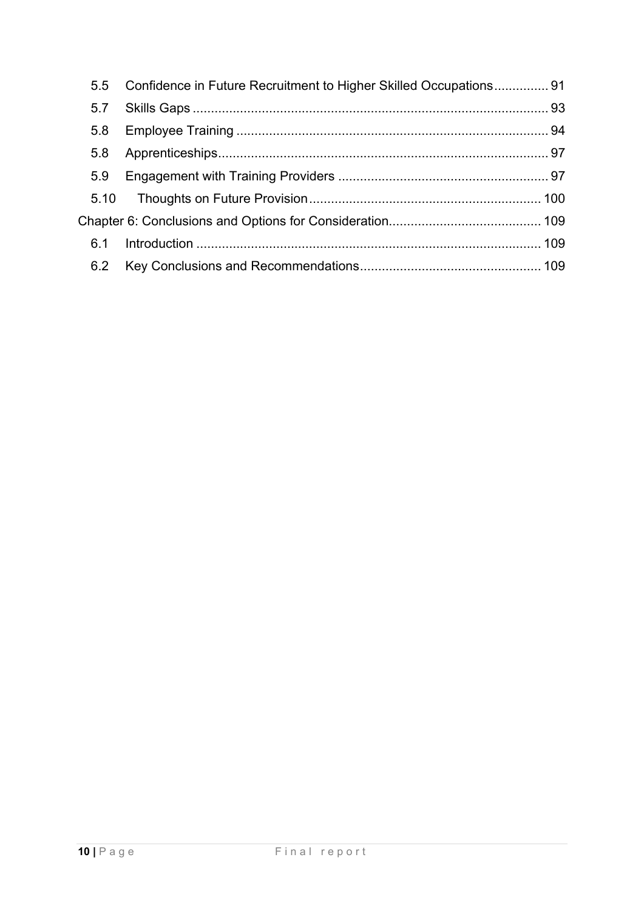| | | |
|---|---|---|
| 5.5 | Confidence in Future Recruitment to Higher Skilled Occupations | 91 |
| 5.7 | Skills Gaps | 93 |
| 5.8 | Employee Training | 94 |
| 5.8 | Apprenticeships | 97 |
| 5.9 | Engagement with Training Providers | 97 |
| 5.10 | Thoughts on Future Provision | 100 |
| Chapter 6: Conclusions and Options for Consideration | | 109 |
| 6.1 | Introduction | 109 |
| 6.2 | Key Conclusions and Recommendations | 109 |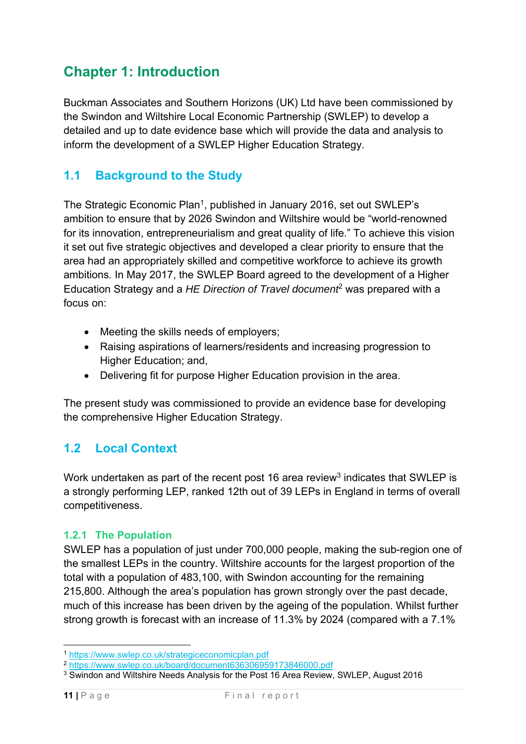# Chapter 1: Introduction

Buckman Associates and Southern Horizons (UK) Ltd have been commissioned by the Swindon and Wiltshire Local Economic Partnership (SWLEP) to develop a detailed and up to date evidence base which will provide the data and analysis to inform the development of a SWLEP Higher Education Strategy.

## 1.1 Background to the Study

The Strategic Economic Plan[1], published in January 2016, set out SWLEP's ambition to ensure that by 2026 Swindon and Wiltshire would be "world-renowned for its innovation, entrepreneurialism and great quality of life." To achieve this vision it set out five strategic objectives and developed a clear priority to ensure that the area had an appropriately skilled and competitive workforce to achieve its growth ambitions. In May 2017, the SWLEP Board agreed to the development of a Higher Education Strategy and a *HE Direction of Travel document*[2] was prepared with a focus on:

- Meeting the skills needs of employers;
- Raising aspirations of learners/residents and increasing progression to Higher Education; and,
- Delivering fit for purpose Higher Education provision in the area.

The present study was commissioned to provide an evidence base for developing the comprehensive Higher Education Strategy.

## 1.2 Local Context

Work undertaken as part of the recent post 16 area review[3] indicates that SWLEP is a strongly performing LEP, ranked 12th out of 39 LEPs in England in terms of overall competitiveness.

### 1.2.1 The Population

SWLEP has a population of just under 700,000 people, making the sub-region one of the smallest LEPs in the country. Wiltshire accounts for the largest proportion of the total with a population of 483,100, with Swindon accounting for the remaining 215,800. Although the area's population has grown strongly over the past decade, much of this increase has been driven by the ageing of the population. Whilst further strong growth is forecast with an increase of 11.3% by 2024 (compared with a 7.1%

---

[1] https://www.swlep.co.uk/strategiceconomicplan.pdf
[2] https://www.swlep.co.uk/board/document636306959173846000.pdf
[3] Swindon and Wiltshire Needs Analysis for the Post 16 Area Review, SWLEP, August 2016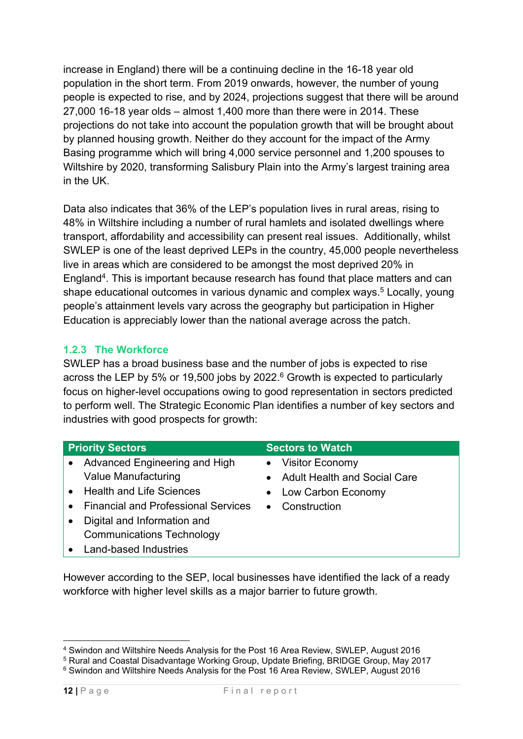increase in England) there will be a continuing decline in the 16-18 year old population in the short term. From 2019 onwards, however, the number of young people is expected to rise, and by 2024, projections suggest that there will be around 27,000 16-18 year olds – almost 1,400 more than there were in 2014. These projections do not take into account the population growth that will be brought about by planned housing growth. Neither do they account for the impact of the Army Basing programme which will bring 4,000 service personnel and 1,200 spouses to Wiltshire by 2020, transforming Salisbury Plain into the Army's largest training area in the UK.

Data also indicates that 36% of the LEP's population lives in rural areas, rising to 48% in Wiltshire including a number of rural hamlets and isolated dwellings where transport, affordability and accessibility can present real issues. Additionally, whilst SWLEP is one of the least deprived LEPs in the country, 45,000 people nevertheless live in areas which are considered to be amongst the most deprived 20% in England[4]. This is important because research has found that place matters and can shape educational outcomes in various dynamic and complex ways.[5] Locally, young people's attainment levels vary across the geography but participation in Higher Education is appreciably lower than the national average across the patch.

### 1.2.3 The Workforce

SWLEP has a broad business base and the number of jobs is expected to rise across the LEP by 5% or 19,500 jobs by 2022.[6] Growth is expected to particularly focus on higher-level occupations owing to good representation in sectors predicted to perform well. The Strategic Economic Plan identifies a number of key sectors and industries with good prospects for growth:

| Priority Sectors | Sectors to Watch |
| --- | --- |
| • Advanced Engineering and High Value Manufacturing<br>• Health and Life Sciences<br>• Financial and Professional Services<br>• Digital and Information and Communications Technology<br>• Land-based Industries | • Visitor Economy<br>• Adult Health and Social Care<br>• Low Carbon Economy<br>• Construction |

However according to the SEP, local businesses have identified the lack of a ready workforce with higher level skills as a major barrier to future growth.

[4] Swindon and Wiltshire Needs Analysis for the Post 16 Area Review, SWLEP, August 2016
[5] Rural and Coastal Disadvantage Working Group, Update Briefing, BRIDGE Group, May 2017
[6] Swindon and Wiltshire Needs Analysis for the Post 16 Area Review, SWLEP, August 2016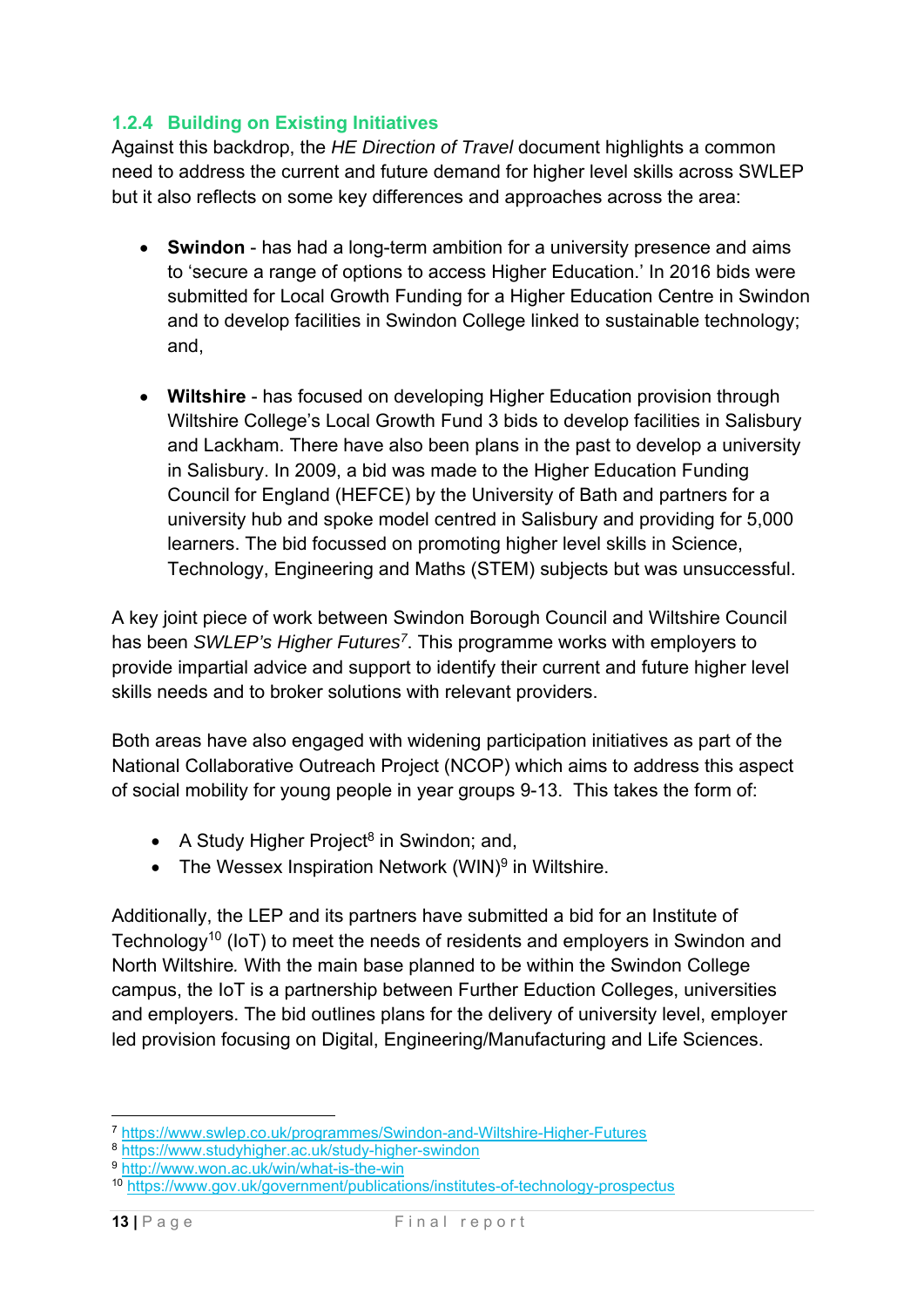### 1.2.4 Building on Existing Initiatives

Against this backdrop, the *HE Direction of Travel* document highlights a common need to address the current and future demand for higher level skills across SWLEP but it also reflects on some key differences and approaches across the area:

- **Swindon** - has had a long-term ambition for a university presence and aims to 'secure a range of options to access Higher Education.' In 2016 bids were submitted for Local Growth Funding for a Higher Education Centre in Swindon and to develop facilities in Swindon College linked to sustainable technology; and,

- **Wiltshire** - has focused on developing Higher Education provision through Wiltshire College's Local Growth Fund 3 bids to develop facilities in Salisbury and Lackham. There have also been plans in the past to develop a university in Salisbury. In 2009, a bid was made to the Higher Education Funding Council for England (HEFCE) by the University of Bath and partners for a university hub and spoke model centred in Salisbury and providing for 5,000 learners. The bid focussed on promoting higher level skills in Science, Technology, Engineering and Maths (STEM) subjects but was unsuccessful.

A key joint piece of work between Swindon Borough Council and Wiltshire Council has been *SWLEP's Higher Futures*[7]. This programme works with employers to provide impartial advice and support to identify their current and future higher level skills needs and to broker solutions with relevant providers.

Both areas have also engaged with widening participation initiatives as part of the National Collaborative Outreach Project (NCOP) which aims to address this aspect of social mobility for young people in year groups 9-13. This takes the form of:

- A Study Higher Project[8] in Swindon; and,
- The Wessex Inspiration Network (WIN)[9] in Wiltshire.

Additionally, the LEP and its partners have submitted a bid for an Institute of Technology[10] (IoT) to meet the needs of residents and employers in Swindon and North Wiltshire. With the main base planned to be within the Swindon College campus, the IoT is a partnership between Further Eduction Colleges, universities and employers. The bid outlines plans for the delivery of university level, employer led provision focusing on Digital, Engineering/Manufacturing and Life Sciences.

---

[7] https://www.swlep.co.uk/programmes/Swindon-and-Wiltshire-Higher-Futures
[8] https://www.studyhigher.ac.uk/study-higher-swindon
[9] http://www.won.ac.uk/win/what-is-the-win
[10] https://www.gov.uk/government/publications/institutes-of-technology-prospectus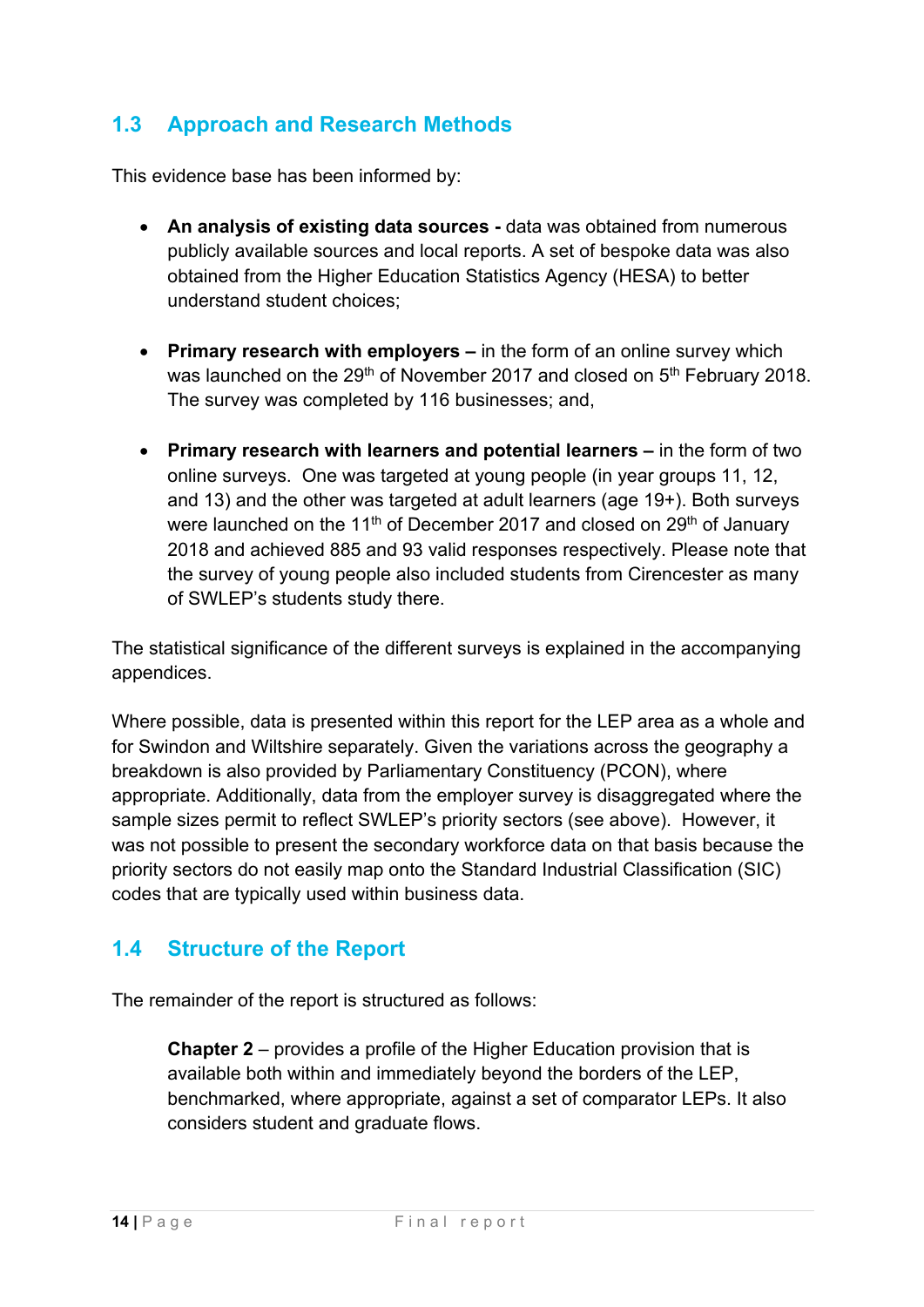## 1.3 Approach and Research Methods

This evidence base has been informed by:

- **An analysis of existing data sources -** data was obtained from numerous publicly available sources and local reports. A set of bespoke data was also obtained from the Higher Education Statistics Agency (HESA) to better understand student choices;

- **Primary research with employers –** in the form of an online survey which was launched on the 29th of November 2017 and closed on 5th February 2018. The survey was completed by 116 businesses; and,

- **Primary research with learners and potential learners –** in the form of two online surveys. One was targeted at young people (in year groups 11, 12, and 13) and the other was targeted at adult learners (age 19+). Both surveys were launched on the 11th of December 2017 and closed on 29th of January 2018 and achieved 885 and 93 valid responses respectively. Please note that the survey of young people also included students from Cirencester as many of SWLEP's students study there.

The statistical significance of the different surveys is explained in the accompanying appendices.

Where possible, data is presented within this report for the LEP area as a whole and for Swindon and Wiltshire separately. Given the variations across the geography a breakdown is also provided by Parliamentary Constituency (PCON), where appropriate. Additionally, data from the employer survey is disaggregated where the sample sizes permit to reflect SWLEP's priority sectors (see above). However, it was not possible to present the secondary workforce data on that basis because the priority sectors do not easily map onto the Standard Industrial Classification (SIC) codes that are typically used within business data.

## 1.4 Structure of the Report

The remainder of the report is structured as follows:

**Chapter 2** – provides a profile of the Higher Education provision that is available both within and immediately beyond the borders of the LEP, benchmarked, where appropriate, against a set of comparator LEPs. It also considers student and graduate flows.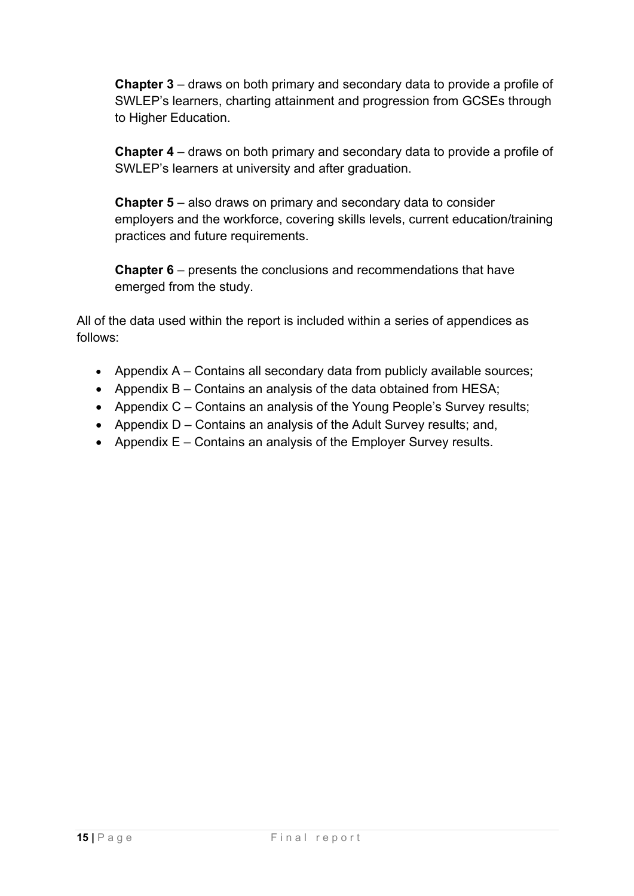**Chapter 3** – draws on both primary and secondary data to provide a profile of SWLEP's learners, charting attainment and progression from GCSEs through to Higher Education.

**Chapter 4** – draws on both primary and secondary data to provide a profile of SWLEP's learners at university and after graduation.

**Chapter 5** – also draws on primary and secondary data to consider employers and the workforce, covering skills levels, current education/training practices and future requirements.

**Chapter 6** – presents the conclusions and recommendations that have emerged from the study.

All of the data used within the report is included within a series of appendices as follows:

- Appendix A – Contains all secondary data from publicly available sources;
- Appendix B – Contains an analysis of the data obtained from HESA;
- Appendix C – Contains an analysis of the Young People's Survey results;
- Appendix D – Contains an analysis of the Adult Survey results; and,
- Appendix E – Contains an analysis of the Employer Survey results.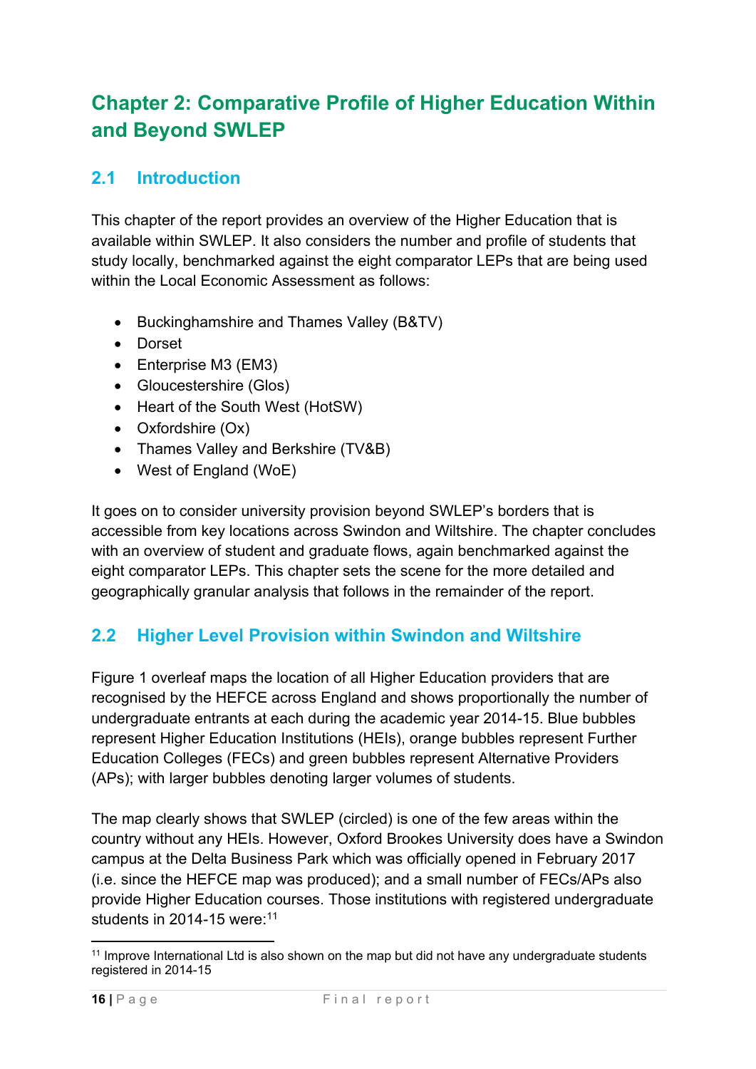# Chapter 2: Comparative Profile of Higher Education Within and Beyond SWLEP

## 2.1 Introduction

This chapter of the report provides an overview of the Higher Education that is available within SWLEP. It also considers the number and profile of students that study locally, benchmarked against the eight comparator LEPs that are being used within the Local Economic Assessment as follows:

- Buckinghamshire and Thames Valley (B&TV)
- Dorset
- Enterprise M3 (EM3)
- Gloucestershire (Glos)
- Heart of the South West (HotSW)
- Oxfordshire (Ox)
- Thames Valley and Berkshire (TV&B)
- West of England (WoE)

It goes on to consider university provision beyond SWLEP's borders that is accessible from key locations across Swindon and Wiltshire. The chapter concludes with an overview of student and graduate flows, again benchmarked against the eight comparator LEPs. This chapter sets the scene for the more detailed and geographically granular analysis that follows in the remainder of the report.

## 2.2 Higher Level Provision within Swindon and Wiltshire

Figure 1 overleaf maps the location of all Higher Education providers that are recognised by the HEFCE across England and shows proportionally the number of undergraduate entrants at each during the academic year 2014-15. Blue bubbles represent Higher Education Institutions (HEIs), orange bubbles represent Further Education Colleges (FECs) and green bubbles represent Alternative Providers (APs); with larger bubbles denoting larger volumes of students.

The map clearly shows that SWLEP (circled) is one of the few areas within the country without any HEIs. However, Oxford Brookes University does have a Swindon campus at the Delta Business Park which was officially opened in February 2017 (i.e. since the HEFCE map was produced); and a small number of FECs/APs also provide Higher Education courses. Those institutions with registered undergraduate students in 2014-15 were:[11]

[11] Improve International Ltd is also shown on the map but did not have any undergraduate students registered in 2014-15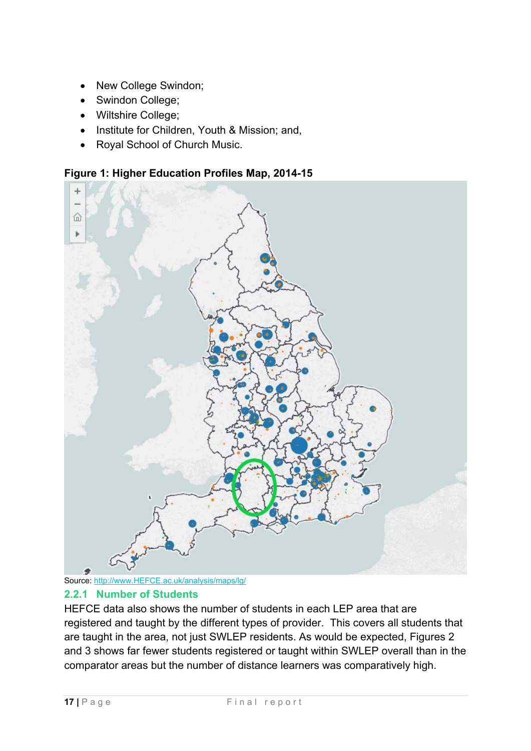- New College Swindon;
- Swindon College;
- Wiltshire College;
- Institute for Children, Youth & Mission; and,
- Royal School of Church Music.

**Figure 1: Higher Education Profiles Map, 2014-15**

Source: http://www.HEFCE.ac.uk/analysis/maps/lg/

### 2.2.1 Number of Students

HEFCE data also shows the number of students in each LEP area that are registered and taught by the different types of provider. This covers all students that are taught in the area, not just SWLEP residents. As would be expected, Figures 2 and 3 shows far fewer students registered or taught within SWLEP overall than in the comparator areas but the number of distance learners was comparatively high.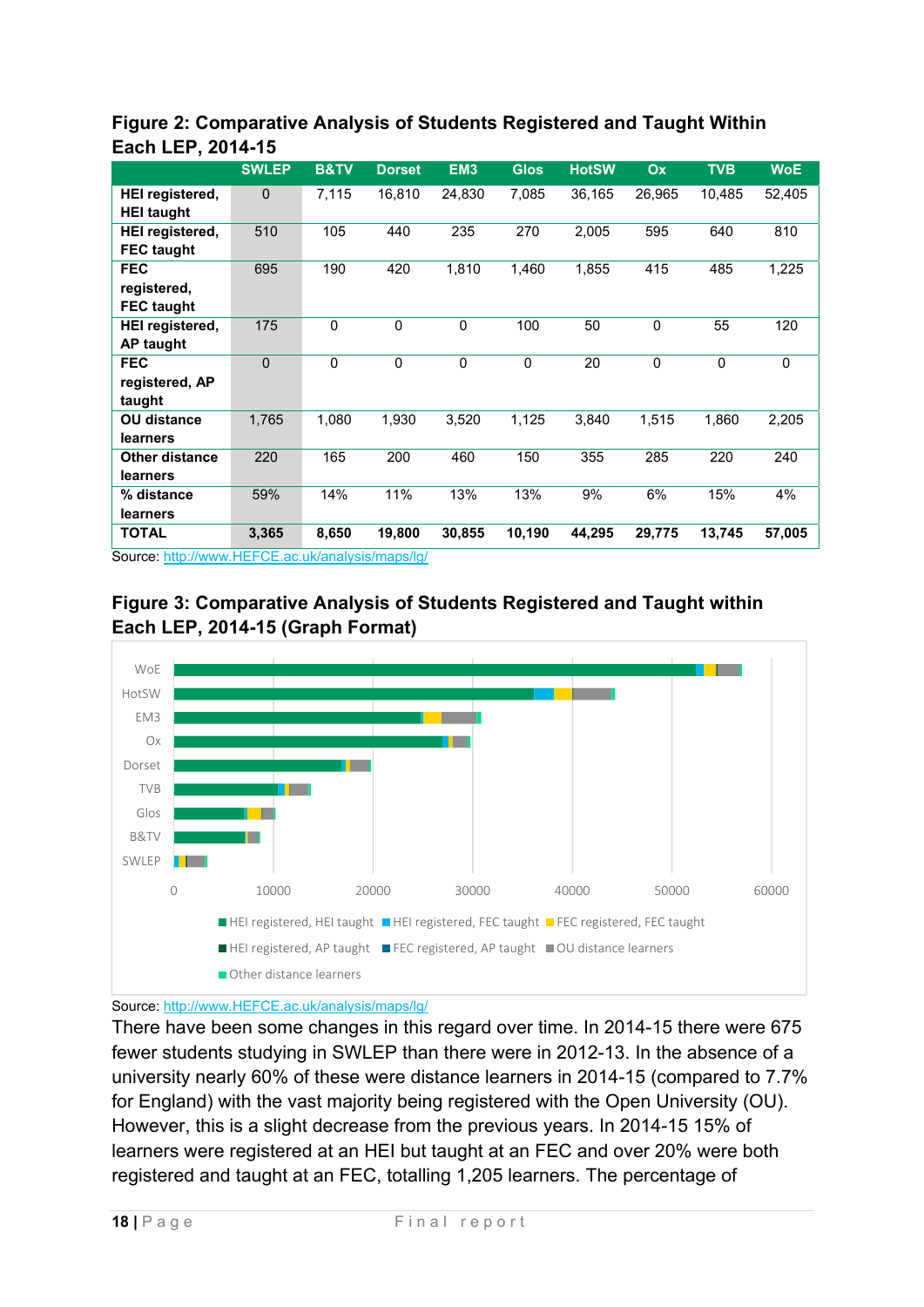**Figure 2: Comparative Analysis of Students Registered and Taught Within Each LEP, 2014-15**

| | SWLEP | B&TV | Dorset | EM3 | Glos | HotSW | Ox | TVB | WoE |
|---|---|---|---|---|---|---|---|---|---|
| **HEI registered, HEI taught** | 0 | 7,115 | 16,810 | 24,830 | 7,085 | 36,165 | 26,965 | 10,485 | 52,405 |
| **HEI registered, FEC taught** | 510 | 105 | 440 | 235 | 270 | 2,005 | 595 | 640 | 810 |
| **FEC registered, FEC taught** | 695 | 190 | 420 | 1,810 | 1,460 | 1,855 | 415 | 485 | 1,225 |
| **HEI registered, AP taught** | 175 | 0 | 0 | 0 | 100 | 50 | 0 | 55 | 120 |
| **FEC registered, AP taught** | 0 | 0 | 0 | 0 | 0 | 20 | 0 | 0 | 0 |
| **OU distance learners** | 1,765 | 1,080 | 1,930 | 3,520 | 1,125 | 3,840 | 1,515 | 1,860 | 2,205 |
| **Other distance learners** | 220 | 165 | 200 | 460 | 150 | 355 | 285 | 220 | 240 |
| **% distance learners** | 59% | 14% | 11% | 13% | 13% | 9% | 6% | 15% | 4% |
| **TOTAL** | **3,365** | **8,650** | **19,800** | **30,855** | **10,190** | **44,295** | **29,775** | **13,745** | **57,005** |

Source: http://www.HEFCE.ac.uk/analysis/maps/lg/

**Figure 3: Comparative Analysis of Students Registered and Taught within Each LEP, 2014-15 (Graph Format)**

Source: http://www.HEFCE.ac.uk/analysis/maps/lg/

There have been some changes in this regard over time. In 2014-15 there were 675 fewer students studying in SWLEP than there were in 2012-13. In the absence of a university nearly 60% of these were distance learners in 2014-15 (compared to 7.7% for England) with the vast majority being registered with the Open University (OU). However, this is a slight decrease from the previous years. In 2014-15 15% of learners were registered at an HEI but taught at an FEC and over 20% were both registered and taught at an FEC, totalling 1,205 learners. The percentage of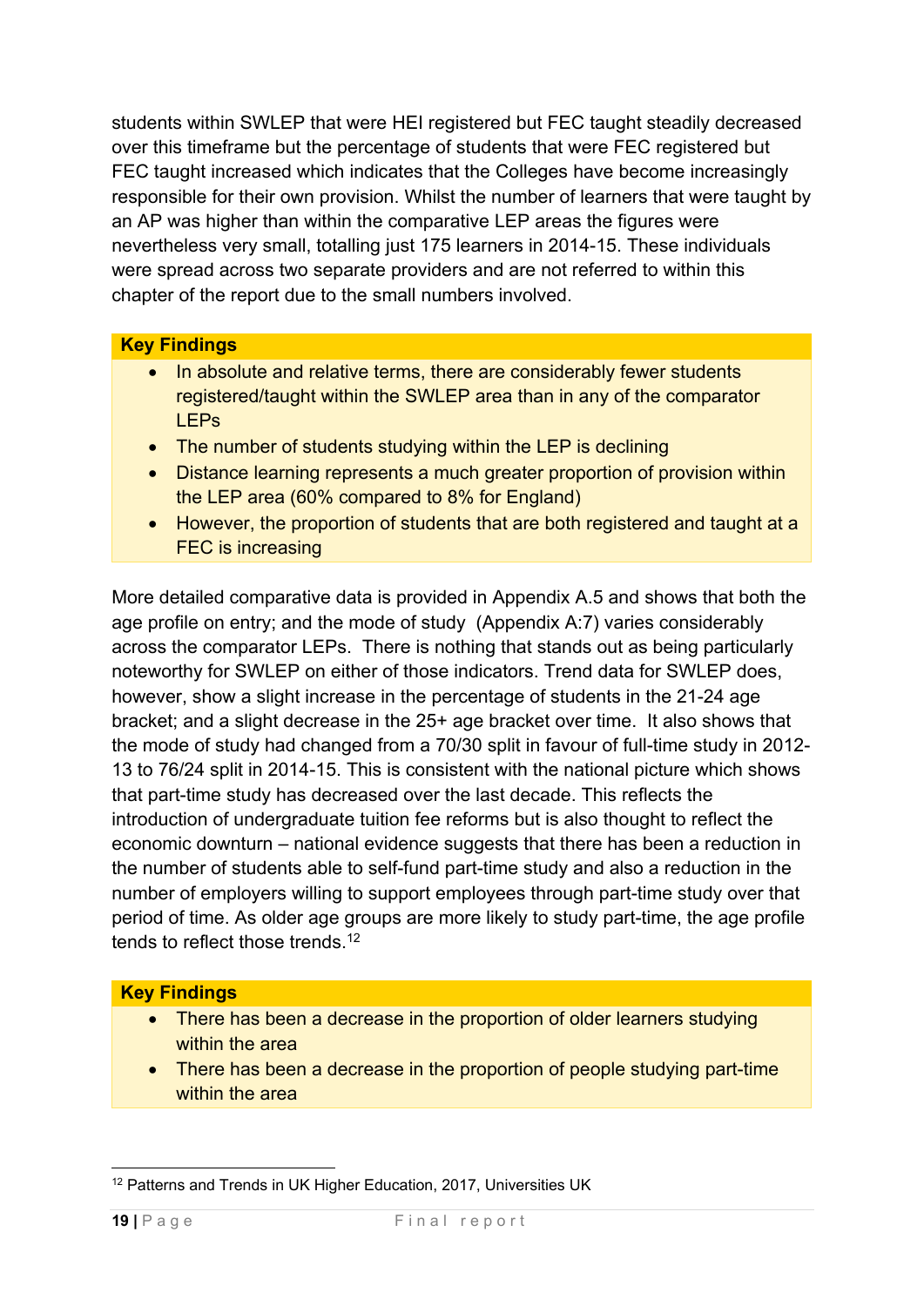students within SWLEP that were HEI registered but FEC taught steadily decreased over this timeframe but the percentage of students that were FEC registered but FEC taught increased which indicates that the Colleges have become increasingly responsible for their own provision. Whilst the number of learners that were taught by an AP was higher than within the comparative LEP areas the figures were nevertheless very small, totalling just 175 learners in 2014-15. These individuals were spread across two separate providers and are not referred to within this chapter of the report due to the small numbers involved.

**Key Findings**

- In absolute and relative terms, there are considerably fewer students registered/taught within the SWLEP area than in any of the comparator LEPs
- The number of students studying within the LEP is declining
- Distance learning represents a much greater proportion of provision within the LEP area (60% compared to 8% for England)
- However, the proportion of students that are both registered and taught at a FEC is increasing

More detailed comparative data is provided in Appendix A.5 and shows that both the age profile on entry; and the mode of study (Appendix A:7) varies considerably across the comparator LEPs. There is nothing that stands out as being particularly noteworthy for SWLEP on either of those indicators. Trend data for SWLEP does, however, show a slight increase in the percentage of students in the 21-24 age bracket; and a slight decrease in the 25+ age bracket over time. It also shows that the mode of study had changed from a 70/30 split in favour of full-time study in 2012-13 to 76/24 split in 2014-15. This is consistent with the national picture which shows that part-time study has decreased over the last decade. This reflects the introduction of undergraduate tuition fee reforms but is also thought to reflect the economic downturn – national evidence suggests that there has been a reduction in the number of students able to self-fund part-time study and also a reduction in the number of employers willing to support employees through part-time study over that period of time. As older age groups are more likely to study part-time, the age profile tends to reflect those trends.[12]

**Key Findings**

- There has been a decrease in the proportion of older learners studying within the area
- There has been a decrease in the proportion of people studying part-time within the area

[12] Patterns and Trends in UK Higher Education, 2017, Universities UK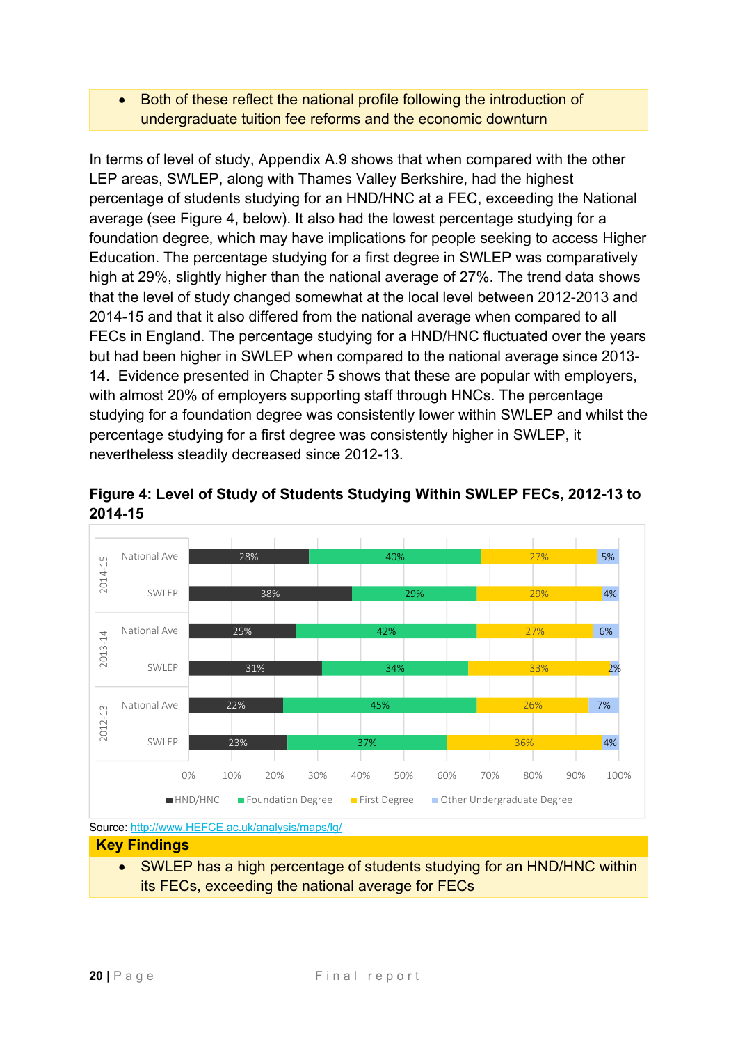- Both of these reflect the national profile following the introduction of undergraduate tuition fee reforms and the economic downturn

In terms of level of study, Appendix A.9 shows that when compared with the other LEP areas, SWLEP, along with Thames Valley Berkshire, had the highest percentage of students studying for an HND/HNC at a FEC, exceeding the National average (see Figure 4, below). It also had the lowest percentage studying for a foundation degree, which may have implications for people seeking to access Higher Education. The percentage studying for a first degree in SWLEP was comparatively high at 29%, slightly higher than the national average of 27%. The trend data shows that the level of study changed somewhat at the local level between 2012-2013 and 2014-15 and that it also differed from the national average when compared to all FECs in England. The percentage studying for a HND/HNC fluctuated over the years but had been higher in SWLEP when compared to the national average since 2013-14. Evidence presented in Chapter 5 shows that these are popular with employers, with almost 20% of employers supporting staff through HNCs. The percentage studying for a foundation degree was consistently lower within SWLEP and whilst the percentage studying for a first degree was consistently higher in SWLEP, it nevertheless steadily decreased since 2012-13.

**Figure 4: Level of Study of Students Studying Within SWLEP FECs, 2012-13 to 2014-15**

| Year | Area | HND/HNC | Foundation Degree | First Degree | Other Undergraduate Degree |
|---|---|---|---|---|---|
| 2014-15 | National Ave | 28% | 40% | 27% | 5% |
| 2014-15 | SWLEP | 38% | 29% | 29% | 4% |
| 2013-14 | National Ave | 25% | 42% | 27% | 6% |
| 2013-14 | SWLEP | 31% | 34% | 33% | 2% |
| 2012-13 | National Ave | 22% | 45% | 26% | 7% |
| 2012-13 | SWLEP | 23% | 37% | 36% | 4% |

Source: http://www.HEFCE.ac.uk/analysis/maps/lg/

**Key Findings**

- SWLEP has a high percentage of students studying for an HND/HNC within its FECs, exceeding the national average for FECs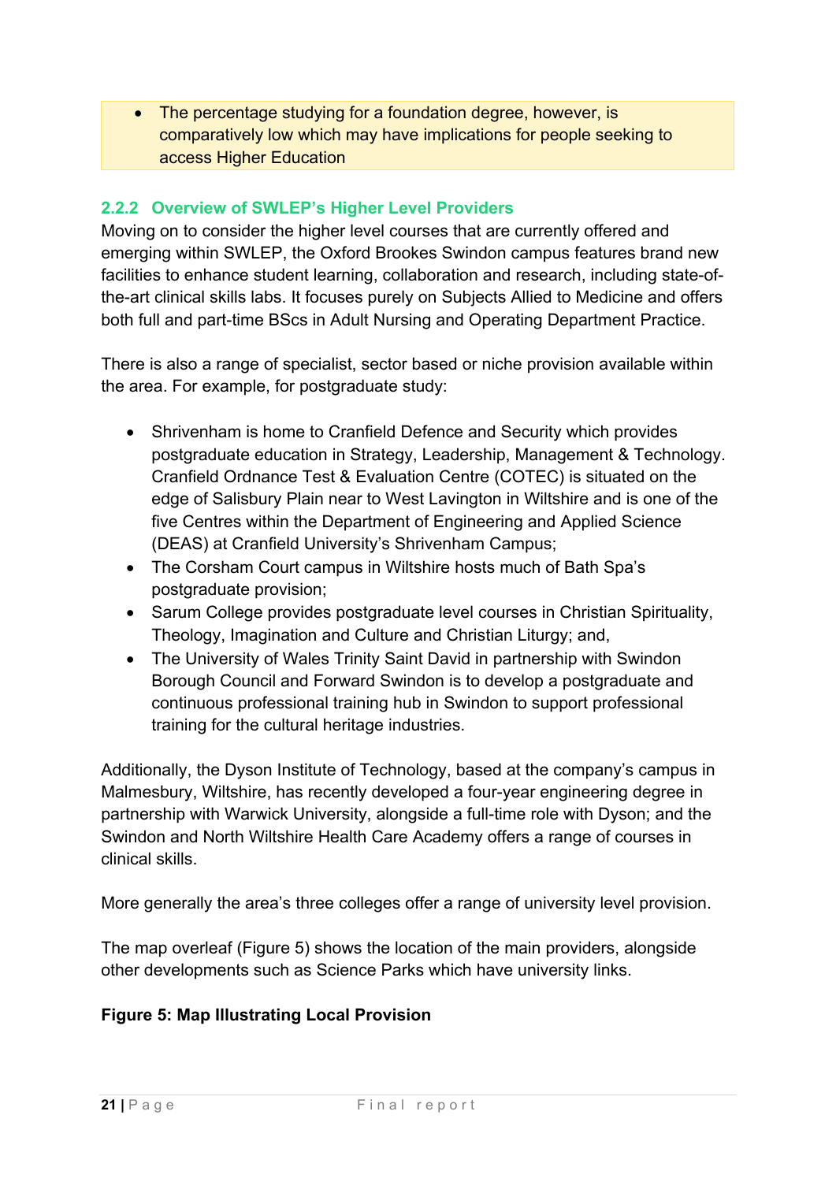- The percentage studying for a foundation degree, however, is comparatively low which may have implications for people seeking to access Higher Education

### 2.2.2 Overview of SWLEP's Higher Level Providers

Moving on to consider the higher level courses that are currently offered and emerging within SWLEP, the Oxford Brookes Swindon campus features brand new facilities to enhance student learning, collaboration and research, including state-of-the-art clinical skills labs. It focuses purely on Subjects Allied to Medicine and offers both full and part-time BScs in Adult Nursing and Operating Department Practice.

There is also a range of specialist, sector based or niche provision available within the area. For example, for postgraduate study:

- Shrivenham is home to Cranfield Defence and Security which provides postgraduate education in Strategy, Leadership, Management & Technology. Cranfield Ordnance Test & Evaluation Centre (COTEC) is situated on the edge of Salisbury Plain near to West Lavington in Wiltshire and is one of the five Centres within the Department of Engineering and Applied Science (DEAS) at Cranfield University's Shrivenham Campus;
- The Corsham Court campus in Wiltshire hosts much of Bath Spa's postgraduate provision;
- Sarum College provides postgraduate level courses in Christian Spirituality, Theology, Imagination and Culture and Christian Liturgy; and,
- The University of Wales Trinity Saint David in partnership with Swindon Borough Council and Forward Swindon is to develop a postgraduate and continuous professional training hub in Swindon to support professional training for the cultural heritage industries.

Additionally, the Dyson Institute of Technology, based at the company's campus in Malmesbury, Wiltshire, has recently developed a four-year engineering degree in partnership with Warwick University, alongside a full-time role with Dyson; and the Swindon and North Wiltshire Health Care Academy offers a range of courses in clinical skills.

More generally the area's three colleges offer a range of university level provision.

The map overleaf (Figure 5) shows the location of the main providers, alongside other developments such as Science Parks which have university links.

**Figure 5: Map Illustrating Local Provision**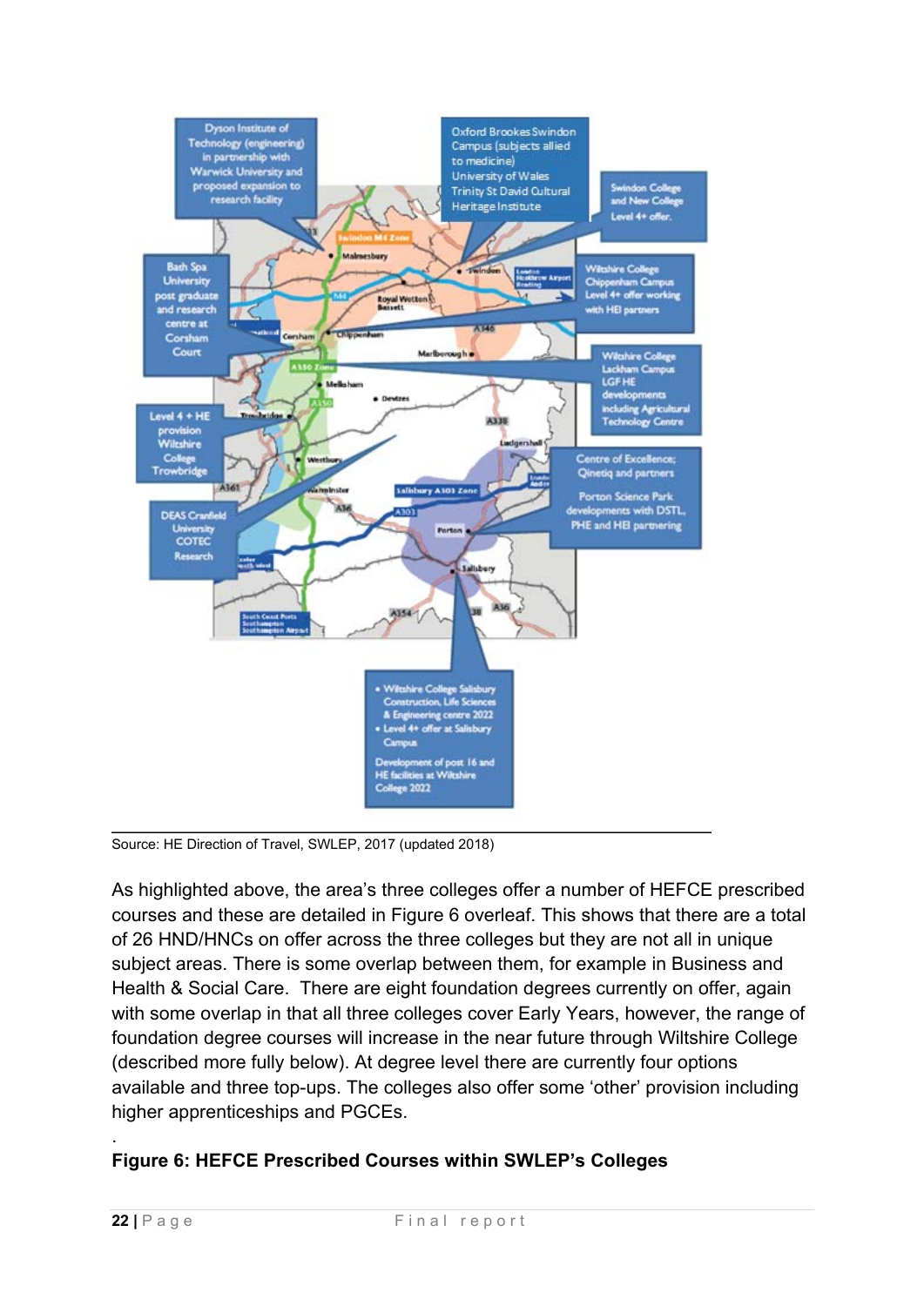Source: HE Direction of Travel, SWLEP, 2017 (updated 2018)

As highlighted above, the area's three colleges offer a number of HEFCE prescribed courses and these are detailed in Figure 6 overleaf. This shows that there are a total of 26 HND/HNCs on offer across the three colleges but they are not all in unique subject areas. There is some overlap between them, for example in Business and Health & Social Care. There are eight foundation degrees currently on offer, again with some overlap in that all three colleges cover Early Years, however, the range of foundation degree courses will increase in the near future through Wiltshire College (described more fully below). At degree level there are currently four options available and three top-ups. The colleges also offer some 'other' provision including higher apprenticeships and PGCEs.

**Figure 6: HEFCE Prescribed Courses within SWLEP's Colleges**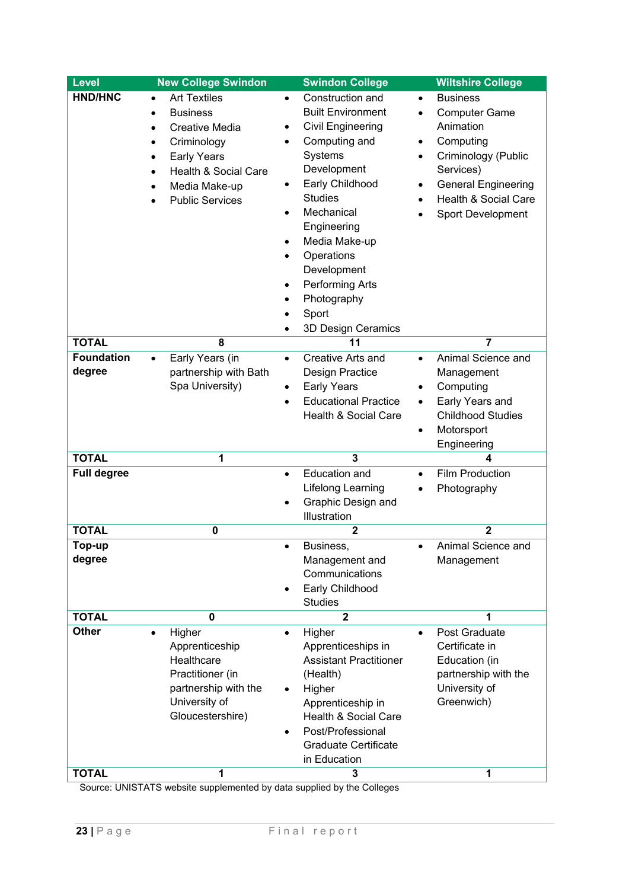| Level | New College Swindon | Swindon College | Wiltshire College |
|---|---|---|---|
| HND/HNC | • Art Textiles<br>• Business<br>• Creative Media<br>• Criminology<br>• Early Years<br>• Health & Social Care<br>• Media Make-up<br>• Public Services | • Construction and Built Environment<br>• Civil Engineering<br>• Computing and Systems Development<br>• Early Childhood Studies<br>• Mechanical Engineering<br>• Media Make-up<br>• Operations Development<br>• Performing Arts<br>• Photography<br>• Sport<br>• 3D Design Ceramics | • Business<br>• Computer Game Animation<br>• Computing<br>• Criminology (Public Services)<br>• General Engineering<br>• Health & Social Care<br>• Sport Development |
| TOTAL | 8 | 11 | 7 |
| Foundation degree | • Early Years (in partnership with Bath Spa University) | • Creative Arts and Design Practice<br>• Early Years<br>• Educational Practice Health & Social Care | • Animal Science and Management<br>• Computing<br>• Early Years and Childhood Studies<br>• Motorsport Engineering |
| TOTAL | 1 | 3 | 4 |
| Full degree | | • Education and Lifelong Learning<br>• Graphic Design and Illustration | • Film Production<br>• Photography |
| TOTAL | 0 | 2 | 2 |
| Top-up degree | | • Business, Management and Communications<br>• Early Childhood Studies | • Animal Science and Management |
| TOTAL | 0 | 2 | 1 |
| Other | • Higher Apprenticeship Healthcare Practitioner (in partnership with the University of Gloucestershire) | • Higher Apprenticeships in Assistant Practitioner (Health)<br>• Higher Apprenticeship in Health & Social Care<br>• Post/Professional Graduate Certificate in Education | • Post Graduate Certificate in Education (in partnership with the University of Greenwich) |
| TOTAL | 1 | 3 | 1 |

Source: UNISTATS website supplemented by data supplied by the Colleges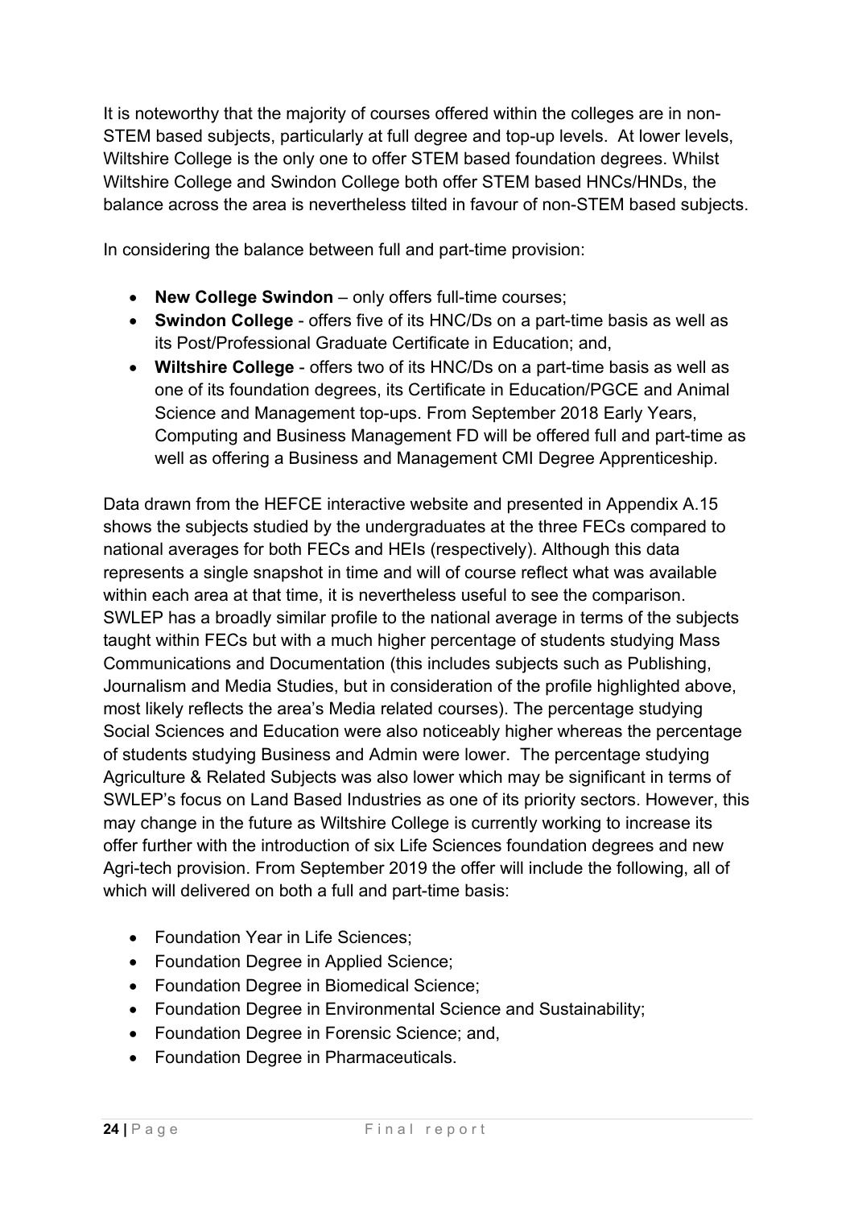It is noteworthy that the majority of courses offered within the colleges are in non-STEM based subjects, particularly at full degree and top-up levels. At lower levels, Wiltshire College is the only one to offer STEM based foundation degrees. Whilst Wiltshire College and Swindon College both offer STEM based HNCs/HNDs, the balance across the area is nevertheless tilted in favour of non-STEM based subjects.

In considering the balance between full and part-time provision:

- **New College Swindon** – only offers full-time courses;
- **Swindon College** - offers five of its HNC/Ds on a part-time basis as well as its Post/Professional Graduate Certificate in Education; and,
- **Wiltshire College** - offers two of its HNC/Ds on a part-time basis as well as one of its foundation degrees, its Certificate in Education/PGCE and Animal Science and Management top-ups. From September 2018 Early Years, Computing and Business Management FD will be offered full and part-time as well as offering a Business and Management CMI Degree Apprenticeship.

Data drawn from the HEFCE interactive website and presented in Appendix A.15 shows the subjects studied by the undergraduates at the three FECs compared to national averages for both FECs and HEIs (respectively). Although this data represents a single snapshot in time and will of course reflect what was available within each area at that time, it is nevertheless useful to see the comparison. SWLEP has a broadly similar profile to the national average in terms of the subjects taught within FECs but with a much higher percentage of students studying Mass Communications and Documentation (this includes subjects such as Publishing, Journalism and Media Studies, but in consideration of the profile highlighted above, most likely reflects the area's Media related courses). The percentage studying Social Sciences and Education were also noticeably higher whereas the percentage of students studying Business and Admin were lower. The percentage studying Agriculture & Related Subjects was also lower which may be significant in terms of SWLEP's focus on Land Based Industries as one of its priority sectors. However, this may change in the future as Wiltshire College is currently working to increase its offer further with the introduction of six Life Sciences foundation degrees and new Agri-tech provision. From September 2019 the offer will include the following, all of which will delivered on both a full and part-time basis:

- Foundation Year in Life Sciences;
- Foundation Degree in Applied Science;
- Foundation Degree in Biomedical Science;
- Foundation Degree in Environmental Science and Sustainability;
- Foundation Degree in Forensic Science; and,
- Foundation Degree in Pharmaceuticals.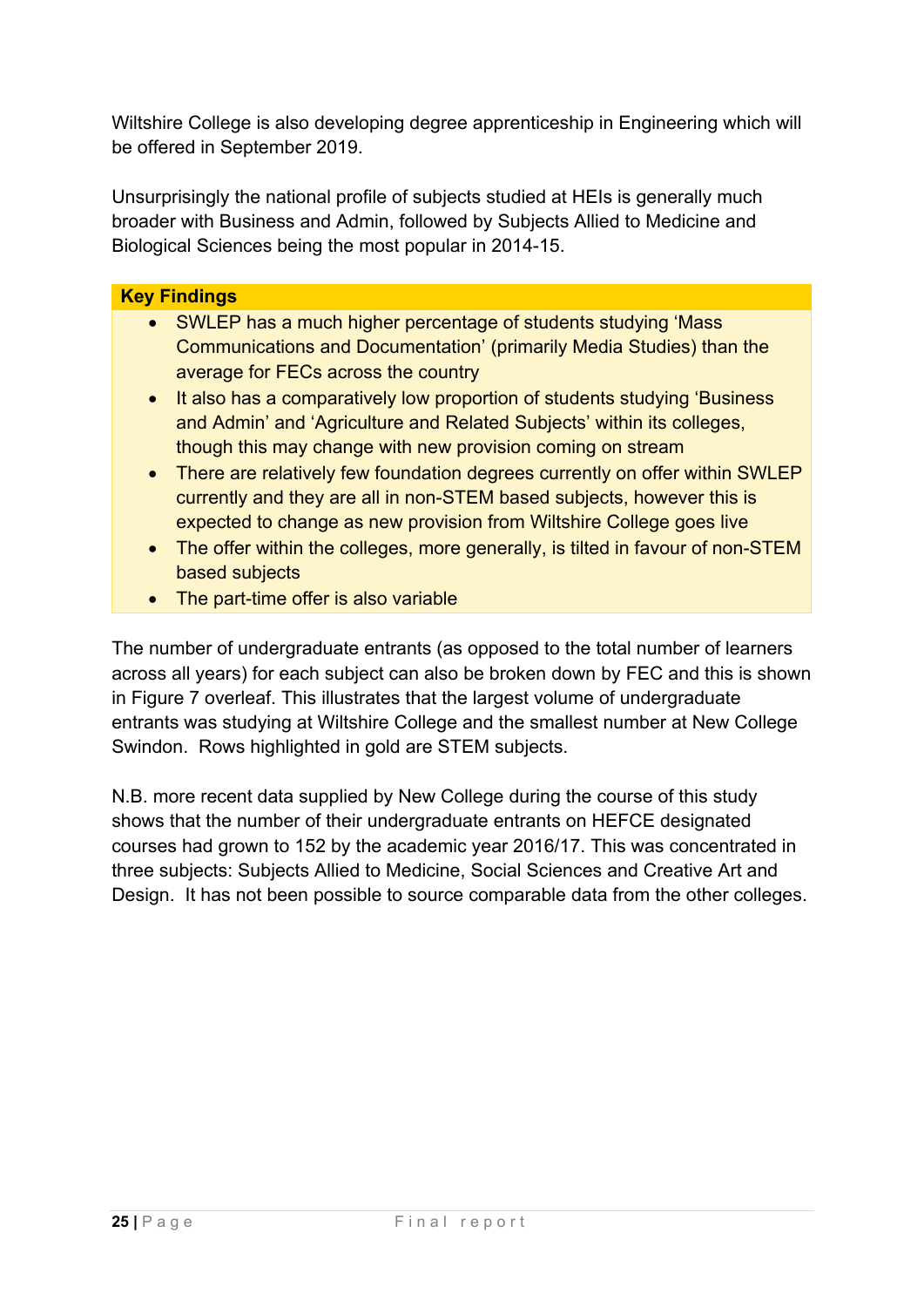Wiltshire College is also developing degree apprenticeship in Engineering which will be offered in September 2019.

Unsurprisingly the national profile of subjects studied at HEIs is generally much broader with Business and Admin, followed by Subjects Allied to Medicine and Biological Sciences being the most popular in 2014-15.

**Key Findings**

- SWLEP has a much higher percentage of students studying 'Mass Communications and Documentation' (primarily Media Studies) than the average for FECs across the country
- It also has a comparatively low proportion of students studying 'Business and Admin' and 'Agriculture and Related Subjects' within its colleges, though this may change with new provision coming on stream
- There are relatively few foundation degrees currently on offer within SWLEP currently and they are all in non-STEM based subjects, however this is expected to change as new provision from Wiltshire College goes live
- The offer within the colleges, more generally, is tilted in favour of non-STEM based subjects
- The part-time offer is also variable

The number of undergraduate entrants (as opposed to the total number of learners across all years) for each subject can also be broken down by FEC and this is shown in Figure 7 overleaf. This illustrates that the largest volume of undergraduate entrants was studying at Wiltshire College and the smallest number at New College Swindon. Rows highlighted in gold are STEM subjects.

N.B. more recent data supplied by New College during the course of this study shows that the number of their undergraduate entrants on HEFCE designated courses had grown to 152 by the academic year 2016/17. This was concentrated in three subjects: Subjects Allied to Medicine, Social Sciences and Creative Art and Design. It has not been possible to source comparable data from the other colleges.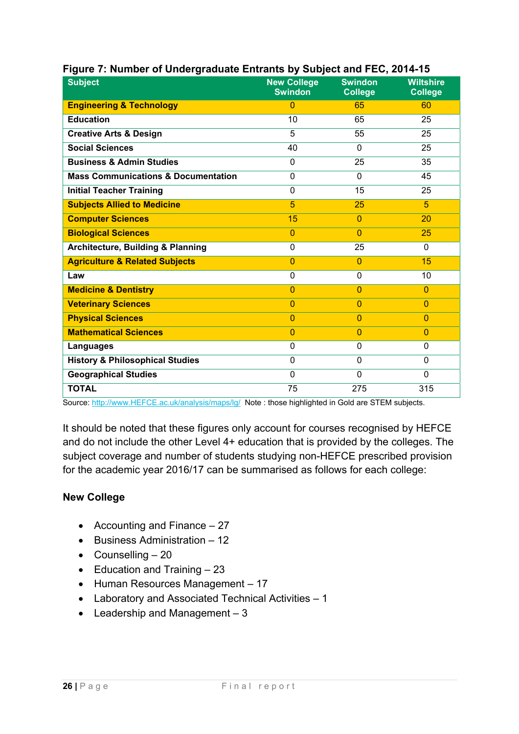**Figure 7: Number of Undergraduate Entrants by Subject and FEC, 2014-15**

| Subject | New College Swindon | Swindon College | Wiltshire College |
|---|---|---|---|
| **Engineering & Technology** | 0 | 65 | 60 |
| **Education** | 10 | 65 | 25 |
| **Creative Arts & Design** | 5 | 55 | 25 |
| **Social Sciences** | 40 | 0 | 25 |
| **Business & Admin Studies** | 0 | 25 | 35 |
| **Mass Communications & Documentation** | 0 | 0 | 45 |
| **Initial Teacher Training** | 0 | 15 | 25 |
| **Subjects Allied to Medicine** | 5 | 25 | 5 |
| **Computer Sciences** | 15 | 0 | 20 |
| **Biological Sciences** | 0 | 0 | 25 |
| **Architecture, Building & Planning** | 0 | 25 | 0 |
| **Agriculture & Related Subjects** | 0 | 0 | 15 |
| **Law** | 0 | 0 | 10 |
| **Medicine & Dentistry** | 0 | 0 | 0 |
| **Veterinary Sciences** | 0 | 0 | 0 |
| **Physical Sciences** | 0 | 0 | 0 |
| **Mathematical Sciences** | 0 | 0 | 0 |
| **Languages** | 0 | 0 | 0 |
| **History & Philosophical Studies** | 0 | 0 | 0 |
| **Geographical Studies** | 0 | 0 | 0 |
| **TOTAL** | 75 | 275 | 315 |

Source: http://www.HEFCE.ac.uk/analysis/maps/lg/ Note : those highlighted in Gold are STEM subjects.

It should be noted that these figures only account for courses recognised by HEFCE and do not include the other Level 4+ education that is provided by the colleges. The subject coverage and number of students studying non-HEFCE prescribed provision for the academic year 2016/17 can be summarised as follows for each college:

### New College

- Accounting and Finance – 27
- Business Administration – 12
- Counselling – 20
- Education and Training – 23
- Human Resources Management – 17
- Laboratory and Associated Technical Activities – 1
- Leadership and Management – 3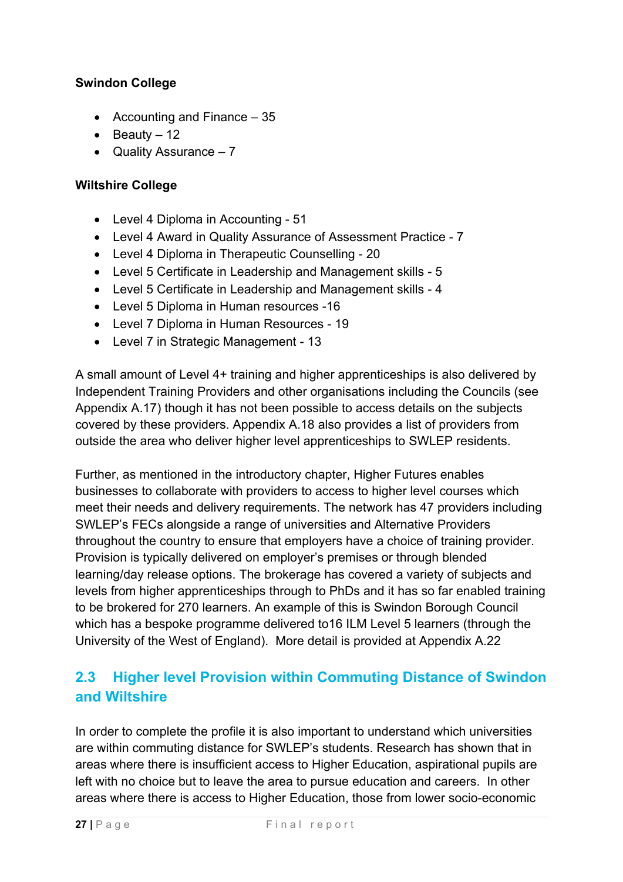**Swindon College**

- Accounting and Finance – 35
- Beauty – 12
- Quality Assurance – 7

**Wiltshire College**

- Level 4 Diploma in Accounting - 51
- Level 4 Award in Quality Assurance of Assessment Practice - 7
- Level 4 Diploma in Therapeutic Counselling - 20
- Level 5 Certificate in Leadership and Management skills - 5
- Level 5 Certificate in Leadership and Management skills - 4
- Level 5 Diploma in Human resources -16
- Level 7 Diploma in Human Resources - 19
- Level 7 in Strategic Management - 13

A small amount of Level 4+ training and higher apprenticeships is also delivered by Independent Training Providers and other organisations including the Councils (see Appendix A.17) though it has not been possible to access details on the subjects covered by these providers. Appendix A.18 also provides a list of providers from outside the area who deliver higher level apprenticeships to SWLEP residents.

Further, as mentioned in the introductory chapter, Higher Futures enables businesses to collaborate with providers to access to higher level courses which meet their needs and delivery requirements. The network has 47 providers including SWLEP's FECs alongside a range of universities and Alternative Providers throughout the country to ensure that employers have a choice of training provider. Provision is typically delivered on employer's premises or through blended learning/day release options. The brokerage has covered a variety of subjects and levels from higher apprenticeships through to PhDs and it has so far enabled training to be brokered for 270 learners. An example of this is Swindon Borough Council which has a bespoke programme delivered to16 ILM Level 5 learners (through the University of the West of England). More detail is provided at Appendix A.22

## 2.3 Higher level Provision within Commuting Distance of Swindon and Wiltshire

In order to complete the profile it is also important to understand which universities are within commuting distance for SWLEP's students. Research has shown that in areas where there is insufficient access to Higher Education, aspirational pupils are left with no choice but to leave the area to pursue education and careers. In other areas where there is access to Higher Education, those from lower socio-economic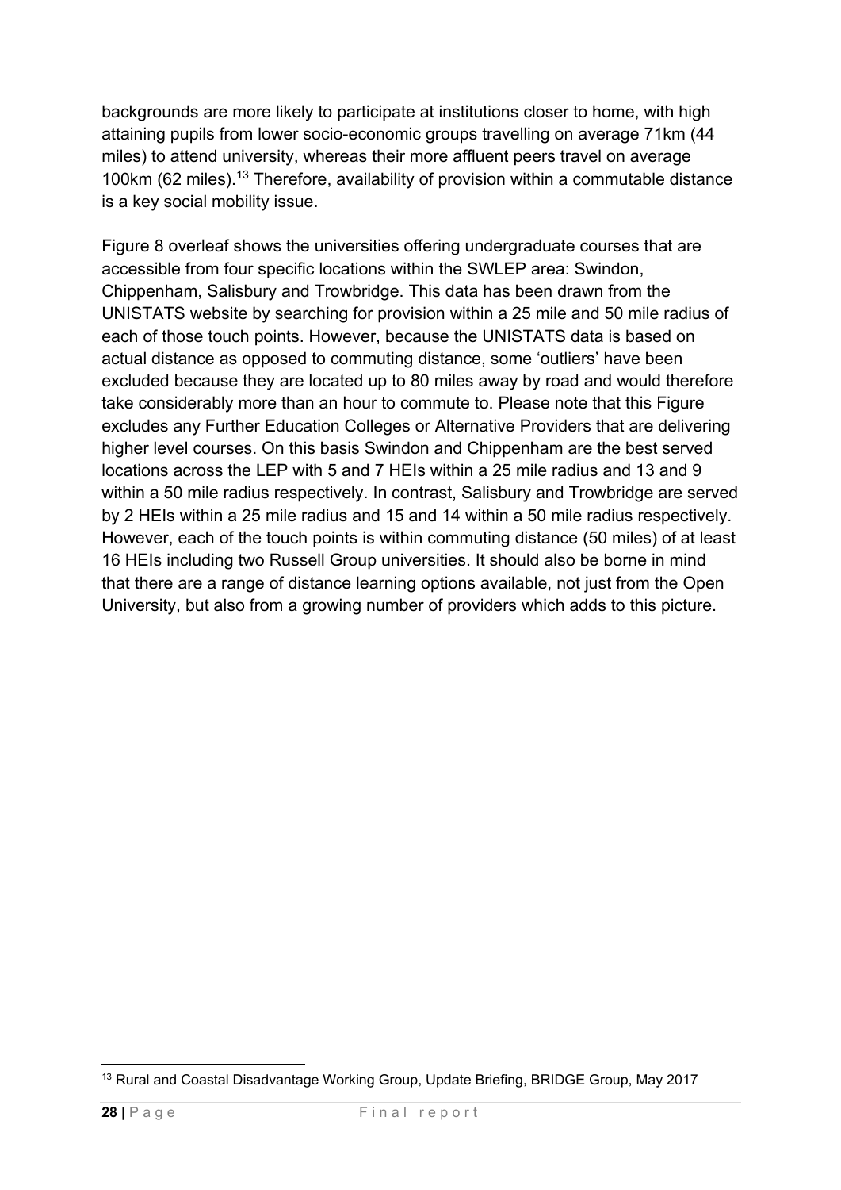backgrounds are more likely to participate at institutions closer to home, with high attaining pupils from lower socio-economic groups travelling on average 71km (44 miles) to attend university, whereas their more affluent peers travel on average 100km (62 miles).[13] Therefore, availability of provision within a commutable distance is a key social mobility issue.

Figure 8 overleaf shows the universities offering undergraduate courses that are accessible from four specific locations within the SWLEP area: Swindon, Chippenham, Salisbury and Trowbridge. This data has been drawn from the UNISTATS website by searching for provision within a 25 mile and 50 mile radius of each of those touch points. However, because the UNISTATS data is based on actual distance as opposed to commuting distance, some 'outliers' have been excluded because they are located up to 80 miles away by road and would therefore take considerably more than an hour to commute to. Please note that this Figure excludes any Further Education Colleges or Alternative Providers that are delivering higher level courses. On this basis Swindon and Chippenham are the best served locations across the LEP with 5 and 7 HEIs within a 25 mile radius and 13 and 9 within a 50 mile radius respectively. In contrast, Salisbury and Trowbridge are served by 2 HEIs within a 25 mile radius and 15 and 14 within a 50 mile radius respectively. However, each of the touch points is within commuting distance (50 miles) of at least 16 HEIs including two Russell Group universities. It should also be borne in mind that there are a range of distance learning options available, not just from the Open University, but also from a growing number of providers which adds to this picture.

[13] Rural and Coastal Disadvantage Working Group, Update Briefing, BRIDGE Group, May 2017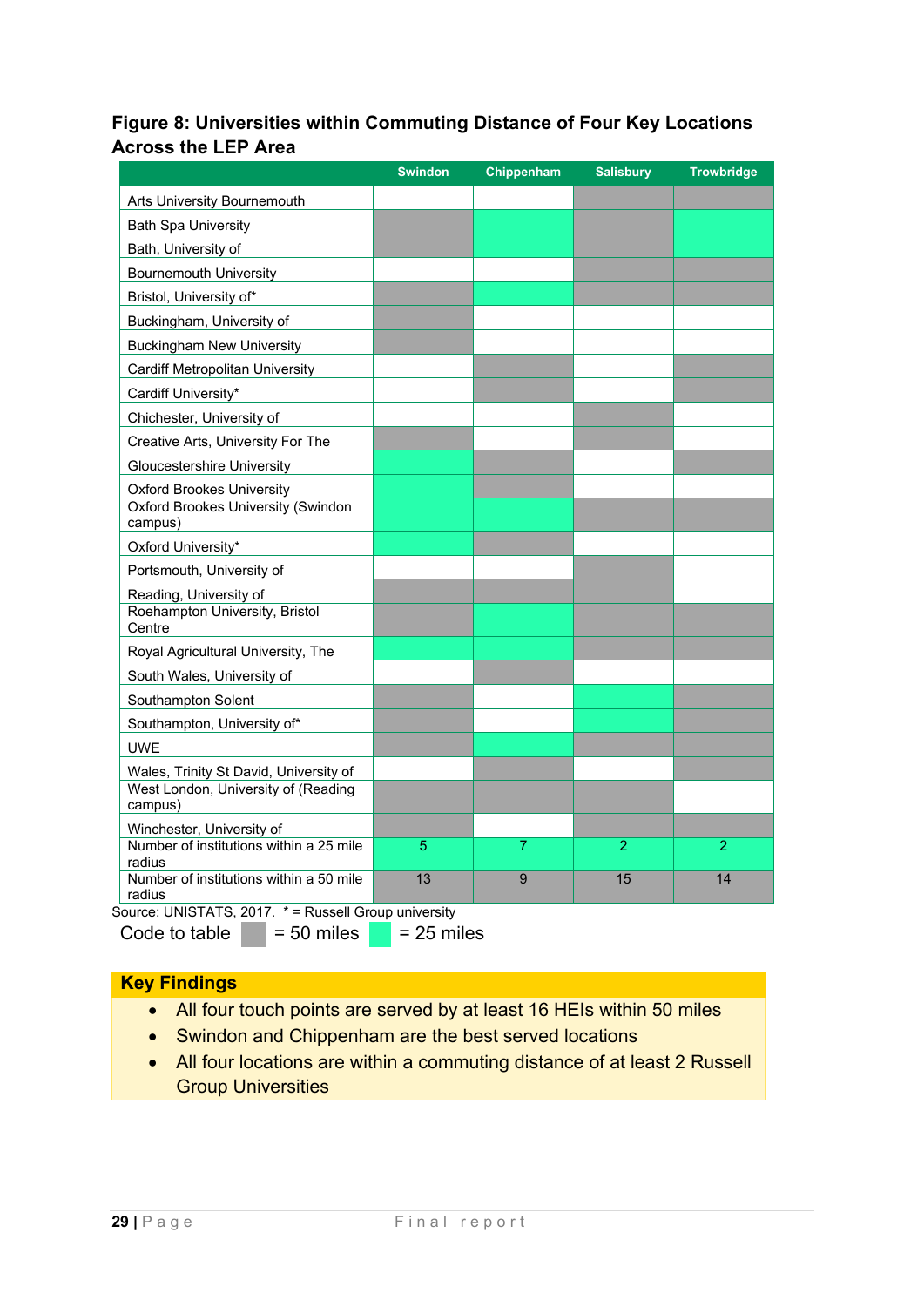**Figure 8: Universities within Commuting Distance of Four Key Locations Across the LEP Area**

| | Swindon | Chippenham | Salisbury | Trowbridge |
|---|---|---|---|---|
| Arts University Bournemouth | | | 50 miles | 50 miles |
| Bath Spa University | 50 miles | 25 miles | 50 miles | 25 miles |
| Bath, University of | 50 miles | 25 miles | 50 miles | 25 miles |
| Bournemouth University | | | 50 miles | 50 miles |
| Bristol, University of* | 50 miles | 25 miles | 50 miles | 50 miles |
| Buckingham, University of | 50 miles | | | |
| Buckingham New University | 50 miles | | | |
| Cardiff Metropolitan University | | 50 miles | | 50 miles |
| Cardiff University* | | 50 miles | | 50 miles |
| Chichester, University of | | | 50 miles | |
| Creative Arts, University For The | 50 miles | | 50 miles | |
| Gloucestershire University | 25 miles | 50 miles | | 50 miles |
| Oxford Brookes University | 25 miles | 50 miles | | |
| Oxford Brookes University (Swindon campus) | 25 miles | 25 miles | 50 miles | 50 miles |
| Oxford University* | 25 miles | 50 miles | | |
| Portsmouth, University of | | | 50 miles | |
| Reading, University of | 50 miles | 50 miles | 50 miles | |
| Roehampton University, Bristol Centre | 50 miles | 25 miles | 50 miles | 50 miles |
| Royal Agricultural University, The | 25 miles | 25 miles | 50 miles | 50 miles |
| South Wales, University of | | 50 miles | | |
| Southampton Solent | 50 miles | | 25 miles | 50 miles |
| Southampton, University of* | 50 miles | | 25 miles | 50 miles |
| UWE | 50 miles | 25 miles | 50 miles | 50 miles |
| Wales, Trinity St David, University of | | 50 miles | | 50 miles |
| West London, University of (Reading campus) | 50 miles | 50 miles | 50 miles | |
| Winchester, University of | 50 miles | | 50 miles | 50 miles |
| Number of institutions within a 25 mile radius | 5 | 7 | 2 | 2 |
| Number of institutions within a 50 mile radius | 13 | 9 | 15 | 14 |

Source: UNISTATS, 2017. * = Russell Group university

Code to table: grey = 50 miles; green = 25 miles

**Key Findings**

- All four touch points are served by at least 16 HEIs within 50 miles
- Swindon and Chippenham are the best served locations
- All four locations are within a commuting distance of at least 2 Russell Group Universities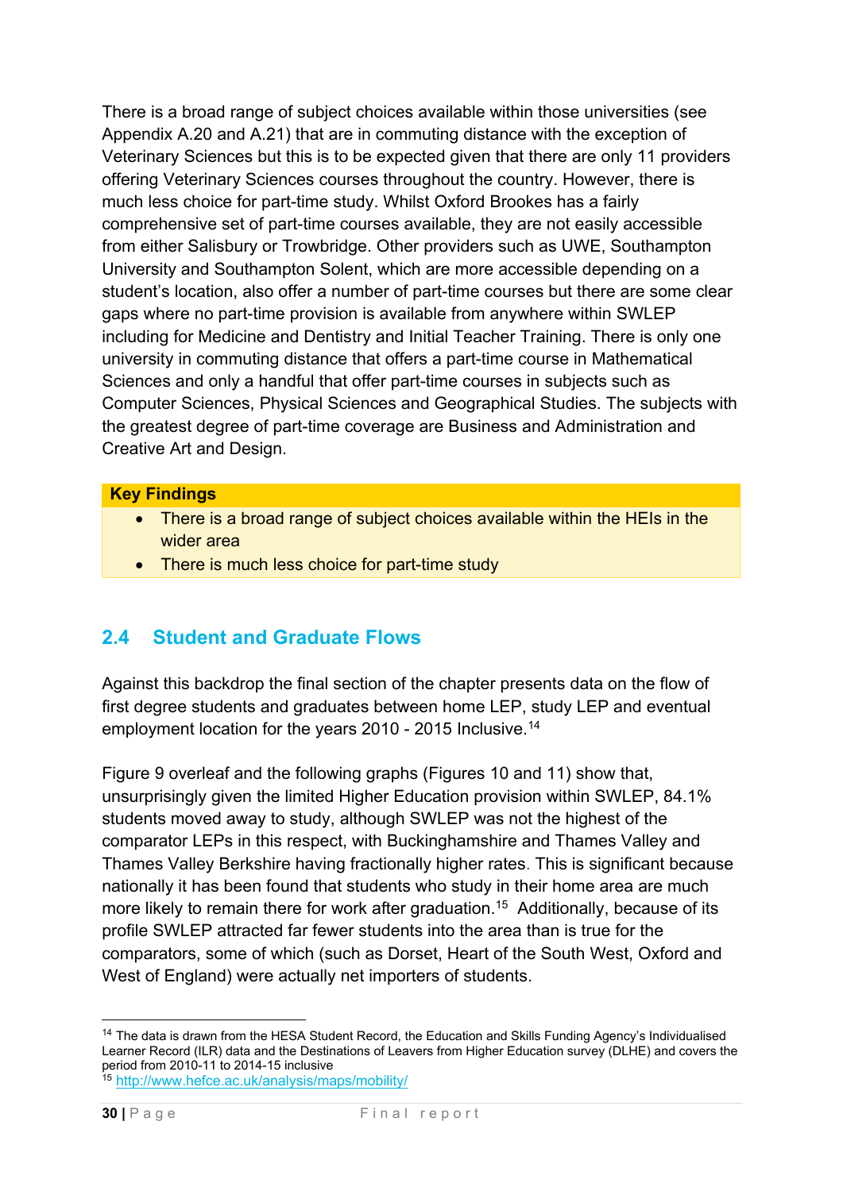There is a broad range of subject choices available within those universities (see Appendix A.20 and A.21) that are in commuting distance with the exception of Veterinary Sciences but this is to be expected given that there are only 11 providers offering Veterinary Sciences courses throughout the country. However, there is much less choice for part-time study. Whilst Oxford Brookes has a fairly comprehensive set of part-time courses available, they are not easily accessible from either Salisbury or Trowbridge. Other providers such as UWE, Southampton University and Southampton Solent, which are more accessible depending on a student's location, also offer a number of part-time courses but there are some clear gaps where no part-time provision is available from anywhere within SWLEP including for Medicine and Dentistry and Initial Teacher Training. There is only one university in commuting distance that offers a part-time course in Mathematical Sciences and only a handful that offer part-time courses in subjects such as Computer Sciences, Physical Sciences and Geographical Studies. The subjects with the greatest degree of part-time coverage are Business and Administration and Creative Art and Design.

**Key Findings**

- There is a broad range of subject choices available within the HEIs in the wider area
- There is much less choice for part-time study

## 2.4 Student and Graduate Flows

Against this backdrop the final section of the chapter presents data on the flow of first degree students and graduates between home LEP, study LEP and eventual employment location for the years 2010 - 2015 Inclusive.[14]

Figure 9 overleaf and the following graphs (Figures 10 and 11) show that, unsurprisingly given the limited Higher Education provision within SWLEP, 84.1% students moved away to study, although SWLEP was not the highest of the comparator LEPs in this respect, with Buckinghamshire and Thames Valley and Thames Valley Berkshire having fractionally higher rates. This is significant because nationally it has been found that students who study in their home area are much more likely to remain there for work after graduation.[15] Additionally, because of its profile SWLEP attracted far fewer students into the area than is true for the comparators, some of which (such as Dorset, Heart of the South West, Oxford and West of England) were actually net importers of students.

[14] The data is drawn from the HESA Student Record, the Education and Skills Funding Agency's Individualised Learner Record (ILR) data and the Destinations of Leavers from Higher Education survey (DLHE) and covers the period from 2010-11 to 2014-15 inclusive

[15] http://www.hefce.ac.uk/analysis/maps/mobility/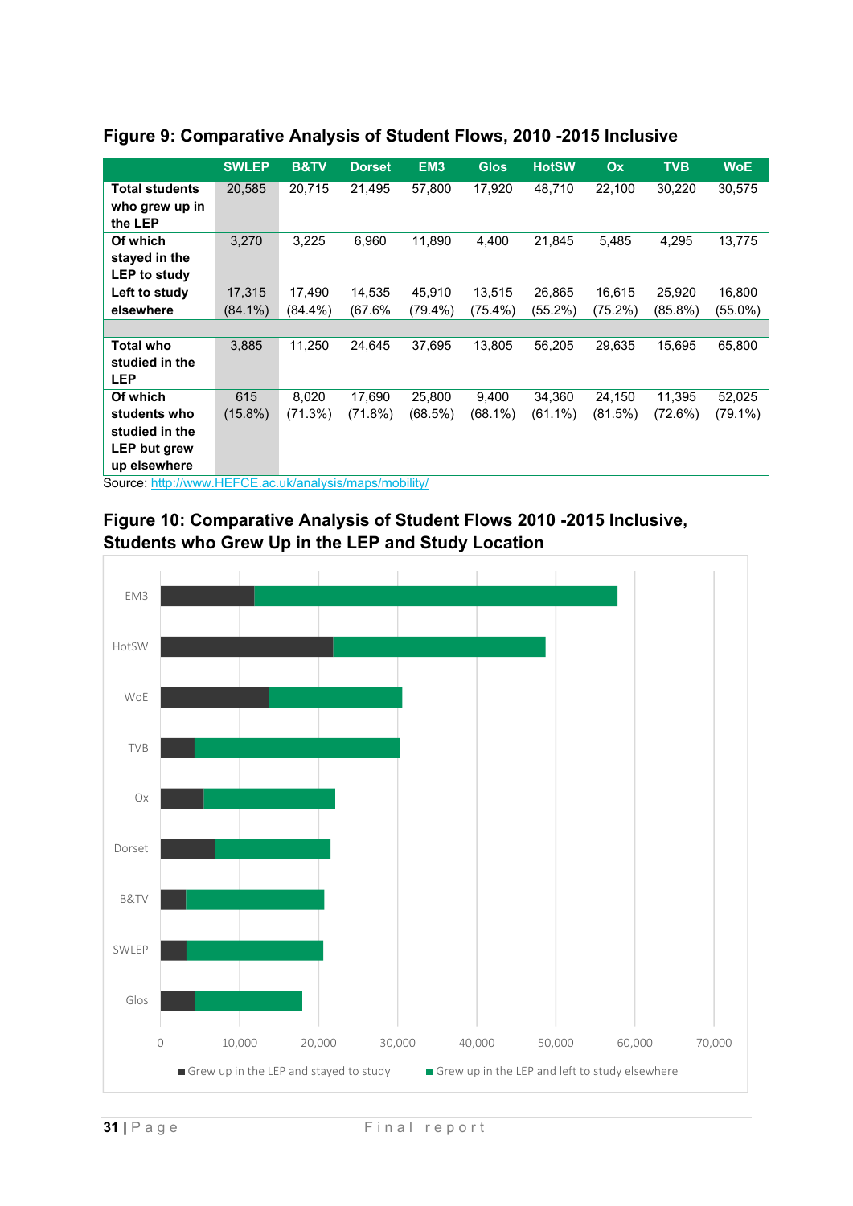## Figure 9: Comparative Analysis of Student Flows, 2010 -2015 Inclusive

| | SWLEP | B&TV | Dorset | EM3 | Glos | HotSW | Ox | TVB | WoE |
|---|---|---|---|---|---|---|---|---|---|
| **Total students who grew up in the LEP** | 20,585 | 20,715 | 21,495 | 57,800 | 17,920 | 48,710 | 22,100 | 30,220 | 30,575 |
| **Of which stayed in the LEP to study** | 3,270 | 3,225 | 6,960 | 11,890 | 4,400 | 21,845 | 5,485 | 4,295 | 13,775 |
| **Left to study elsewhere** | 17,315 (84.1%) | 17,490 (84.4%) | 14,535 (67.6% | 45,910 (79.4%) | 13,515 (75.4%) | 26,865 (55.2%) | 16,615 (75.2%) | 25,920 (85.8%) | 16,800 (55.0%) |
| | | | | | | | | | |
| **Total who studied in the LEP** | 3,885 | 11,250 | 24,645 | 37,695 | 13,805 | 56,205 | 29,635 | 15,695 | 65,800 |
| **Of which students who studied in the LEP but grew up elsewhere** | 615 (15.8%) | 8,020 (71.3%) | 17,690 (71.8%) | 25,800 (68.5%) | 9,400 (68.1%) | 34,360 (61.1%) | 24,150 (81.5%) | 11,395 (72.6%) | 52,025 (79.1%) |

Source: http://www.HEFCE.ac.uk/analysis/maps/mobility/

## Figure 10: Comparative Analysis of Student Flows 2010 -2015 Inclusive, Students who Grew Up in the LEP and Study Location

| LEP | Grew up in the LEP and stayed to study | Grew up in the LEP and left to study elsewhere |
|---|---|---|
| EM3 | 11,890 | 45,910 |
| HotSW | 21,845 | 26,865 |
| WoE | 13,775 | 16,800 |
| TVB | 4,295 | 25,920 |
| Ox | 5,485 | 16,615 |
| Dorset | 6,960 | 14,535 |
| B&TV | 3,225 | 17,490 |
| SWLEP | 3,270 | 17,315 |
| Glos | 4,400 | 13,515 |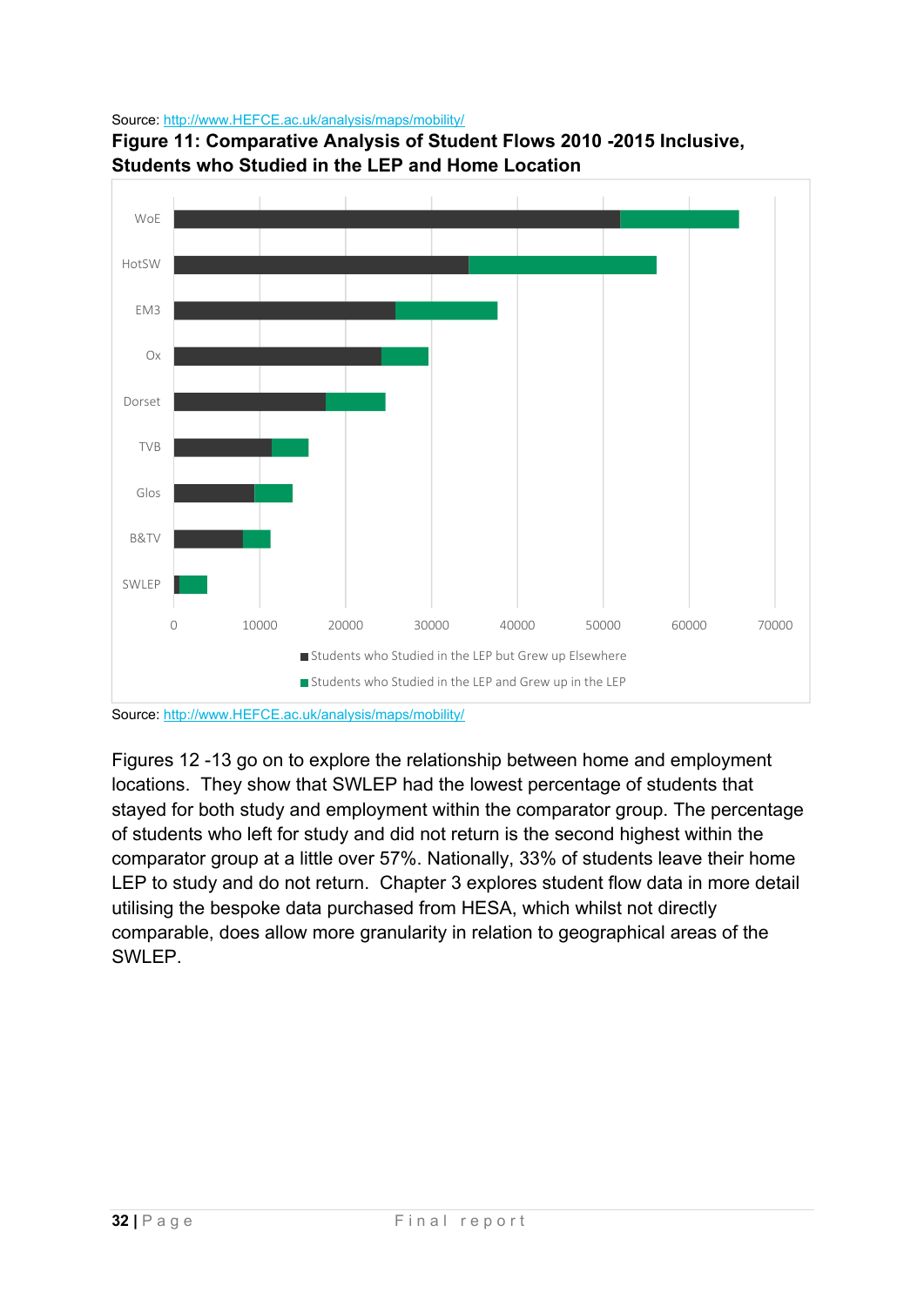Source: http://www.HEFCE.ac.uk/analysis/maps/mobility/

**Figure 11: Comparative Analysis of Student Flows 2010 -2015 Inclusive, Students who Studied in the LEP and Home Location**

Source: http://www.HEFCE.ac.uk/analysis/maps/mobility/

Figures 12 -13 go on to explore the relationship between home and employment locations. They show that SWLEP had the lowest percentage of students that stayed for both study and employment within the comparator group. The percentage of students who left for study and did not return is the second highest within the comparator group at a little over 57%. Nationally, 33% of students leave their home LEP to study and do not return. Chapter 3 explores student flow data in more detail utilising the bespoke data purchased from HESA, which whilst not directly comparable, does allow more granularity in relation to geographical areas of the SWLEP.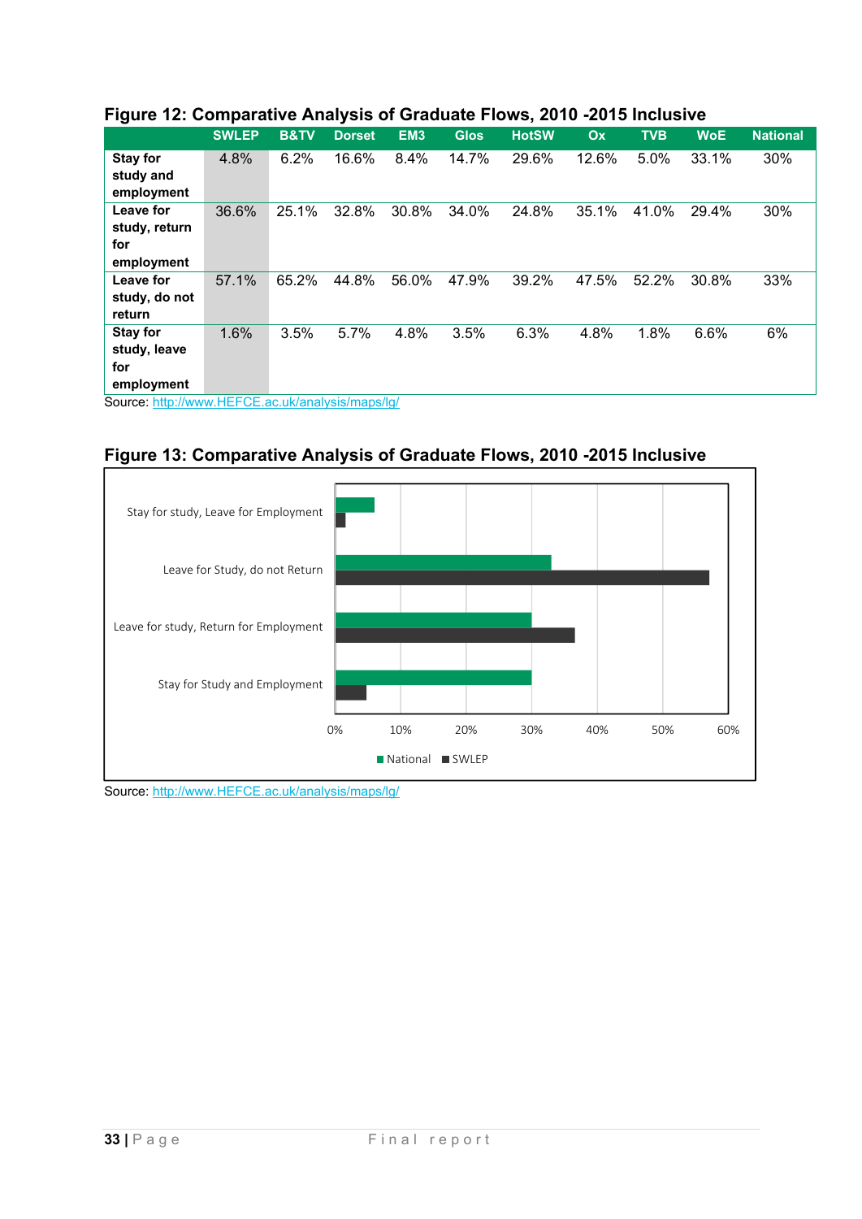**Figure 12: Comparative Analysis of Graduate Flows, 2010 -2015 Inclusive**

| | SWLEP | B&TV | Dorset | EM3 | Glos | HotSW | Ox | TVB | WoE | National |
|---|---|---|---|---|---|---|---|---|---|---|
| **Stay for study and employment** | 4.8% | 6.2% | 16.6% | 8.4% | 14.7% | 29.6% | 12.6% | 5.0% | 33.1% | 30% |
| **Leave for study, return for employment** | 36.6% | 25.1% | 32.8% | 30.8% | 34.0% | 24.8% | 35.1% | 41.0% | 29.4% | 30% |
| **Leave for study, do not return** | 57.1% | 65.2% | 44.8% | 56.0% | 47.9% | 39.2% | 47.5% | 52.2% | 30.8% | 33% |
| **Stay for study, leave for employment** | 1.6% | 3.5% | 5.7% | 4.8% | 3.5% | 6.3% | 4.8% | 1.8% | 6.6% | 6% |

Source: http://www.HEFCE.ac.uk/analysis/maps/lg/

**Figure 13: Comparative Analysis of Graduate Flows, 2010 -2015 Inclusive**

Source: http://www.HEFCE.ac.uk/analysis/maps/lg/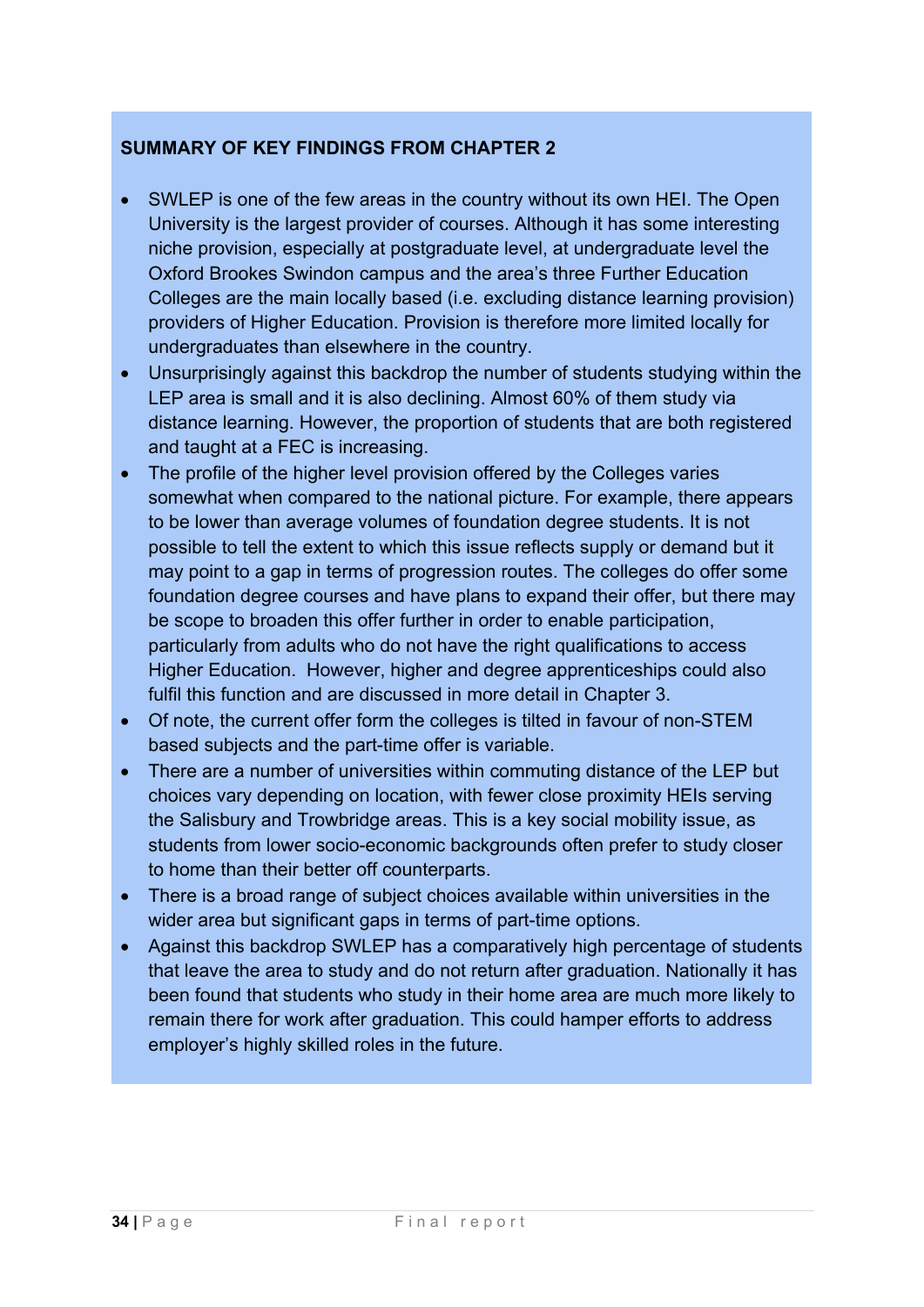**SUMMARY OF KEY FINDINGS FROM CHAPTER 2**

- SWLEP is one of the few areas in the country without its own HEI. The Open University is the largest provider of courses. Although it has some interesting niche provision, especially at postgraduate level, at undergraduate level the Oxford Brookes Swindon campus and the area's three Further Education Colleges are the main locally based (i.e. excluding distance learning provision) providers of Higher Education. Provision is therefore more limited locally for undergraduates than elsewhere in the country.
- Unsurprisingly against this backdrop the number of students studying within the LEP area is small and it is also declining. Almost 60% of them study via distance learning. However, the proportion of students that are both registered and taught at a FEC is increasing.
- The profile of the higher level provision offered by the Colleges varies somewhat when compared to the national picture. For example, there appears to be lower than average volumes of foundation degree students. It is not possible to tell the extent to which this issue reflects supply or demand but it may point to a gap in terms of progression routes. The colleges do offer some foundation degree courses and have plans to expand their offer, but there may be scope to broaden this offer further in order to enable participation, particularly from adults who do not have the right qualifications to access Higher Education. However, higher and degree apprenticeships could also fulfil this function and are discussed in more detail in Chapter 3.
- Of note, the current offer form the colleges is tilted in favour of non-STEM based subjects and the part-time offer is variable.
- There are a number of universities within commuting distance of the LEP but choices vary depending on location, with fewer close proximity HEIs serving the Salisbury and Trowbridge areas. This is a key social mobility issue, as students from lower socio-economic backgrounds often prefer to study closer to home than their better off counterparts.
- There is a broad range of subject choices available within universities in the wider area but significant gaps in terms of part-time options.
- Against this backdrop SWLEP has a comparatively high percentage of students that leave the area to study and do not return after graduation. Nationally it has been found that students who study in their home area are much more likely to remain there for work after graduation. This could hamper efforts to address employer's highly skilled roles in the future.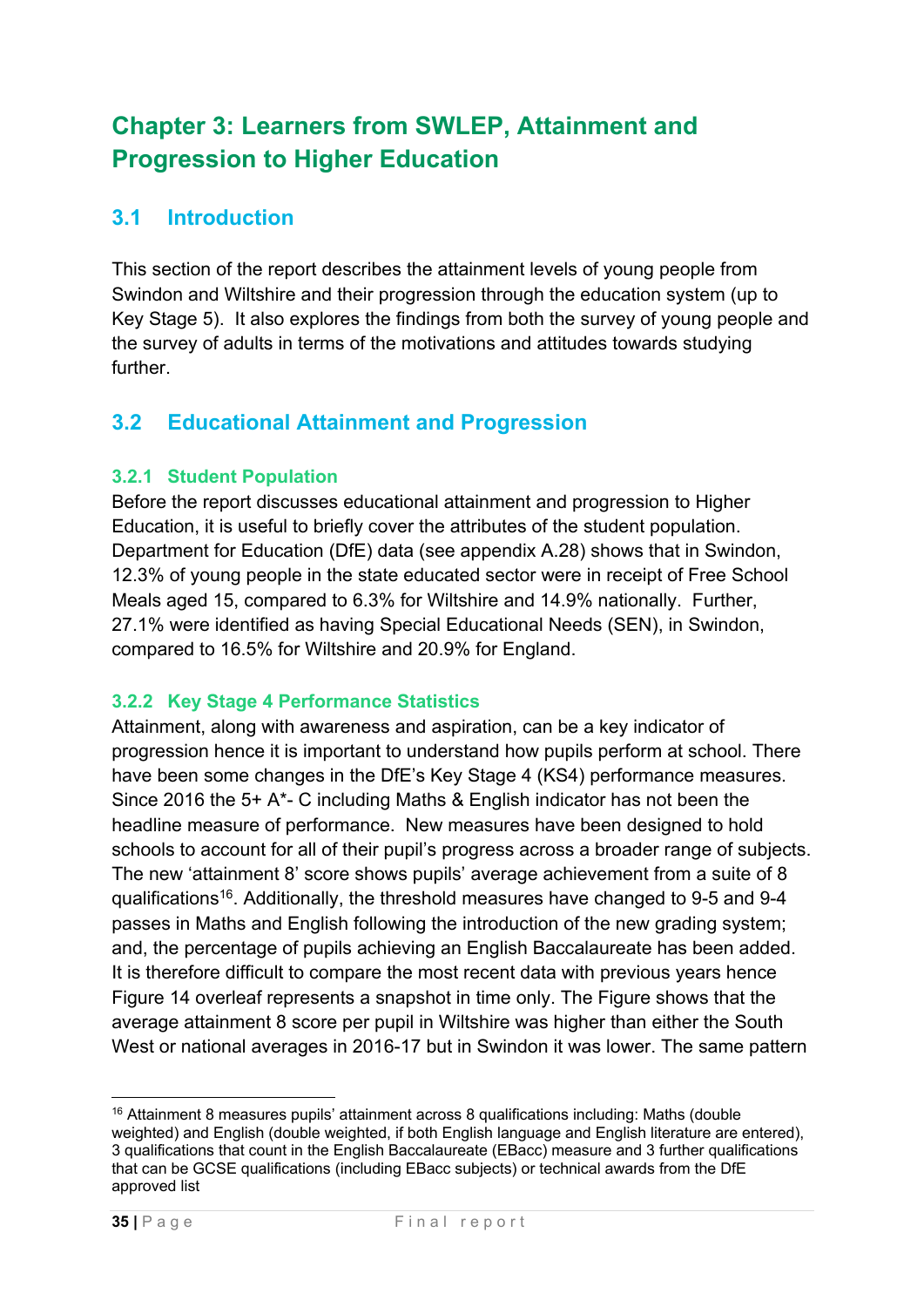# Chapter 3: Learners from SWLEP, Attainment and Progression to Higher Education

## 3.1 Introduction

This section of the report describes the attainment levels of young people from Swindon and Wiltshire and their progression through the education system (up to Key Stage 5). It also explores the findings from both the survey of young people and the survey of adults in terms of the motivations and attitudes towards studying further.

## 3.2 Educational Attainment and Progression

### 3.2.1 Student Population

Before the report discusses educational attainment and progression to Higher Education, it is useful to briefly cover the attributes of the student population. Department for Education (DfE) data (see appendix A.28) shows that in Swindon, 12.3% of young people in the state educated sector were in receipt of Free School Meals aged 15, compared to 6.3% for Wiltshire and 14.9% nationally. Further, 27.1% were identified as having Special Educational Needs (SEN), in Swindon, compared to 16.5% for Wiltshire and 20.9% for England.

### 3.2.2 Key Stage 4 Performance Statistics

Attainment, along with awareness and aspiration, can be a key indicator of progression hence it is important to understand how pupils perform at school. There have been some changes in the DfE's Key Stage 4 (KS4) performance measures. Since 2016 the 5+ A*- C including Maths & English indicator has not been the headline measure of performance. New measures have been designed to hold schools to account for all of their pupil's progress across a broader range of subjects. The new 'attainment 8' score shows pupils' average achievement from a suite of 8 qualifications[16]. Additionally, the threshold measures have changed to 9-5 and 9-4 passes in Maths and English following the introduction of the new grading system; and, the percentage of pupils achieving an English Baccalaureate has been added. It is therefore difficult to compare the most recent data with previous years hence Figure 14 overleaf represents a snapshot in time only. The Figure shows that the average attainment 8 score per pupil in Wiltshire was higher than either the South West or national averages in 2016-17 but in Swindon it was lower. The same pattern

---

[16] Attainment 8 measures pupils' attainment across 8 qualifications including: Maths (double weighted) and English (double weighted, if both English language and English literature are entered), 3 qualifications that count in the English Baccalaureate (EBacc) measure and 3 further qualifications that can be GCSE qualifications (including EBacc subjects) or technical awards from the DfE approved list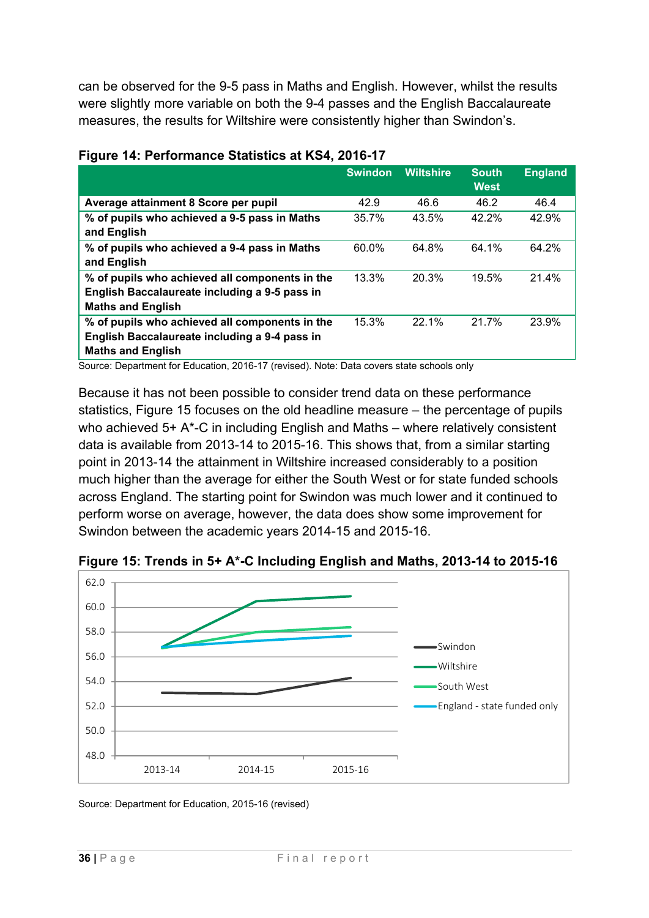can be observed for the 9-5 pass in Maths and English. However, whilst the results were slightly more variable on both the 9-4 passes and the English Baccalaureate measures, the results for Wiltshire were consistently higher than Swindon's.

**Figure 14: Performance Statistics at KS4, 2016-17**

| | Swindon | Wiltshire | South West | England |
|---|---|---|---|---|
| **Average attainment 8 Score per pupil** | 42.9 | 46.6 | 46.2 | 46.4 |
| **% of pupils who achieved a 9-5 pass in Maths and English** | 35.7% | 43.5% | 42.2% | 42.9% |
| **% of pupils who achieved a 9-4 pass in Maths and English** | 60.0% | 64.8% | 64.1% | 64.2% |
| **% of pupils who achieved all components in the English Baccalaureate including a 9-5 pass in Maths and English** | 13.3% | 20.3% | 19.5% | 21.4% |
| **% of pupils who achieved all components in the English Baccalaureate including a 9-4 pass in Maths and English** | 15.3% | 22.1% | 21.7% | 23.9% |

Source: Department for Education, 2016-17 (revised). Note: Data covers state schools only

Because it has not been possible to consider trend data on these performance statistics, Figure 15 focuses on the old headline measure – the percentage of pupils who achieved 5+ A*-C in including English and Maths – where relatively consistent data is available from 2013-14 to 2015-16. This shows that, from a similar starting point in 2013-14 the attainment in Wiltshire increased considerably to a position much higher than the average for either the South West or for state funded schools across England. The starting point for Swindon was much lower and it continued to perform worse on average, however, the data does show some improvement for Swindon between the academic years 2014-15 and 2015-16.

**Figure 15: Trends in 5+ A*-C Including English and Maths, 2013-14 to 2015-16**

Source: Department for Education, 2015-16 (revised)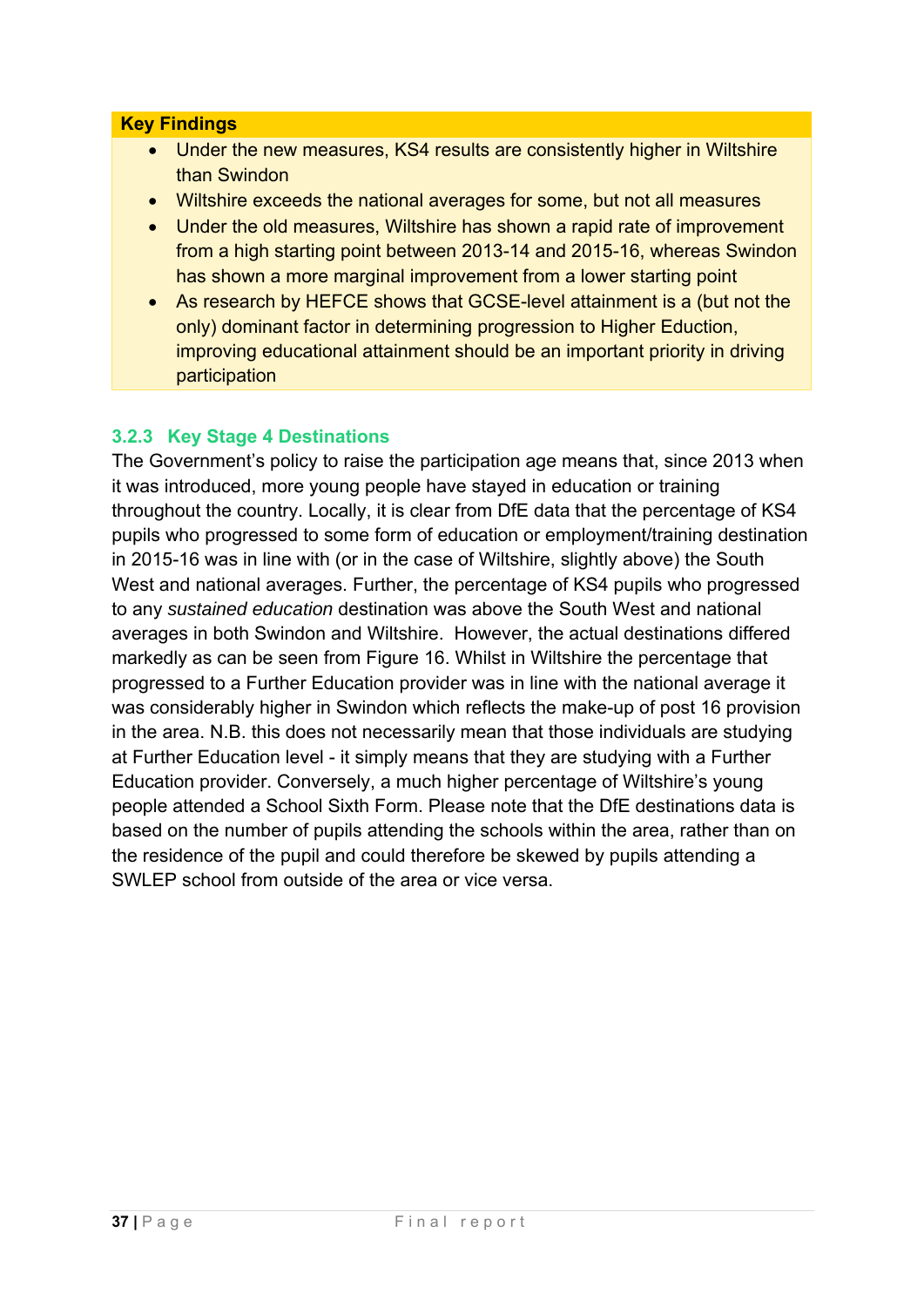**Key Findings**

- Under the new measures, KS4 results are consistently higher in Wiltshire than Swindon
- Wiltshire exceeds the national averages for some, but not all measures
- Under the old measures, Wiltshire has shown a rapid rate of improvement from a high starting point between 2013-14 and 2015-16, whereas Swindon has shown a more marginal improvement from a lower starting point
- As research by HEFCE shows that GCSE-level attainment is a (but not the only) dominant factor in determining progression to Higher Eduction, improving educational attainment should be an important priority in driving participation

### 3.2.3 Key Stage 4 Destinations

The Government's policy to raise the participation age means that, since 2013 when it was introduced, more young people have stayed in education or training throughout the country. Locally, it is clear from DfE data that the percentage of KS4 pupils who progressed to some form of education or employment/training destination in 2015-16 was in line with (or in the case of Wiltshire, slightly above) the South West and national averages. Further, the percentage of KS4 pupils who progressed to any *sustained education* destination was above the South West and national averages in both Swindon and Wiltshire. However, the actual destinations differed markedly as can be seen from Figure 16. Whilst in Wiltshire the percentage that progressed to a Further Education provider was in line with the national average it was considerably higher in Swindon which reflects the make-up of post 16 provision in the area. N.B. this does not necessarily mean that those individuals are studying at Further Education level - it simply means that they are studying with a Further Education provider. Conversely, a much higher percentage of Wiltshire's young people attended a School Sixth Form. Please note that the DfE destinations data is based on the number of pupils attending the schools within the area, rather than on the residence of the pupil and could therefore be skewed by pupils attending a SWLEP school from outside of the area or vice versa.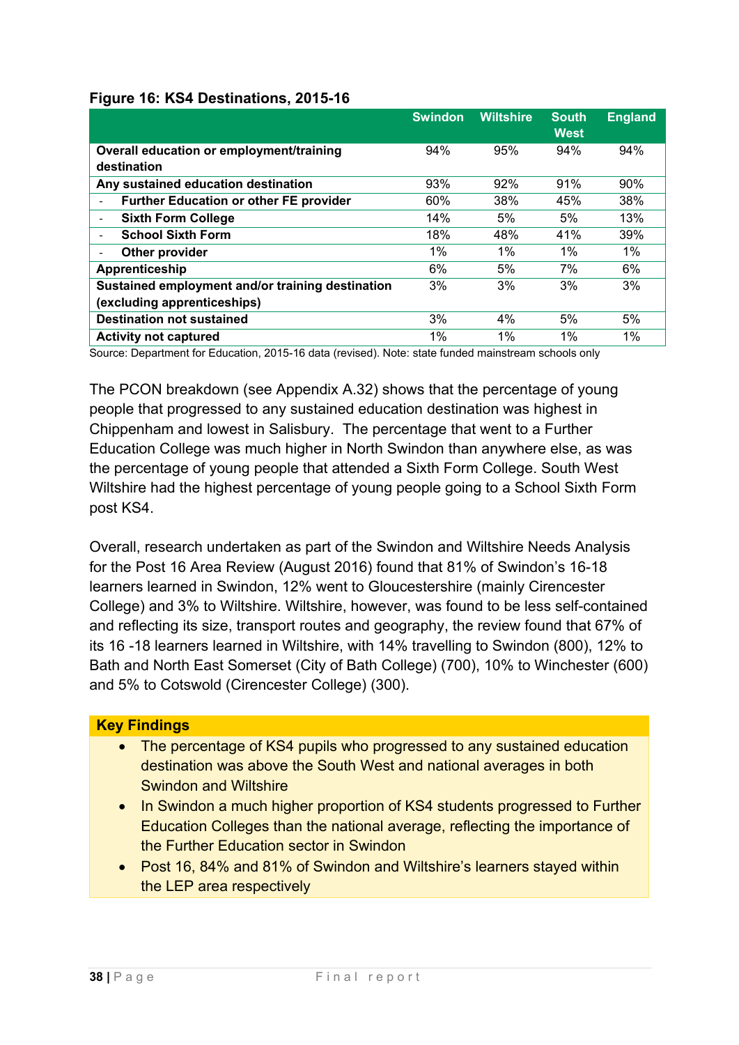**Figure 16: KS4 Destinations, 2015-16**

| | Swindon | Wiltshire | South West | England |
|---|---|---|---|---|
| **Overall education or employment/training destination** | 94% | 95% | 94% | 94% |
| **Any sustained education destination** | 93% | 92% | 91% | 90% |
| - **Further Education or other FE provider** | 60% | 38% | 45% | 38% |
| - **Sixth Form College** | 14% | 5% | 5% | 13% |
| - **School Sixth Form** | 18% | 48% | 41% | 39% |
| - **Other provider** | 1% | 1% | 1% | 1% |
| **Apprenticeship** | 6% | 5% | 7% | 6% |
| **Sustained employment and/or training destination (excluding apprenticeships)** | 3% | 3% | 3% | 3% |
| **Destination not sustained** | 3% | 4% | 5% | 5% |
| **Activity not captured** | 1% | 1% | 1% | 1% |

Source: Department for Education, 2015-16 data (revised). Note: state funded mainstream schools only

The PCON breakdown (see Appendix A.32) shows that the percentage of young people that progressed to any sustained education destination was highest in Chippenham and lowest in Salisbury. The percentage that went to a Further Education College was much higher in North Swindon than anywhere else, as was the percentage of young people that attended a Sixth Form College. South West Wiltshire had the highest percentage of young people going to a School Sixth Form post KS4.

Overall, research undertaken as part of the Swindon and Wiltshire Needs Analysis for the Post 16 Area Review (August 2016) found that 81% of Swindon's 16-18 learners learned in Swindon, 12% went to Gloucestershire (mainly Cirencester College) and 3% to Wiltshire. Wiltshire, however, was found to be less self-contained and reflecting its size, transport routes and geography, the review found that 67% of its 16 -18 learners learned in Wiltshire, with 14% travelling to Swindon (800), 12% to Bath and North East Somerset (City of Bath College) (700), 10% to Winchester (600) and 5% to Cotswold (Cirencester College) (300).

**Key Findings**

- The percentage of KS4 pupils who progressed to any sustained education destination was above the South West and national averages in both Swindon and Wiltshire
- In Swindon a much higher proportion of KS4 students progressed to Further Education Colleges than the national average, reflecting the importance of the Further Education sector in Swindon
- Post 16, 84% and 81% of Swindon and Wiltshire's learners stayed within the LEP area respectively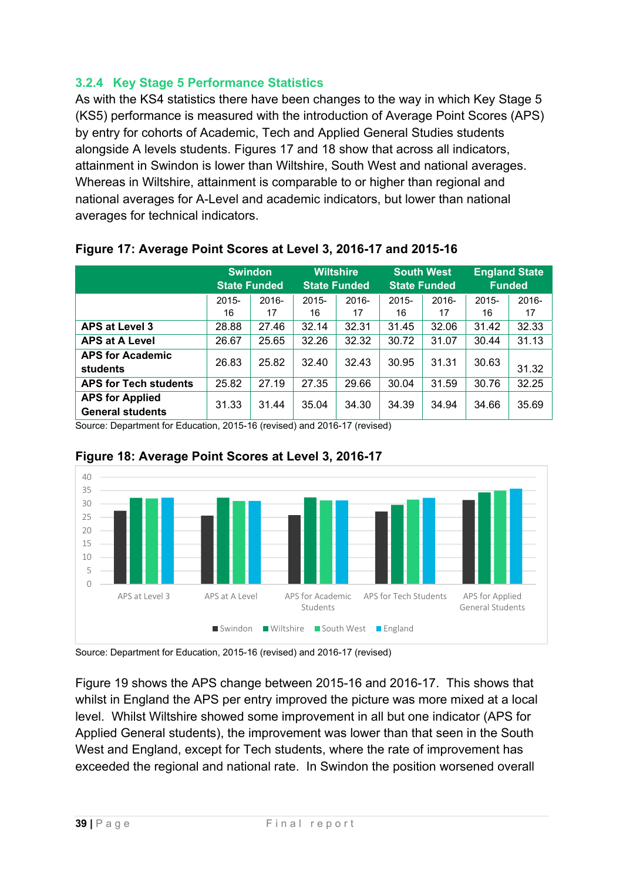### 3.2.4 Key Stage 5 Performance Statistics

As with the KS4 statistics there have been changes to the way in which Key Stage 5 (KS5) performance is measured with the introduction of Average Point Scores (APS) by entry for cohorts of Academic, Tech and Applied General Studies students alongside A levels students. Figures 17 and 18 show that across all indicators, attainment in Swindon is lower than Wiltshire, South West and national averages. Whereas in Wiltshire, attainment is comparable to or higher than regional and national averages for A-Level and academic indicators, but lower than national averages for technical indicators.

**Figure 17: Average Point Scores at Level 3, 2016-17 and 2015-16**

| | Swindon State Funded | | Wiltshire State Funded | | South West State Funded | | England State Funded | |
|---|---|---|---|---|---|---|---|---|
| | 2015-16 | 2016-17 | 2015-16 | 2016-17 | 2015-16 | 2016-17 | 2015-16 | 2016-17 |
| **APS at Level 3** | 28.88 | 27.46 | 32.14 | 32.31 | 31.45 | 32.06 | 31.42 | 32.33 |
| **APS at A Level** | 26.67 | 25.65 | 32.26 | 32.32 | 30.72 | 31.07 | 30.44 | 31.13 |
| **APS for Academic students** | 26.83 | 25.82 | 32.40 | 32.43 | 30.95 | 31.31 | 30.63 | 31.32 |
| **APS for Tech students** | 25.82 | 27.19 | 27.35 | 29.66 | 30.04 | 31.59 | 30.76 | 32.25 |
| **APS for Applied General students** | 31.33 | 31.44 | 35.04 | 34.30 | 34.39 | 34.94 | 34.66 | 35.69 |

Source: Department for Education, 2015-16 (revised) and 2016-17 (revised)

**Figure 18: Average Point Scores at Level 3, 2016-17**

Source: Department for Education, 2015-16 (revised) and 2016-17 (revised)

Figure 19 shows the APS change between 2015-16 and 2016-17. This shows that whilst in England the APS per entry improved the picture was more mixed at a local level. Whilst Wiltshire showed some improvement in all but one indicator (APS for Applied General students), the improvement was lower than that seen in the South West and England, except for Tech students, where the rate of improvement has exceeded the regional and national rate. In Swindon the position worsened overall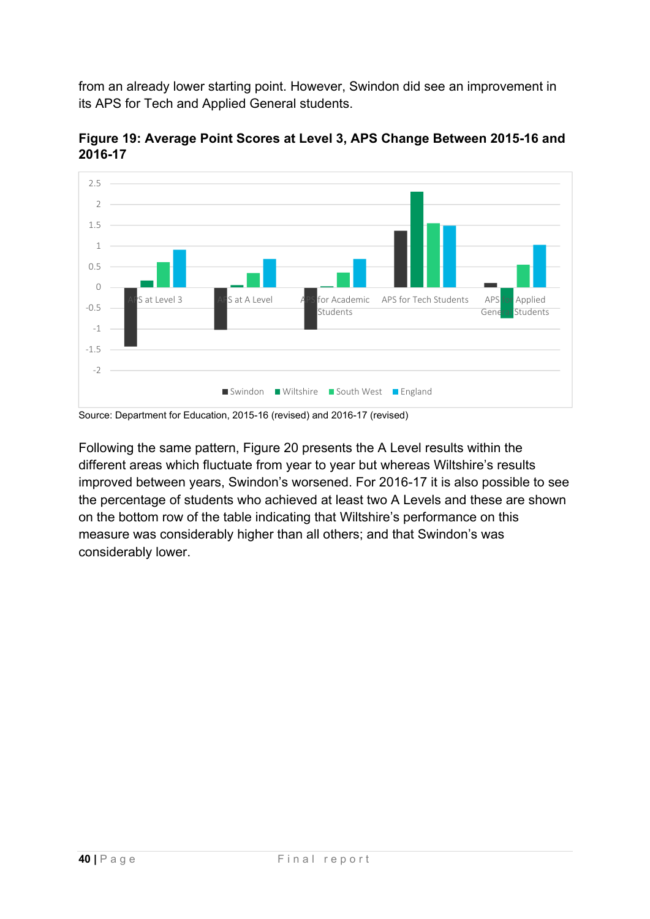from an already lower starting point. However, Swindon did see an improvement in its APS for Tech and Applied General students.

**Figure 19: Average Point Scores at Level 3, APS Change Between 2015-16 and 2016-17**

Source: Department for Education, 2015-16 (revised) and 2016-17 (revised)

Following the same pattern, Figure 20 presents the A Level results within the different areas which fluctuate from year to year but whereas Wiltshire's results improved between years, Swindon's worsened. For 2016-17 it is also possible to see the percentage of students who achieved at least two A Levels and these are shown on the bottom row of the table indicating that Wiltshire's performance on this measure was considerably higher than all others; and that Swindon's was considerably lower.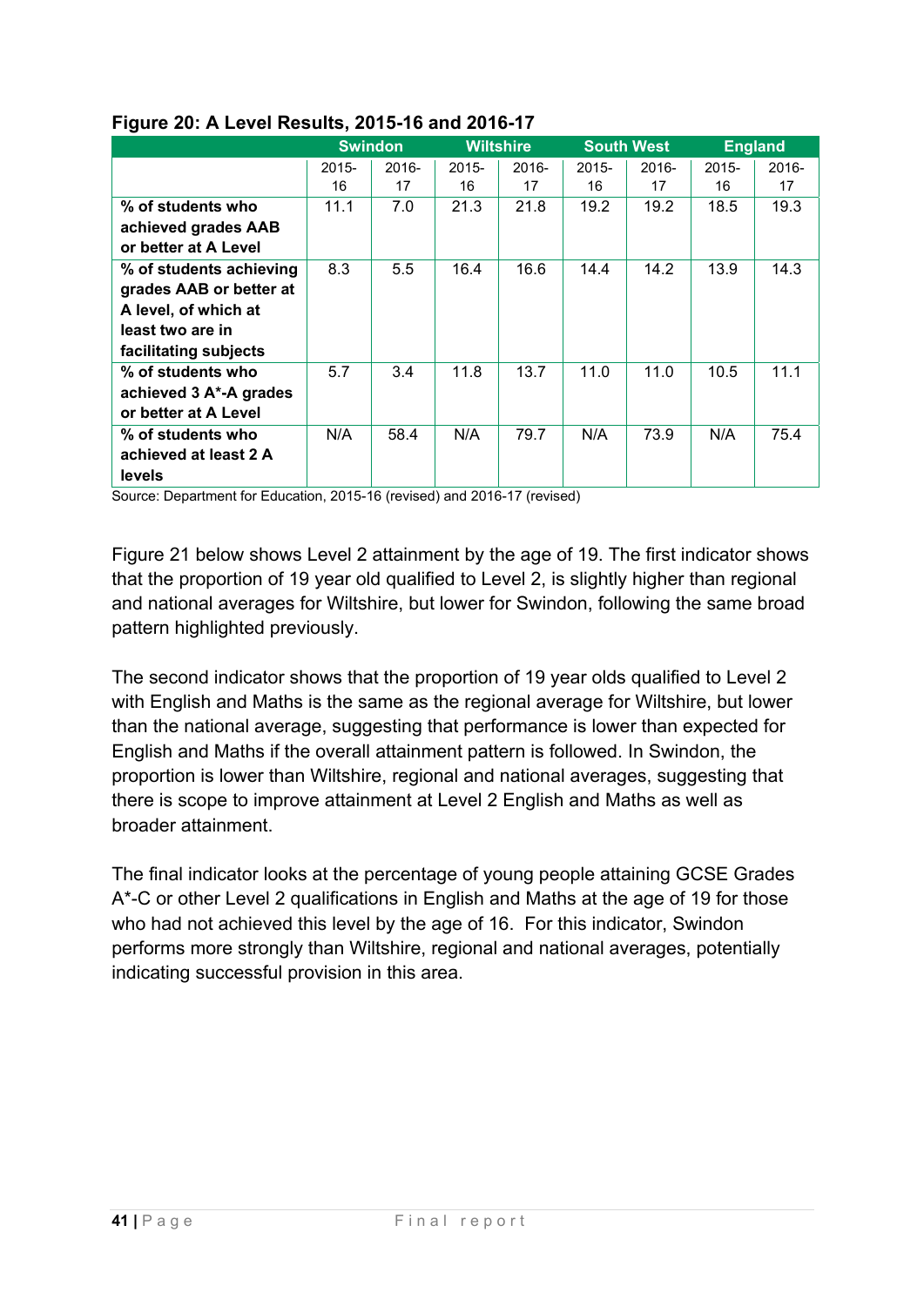**Figure 20: A Level Results, 2015-16 and 2016-17**

| | Swindon | | Wiltshire | | South West | | England | |
|---|---|---|---|---|---|---|---|---|
| | 2015-16 | 2016-17 | 2015-16 | 2016-17 | 2015-16 | 2016-17 | 2015-16 | 2016-17 |
| **% of students who achieved grades AAB or better at A Level** | 11.1 | 7.0 | 21.3 | 21.8 | 19.2 | 19.2 | 18.5 | 19.3 |
| **% of students achieving grades AAB or better at A level, of which at least two are in facilitating subjects** | 8.3 | 5.5 | 16.4 | 16.6 | 14.4 | 14.2 | 13.9 | 14.3 |
| **% of students who achieved 3 A*-A grades or better at A Level** | 5.7 | 3.4 | 11.8 | 13.7 | 11.0 | 11.0 | 10.5 | 11.1 |
| **% of students who achieved at least 2 A levels** | N/A | 58.4 | N/A | 79.7 | N/A | 73.9 | N/A | 75.4 |

Source: Department for Education, 2015-16 (revised) and 2016-17 (revised)

Figure 21 below shows Level 2 attainment by the age of 19. The first indicator shows that the proportion of 19 year old qualified to Level 2, is slightly higher than regional and national averages for Wiltshire, but lower for Swindon, following the same broad pattern highlighted previously.

The second indicator shows that the proportion of 19 year olds qualified to Level 2 with English and Maths is the same as the regional average for Wiltshire, but lower than the national average, suggesting that performance is lower than expected for English and Maths if the overall attainment pattern is followed. In Swindon, the proportion is lower than Wiltshire, regional and national averages, suggesting that there is scope to improve attainment at Level 2 English and Maths as well as broader attainment.

The final indicator looks at the percentage of young people attaining GCSE Grades A*-C or other Level 2 qualifications in English and Maths at the age of 19 for those who had not achieved this level by the age of 16. For this indicator, Swindon performs more strongly than Wiltshire, regional and national averages, potentially indicating successful provision in this area.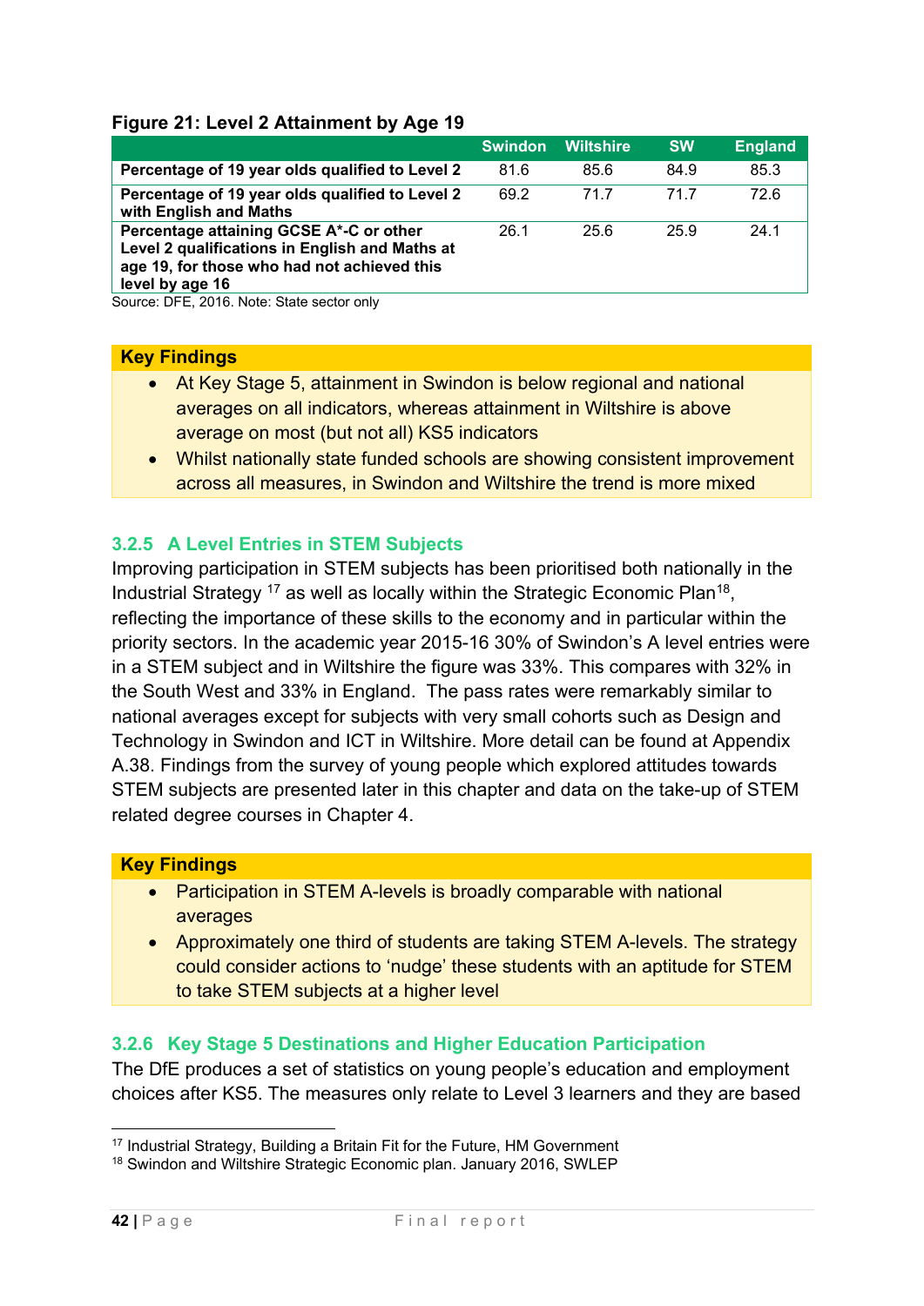**Figure 21: Level 2 Attainment by Age 19**

| | Swindon | Wiltshire | SW | England |
|---|---|---|---|---|
| **Percentage of 19 year olds qualified to Level 2** | 81.6 | 85.6 | 84.9 | 85.3 |
| **Percentage of 19 year olds qualified to Level 2 with English and Maths** | 69.2 | 71.7 | 71.7 | 72.6 |
| **Percentage attaining GCSE A*-C or other Level 2 qualifications in English and Maths at age 19, for those who had not achieved this level by age 16** | 26.1 | 25.6 | 25.9 | 24.1 |

Source: DFE, 2016. Note: State sector only

**Key Findings**

- At Key Stage 5, attainment in Swindon is below regional and national averages on all indicators, whereas attainment in Wiltshire is above average on most (but not all) KS5 indicators
- Whilst nationally state funded schools are showing consistent improvement across all measures, in Swindon and Wiltshire the trend is more mixed

### 3.2.5 A Level Entries in STEM Subjects

Improving participation in STEM subjects has been prioritised both nationally in the Industrial Strategy [17] as well as locally within the Strategic Economic Plan[18], reflecting the importance of these skills to the economy and in particular within the priority sectors. In the academic year 2015-16 30% of Swindon's A level entries were in a STEM subject and in Wiltshire the figure was 33%. This compares with 32% in the South West and 33% in England. The pass rates were remarkably similar to national averages except for subjects with very small cohorts such as Design and Technology in Swindon and ICT in Wiltshire. More detail can be found at Appendix A.38. Findings from the survey of young people which explored attitudes towards STEM subjects are presented later in this chapter and data on the take-up of STEM related degree courses in Chapter 4.

**Key Findings**

- Participation in STEM A-levels is broadly comparable with national averages
- Approximately one third of students are taking STEM A-levels. The strategy could consider actions to 'nudge' these students with an aptitude for STEM to take STEM subjects at a higher level

### 3.2.6 Key Stage 5 Destinations and Higher Education Participation

The DfE produces a set of statistics on young people's education and employment choices after KS5. The measures only relate to Level 3 learners and they are based

[17] Industrial Strategy, Building a Britain Fit for the Future, HM Government

[18] Swindon and Wiltshire Strategic Economic plan. January 2016, SWLEP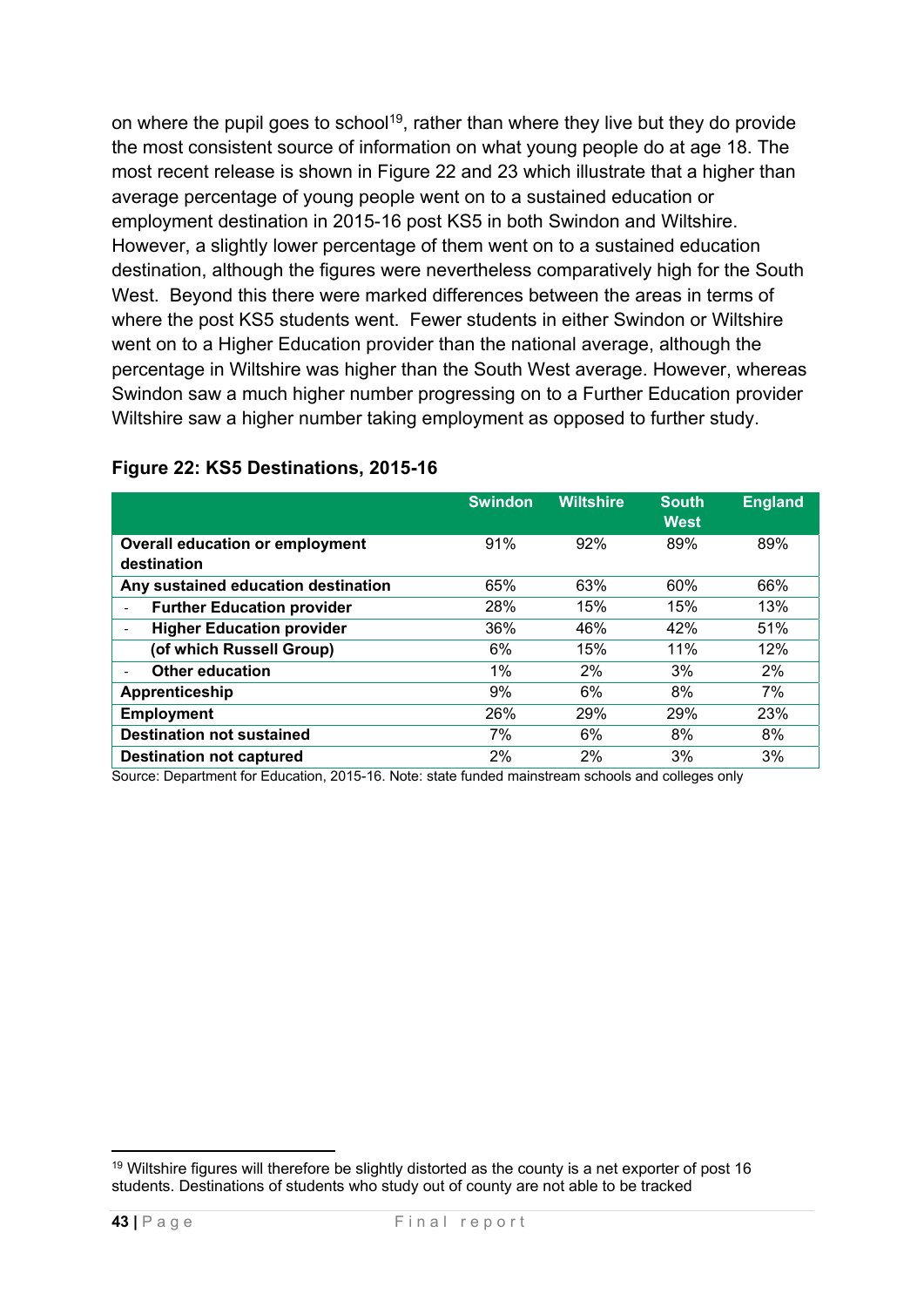on where the pupil goes to school[19], rather than where they live but they do provide the most consistent source of information on what young people do at age 18. The most recent release is shown in Figure 22 and 23 which illustrate that a higher than average percentage of young people went on to a sustained education or employment destination in 2015-16 post KS5 in both Swindon and Wiltshire. However, a slightly lower percentage of them went on to a sustained education destination, although the figures were nevertheless comparatively high for the South West. Beyond this there were marked differences between the areas in terms of where the post KS5 students went. Fewer students in either Swindon or Wiltshire went on to a Higher Education provider than the national average, although the percentage in Wiltshire was higher than the South West average. However, whereas Swindon saw a much higher number progressing on to a Further Education provider Wiltshire saw a higher number taking employment as opposed to further study.

**Figure 22: KS5 Destinations, 2015-16**

| | Swindon | Wiltshire | South West | England |
|---|---|---|---|---|
| **Overall education or employment destination** | 91% | 92% | 89% | 89% |
| **Any sustained education destination** | 65% | 63% | 60% | 66% |
| - **Further Education provider** | 28% | 15% | 15% | 13% |
| - **Higher Education provider** | 36% | 46% | 42% | 51% |
| **(of which Russell Group)** | 6% | 15% | 11% | 12% |
| - **Other education** | 1% | 2% | 3% | 2% |
| **Apprenticeship** | 9% | 6% | 8% | 7% |
| **Employment** | 26% | 29% | 29% | 23% |
| **Destination not sustained** | 7% | 6% | 8% | 8% |
| **Destination not captured** | 2% | 2% | 3% | 3% |

Source: Department for Education, 2015-16. Note: state funded mainstream schools and colleges only

---

[19] Wiltshire figures will therefore be slightly distorted as the county is a net exporter of post 16 students. Destinations of students who study out of county are not able to be tracked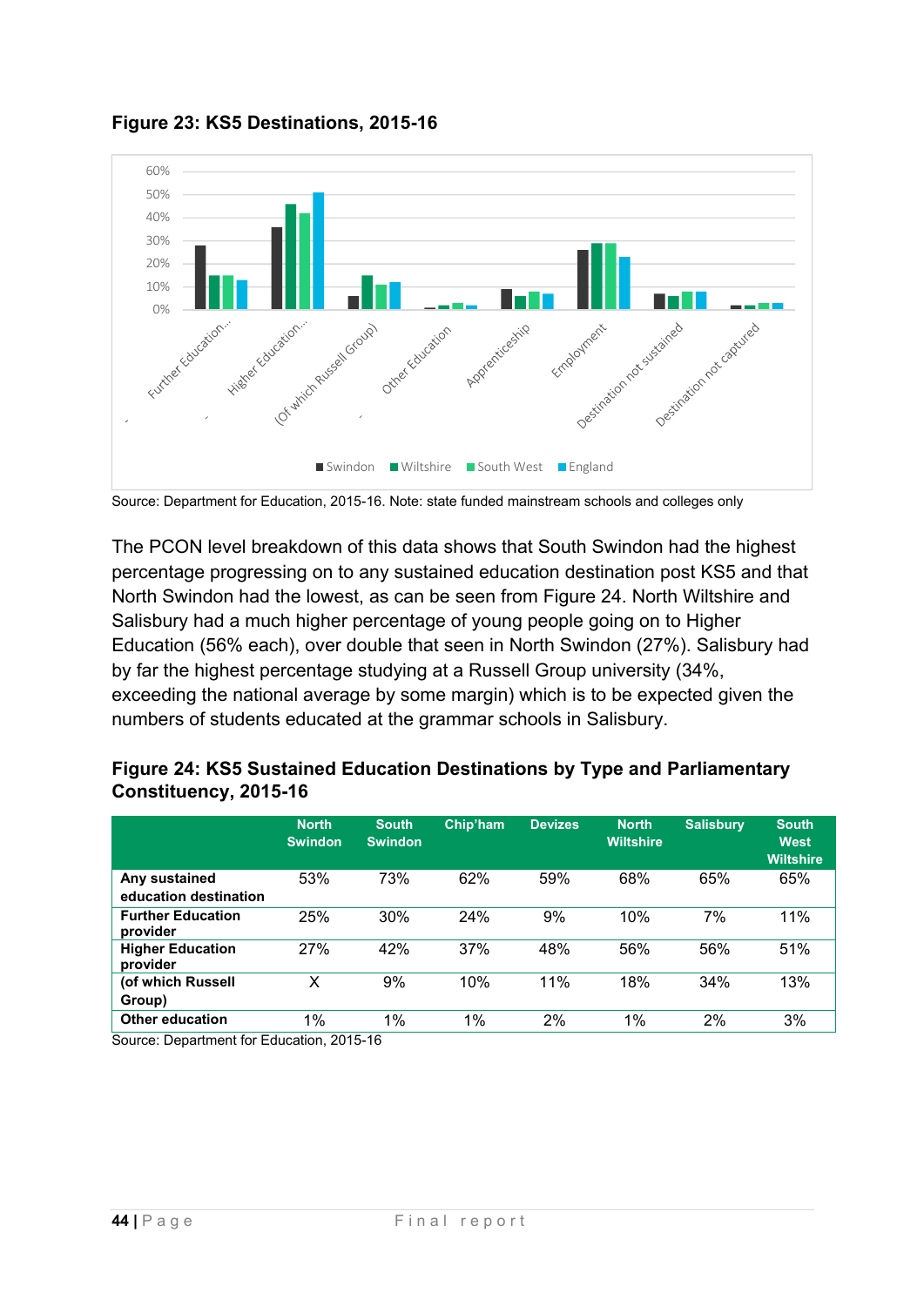**Figure 23: KS5 Destinations, 2015-16**

Source: Department for Education, 2015-16. Note: state funded mainstream schools and colleges only

The PCON level breakdown of this data shows that South Swindon had the highest percentage progressing on to any sustained education destination post KS5 and that North Swindon had the lowest, as can be seen from Figure 24. North Wiltshire and Salisbury had a much higher percentage of young people going on to Higher Education (56% each), over double that seen in North Swindon (27%). Salisbury had by far the highest percentage studying at a Russell Group university (34%, exceeding the national average by some margin) which is to be expected given the numbers of students educated at the grammar schools in Salisbury.

**Figure 24: KS5 Sustained Education Destinations by Type and Parliamentary Constituency, 2015-16**

| | North Swindon | South Swindon | Chip'ham | Devizes | North Wiltshire | Salisbury | South West Wiltshire |
|---|---|---|---|---|---|---|---|
| **Any sustained education destination** | 53% | 73% | 62% | 59% | 68% | 65% | 65% |
| **Further Education provider** | 25% | 30% | 24% | 9% | 10% | 7% | 11% |
| **Higher Education provider** | 27% | 42% | 37% | 48% | 56% | 56% | 51% |
| **(of which Russell Group)** | X | 9% | 10% | 11% | 18% | 34% | 13% |
| **Other education** | 1% | 1% | 1% | 2% | 1% | 2% | 3% |

Source: Department for Education, 2015-16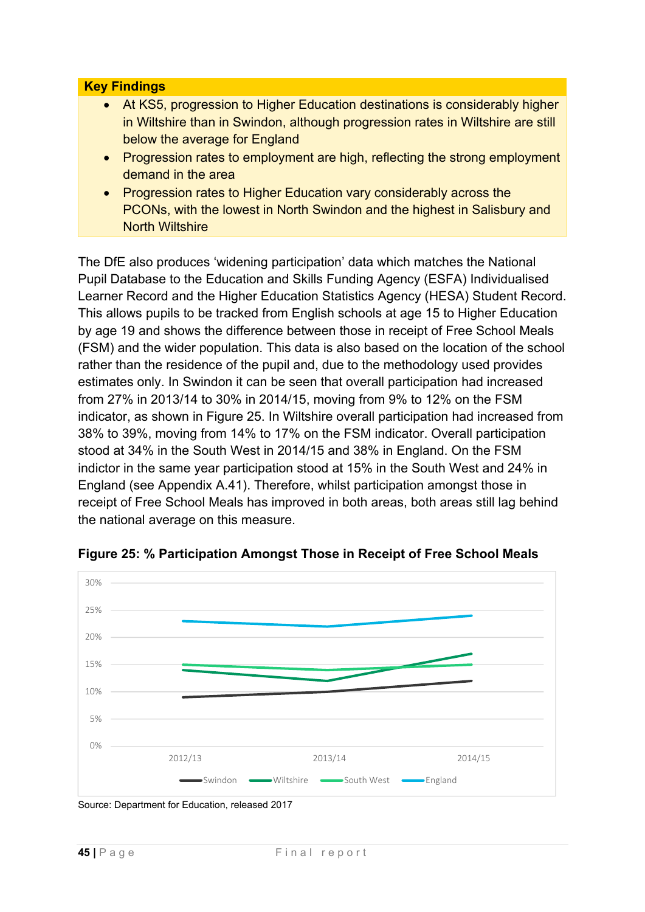**Key Findings**

- At KS5, progression to Higher Education destinations is considerably higher in Wiltshire than in Swindon, although progression rates in Wiltshire are still below the average for England
- Progression rates to employment are high, reflecting the strong employment demand in the area
- Progression rates to Higher Education vary considerably across the PCONs, with the lowest in North Swindon and the highest in Salisbury and North Wiltshire

The DfE also produces 'widening participation' data which matches the National Pupil Database to the Education and Skills Funding Agency (ESFA) Individualised Learner Record and the Higher Education Statistics Agency (HESA) Student Record. This allows pupils to be tracked from English schools at age 15 to Higher Education by age 19 and shows the difference between those in receipt of Free School Meals (FSM) and the wider population. This data is also based on the location of the school rather than the residence of the pupil and, due to the methodology used provides estimates only. In Swindon it can be seen that overall participation had increased from 27% in 2013/14 to 30% in 2014/15, moving from 9% to 12% on the FSM indicator, as shown in Figure 25. In Wiltshire overall participation had increased from 38% to 39%, moving from 14% to 17% on the FSM indicator. Overall participation stood at 34% in the South West in 2014/15 and 38% in England. On the FSM indictor in the same year participation stood at 15% in the South West and 24% in England (see Appendix A.41). Therefore, whilst participation amongst those in receipt of Free School Meals has improved in both areas, both areas still lag behind the national average on this measure.

**Figure 25: % Participation Amongst Those in Receipt of Free School Meals**

Source: Department for Education, released 2017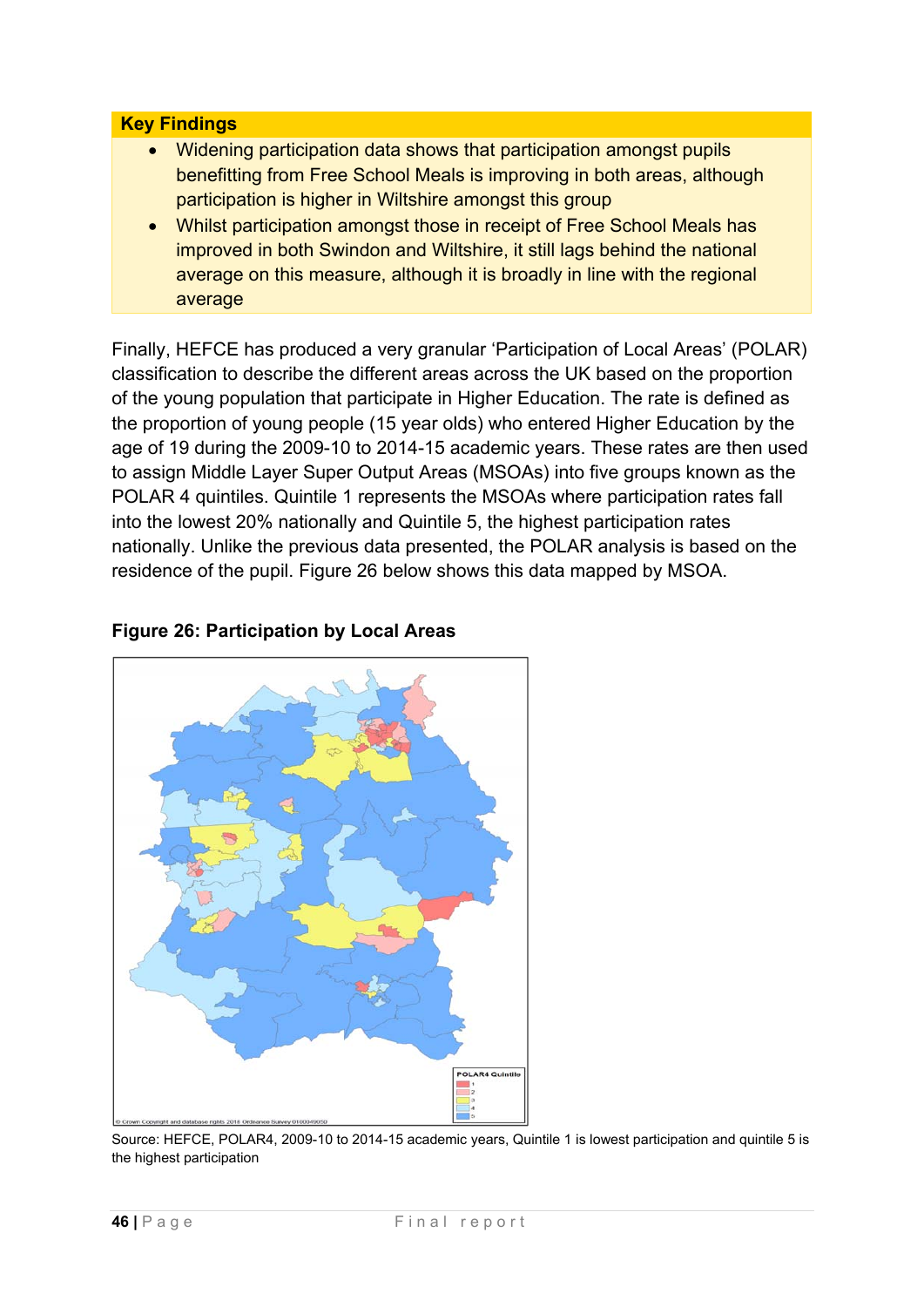**Key Findings**

- Widening participation data shows that participation amongst pupils benefitting from Free School Meals is improving in both areas, although participation is higher in Wiltshire amongst this group
- Whilst participation amongst those in receipt of Free School Meals has improved in both Swindon and Wiltshire, it still lags behind the national average on this measure, although it is broadly in line with the regional average

Finally, HEFCE has produced a very granular 'Participation of Local Areas' (POLAR) classification to describe the different areas across the UK based on the proportion of the young population that participate in Higher Education. The rate is defined as the proportion of young people (15 year olds) who entered Higher Education by the age of 19 during the 2009-10 to 2014-15 academic years. These rates are then used to assign Middle Layer Super Output Areas (MSOAs) into five groups known as the POLAR 4 quintiles. Quintile 1 represents the MSOAs where participation rates fall into the lowest 20% nationally and Quintile 5, the highest participation rates nationally. Unlike the previous data presented, the POLAR analysis is based on the residence of the pupil. Figure 26 below shows this data mapped by MSOA.

**Figure 26: Participation by Local Areas**

Source: HEFCE, POLAR4, 2009-10 to 2014-15 academic years, Quintile 1 is lowest participation and quintile 5 is the highest participation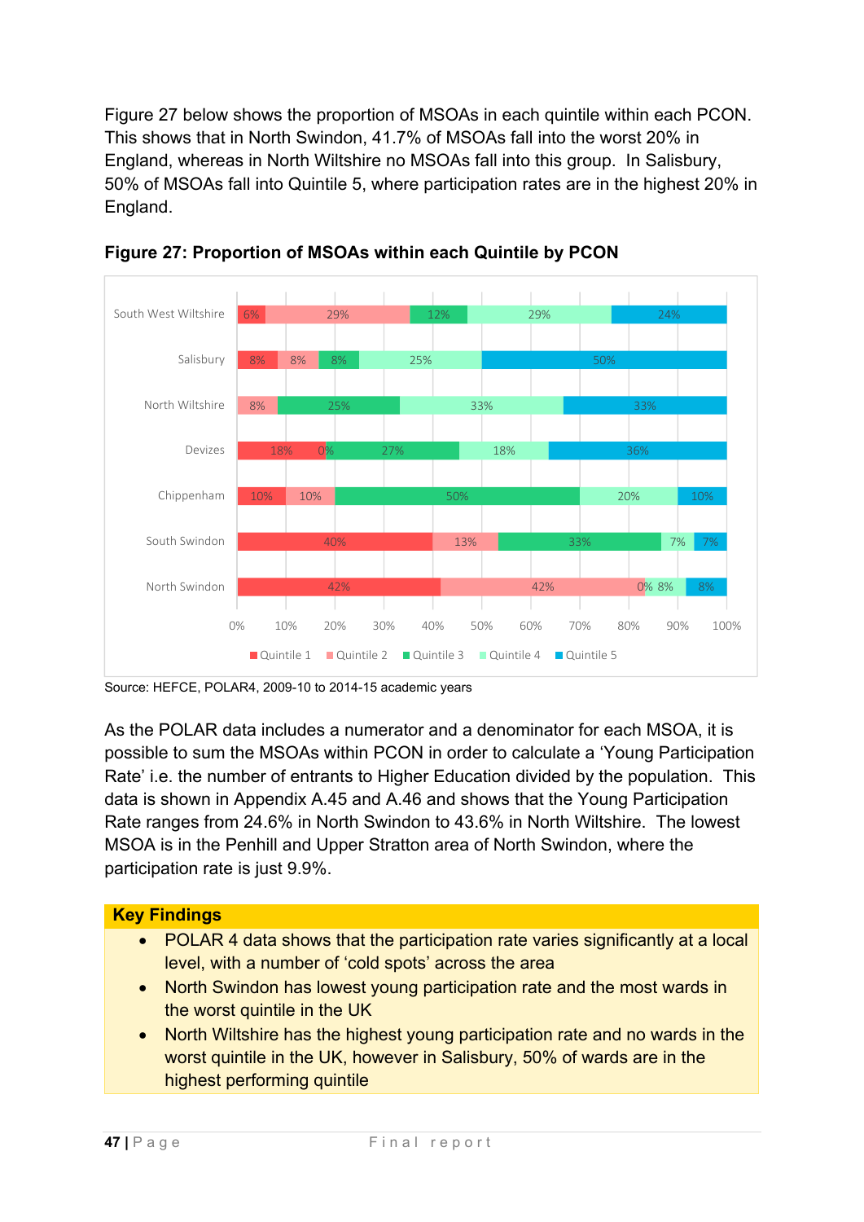Figure 27 below shows the proportion of MSOAs in each quintile within each PCON. This shows that in North Swindon, 41.7% of MSOAs fall into the worst 20% in England, whereas in North Wiltshire no MSOAs fall into this group. In Salisbury, 50% of MSOAs fall into Quintile 5, where participation rates are in the highest 20% in England.

**Figure 27: Proportion of MSOAs within each Quintile by PCON**

| PCON | Quintile 1 | Quintile 2 | Quintile 3 | Quintile 4 | Quintile 5 |
|---|---|---|---|---|---|
| South West Wiltshire | 6% | 29% | 12% | 29% | 24% |
| Salisbury | 8% | 8% | 8% | 25% | 50% |
| North Wiltshire | | 8% | 25% | 33% | 33% |
| Devizes | 18% | 0% | 27% | 18% | 36% |
| Chippenham | 10% | 10% | 50% | 20% | 10% |
| South Swindon | 40% | 13% | 33% | 7% | 7% |
| North Swindon | 42% | 42% | 0% | 8% | 8% |

Source: HEFCE, POLAR4, 2009-10 to 2014-15 academic years

As the POLAR data includes a numerator and a denominator for each MSOA, it is possible to sum the MSOAs within PCON in order to calculate a 'Young Participation Rate' i.e. the number of entrants to Higher Education divided by the population. This data is shown in Appendix A.45 and A.46 and shows that the Young Participation Rate ranges from 24.6% in North Swindon to 43.6% in North Wiltshire. The lowest MSOA is in the Penhill and Upper Stratton area of North Swindon, where the participation rate is just 9.9%.

**Key Findings**

- POLAR 4 data shows that the participation rate varies significantly at a local level, with a number of 'cold spots' across the area
- North Swindon has lowest young participation rate and the most wards in the worst quintile in the UK
- North Wiltshire has the highest young participation rate and no wards in the worst quintile in the UK, however in Salisbury, 50% of wards are in the highest performing quintile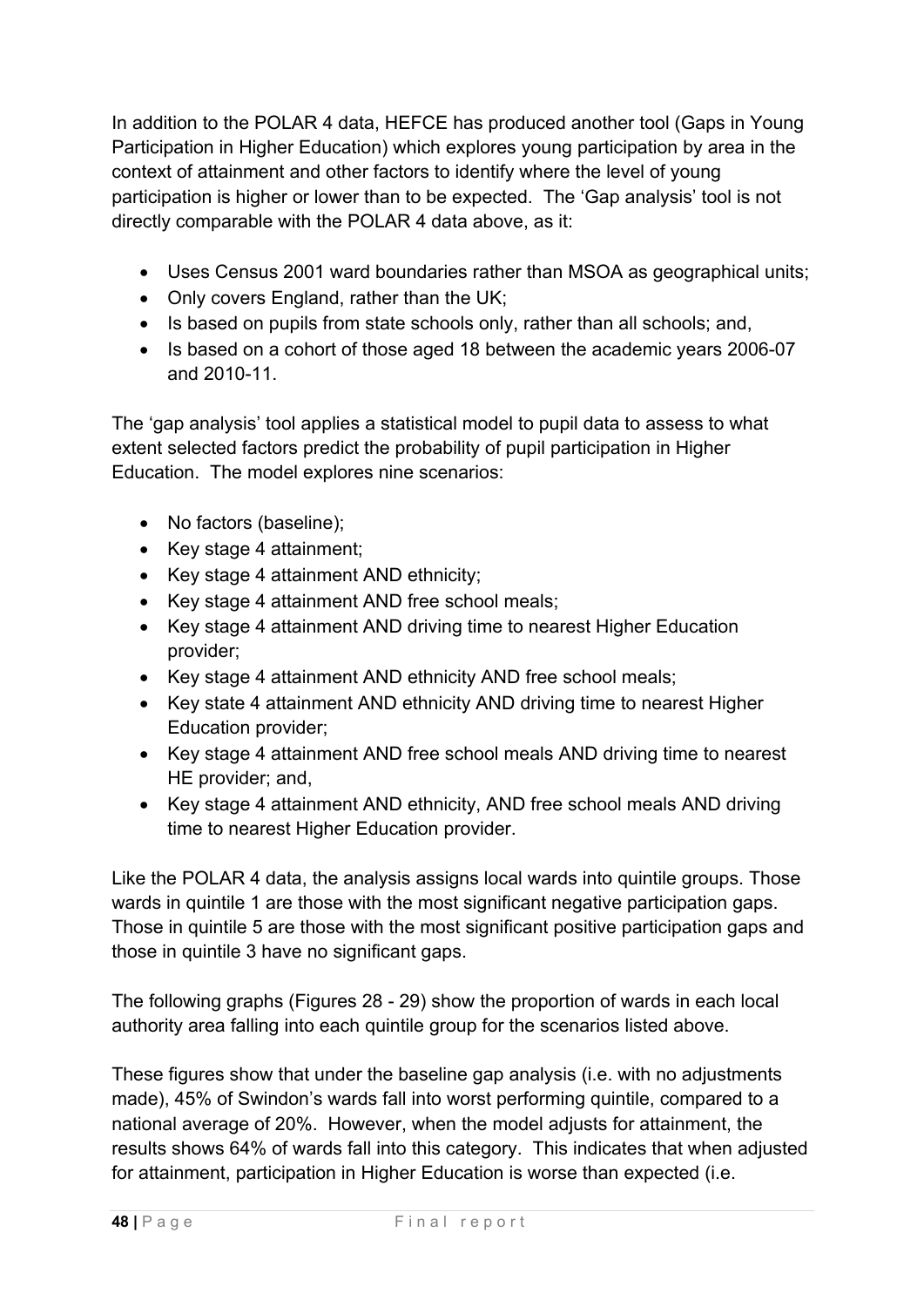In addition to the POLAR 4 data, HEFCE has produced another tool (Gaps in Young Participation in Higher Education) which explores young participation by area in the context of attainment and other factors to identify where the level of young participation is higher or lower than to be expected. The 'Gap analysis' tool is not directly comparable with the POLAR 4 data above, as it:

- Uses Census 2001 ward boundaries rather than MSOA as geographical units;
- Only covers England, rather than the UK;
- Is based on pupils from state schools only, rather than all schools; and,
- Is based on a cohort of those aged 18 between the academic years 2006-07 and 2010-11.

The 'gap analysis' tool applies a statistical model to pupil data to assess to what extent selected factors predict the probability of pupil participation in Higher Education. The model explores nine scenarios:

- No factors (baseline);
- Key stage 4 attainment;
- Key stage 4 attainment AND ethnicity;
- Key stage 4 attainment AND free school meals;
- Key stage 4 attainment AND driving time to nearest Higher Education provider;
- Key stage 4 attainment AND ethnicity AND free school meals;
- Key state 4 attainment AND ethnicity AND driving time to nearest Higher Education provider;
- Key stage 4 attainment AND free school meals AND driving time to nearest HE provider; and,
- Key stage 4 attainment AND ethnicity, AND free school meals AND driving time to nearest Higher Education provider.

Like the POLAR 4 data, the analysis assigns local wards into quintile groups. Those wards in quintile 1 are those with the most significant negative participation gaps. Those in quintile 5 are those with the most significant positive participation gaps and those in quintile 3 have no significant gaps.

The following graphs (Figures 28 - 29) show the proportion of wards in each local authority area falling into each quintile group for the scenarios listed above.

These figures show that under the baseline gap analysis (i.e. with no adjustments made), 45% of Swindon's wards fall into worst performing quintile, compared to a national average of 20%. However, when the model adjusts for attainment, the results shows 64% of wards fall into this category. This indicates that when adjusted for attainment, participation in Higher Education is worse than expected (i.e.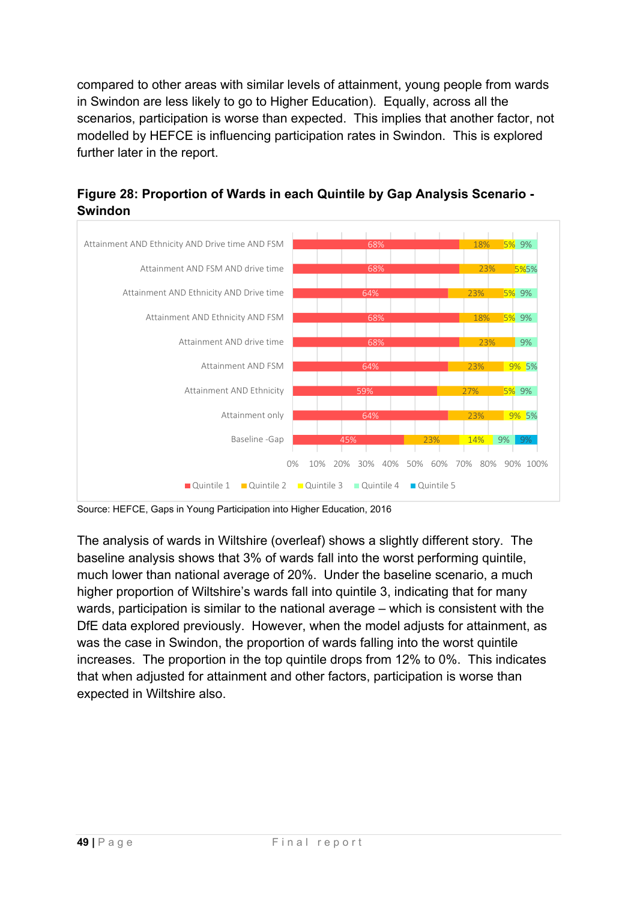compared to other areas with similar levels of attainment, young people from wards in Swindon are less likely to go to Higher Education). Equally, across all the scenarios, participation is worse than expected. This implies that another factor, not modelled by HEFCE is influencing participation rates in Swindon. This is explored further later in the report.

**Figure 28: Proportion of Wards in each Quintile by Gap Analysis Scenario - Swindon**

| Scenario | Quintile 1 | Quintile 2 | Quintile 3 | Quintile 4 | Quintile 5 |
|---|---|---|---|---|---|
| Attainment AND Ethnicity AND Drive time AND FSM | 68% | 18% | 5% | 9% | |
| Attainment AND FSM AND drive time | 68% | 23% | 5% | 5% | |
| Attainment AND Ethnicity AND Drive time | 64% | 23% | 5% | 9% | |
| Attainment AND Ethnicity AND FSM | 68% | 18% | 5% | 9% | |
| Attainment AND drive time | 68% | 23% | | 9% | |
| Attainment AND FSM | 64% | 23% | 9% | 5% | |
| Attainment AND Ethnicity | 59% | 27% | 5% | 9% | |
| Attainment only | 64% | 23% | 9% | 5% | |
| Baseline -Gap | 45% | 23% | 14% | 9% | 9% |

Source: HEFCE, Gaps in Young Participation into Higher Education, 2016

The analysis of wards in Wiltshire (overleaf) shows a slightly different story. The baseline analysis shows that 3% of wards fall into the worst performing quintile, much lower than national average of 20%. Under the baseline scenario, a much higher proportion of Wiltshire's wards fall into quintile 3, indicating that for many wards, participation is similar to the national average – which is consistent with the DfE data explored previously. However, when the model adjusts for attainment, as was the case in Swindon, the proportion of wards falling into the worst quintile increases. The proportion in the top quintile drops from 12% to 0%. This indicates that when adjusted for attainment and other factors, participation is worse than expected in Wiltshire also.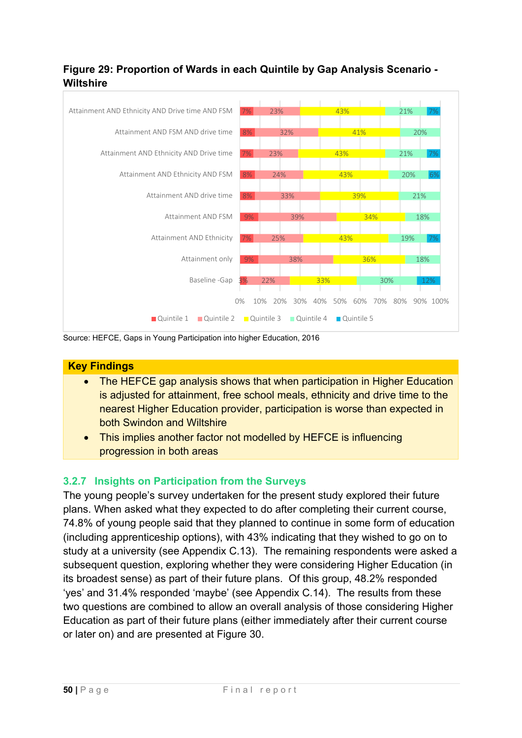**Figure 29: Proportion of Wards in each Quintile by Gap Analysis Scenario - Wiltshire**

| Scenario | Quintile 1 | Quintile 2 | Quintile 3 | Quintile 4 | Quintile 5 |
|---|---|---|---|---|---|
| Attainment AND Ethnicity AND Drive time AND FSM | 7% | 23% | 43% | 21% | 7% |
| Attainment AND FSM AND drive time | 8% | 32% | 41% | 20% | |
| Attainment AND Ethnicity AND Drive time | 7% | 23% | 43% | 21% | 7% |
| Attainment AND Ethnicity AND FSM | 8% | 24% | 43% | 20% | 6% |
| Attainment AND drive time | 8% | 33% | 39% | 21% | |
| Attainment AND FSM | 9% | 39% | 34% | 18% | |
| Attainment AND Ethnicity | 7% | 25% | 43% | 19% | 7% |
| Attainment only | 9% | 38% | 36% | 18% | |
| Baseline -Gap | 3% | 22% | 33% | 30% | 12% |

Source: HEFCE, Gaps in Young Participation into higher Education, 2016

**Key Findings**

- The HEFCE gap analysis shows that when participation in Higher Education is adjusted for attainment, free school meals, ethnicity and drive time to the nearest Higher Education provider, participation is worse than expected in both Swindon and Wiltshire
- This implies another factor not modelled by HEFCE is influencing progression in both areas

### 3.2.7 Insights on Participation from the Surveys

The young people's survey undertaken for the present study explored their future plans. When asked what they expected to do after completing their current course, 74.8% of young people said that they planned to continue in some form of education (including apprenticeship options), with 43% indicating that they wished to go on to study at a university (see Appendix C.13). The remaining respondents were asked a subsequent question, exploring whether they were considering Higher Education (in its broadest sense) as part of their future plans. Of this group, 48.2% responded 'yes' and 31.4% responded 'maybe' (see Appendix C.14). The results from these two questions are combined to allow an overall analysis of those considering Higher Education as part of their future plans (either immediately after their current course or later on) and are presented at Figure 30.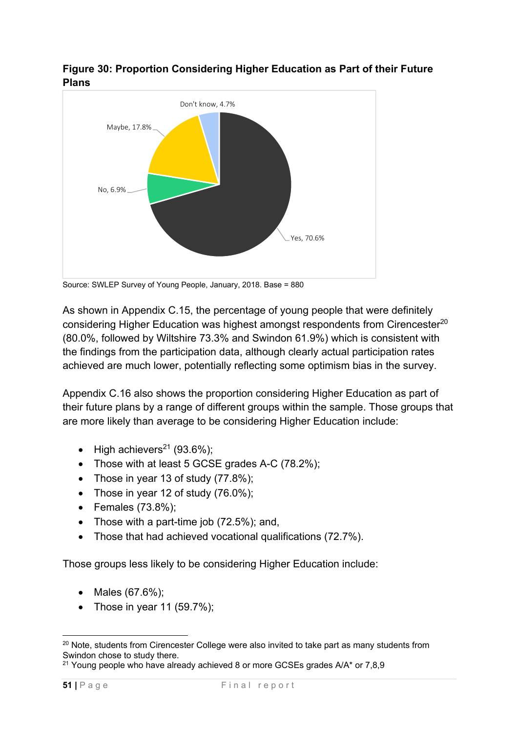**Figure 30: Proportion Considering Higher Education as Part of their Future Plans**

Don't know, 4.7%

Maybe, 17.8%

No, 6.9%

Yes, 70.6%

Source: SWLEP Survey of Young People, January, 2018. Base = 880

As shown in Appendix C.15, the percentage of young people that were definitely considering Higher Education was highest amongst respondents from Cirencester[20] (80.0%, followed by Wiltshire 73.3% and Swindon 61.9%) which is consistent with the findings from the participation data, although clearly actual participation rates achieved are much lower, potentially reflecting some optimism bias in the survey.

Appendix C.16 also shows the proportion considering Higher Education as part of their future plans by a range of different groups within the sample. Those groups that are more likely than average to be considering Higher Education include:

- High achievers[21] (93.6%);
- Those with at least 5 GCSE grades A-C (78.2%);
- Those in year 13 of study (77.8%);
- Those in year 12 of study (76.0%);
- Females (73.8%);
- Those with a part-time job (72.5%); and,
- Those that had achieved vocational qualifications (72.7%).

Those groups less likely to be considering Higher Education include:

- Males (67.6%);
- Those in year 11 (59.7%);

[20] Note, students from Cirencester College were also invited to take part as many students from Swindon chose to study there.

[21] Young people who have already achieved 8 or more GCSEs grades A/A* or 7,8,9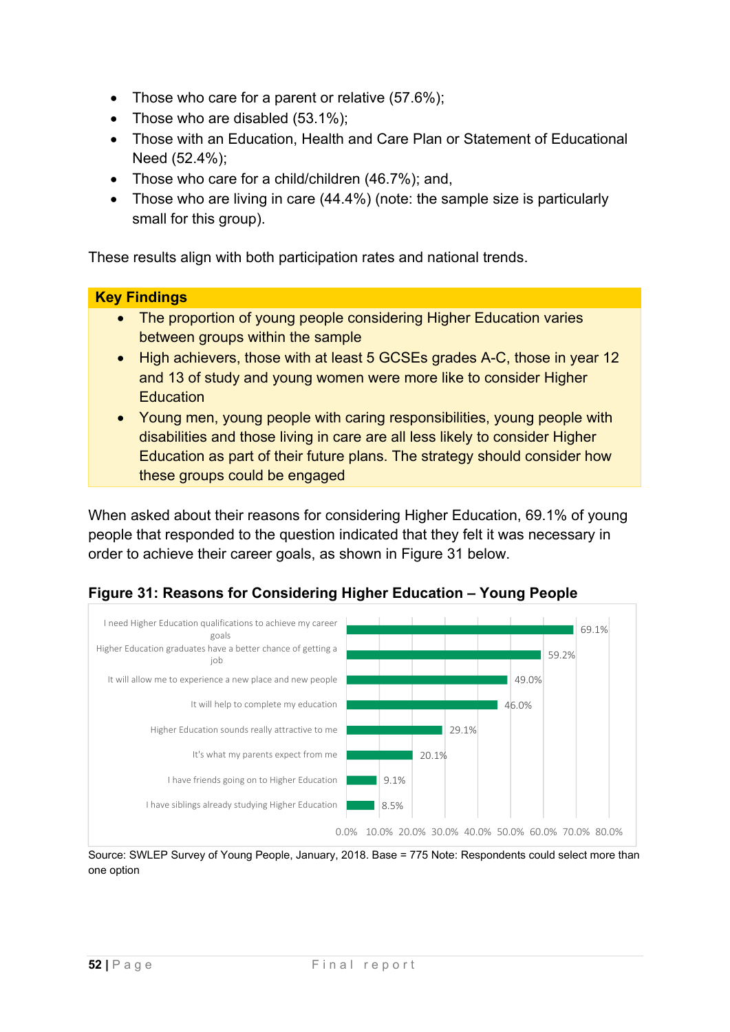- Those who care for a parent or relative (57.6%);
- Those who are disabled (53.1%);
- Those with an Education, Health and Care Plan or Statement of Educational Need (52.4%);
- Those who care for a child/children (46.7%); and,
- Those who are living in care (44.4%) (note: the sample size is particularly small for this group).

These results align with both participation rates and national trends.

**Key Findings**

- The proportion of young people considering Higher Education varies between groups within the sample
- High achievers, those with at least 5 GCSEs grades A-C, those in year 12 and 13 of study and young women were more like to consider Higher Education
- Young men, young people with caring responsibilities, young people with disabilities and those living in care are all less likely to consider Higher Education as part of their future plans. The strategy should consider how these groups could be engaged

When asked about their reasons for considering Higher Education, 69.1% of young people that responded to the question indicated that they felt it was necessary in order to achieve their career goals, as shown in Figure 31 below.

**Figure 31: Reasons for Considering Higher Education – Young People**

| Reason | % |
|---|---|
| I need Higher Education qualifications to achieve my career goals | 69.1% |
| Higher Education graduates have a better chance of getting a job | 59.2% |
| It will allow me to experience a new place and new people | 49.0% |
| It will help to complete my education | 46.0% |
| Higher Education sounds really attractive to me | 29.1% |
| It's what my parents expect from me | 20.1% |
| I have friends going on to Higher Education | 9.1% |
| I have siblings already studying Higher Education | 8.5% |

Source: SWLEP Survey of Young People, January, 2018. Base = 775 Note: Respondents could select more than one option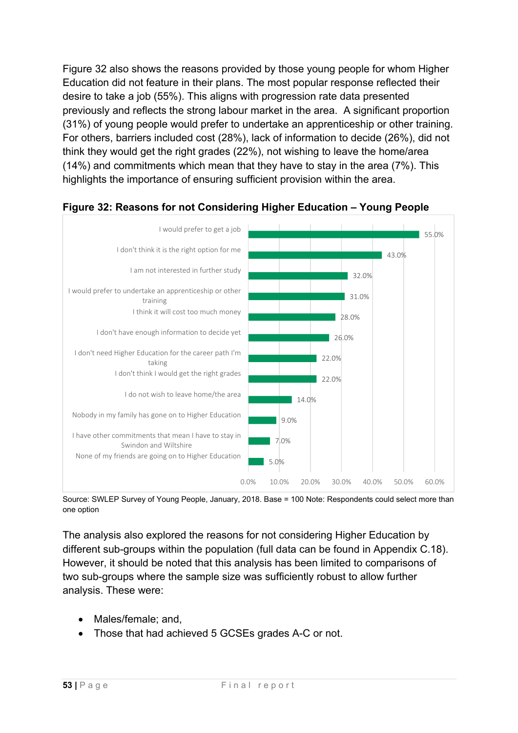Figure 32 also shows the reasons provided by those young people for whom Higher Education did not feature in their plans. The most popular response reflected their desire to take a job (55%). This aligns with progression rate data presented previously and reflects the strong labour market in the area. A significant proportion (31%) of young people would prefer to undertake an apprenticeship or other training. For others, barriers included cost (28%), lack of information to decide (26%), did not think they would get the right grades (22%), not wishing to leave the home/area (14%) and commitments which mean that they have to stay in the area (7%). This highlights the importance of ensuring sufficient provision within the area.

**Figure 32: Reasons for not Considering Higher Education – Young People**

| Reason | % |
|---|---|
| I would prefer to get a job | 55.0% |
| I don't think it is the right option for me | 43.0% |
| I am not interested in further study | 32.0% |
| I would prefer to undertake an apprenticeship or other training | 31.0% |
| I think it will cost too much money | 28.0% |
| I don't have enough information to decide yet | 26.0% |
| I don't need Higher Education for the career path I'm taking | 22.0% |
| I don't think I would get the right grades | 22.0% |
| I do not wish to leave home/the area | 14.0% |
| Nobody in my family has gone on to Higher Education | 9.0% |
| I have other commitments that mean I have to stay in Swindon and Wiltshire | 7.0% |
| None of my friends are going on to Higher Education | 5.0% |

Source: SWLEP Survey of Young People, January, 2018. Base = 100 Note: Respondents could select more than one option

The analysis also explored the reasons for not considering Higher Education by different sub-groups within the population (full data can be found in Appendix C.18). However, it should be noted that this analysis has been limited to comparisons of two sub-groups where the sample size was sufficiently robust to allow further analysis. These were:

- Males/female; and,
- Those that had achieved 5 GCSEs grades A-C or not.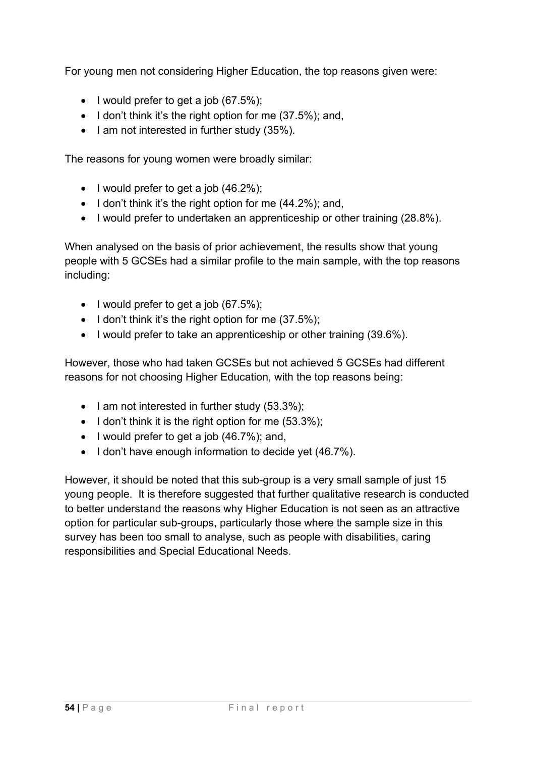For young men not considering Higher Education, the top reasons given were:

- I would prefer to get a job (67.5%);
- I don't think it's the right option for me (37.5%); and,
- I am not interested in further study (35%).

The reasons for young women were broadly similar:

- I would prefer to get a job (46.2%);
- I don't think it's the right option for me (44.2%); and,
- I would prefer to undertaken an apprenticeship or other training (28.8%).

When analysed on the basis of prior achievement, the results show that young people with 5 GCSEs had a similar profile to the main sample, with the top reasons including:

- I would prefer to get a job (67.5%);
- I don't think it's the right option for me (37.5%);
- I would prefer to take an apprenticeship or other training (39.6%).

However, those who had taken GCSEs but not achieved 5 GCSEs had different reasons for not choosing Higher Education, with the top reasons being:

- I am not interested in further study (53.3%);
- I don't think it is the right option for me (53.3%);
- I would prefer to get a job (46.7%); and,
- I don't have enough information to decide yet (46.7%).

However, it should be noted that this sub-group is a very small sample of just 15 young people. It is therefore suggested that further qualitative research is conducted to better understand the reasons why Higher Education is not seen as an attractive option for particular sub-groups, particularly those where the sample size in this survey has been too small to analyse, such as people with disabilities, caring responsibilities and Special Educational Needs.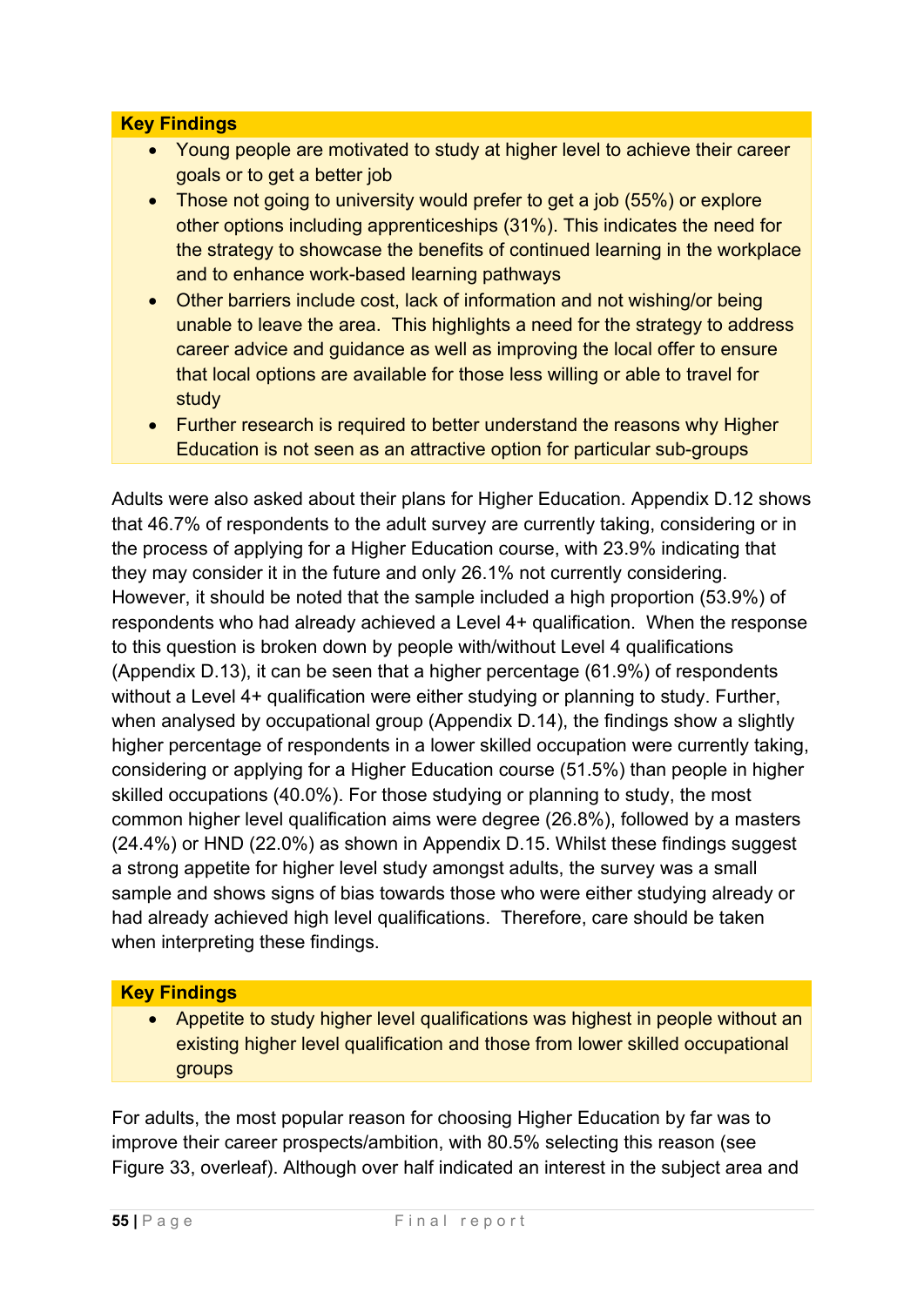**Key Findings**

- Young people are motivated to study at higher level to achieve their career goals or to get a better job
- Those not going to university would prefer to get a job (55%) or explore other options including apprenticeships (31%). This indicates the need for the strategy to showcase the benefits of continued learning in the workplace and to enhance work-based learning pathways
- Other barriers include cost, lack of information and not wishing/or being unable to leave the area. This highlights a need for the strategy to address career advice and guidance as well as improving the local offer to ensure that local options are available for those less willing or able to travel for study
- Further research is required to better understand the reasons why Higher Education is not seen as an attractive option for particular sub-groups

Adults were also asked about their plans for Higher Education. Appendix D.12 shows that 46.7% of respondents to the adult survey are currently taking, considering or in the process of applying for a Higher Education course, with 23.9% indicating that they may consider it in the future and only 26.1% not currently considering. However, it should be noted that the sample included a high proportion (53.9%) of respondents who had already achieved a Level 4+ qualification. When the response to this question is broken down by people with/without Level 4 qualifications (Appendix D.13), it can be seen that a higher percentage (61.9%) of respondents without a Level 4+ qualification were either studying or planning to study. Further, when analysed by occupational group (Appendix D.14), the findings show a slightly higher percentage of respondents in a lower skilled occupation were currently taking, considering or applying for a Higher Education course (51.5%) than people in higher skilled occupations (40.0%). For those studying or planning to study, the most common higher level qualification aims were degree (26.8%), followed by a masters (24.4%) or HND (22.0%) as shown in Appendix D.15. Whilst these findings suggest a strong appetite for higher level study amongst adults, the survey was a small sample and shows signs of bias towards those who were either studying already or had already achieved high level qualifications. Therefore, care should be taken when interpreting these findings.

**Key Findings**

- Appetite to study higher level qualifications was highest in people without an existing higher level qualification and those from lower skilled occupational groups

For adults, the most popular reason for choosing Higher Education by far was to improve their career prospects/ambition, with 80.5% selecting this reason (see Figure 33, overleaf). Although over half indicated an interest in the subject area and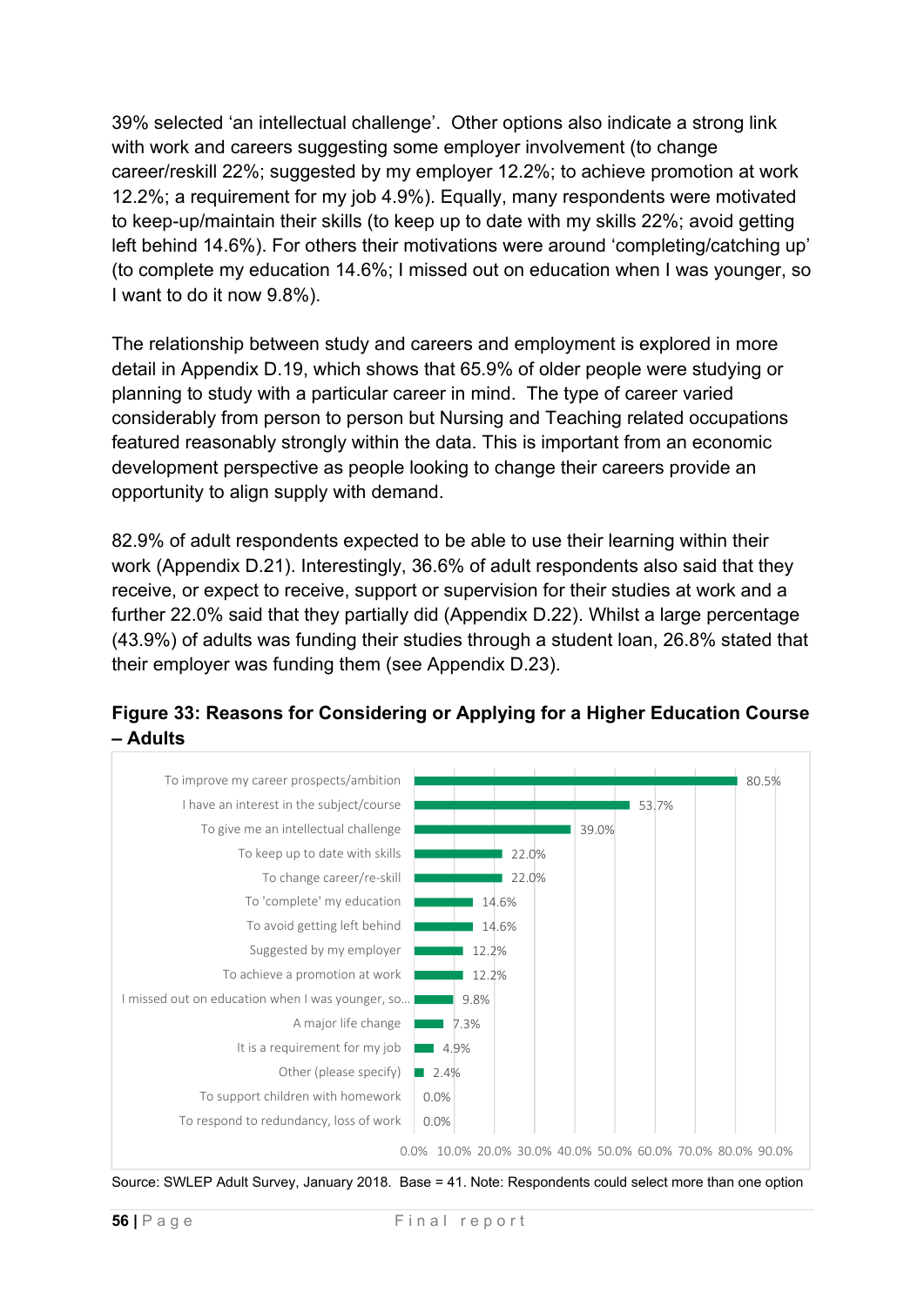39% selected 'an intellectual challenge'. Other options also indicate a strong link with work and careers suggesting some employer involvement (to change career/reskill 22%; suggested by my employer 12.2%; to achieve promotion at work 12.2%; a requirement for my job 4.9%). Equally, many respondents were motivated to keep-up/maintain their skills (to keep up to date with my skills 22%; avoid getting left behind 14.6%). For others their motivations were around 'completing/catching up' (to complete my education 14.6%; I missed out on education when I was younger, so I want to do it now 9.8%).

The relationship between study and careers and employment is explored in more detail in Appendix D.19, which shows that 65.9% of older people were studying or planning to study with a particular career in mind. The type of career varied considerably from person to person but Nursing and Teaching related occupations featured reasonably strongly within the data. This is important from an economic development perspective as people looking to change their careers provide an opportunity to align supply with demand.

82.9% of adult respondents expected to be able to use their learning within their work (Appendix D.21). Interestingly, 36.6% of adult respondents also said that they receive, or expect to receive, support or supervision for their studies at work and a further 22.0% said that they partially did (Appendix D.22). Whilst a large percentage (43.9%) of adults was funding their studies through a student loan, 26.8% stated that their employer was funding them (see Appendix D.23).

**Figure 33: Reasons for Considering or Applying for a Higher Education Course – Adults**

| Reason | % |
|---|---|
| To improve my career prospects/ambition | 80.5% |
| I have an interest in the subject/course | 53.7% |
| To give me an intellectual challenge | 39.0% |
| To keep up to date with skills | 22.0% |
| To change career/re-skill | 22.0% |
| To 'complete' my education | 14.6% |
| To avoid getting left behind | 14.6% |
| Suggested by my employer | 12.2% |
| To achieve a promotion at work | 12.2% |
| I missed out on education when I was younger, so... | 9.8% |
| A major life change | 7.3% |
| It is a requirement for my job | 4.9% |
| Other (please specify) | 2.4% |
| To support children with homework | 0.0% |
| To respond to redundancy, loss of work | 0.0% |

Source: SWLEP Adult Survey, January 2018. Base = 41. Note: Respondents could select more than one option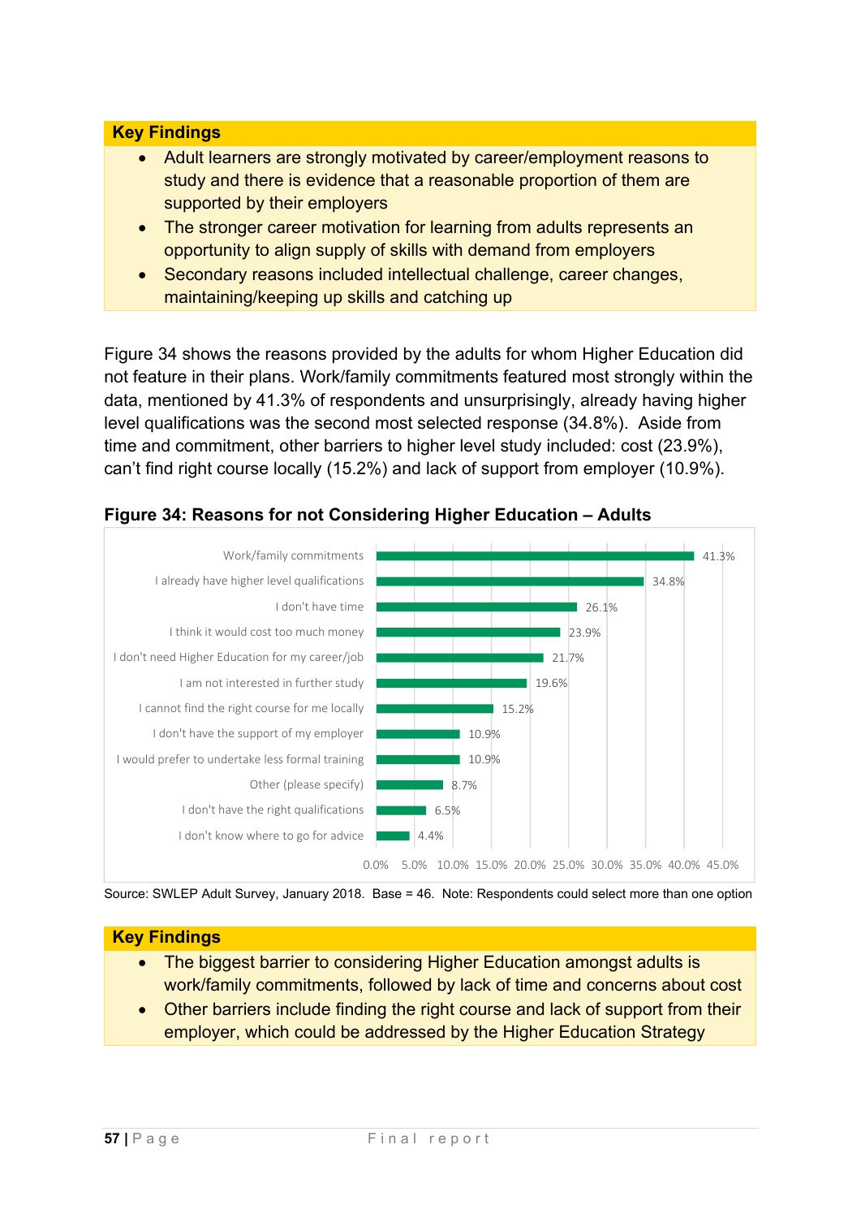**Key Findings**

- Adult learners are strongly motivated by career/employment reasons to study and there is evidence that a reasonable proportion of them are supported by their employers
- The stronger career motivation for learning from adults represents an opportunity to align supply of skills with demand from employers
- Secondary reasons included intellectual challenge, career changes, maintaining/keeping up skills and catching up

Figure 34 shows the reasons provided by the adults for whom Higher Education did not feature in their plans. Work/family commitments featured most strongly within the data, mentioned by 41.3% of respondents and unsurprisingly, already having higher level qualifications was the second most selected response (34.8%). Aside from time and commitment, other barriers to higher level study included: cost (23.9%), can't find right course locally (15.2%) and lack of support from employer (10.9%).

**Figure 34: Reasons for not Considering Higher Education – Adults**

| Reason | % |
|---|---|
| Work/family commitments | 41.3% |
| I already have higher level qualifications | 34.8% |
| I don't have time | 26.1% |
| I think it would cost too much money | 23.9% |
| I don't need Higher Education for my career/job | 21.7% |
| I am not interested in further study | 19.6% |
| I cannot find the right course for me locally | 15.2% |
| I don't have the support of my employer | 10.9% |
| I would prefer to undertake less formal training | 10.9% |
| Other (please specify) | 8.7% |
| I don't have the right qualifications | 6.5% |
| I don't know where to go for advice | 4.4% |

Source: SWLEP Adult Survey, January 2018. Base = 46. Note: Respondents could select more than one option

**Key Findings**

- The biggest barrier to considering Higher Education amongst adults is work/family commitments, followed by lack of time and concerns about cost
- Other barriers include finding the right course and lack of support from their employer, which could be addressed by the Higher Education Strategy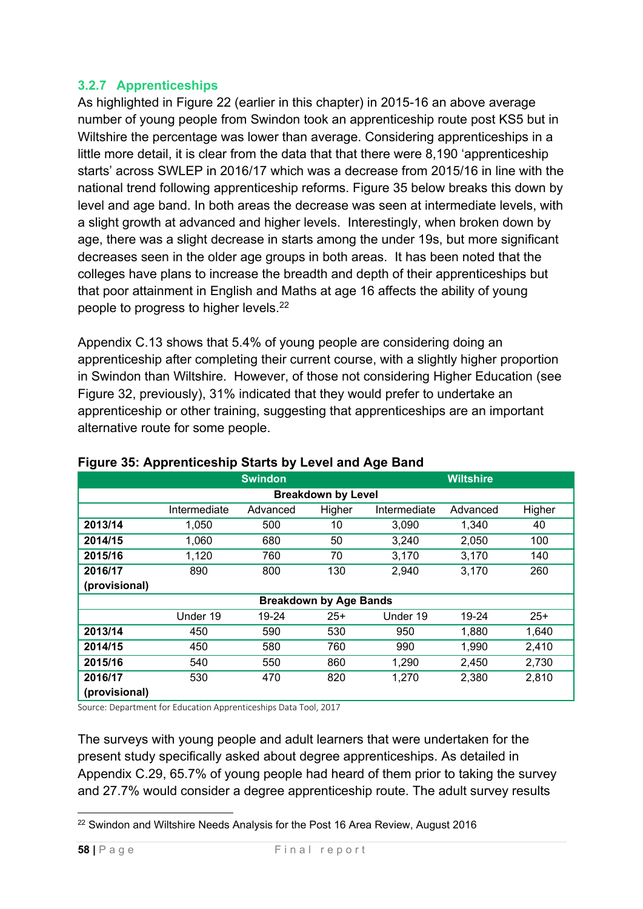### 3.2.7 Apprenticeships

As highlighted in Figure 22 (earlier in this chapter) in 2015-16 an above average number of young people from Swindon took an apprenticeship route post KS5 but in Wiltshire the percentage was lower than average. Considering apprenticeships in a little more detail, it is clear from the data that that there were 8,190 'apprenticeship starts' across SWLEP in 2016/17 which was a decrease from 2015/16 in line with the national trend following apprenticeship reforms. Figure 35 below breaks this down by level and age band. In both areas the decrease was seen at intermediate levels, with a slight growth at advanced and higher levels. Interestingly, when broken down by age, there was a slight decrease in starts among the under 19s, but more significant decreases seen in the older age groups in both areas. It has been noted that the colleges have plans to increase the breadth and depth of their apprenticeships but that poor attainment in English and Maths at age 16 affects the ability of young people to progress to higher levels.[22]

Appendix C.13 shows that 5.4% of young people are considering doing an apprenticeship after completing their current course, with a slightly higher proportion in Swindon than Wiltshire. However, of those not considering Higher Education (see Figure 32, previously), 31% indicated that they would prefer to undertake an apprenticeship or other training, suggesting that apprenticeships are an important alternative route for some people.

**Figure 35: Apprenticeship Starts by Level and Age Band**

| | Swindon | | | Wiltshire | | |
|---|---|---|---|---|---|---|
| **Breakdown by Level** | | | | | | |
| | Intermediate | Advanced | Higher | Intermediate | Advanced | Higher |
| **2013/14** | 1,050 | 500 | 10 | 3,090 | 1,340 | 40 |
| **2014/15** | 1,060 | 680 | 50 | 3,240 | 2,050 | 100 |
| **2015/16** | 1,120 | 760 | 70 | 3,170 | 3,170 | 140 |
| **2016/17 (provisional)** | 890 | 800 | 130 | 2,940 | 3,170 | 260 |
| **Breakdown by Age Bands** | | | | | | |
| | Under 19 | 19-24 | 25+ | Under 19 | 19-24 | 25+ |
| **2013/14** | 450 | 590 | 530 | 950 | 1,880 | 1,640 |
| **2014/15** | 450 | 580 | 760 | 990 | 1,990 | 2,410 |
| **2015/16** | 540 | 550 | 860 | 1,290 | 2,450 | 2,730 |
| **2016/17 (provisional)** | 530 | 470 | 820 | 1,270 | 2,380 | 2,810 |

Source: Department for Education Apprenticeships Data Tool, 2017

The surveys with young people and adult learners that were undertaken for the present study specifically asked about degree apprenticeships. As detailed in Appendix C.29, 65.7% of young people had heard of them prior to taking the survey and 27.7% would consider a degree apprenticeship route. The adult survey results

[22] Swindon and Wiltshire Needs Analysis for the Post 16 Area Review, August 2016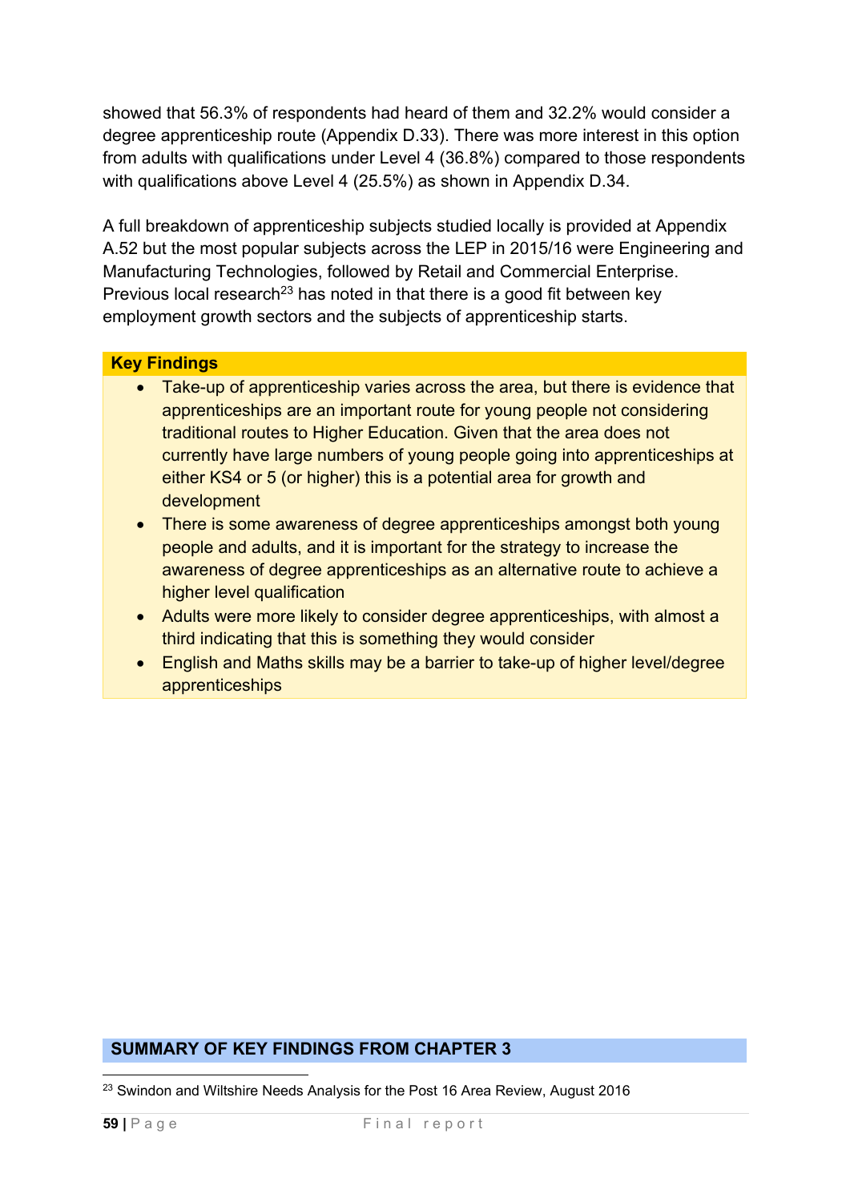showed that 56.3% of respondents had heard of them and 32.2% would consider a degree apprenticeship route (Appendix D.33). There was more interest in this option from adults with qualifications under Level 4 (36.8%) compared to those respondents with qualifications above Level 4 (25.5%) as shown in Appendix D.34.

A full breakdown of apprenticeship subjects studied locally is provided at Appendix A.52 but the most popular subjects across the LEP in 2015/16 were Engineering and Manufacturing Technologies, followed by Retail and Commercial Enterprise. Previous local research[23] has noted in that there is a good fit between key employment growth sectors and the subjects of apprenticeship starts.

**Key Findings**

- Take-up of apprenticeship varies across the area, but there is evidence that apprenticeships are an important route for young people not considering traditional routes to Higher Education. Given that the area does not currently have large numbers of young people going into apprenticeships at either KS4 or 5 (or higher) this is a potential area for growth and development
- There is some awareness of degree apprenticeships amongst both young people and adults, and it is important for the strategy to increase the awareness of degree apprenticeships as an alternative route to achieve a higher level qualification
- Adults were more likely to consider degree apprenticeships, with almost a third indicating that this is something they would consider
- English and Maths skills may be a barrier to take-up of higher level/degree apprenticeships

## SUMMARY OF KEY FINDINGS FROM CHAPTER 3

[23] Swindon and Wiltshire Needs Analysis for the Post 16 Area Review, August 2016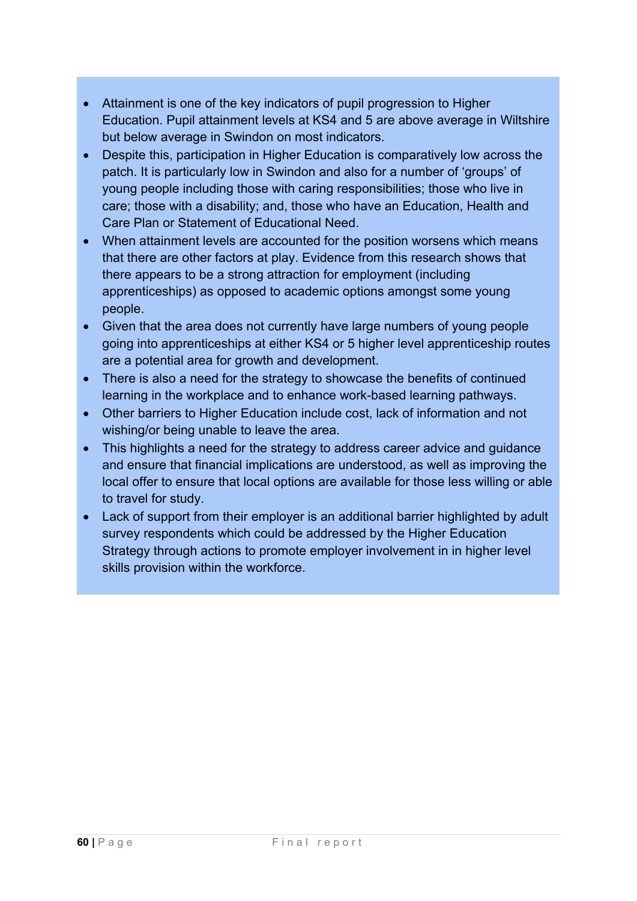- Attainment is one of the key indicators of pupil progression to Higher Education. Pupil attainment levels at KS4 and 5 are above average in Wiltshire but below average in Swindon on most indicators.
- Despite this, participation in Higher Education is comparatively low across the patch. It is particularly low in Swindon and also for a number of 'groups' of young people including those with caring responsibilities; those who live in care; those with a disability; and, those who have an Education, Health and Care Plan or Statement of Educational Need.
- When attainment levels are accounted for the position worsens which means that there are other factors at play. Evidence from this research shows that there appears to be a strong attraction for employment (including apprenticeships) as opposed to academic options amongst some young people.
- Given that the area does not currently have large numbers of young people going into apprenticeships at either KS4 or 5 higher level apprenticeship routes are a potential area for growth and development.
- There is also a need for the strategy to showcase the benefits of continued learning in the workplace and to enhance work-based learning pathways.
- Other barriers to Higher Education include cost, lack of information and not wishing/or being unable to leave the area.
- This highlights a need for the strategy to address career advice and guidance and ensure that financial implications are understood, as well as improving the local offer to ensure that local options are available for those less willing or able to travel for study.
- Lack of support from their employer is an additional barrier highlighted by adult survey respondents which could be addressed by the Higher Education Strategy through actions to promote employer involvement in in higher level skills provision within the workforce.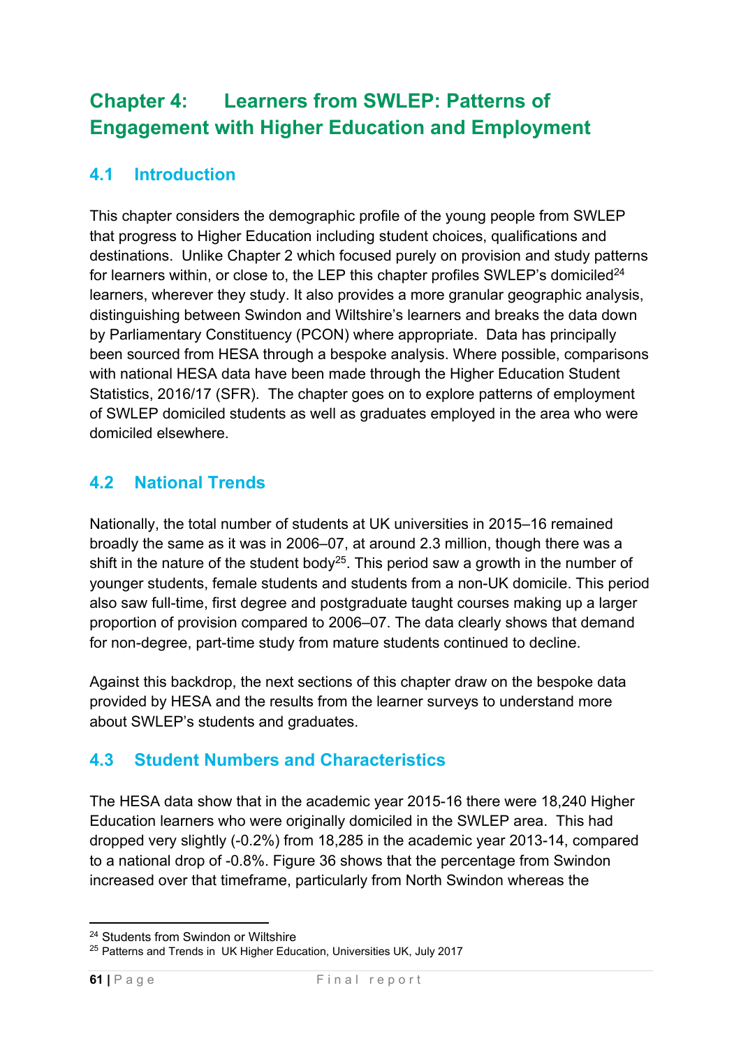# Chapter 4: Learners from SWLEP: Patterns of Engagement with Higher Education and Employment

## 4.1 Introduction

This chapter considers the demographic profile of the young people from SWLEP that progress to Higher Education including student choices, qualifications and destinations. Unlike Chapter 2 which focused purely on provision and study patterns for learners within, or close to, the LEP this chapter profiles SWLEP's domiciled[24] learners, wherever they study. It also provides a more granular geographic analysis, distinguishing between Swindon and Wiltshire's learners and breaks the data down by Parliamentary Constituency (PCON) where appropriate. Data has principally been sourced from HESA through a bespoke analysis. Where possible, comparisons with national HESA data have been made through the Higher Education Student Statistics, 2016/17 (SFR). The chapter goes on to explore patterns of employment of SWLEP domiciled students as well as graduates employed in the area who were domiciled elsewhere.

## 4.2 National Trends

Nationally, the total number of students at UK universities in 2015–16 remained broadly the same as it was in 2006–07, at around 2.3 million, though there was a shift in the nature of the student body[25]. This period saw a growth in the number of younger students, female students and students from a non-UK domicile. This period also saw full-time, first degree and postgraduate taught courses making up a larger proportion of provision compared to 2006–07. The data clearly shows that demand for non-degree, part-time study from mature students continued to decline.

Against this backdrop, the next sections of this chapter draw on the bespoke data provided by HESA and the results from the learner surveys to understand more about SWLEP's students and graduates.

## 4.3 Student Numbers and Characteristics

The HESA data show that in the academic year 2015-16 there were 18,240 Higher Education learners who were originally domiciled in the SWLEP area. This had dropped very slightly (-0.2%) from 18,285 in the academic year 2013-14, compared to a national drop of -0.8%. Figure 36 shows that the percentage from Swindon increased over that timeframe, particularly from North Swindon whereas the

---

[24] Students from Swindon or Wiltshire

[25] Patterns and Trends in UK Higher Education, Universities UK, July 2017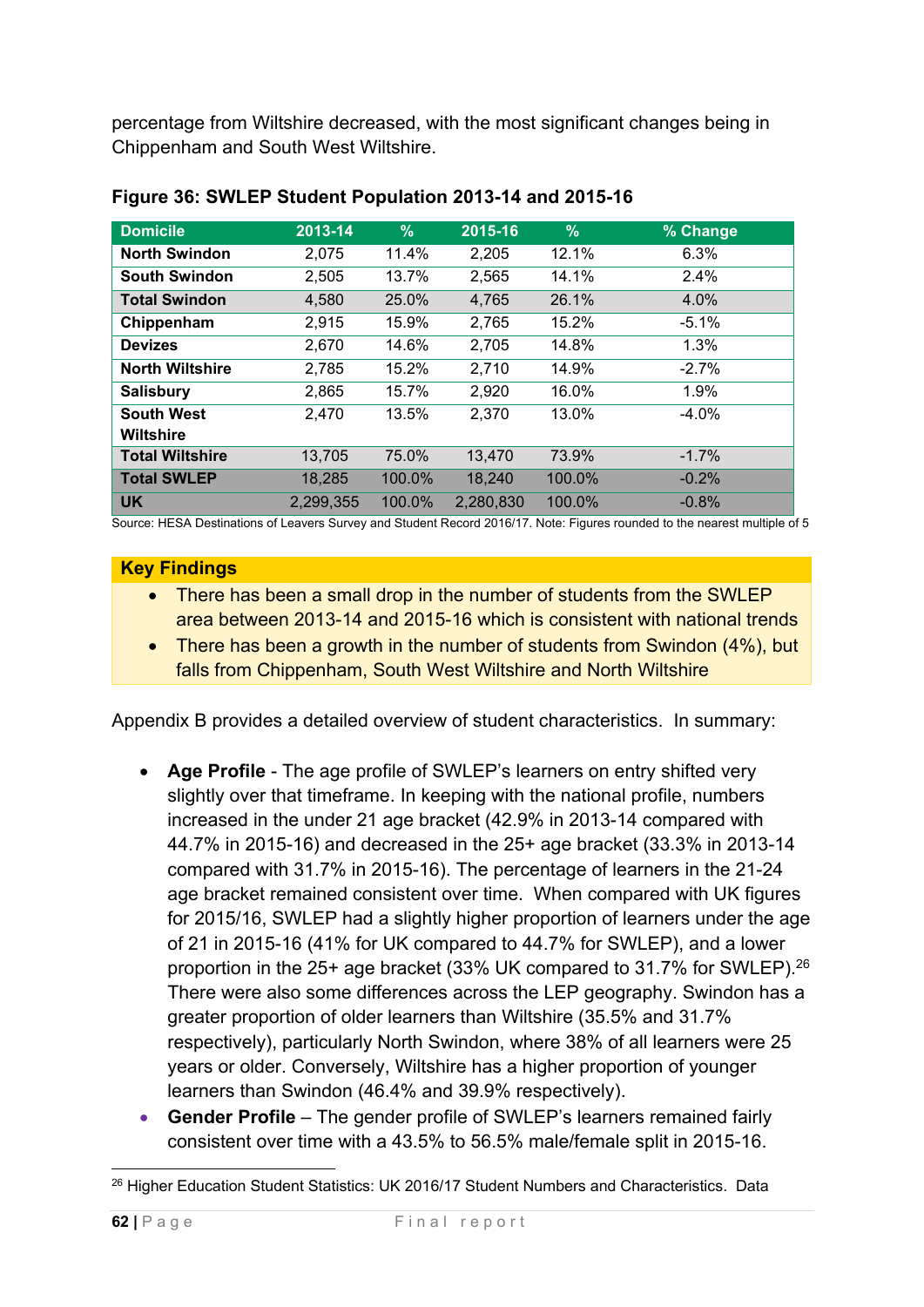percentage from Wiltshire decreased, with the most significant changes being in Chippenham and South West Wiltshire.

**Figure 36: SWLEP Student Population 2013-14 and 2015-16**

| Domicile | 2013-14 | % | 2015-16 | % | % Change |
|---|---|---|---|---|---|
| **North Swindon** | 2,075 | 11.4% | 2,205 | 12.1% | 6.3% |
| **South Swindon** | 2,505 | 13.7% | 2,565 | 14.1% | 2.4% |
| **Total Swindon** | 4,580 | 25.0% | 4,765 | 26.1% | 4.0% |
| **Chippenham** | 2,915 | 15.9% | 2,765 | 15.2% | -5.1% |
| **Devizes** | 2,670 | 14.6% | 2,705 | 14.8% | 1.3% |
| **North Wiltshire** | 2,785 | 15.2% | 2,710 | 14.9% | -2.7% |
| **Salisbury** | 2,865 | 15.7% | 2,920 | 16.0% | 1.9% |
| **South West Wiltshire** | 2,470 | 13.5% | 2,370 | 13.0% | -4.0% |
| **Total Wiltshire** | 13,705 | 75.0% | 13,470 | 73.9% | -1.7% |
| **Total SWLEP** | 18,285 | 100.0% | 18,240 | 100.0% | -0.2% |
| **UK** | 2,299,355 | 100.0% | 2,280,830 | 100.0% | -0.8% |

Source: HESA Destinations of Leavers Survey and Student Record 2016/17. Note: Figures rounded to the nearest multiple of 5

**Key Findings**

- There has been a small drop in the number of students from the SWLEP area between 2013-14 and 2015-16 which is consistent with national trends
- There has been a growth in the number of students from Swindon (4%), but falls from Chippenham, South West Wiltshire and North Wiltshire

Appendix B provides a detailed overview of student characteristics. In summary:

- **Age Profile** - The age profile of SWLEP's learners on entry shifted very slightly over that timeframe. In keeping with the national profile, numbers increased in the under 21 age bracket (42.9% in 2013-14 compared with 44.7% in 2015-16) and decreased in the 25+ age bracket (33.3% in 2013-14 compared with 31.7% in 2015-16). The percentage of learners in the 21-24 age bracket remained consistent over time. When compared with UK figures for 2015/16, SWLEP had a slightly higher proportion of learners under the age of 21 in 2015-16 (41% for UK compared to 44.7% for SWLEP), and a lower proportion in the 25+ age bracket (33% UK compared to 31.7% for SWLEP).[26] There were also some differences across the LEP geography. Swindon has a greater proportion of older learners than Wiltshire (35.5% and 31.7% respectively), particularly North Swindon, where 38% of all learners were 25 years or older. Conversely, Wiltshire has a higher proportion of younger learners than Swindon (46.4% and 39.9% respectively).
- **Gender Profile** – The gender profile of SWLEP's learners remained fairly consistent over time with a 43.5% to 56.5% male/female split in 2015-16.

[26] Higher Education Student Statistics: UK 2016/17 Student Numbers and Characteristics. Data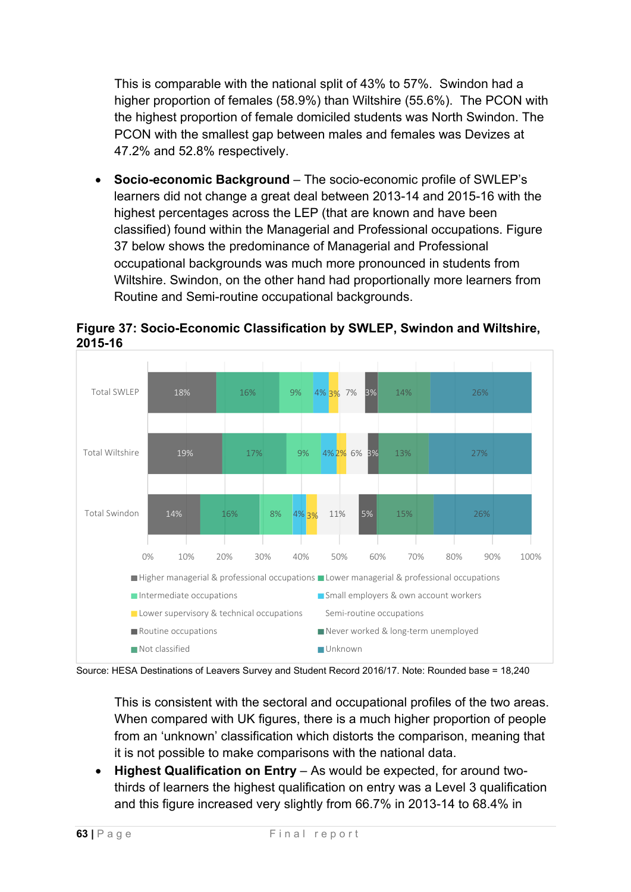This is comparable with the national split of 43% to 57%. Swindon had a higher proportion of females (58.9%) than Wiltshire (55.6%). The PCON with the highest proportion of female domiciled students was North Swindon. The PCON with the smallest gap between males and females was Devizes at 47.2% and 52.8% respectively.

- **Socio-economic Background** – The socio-economic profile of SWLEP's learners did not change a great deal between 2013-14 and 2015-16 with the highest percentages across the LEP (that are known and have been classified) found within the Managerial and Professional occupations. Figure 37 below shows the predominance of Managerial and Professional occupational backgrounds was much more pronounced in students from Wiltshire. Swindon, on the other hand had proportionally more learners from Routine and Semi-routine occupational backgrounds.

**Figure 37: Socio-Economic Classification by SWLEP, Swindon and Wiltshire, 2015-16**

| | Higher managerial & professional occupations | Lower managerial & professional occupations | Intermediate occupations | Small employers & own account workers | Lower supervisory & technical occupations | Semi-routine occupations | Routine occupations | Never worked & long-term unemployed | Not classified | Unknown |
|---|---|---|---|---|---|---|---|---|---|---|
| Total SWLEP | 18% | 16% | 9% | 4% | 3% | 7% | 3% | | 14% | 26% |
| Total Wiltshire | 19% | 17% | 9% | 4% | 2% | 6% | 3% | | 13% | 27% |
| Total Swindon | 14% | 16% | 8% | 4% | 3% | 11% | 5% | | 15% | 26% |

Source: HESA Destinations of Leavers Survey and Student Record 2016/17. Note: Rounded base = 18,240

This is consistent with the sectoral and occupational profiles of the two areas. When compared with UK figures, there is a much higher proportion of people from an 'unknown' classification which distorts the comparison, meaning that it is not possible to make comparisons with the national data.

- **Highest Qualification on Entry** – As would be expected, for around two-thirds of learners the highest qualification on entry was a Level 3 qualification and this figure increased very slightly from 66.7% in 2013-14 to 68.4% in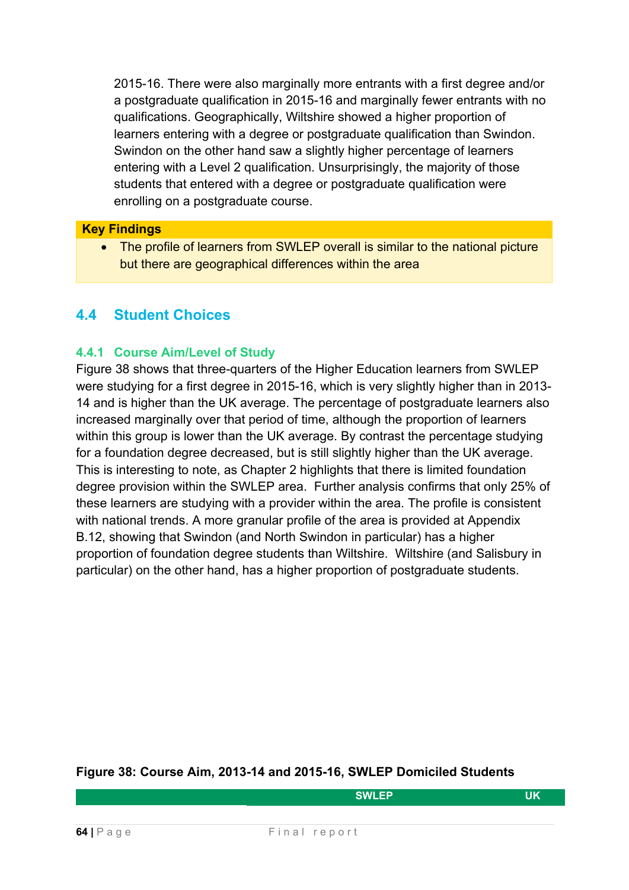2015-16. There were also marginally more entrants with a first degree and/or a postgraduate qualification in 2015-16 and marginally fewer entrants with no qualifications. Geographically, Wiltshire showed a higher proportion of learners entering with a degree or postgraduate qualification than Swindon. Swindon on the other hand saw a slightly higher percentage of learners entering with a Level 2 qualification. Unsurprisingly, the majority of those students that entered with a degree or postgraduate qualification were enrolling on a postgraduate course.

**Key Findings**

- The profile of learners from SWLEP overall is similar to the national picture but there are geographical differences within the area

## 4.4 Student Choices

### 4.4.1 Course Aim/Level of Study

Figure 38 shows that three-quarters of the Higher Education learners from SWLEP were studying for a first degree in 2015-16, which is very slightly higher than in 2013-14 and is higher than the UK average. The percentage of postgraduate learners also increased marginally over that period of time, although the proportion of learners within this group is lower than the UK average. By contrast the percentage studying for a foundation degree decreased, but is still slightly higher than the UK average. This is interesting to note, as Chapter 2 highlights that there is limited foundation degree provision within the SWLEP area. Further analysis confirms that only 25% of these learners are studying with a provider within the area. The profile is consistent with national trends. A more granular profile of the area is provided at Appendix B.12, showing that Swindon (and North Swindon in particular) has a higher proportion of foundation degree students than Wiltshire. Wiltshire (and Salisbury in particular) on the other hand, has a higher proportion of postgraduate students.

**Figure 38: Course Aim, 2013-14 and 2015-16, SWLEP Domiciled Students**

| | SWLEP | UK |
|---|---|---|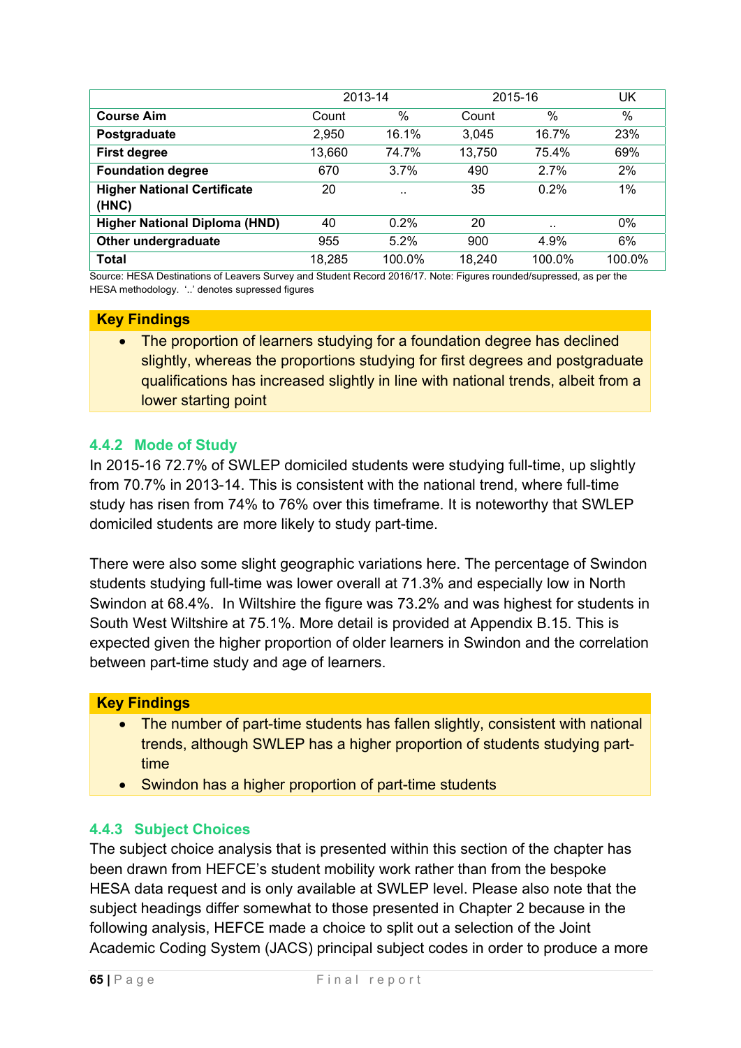| | 2013-14 | | 2015-16 | | UK |
|---|---|---|---|---|---|
| **Course Aim** | Count | % | Count | % | % |
| **Postgraduate** | 2,950 | 16.1% | 3,045 | 16.7% | 23% |
| **First degree** | 13,660 | 74.7% | 13,750 | 75.4% | 69% |
| **Foundation degree** | 670 | 3.7% | 490 | 2.7% | 2% |
| **Higher National Certificate (HNC)** | 20 | .. | 35 | 0.2% | 1% |
| **Higher National Diploma (HND)** | 40 | 0.2% | 20 | .. | 0% |
| **Other undergraduate** | 955 | 5.2% | 900 | 4.9% | 6% |
| **Total** | 18,285 | 100.0% | 18,240 | 100.0% | 100.0% |

Source: HESA Destinations of Leavers Survey and Student Record 2016/17. Note: Figures rounded/supressed, as per the HESA methodology. '..' denotes supressed figures

**Key Findings**

- The proportion of learners studying for a foundation degree has declined slightly, whereas the proportions studying for first degrees and postgraduate qualifications has increased slightly in line with national trends, albeit from a lower starting point

### 4.4.2 Mode of Study

In 2015-16 72.7% of SWLEP domiciled students were studying full-time, up slightly from 70.7% in 2013-14. This is consistent with the national trend, where full-time study has risen from 74% to 76% over this timeframe. It is noteworthy that SWLEP domiciled students are more likely to study part-time.

There were also some slight geographic variations here. The percentage of Swindon students studying full-time was lower overall at 71.3% and especially low in North Swindon at 68.4%. In Wiltshire the figure was 73.2% and was highest for students in South West Wiltshire at 75.1%. More detail is provided at Appendix B.15. This is expected given the higher proportion of older learners in Swindon and the correlation between part-time study and age of learners.

**Key Findings**

- The number of part-time students has fallen slightly, consistent with national trends, although SWLEP has a higher proportion of students studying part-time
- Swindon has a higher proportion of part-time students

### 4.4.3 Subject Choices

The subject choice analysis that is presented within this section of the chapter has been drawn from HEFCE's student mobility work rather than from the bespoke HESA data request and is only available at SWLEP level. Please also note that the subject headings differ somewhat to those presented in Chapter 2 because in the following analysis, HEFCE made a choice to split out a selection of the Joint Academic Coding System (JACS) principal subject codes in order to produce a more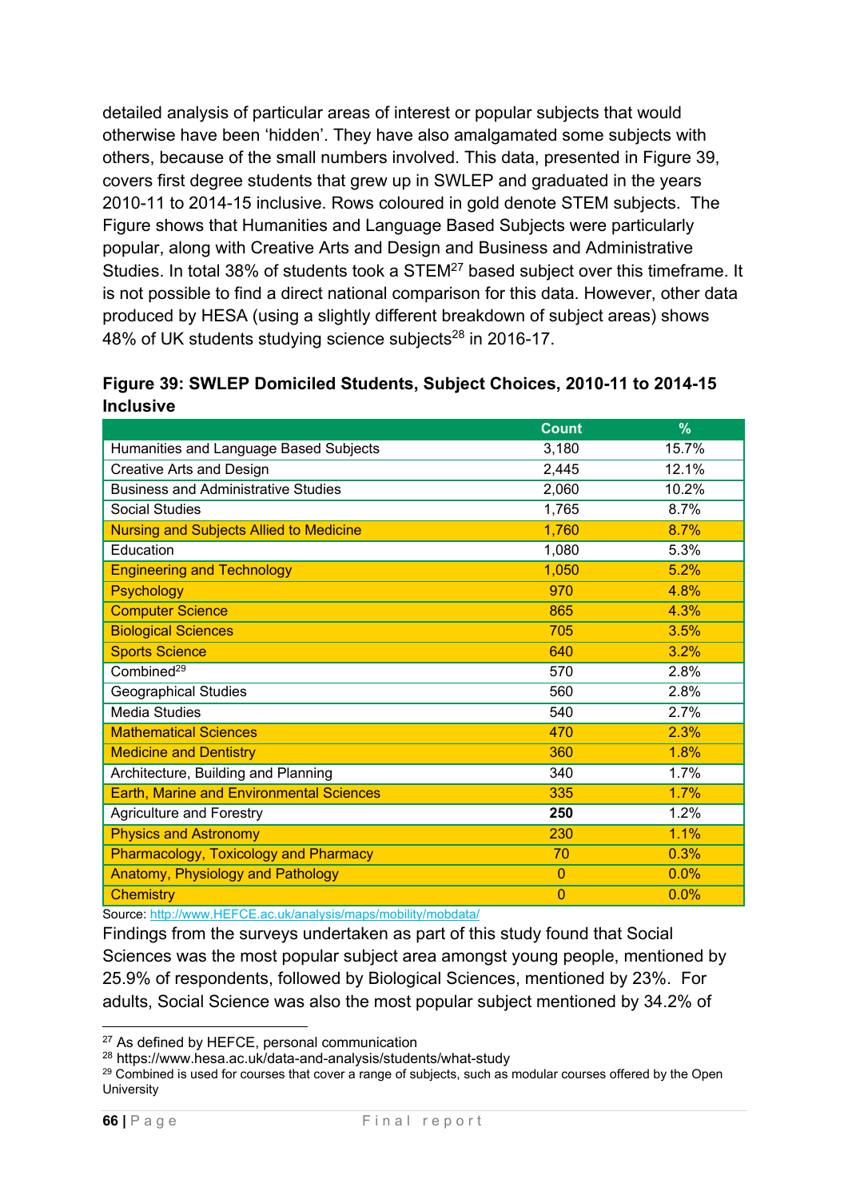detailed analysis of particular areas of interest or popular subjects that would otherwise have been 'hidden'. They have also amalgamated some subjects with others, because of the small numbers involved. This data, presented in Figure 39, covers first degree students that grew up in SWLEP and graduated in the years 2010-11 to 2014-15 inclusive. Rows coloured in gold denote STEM subjects. The Figure shows that Humanities and Language Based Subjects were particularly popular, along with Creative Arts and Design and Business and Administrative Studies. In total 38% of students took a STEM[27] based subject over this timeframe. It is not possible to find a direct national comparison for this data. However, other data produced by HESA (using a slightly different breakdown of subject areas) shows 48% of UK students studying science subjects[28] in 2016-17.

**Figure 39: SWLEP Domiciled Students, Subject Choices, 2010-11 to 2014-15 Inclusive**

| | Count | % |
|---|---|---|
| Humanities and Language Based Subjects | 3,180 | 15.7% |
| Creative Arts and Design | 2,445 | 12.1% |
| Business and Administrative Studies | 2,060 | 10.2% |
| Social Studies | 1,765 | 8.7% |
| Nursing and Subjects Allied to Medicine | 1,760 | 8.7% |
| Education | 1,080 | 5.3% |
| Engineering and Technology | 1,050 | 5.2% |
| Psychology | 970 | 4.8% |
| Computer Science | 865 | 4.3% |
| Biological Sciences | 705 | 3.5% |
| Sports Science | 640 | 3.2% |
| Combined[29] | 570 | 2.8% |
| Geographical Studies | 560 | 2.8% |
| Media Studies | 540 | 2.7% |
| Mathematical Sciences | 470 | 2.3% |
| Medicine and Dentistry | 360 | 1.8% |
| Architecture, Building and Planning | 340 | 1.7% |
| Earth, Marine and Environmental Sciences | 335 | 1.7% |
| Agriculture and Forestry | **250** | 1.2% |
| Physics and Astronomy | 230 | 1.1% |
| Pharmacology, Toxicology and Pharmacy | 70 | 0.3% |
| Anatomy, Physiology and Pathology | 0 | 0.0% |
| Chemistry | 0 | 0.0% |

Source: [http://www.HEFCE.ac.uk/analysis/maps/mobility/mobdata/](http://www.HEFCE.ac.uk/analysis/maps/mobility/mobdata/)

Findings from the surveys undertaken as part of this study found that Social Sciences was the most popular subject area amongst young people, mentioned by 25.9% of respondents, followed by Biological Sciences, mentioned by 23%. For adults, Social Science was also the most popular subject mentioned by 34.2% of

---

[27] As defined by HEFCE, personal communication

[28] https://www.hesa.ac.uk/data-and-analysis/students/what-study

[29] Combined is used for courses that cover a range of subjects, such as modular courses offered by the Open University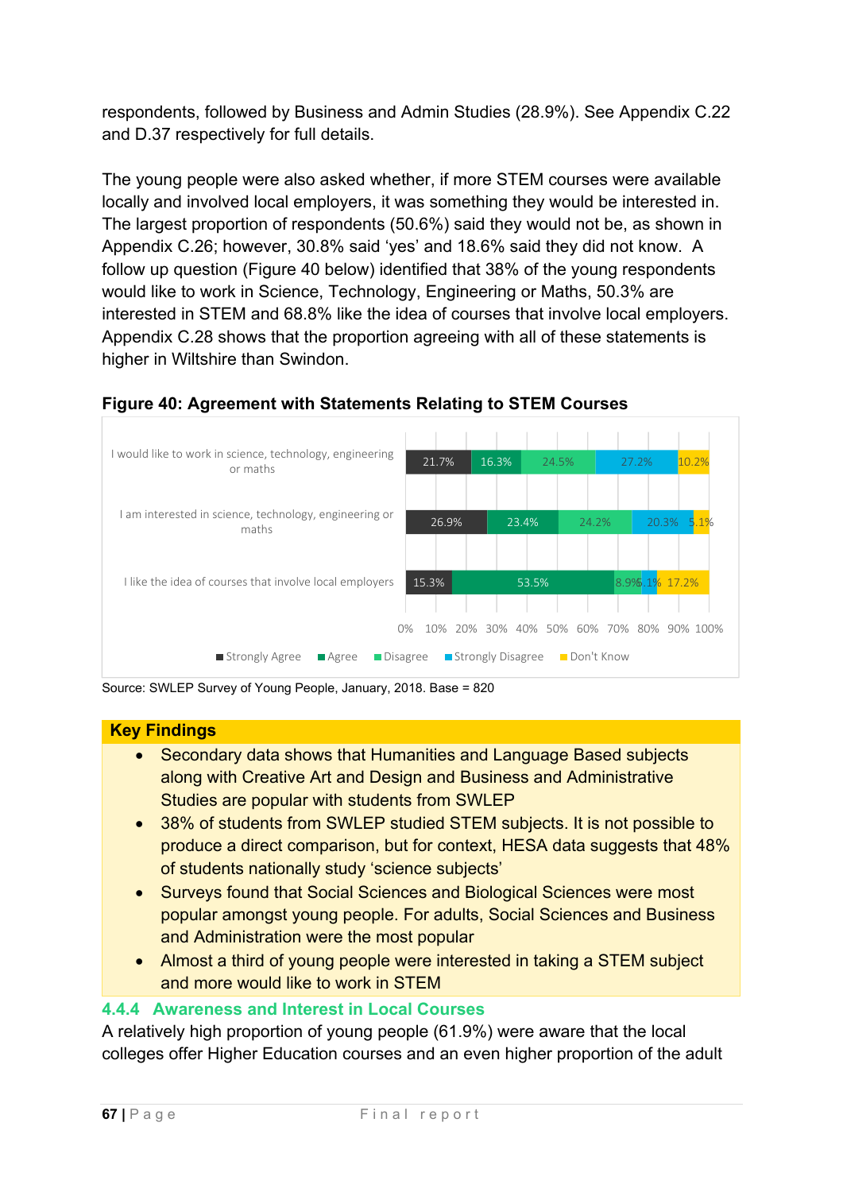respondents, followed by Business and Admin Studies (28.9%). See Appendix C.22 and D.37 respectively for full details.

The young people were also asked whether, if more STEM courses were available locally and involved local employers, it was something they would be interested in. The largest proportion of respondents (50.6%) said they would not be, as shown in Appendix C.26; however, 30.8% said 'yes' and 18.6% said they did not know. A follow up question (Figure 40 below) identified that 38% of the young respondents would like to work in Science, Technology, Engineering or Maths, 50.3% are interested in STEM and 68.8% like the idea of courses that involve local employers. Appendix C.28 shows that the proportion agreeing with all of these statements is higher in Wiltshire than Swindon.

**Figure 40: Agreement with Statements Relating to STEM Courses**

| Statement | Strongly Agree | Agree | Disagree | Strongly Disagree | Don't Know |
|---|---|---|---|---|---|
| I would like to work in science, technology, engineering or maths | 21.7% | 16.3% | 24.5% | 27.2% | 10.2% |
| I am interested in science, technology, engineering or maths | 26.9% | 23.4% | 24.2% | 20.3% | 5.1% |
| I like the idea of courses that involve local employers | 15.3% | 53.5% | 8.9% | 5.1% | 17.2% |

Source: SWLEP Survey of Young People, January, 2018. Base = 820

**Key Findings**

- Secondary data shows that Humanities and Language Based subjects along with Creative Art and Design and Business and Administrative Studies are popular with students from SWLEP
- 38% of students from SWLEP studied STEM subjects. It is not possible to produce a direct comparison, but for context, HESA data suggests that 48% of students nationally study 'science subjects'
- Surveys found that Social Sciences and Biological Sciences were most popular amongst young people. For adults, Social Sciences and Business and Administration were the most popular
- Almost a third of young people were interested in taking a STEM subject and more would like to work in STEM

### 4.4.4 Awareness and Interest in Local Courses

A relatively high proportion of young people (61.9%) were aware that the local colleges offer Higher Education courses and an even higher proportion of the adult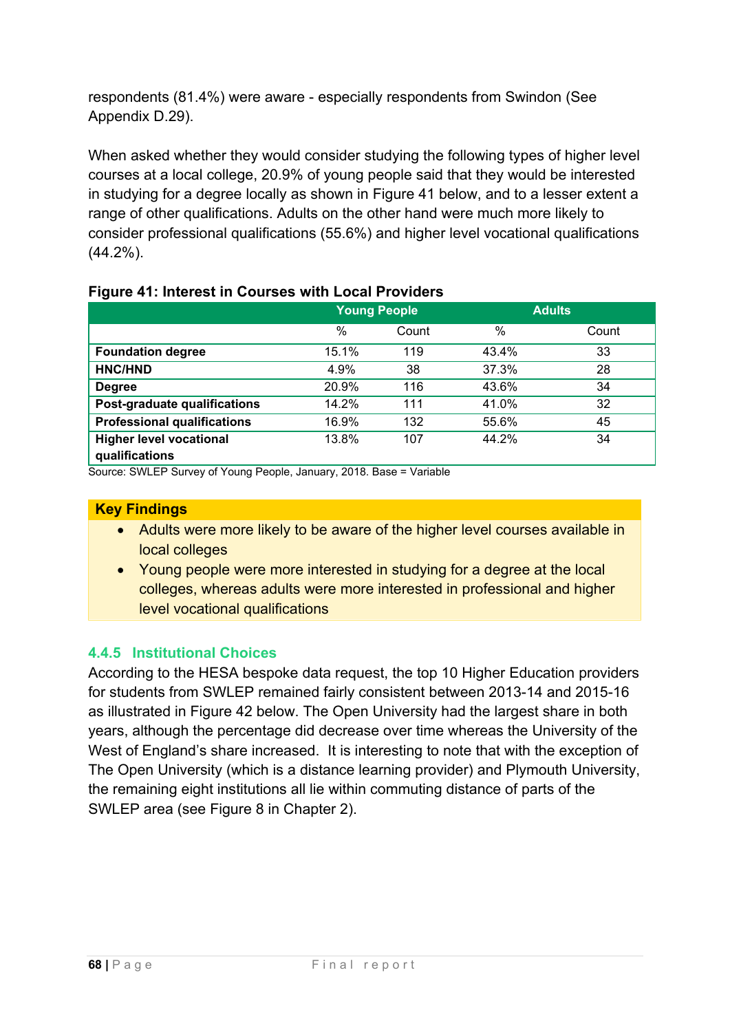respondents (81.4%) were aware - especially respondents from Swindon (See Appendix D.29).

When asked whether they would consider studying the following types of higher level courses at a local college, 20.9% of young people said that they would be interested in studying for a degree locally as shown in Figure 41 below, and to a lesser extent a range of other qualifications. Adults on the other hand were much more likely to consider professional qualifications (55.6%) and higher level vocational qualifications (44.2%).

**Figure 41: Interest in Courses with Local Providers**

| | Young People | | Adults | |
|---|---|---|---|---|
| | % | Count | % | Count |
| **Foundation degree** | 15.1% | 119 | 43.4% | 33 |
| **HNC/HND** | 4.9% | 38 | 37.3% | 28 |
| **Degree** | 20.9% | 116 | 43.6% | 34 |
| **Post-graduate qualifications** | 14.2% | 111 | 41.0% | 32 |
| **Professional qualifications** | 16.9% | 132 | 55.6% | 45 |
| **Higher level vocational qualifications** | 13.8% | 107 | 44.2% | 34 |

Source: SWLEP Survey of Young People, January, 2018. Base = Variable

**Key Findings**

- Adults were more likely to be aware of the higher level courses available in local colleges
- Young people were more interested in studying for a degree at the local colleges, whereas adults were more interested in professional and higher level vocational qualifications

### 4.4.5 Institutional Choices

According to the HESA bespoke data request, the top 10 Higher Education providers for students from SWLEP remained fairly consistent between 2013-14 and 2015-16 as illustrated in Figure 42 below. The Open University had the largest share in both years, although the percentage did decrease over time whereas the University of the West of England's share increased. It is interesting to note that with the exception of The Open University (which is a distance learning provider) and Plymouth University, the remaining eight institutions all lie within commuting distance of parts of the SWLEP area (see Figure 8 in Chapter 2).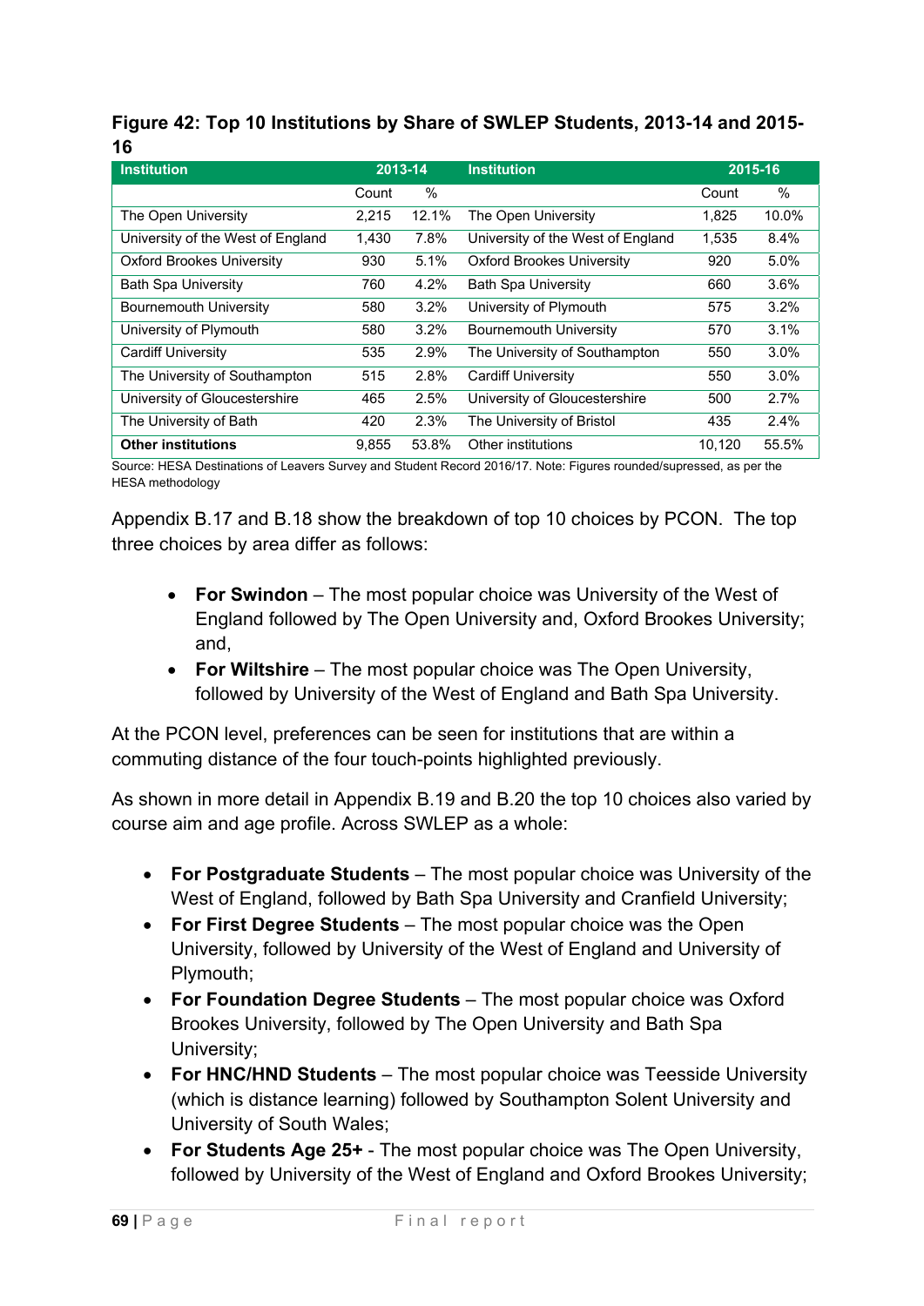**Figure 42: Top 10 Institutions by Share of SWLEP Students, 2013-14 and 2015-16**

| Institution | 2013-14 | | Institution | 2015-16 | |
|---|---|---|---|---|---|
| | Count | % | | Count | % |
| The Open University | 2,215 | 12.1% | The Open University | 1,825 | 10.0% |
| University of the West of England | 1,430 | 7.8% | University of the West of England | 1,535 | 8.4% |
| Oxford Brookes University | 930 | 5.1% | Oxford Brookes University | 920 | 5.0% |
| Bath Spa University | 760 | 4.2% | Bath Spa University | 660 | 3.6% |
| Bournemouth University | 580 | 3.2% | University of Plymouth | 575 | 3.2% |
| University of Plymouth | 580 | 3.2% | Bournemouth University | 570 | 3.1% |
| Cardiff University | 535 | 2.9% | The University of Southampton | 550 | 3.0% |
| The University of Southampton | 515 | 2.8% | Cardiff University | 550 | 3.0% |
| University of Gloucestershire | 465 | 2.5% | University of Gloucestershire | 500 | 2.7% |
| The University of Bath | 420 | 2.3% | The University of Bristol | 435 | 2.4% |
| **Other institutions** | 9,855 | 53.8% | Other institutions | 10,120 | 55.5% |

Source: HESA Destinations of Leavers Survey and Student Record 2016/17. Note: Figures rounded/supressed, as per the HESA methodology

Appendix B.17 and B.18 show the breakdown of top 10 choices by PCON. The top three choices by area differ as follows:

- **For Swindon** – The most popular choice was University of the West of England followed by The Open University and, Oxford Brookes University; and,
- **For Wiltshire** – The most popular choice was The Open University, followed by University of the West of England and Bath Spa University.

At the PCON level, preferences can be seen for institutions that are within a commuting distance of the four touch-points highlighted previously.

As shown in more detail in Appendix B.19 and B.20 the top 10 choices also varied by course aim and age profile. Across SWLEP as a whole:

- **For Postgraduate Students** – The most popular choice was University of the West of England, followed by Bath Spa University and Cranfield University;
- **For First Degree Students** – The most popular choice was the Open University, followed by University of the West of England and University of Plymouth;
- **For Foundation Degree Students** – The most popular choice was Oxford Brookes University, followed by The Open University and Bath Spa University;
- **For HNC/HND Students** – The most popular choice was Teesside University (which is distance learning) followed by Southampton Solent University and University of South Wales;
- **For Students Age 25+** - The most popular choice was The Open University, followed by University of the West of England and Oxford Brookes University;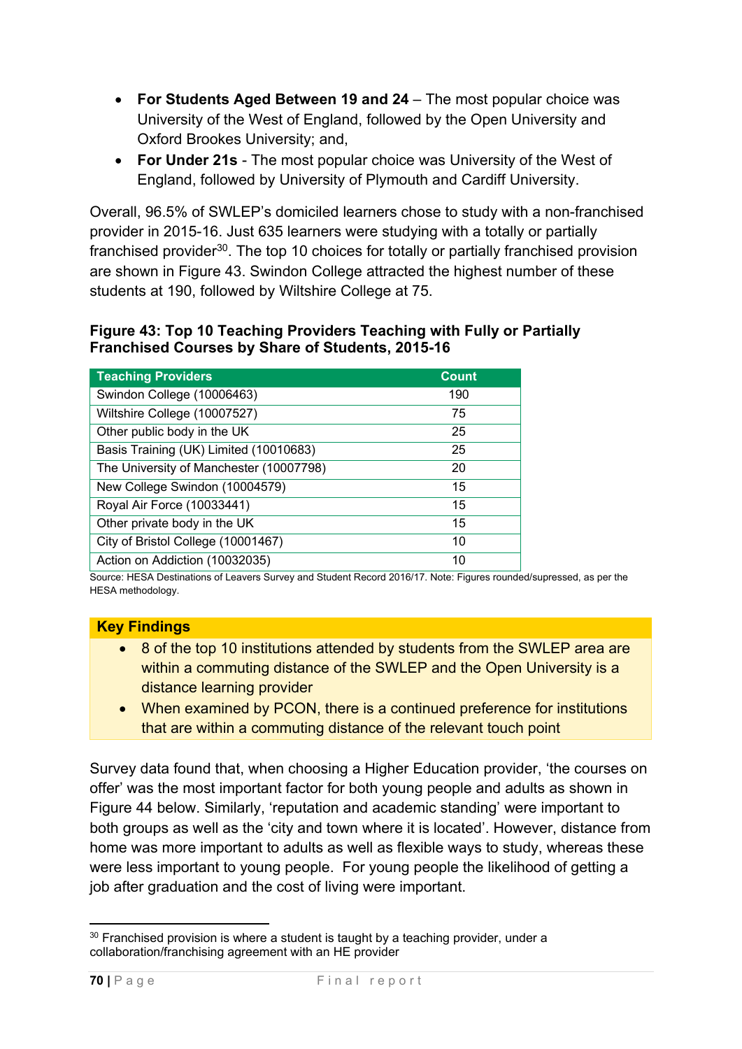- **For Students Aged Between 19 and 24** – The most popular choice was University of the West of England, followed by the Open University and Oxford Brookes University; and,
- **For Under 21s** - The most popular choice was University of the West of England, followed by University of Plymouth and Cardiff University.

Overall, 96.5% of SWLEP's domiciled learners chose to study with a non-franchised provider in 2015-16. Just 635 learners were studying with a totally or partially franchised provider[30]. The top 10 choices for totally or partially franchised provision are shown in Figure 43. Swindon College attracted the highest number of these students at 190, followed by Wiltshire College at 75.

**Figure 43: Top 10 Teaching Providers Teaching with Fully or Partially Franchised Courses by Share of Students, 2015-16**

| Teaching Providers | Count |
|---|---|
| Swindon College (10006463) | 190 |
| Wiltshire College (10007527) | 75 |
| Other public body in the UK | 25 |
| Basis Training (UK) Limited (10010683) | 25 |
| The University of Manchester (10007798) | 20 |
| New College Swindon (10004579) | 15 |
| Royal Air Force (10033441) | 15 |
| Other private body in the UK | 15 |
| City of Bristol College (10001467) | 10 |
| Action on Addiction (10032035) | 10 |

Source: HESA Destinations of Leavers Survey and Student Record 2016/17. Note: Figures rounded/supressed, as per the HESA methodology.

**Key Findings**

- 8 of the top 10 institutions attended by students from the SWLEP area are within a commuting distance of the SWLEP and the Open University is a distance learning provider
- When examined by PCON, there is a continued preference for institutions that are within a commuting distance of the relevant touch point

Survey data found that, when choosing a Higher Education provider, 'the courses on offer' was the most important factor for both young people and adults as shown in Figure 44 below. Similarly, 'reputation and academic standing' were important to both groups as well as the 'city and town where it is located'. However, distance from home was more important to adults as well as flexible ways to study, whereas these were less important to young people. For young people the likelihood of getting a job after graduation and the cost of living were important.

[30] Franchised provision is where a student is taught by a teaching provider, under a collaboration/franchising agreement with an HE provider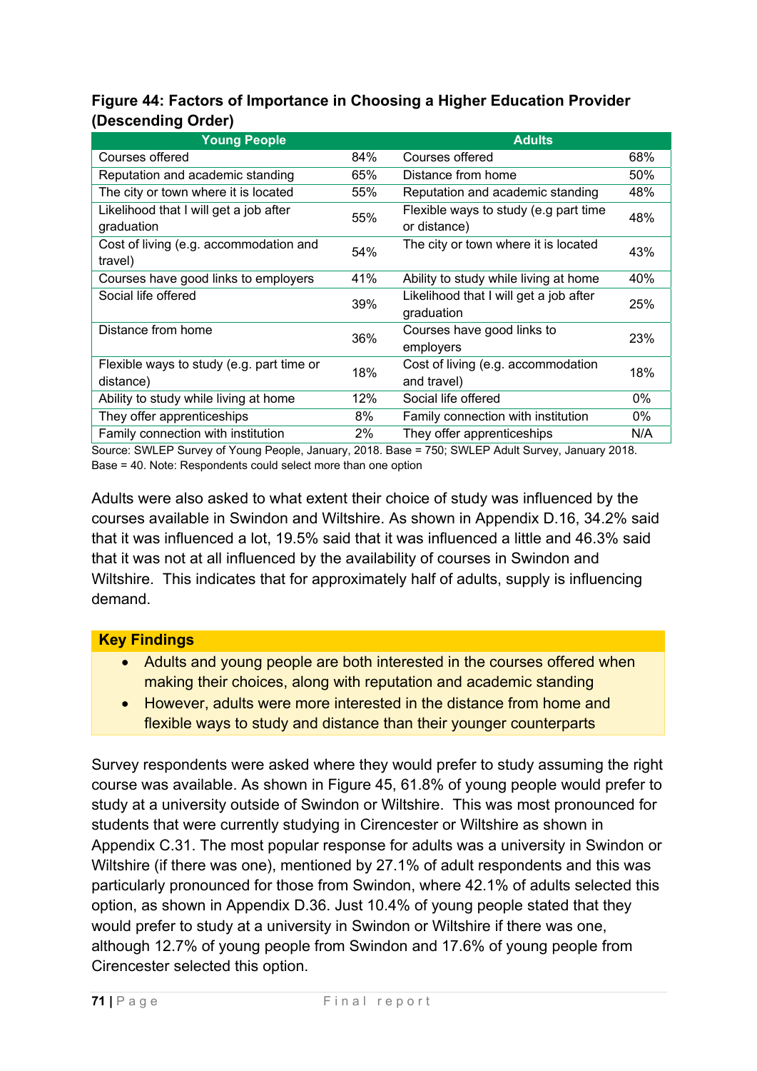**Figure 44: Factors of Importance in Choosing a Higher Education Provider (Descending Order)**

| Young People | | Adults | |
|---|---|---|---|
| Courses offered | 84% | Courses offered | 68% |
| Reputation and academic standing | 65% | Distance from home | 50% |
| The city or town where it is located | 55% | Reputation and academic standing | 48% |
| Likelihood that I will get a job after graduation | 55% | Flexible ways to study (e.g part time or distance) | 48% |
| Cost of living (e.g. accommodation and travel) | 54% | The city or town where it is located | 43% |
| Courses have good links to employers | 41% | Ability to study while living at home | 40% |
| Social life offered | 39% | Likelihood that I will get a job after graduation | 25% |
| Distance from home | 36% | Courses have good links to employers | 23% |
| Flexible ways to study (e.g. part time or distance) | 18% | Cost of living (e.g. accommodation and travel) | 18% |
| Ability to study while living at home | 12% | Social life offered | 0% |
| They offer apprenticeships | 8% | Family connection with institution | 0% |
| Family connection with institution | 2% | They offer apprenticeships | N/A |

Source: SWLEP Survey of Young People, January, 2018. Base = 750; SWLEP Adult Survey, January 2018. Base = 40. Note: Respondents could select more than one option

Adults were also asked to what extent their choice of study was influenced by the courses available in Swindon and Wiltshire. As shown in Appendix D.16, 34.2% said that it was influenced a lot, 19.5% said that it was influenced a little and 46.3% said that it was not at all influenced by the availability of courses in Swindon and Wiltshire. This indicates that for approximately half of adults, supply is influencing demand.

**Key Findings**

- Adults and young people are both interested in the courses offered when making their choices, along with reputation and academic standing
- However, adults were more interested in the distance from home and flexible ways to study and distance than their younger counterparts

Survey respondents were asked where they would prefer to study assuming the right course was available. As shown in Figure 45, 61.8% of young people would prefer to study at a university outside of Swindon or Wiltshire. This was most pronounced for students that were currently studying in Cirencester or Wiltshire as shown in Appendix C.31. The most popular response for adults was a university in Swindon or Wiltshire (if there was one), mentioned by 27.1% of adult respondents and this was particularly pronounced for those from Swindon, where 42.1% of adults selected this option, as shown in Appendix D.36. Just 10.4% of young people stated that they would prefer to study at a university in Swindon or Wiltshire if there was one, although 12.7% of young people from Swindon and 17.6% of young people from Cirencester selected this option.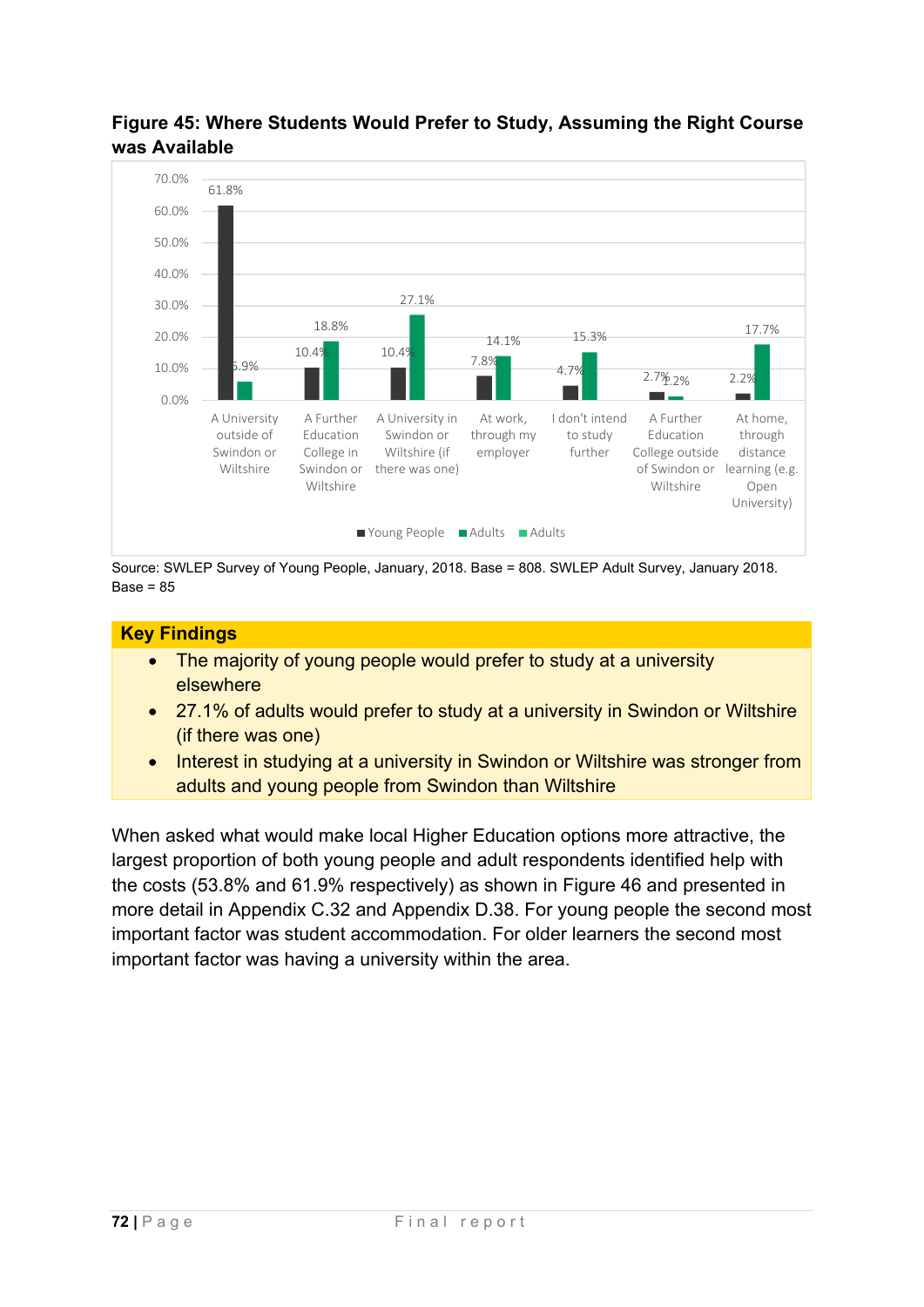**Figure 45: Where Students Would Prefer to Study, Assuming the Right Course was Available**

| | Young People | Adults |
|---|---|---|
| A University outside of Swindon or Wiltshire | 61.8% | 5.9% |
| A Further Education College in Swindon or Wiltshire | 10.4% | 18.8% |
| A University in Swindon or Wiltshire (if there was one) | 10.4% | 27.1% |
| At work, through my employer | 7.8% | 14.1% |
| I don't intend to study further | 4.7% | 15.3% |
| A Further Education College outside of Swindon or Wiltshire | 2.7% | 1.2% |
| At home, through distance learning (e.g. Open University) | 2.2% | 17.7% |

Source: SWLEP Survey of Young People, January, 2018. Base = 808. SWLEP Adult Survey, January 2018. Base = 85

**Key Findings**

- The majority of young people would prefer to study at a university elsewhere
- 27.1% of adults would prefer to study at a university in Swindon or Wiltshire (if there was one)
- Interest in studying at a university in Swindon or Wiltshire was stronger from adults and young people from Swindon than Wiltshire

When asked what would make local Higher Education options more attractive, the largest proportion of both young people and adult respondents identified help with the costs (53.8% and 61.9% respectively) as shown in Figure 46 and presented in more detail in Appendix C.32 and Appendix D.38. For young people the second most important factor was student accommodation. For older learners the second most important factor was having a university within the area.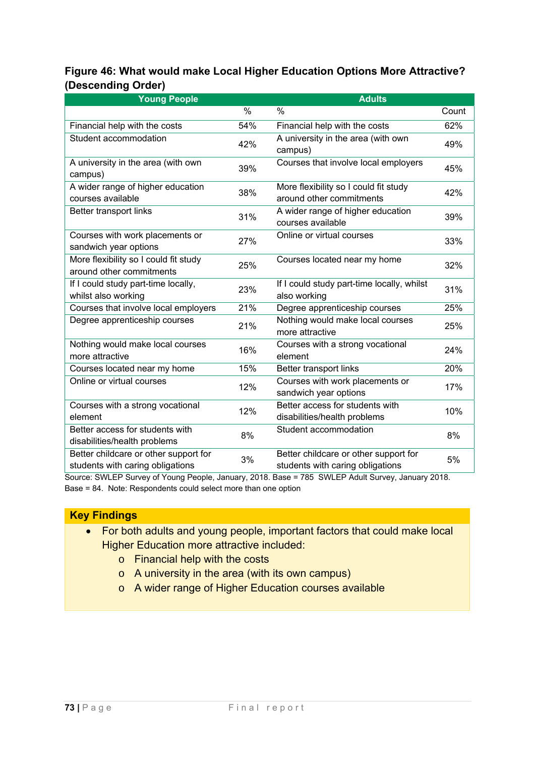**Figure 46: What would make Local Higher Education Options More Attractive? (Descending Order)**

| Young People | | Adults | |
|---|---|---|---|
| | % | % | Count |
| Financial help with the costs | 54% | Financial help with the costs | 62% |
| Student accommodation | 42% | A university in the area (with own campus) | 49% |
| A university in the area (with own campus) | 39% | Courses that involve local employers | 45% |
| A wider range of higher education courses available | 38% | More flexibility so I could fit study around other commitments | 42% |
| Better transport links | 31% | A wider range of higher education courses available | 39% |
| Courses with work placements or sandwich year options | 27% | Online or virtual courses | 33% |
| More flexibility so I could fit study around other commitments | 25% | Courses located near my home | 32% |
| If I could study part-time locally, whilst also working | 23% | If I could study part-time locally, whilst also working | 31% |
| Courses that involve local employers | 21% | Degree apprenticeship courses | 25% |
| Degree apprenticeship courses | 21% | Nothing would make local courses more attractive | 25% |
| Nothing would make local courses more attractive | 16% | Courses with a strong vocational element | 24% |
| Courses located near my home | 15% | Better transport links | 20% |
| Online or virtual courses | 12% | Courses with work placements or sandwich year options | 17% |
| Courses with a strong vocational element | 12% | Better access for students with disabilities/health problems | 10% |
| Better access for students with disabilities/health problems | 8% | Student accommodation | 8% |
| Better childcare or other support for students with caring obligations | 3% | Better childcare or other support for students with caring obligations | 5% |

Source: SWLEP Survey of Young People, January, 2018. Base = 785 SWLEP Adult Survey, January 2018. Base = 84. Note: Respondents could select more than one option

**Key Findings**

- For both adults and young people, important factors that could make local Higher Education more attractive included:
  - Financial help with the costs
  - A university in the area (with its own campus)
  - A wider range of Higher Education courses available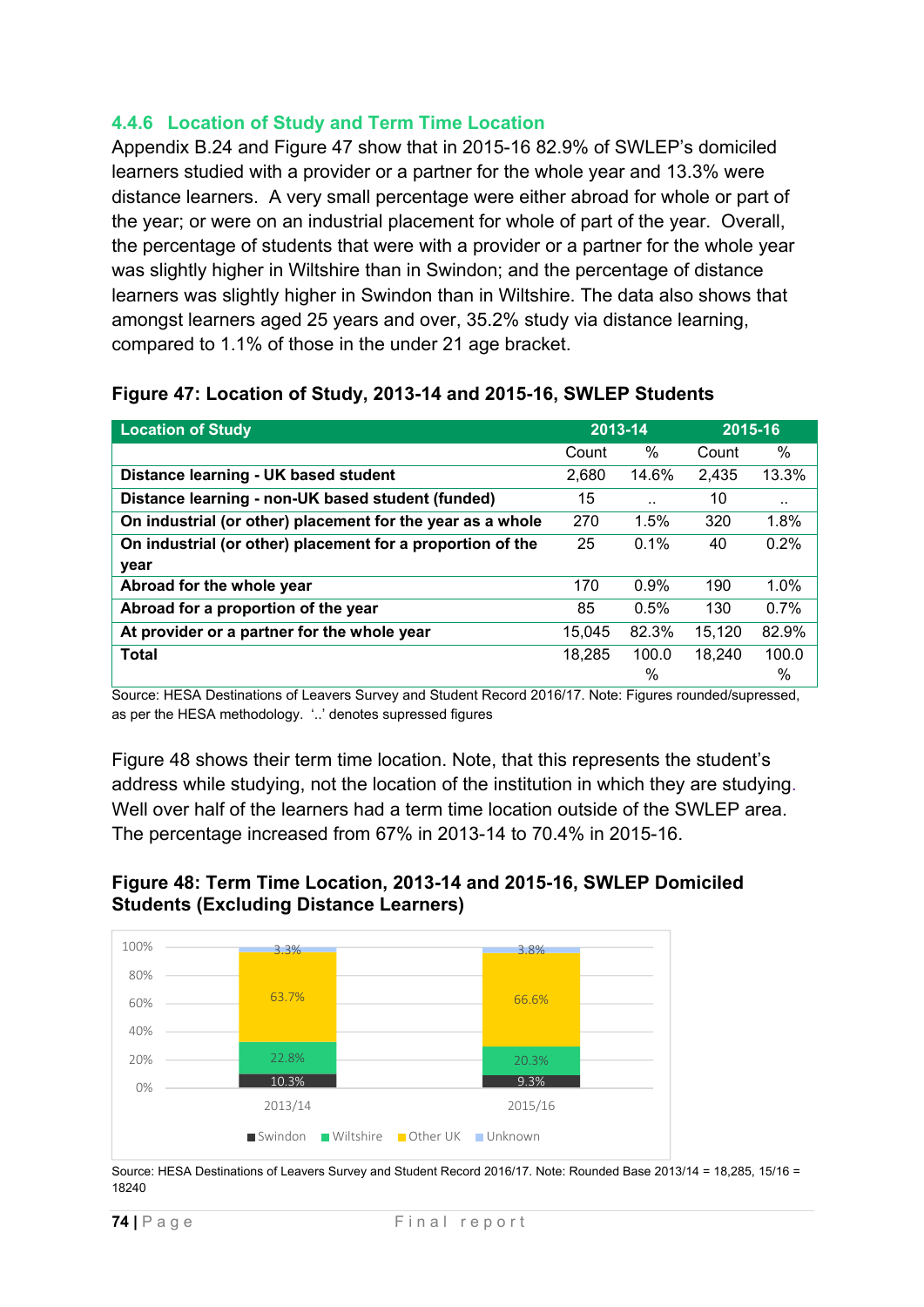### 4.4.6 Location of Study and Term Time Location

Appendix B.24 and Figure 47 show that in 2015-16 82.9% of SWLEP's domiciled learners studied with a provider or a partner for the whole year and 13.3% were distance learners. A very small percentage were either abroad for whole or part of the year; or were on an industrial placement for whole of part of the year. Overall, the percentage of students that were with a provider or a partner for the whole year was slightly higher in Wiltshire than in Swindon; and the percentage of distance learners was slightly higher in Swindon than in Wiltshire. The data also shows that amongst learners aged 25 years and over, 35.2% study via distance learning, compared to 1.1% of those in the under 21 age bracket.

**Figure 47: Location of Study, 2013-14 and 2015-16, SWLEP Students**

| Location of Study | 2013-14 | | 2015-16 | |
|---|---|---|---|---|
| | Count | % | Count | % |
| **Distance learning - UK based student** | 2,680 | 14.6% | 2,435 | 13.3% |
| **Distance learning - non-UK based student (funded)** | 15 | .. | 10 | .. |
| **On industrial (or other) placement for the year as a whole** | 270 | 1.5% | 320 | 1.8% |
| **On industrial (or other) placement for a proportion of the year** | 25 | 0.1% | 40 | 0.2% |
| **Abroad for the whole year** | 170 | 0.9% | 190 | 1.0% |
| **Abroad for a proportion of the year** | 85 | 0.5% | 130 | 0.7% |
| **At provider or a partner for the whole year** | 15,045 | 82.3% | 15,120 | 82.9% |
| **Total** | 18,285 | 100.0% | 18,240 | 100.0% |

Source: HESA Destinations of Leavers Survey and Student Record 2016/17. Note: Figures rounded/supressed, as per the HESA methodology. '..' denotes supressed figures

Figure 48 shows their term time location. Note, that this represents the student's address while studying, not the location of the institution in which they are studying. Well over half of the learners had a term time location outside of the SWLEP area. The percentage increased from 67% in 2013-14 to 70.4% in 2015-16.

**Figure 48: Term Time Location, 2013-14 and 2015-16, SWLEP Domiciled Students (Excluding Distance Learners)**

| | Swindon | Wiltshire | Other UK | Unknown |
|---|---|---|---|---|
| 2013/14 | 10.3% | 22.8% | 63.7% | 3.3% |
| 2015/16 | 9.3% | 20.3% | 66.6% | 3.8% |

Source: HESA Destinations of Leavers Survey and Student Record 2016/17. Note: Rounded Base 2013/14 = 18,285, 15/16 = 18240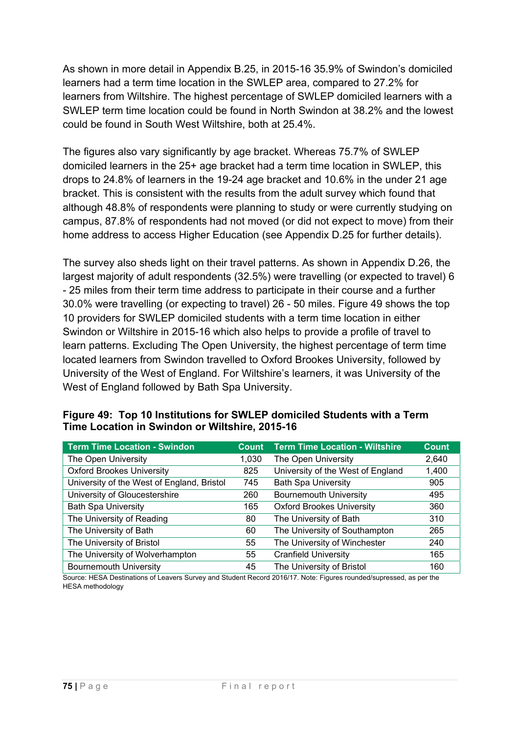As shown in more detail in Appendix B.25, in 2015-16 35.9% of Swindon's domiciled learners had a term time location in the SWLEP area, compared to 27.2% for learners from Wiltshire. The highest percentage of SWLEP domiciled learners with a SWLEP term time location could be found in North Swindon at 38.2% and the lowest could be found in South West Wiltshire, both at 25.4%.

The figures also vary significantly by age bracket. Whereas 75.7% of SWLEP domiciled learners in the 25+ age bracket had a term time location in SWLEP, this drops to 24.8% of learners in the 19-24 age bracket and 10.6% in the under 21 age bracket. This is consistent with the results from the adult survey which found that although 48.8% of respondents were planning to study or were currently studying on campus, 87.8% of respondents had not moved (or did not expect to move) from their home address to access Higher Education (see Appendix D.25 for further details).

The survey also sheds light on their travel patterns. As shown in Appendix D.26, the largest majority of adult respondents (32.5%) were travelling (or expected to travel) 6 - 25 miles from their term time address to participate in their course and a further 30.0% were travelling (or expecting to travel) 26 - 50 miles. Figure 49 shows the top 10 providers for SWLEP domiciled students with a term time location in either Swindon or Wiltshire in 2015-16 which also helps to provide a profile of travel to learn patterns. Excluding The Open University, the highest percentage of term time located learners from Swindon travelled to Oxford Brookes University, followed by University of the West of England. For Wiltshire's learners, it was University of the West of England followed by Bath Spa University.

**Figure 49: Top 10 Institutions for SWLEP domiciled Students with a Term Time Location in Swindon or Wiltshire, 2015-16**

| Term Time Location - Swindon | Count | Term Time Location - Wiltshire | Count |
|---|---|---|---|
| The Open University | 1,030 | The Open University | 2,640 |
| Oxford Brookes University | 825 | University of the West of England | 1,400 |
| University of the West of England, Bristol | 745 | Bath Spa University | 905 |
| University of Gloucestershire | 260 | Bournemouth University | 495 |
| Bath Spa University | 165 | Oxford Brookes University | 360 |
| The University of Reading | 80 | The University of Bath | 310 |
| The University of Bath | 60 | The University of Southampton | 265 |
| The University of Bristol | 55 | The University of Winchester | 240 |
| The University of Wolverhampton | 55 | Cranfield University | 165 |
| Bournemouth University | 45 | The University of Bristol | 160 |

Source: HESA Destinations of Leavers Survey and Student Record 2016/17. Note: Figures rounded/supressed, as per the HESA methodology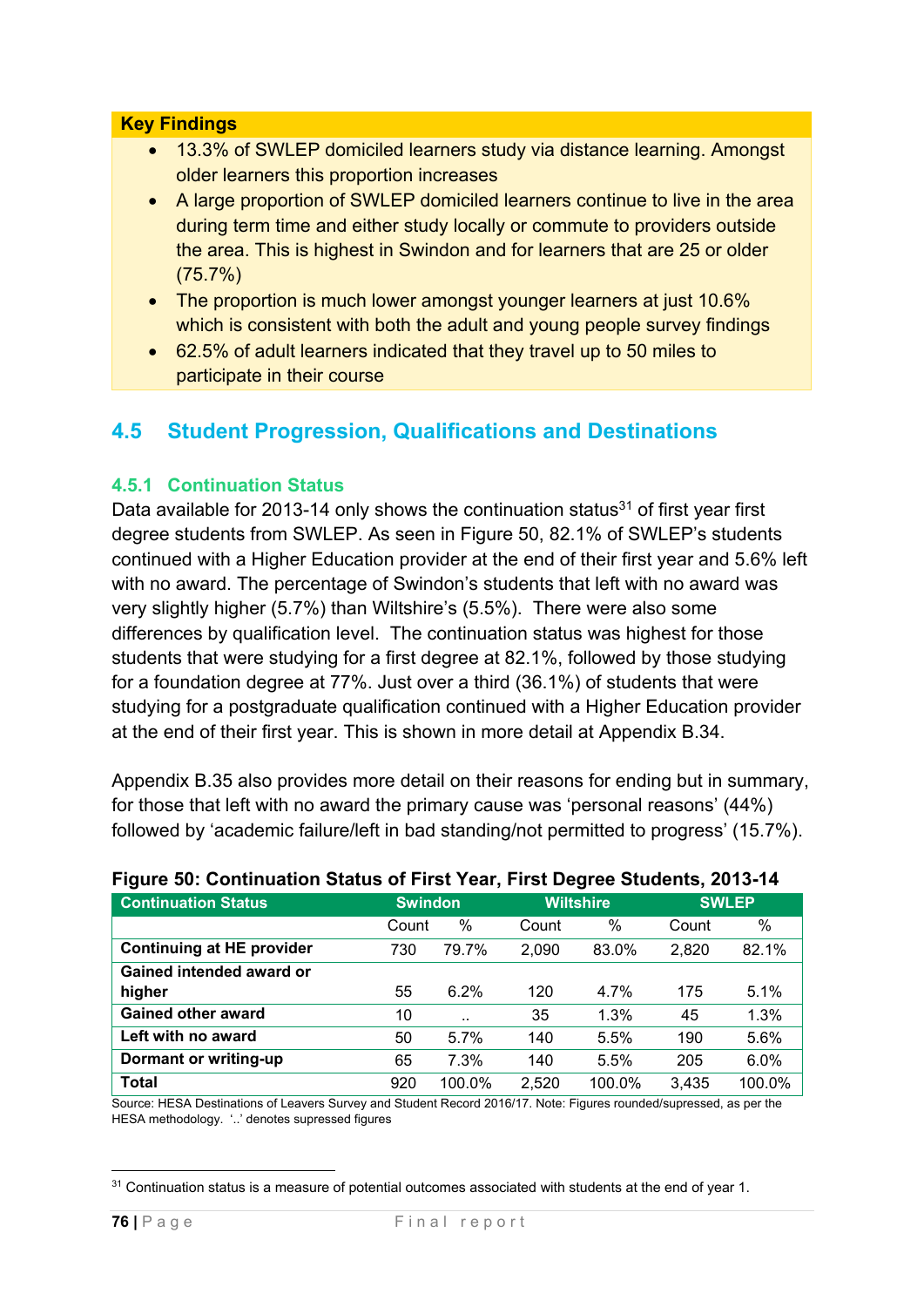**Key Findings**

- 13.3% of SWLEP domiciled learners study via distance learning. Amongst older learners this proportion increases
- A large proportion of SWLEP domiciled learners continue to live in the area during term time and either study locally or commute to providers outside the area. This is highest in Swindon and for learners that are 25 or older (75.7%)
- The proportion is much lower amongst younger learners at just 10.6% which is consistent with both the adult and young people survey findings
- 62.5% of adult learners indicated that they travel up to 50 miles to participate in their course

## 4.5 Student Progression, Qualifications and Destinations

### 4.5.1 Continuation Status

Data available for 2013-14 only shows the continuation status[31] of first year first degree students from SWLEP. As seen in Figure 50, 82.1% of SWLEP's students continued with a Higher Education provider at the end of their first year and 5.6% left with no award. The percentage of Swindon's students that left with no award was very slightly higher (5.7%) than Wiltshire's (5.5%). There were also some differences by qualification level. The continuation status was highest for those students that were studying for a first degree at 82.1%, followed by those studying for a foundation degree at 77%. Just over a third (36.1%) of students that were studying for a postgraduate qualification continued with a Higher Education provider at the end of their first year. This is shown in more detail at Appendix B.34.

Appendix B.35 also provides more detail on their reasons for ending but in summary, for those that left with no award the primary cause was 'personal reasons' (44%) followed by 'academic failure/left in bad standing/not permitted to progress' (15.7%).

**Figure 50: Continuation Status of First Year, First Degree Students, 2013-14**

| Continuation Status | Swindon | | Wiltshire | | SWLEP | |
|---|---|---|---|---|---|---|
| | Count | % | Count | % | Count | % |
| **Continuing at HE provider** | 730 | 79.7% | 2,090 | 83.0% | 2,820 | 82.1% |
| **Gained intended award or higher** | 55 | 6.2% | 120 | 4.7% | 175 | 5.1% |
| **Gained other award** | 10 | .. | 35 | 1.3% | 45 | 1.3% |
| **Left with no award** | 50 | 5.7% | 140 | 5.5% | 190 | 5.6% |
| **Dormant or writing-up** | 65 | 7.3% | 140 | 5.5% | 205 | 6.0% |
| **Total** | 920 | 100.0% | 2,520 | 100.0% | 3,435 | 100.0% |

Source: HESA Destinations of Leavers Survey and Student Record 2016/17. Note: Figures rounded/supressed, as per the HESA methodology. '..' denotes supressed figures

[31] Continuation status is a measure of potential outcomes associated with students at the end of year 1.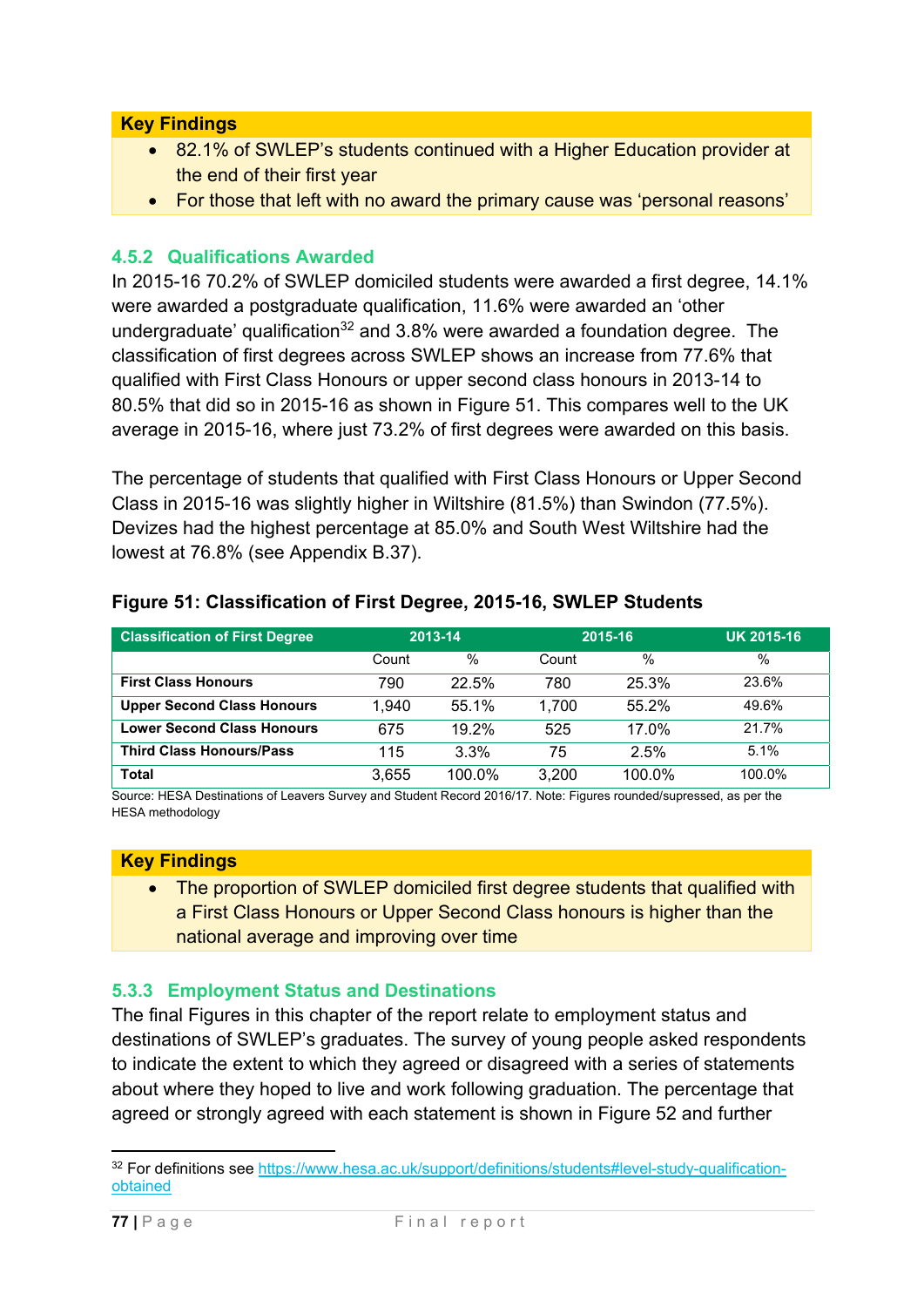**Key Findings**

- 82.1% of SWLEP's students continued with a Higher Education provider at the end of their first year
- For those that left with no award the primary cause was 'personal reasons'

### 4.5.2 Qualifications Awarded

In 2015-16 70.2% of SWLEP domiciled students were awarded a first degree, 14.1% were awarded a postgraduate qualification, 11.6% were awarded an 'other undergraduate' qualification[32] and 3.8% were awarded a foundation degree. The classification of first degrees across SWLEP shows an increase from 77.6% that qualified with First Class Honours or upper second class honours in 2013-14 to 80.5% that did so in 2015-16 as shown in Figure 51. This compares well to the UK average in 2015-16, where just 73.2% of first degrees were awarded on this basis.

The percentage of students that qualified with First Class Honours or Upper Second Class in 2015-16 was slightly higher in Wiltshire (81.5%) than Swindon (77.5%). Devizes had the highest percentage at 85.0% and South West Wiltshire had the lowest at 76.8% (see Appendix B.37).

**Figure 51: Classification of First Degree, 2015-16, SWLEP Students**

| Classification of First Degree | 2013-14 | | 2015-16 | | UK 2015-16 |
|---|---|---|---|---|---|
| | Count | % | Count | % | % |
| **First Class Honours** | 790 | 22.5% | 780 | 25.3% | 23.6% |
| **Upper Second Class Honours** | 1,940 | 55.1% | 1,700 | 55.2% | 49.6% |
| **Lower Second Class Honours** | 675 | 19.2% | 525 | 17.0% | 21.7% |
| **Third Class Honours/Pass** | 115 | 3.3% | 75 | 2.5% | 5.1% |
| **Total** | 3,655 | 100.0% | 3,200 | 100.0% | 100.0% |

Source: HESA Destinations of Leavers Survey and Student Record 2016/17. Note: Figures rounded/supressed, as per the HESA methodology

**Key Findings**

- The proportion of SWLEP domiciled first degree students that qualified with a First Class Honours or Upper Second Class honours is higher than the national average and improving over time

### 5.3.3 Employment Status and Destinations

The final Figures in this chapter of the report relate to employment status and destinations of SWLEP's graduates. The survey of young people asked respondents to indicate the extent to which they agreed or disagreed with a series of statements about where they hoped to live and work following graduation. The percentage that agreed or strongly agreed with each statement is shown in Figure 52 and further

---

[32] For definitions see https://www.hesa.ac.uk/support/definitions/students#level-study-qualification-obtained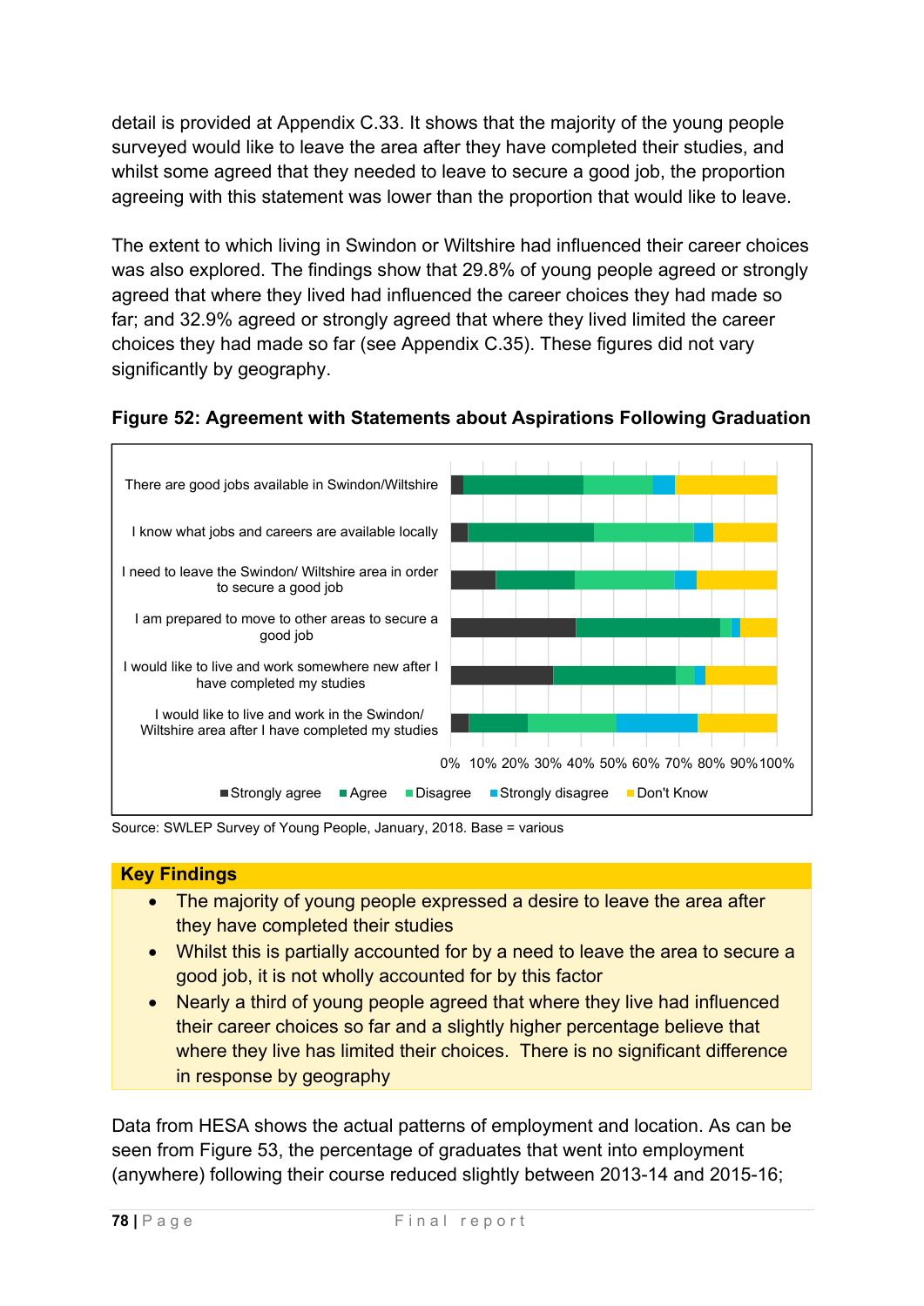detail is provided at Appendix C.33. It shows that the majority of the young people surveyed would like to leave the area after they have completed their studies, and whilst some agreed that they needed to leave to secure a good job, the proportion agreeing with this statement was lower than the proportion that would like to leave.

The extent to which living in Swindon or Wiltshire had influenced their career choices was also explored. The findings show that 29.8% of young people agreed or strongly agreed that where they lived had influenced the career choices they had made so far; and 32.9% agreed or strongly agreed that where they lived limited the career choices they had made so far (see Appendix C.35). These figures did not vary significantly by geography.

**Figure 52: Agreement with Statements about Aspirations Following Graduation**

There are good jobs available in Swindon/Wiltshire

I know what jobs and careers are available locally

I need to leave the Swindon/ Wiltshire area in order to secure a good job

I am prepared to move to other areas to secure a good job

I would like to live and work somewhere new after I have completed my studies

I would like to live and work in the Swindon/ Wiltshire area after I have completed my studies

0% 10% 20% 30% 40% 50% 60% 70% 80% 90% 100%

Strongly agree | Agree | Disagree | Strongly disagree | Don't Know

Source: SWLEP Survey of Young People, January, 2018. Base = various

**Key Findings**

- The majority of young people expressed a desire to leave the area after they have completed their studies
- Whilst this is partially accounted for by a need to leave the area to secure a good job, it is not wholly accounted for by this factor
- Nearly a third of young people agreed that where they live had influenced their career choices so far and a slightly higher percentage believe that where they live has limited their choices. There is no significant difference in response by geography

Data from HESA shows the actual patterns of employment and location. As can be seen from Figure 53, the percentage of graduates that went into employment (anywhere) following their course reduced slightly between 2013-14 and 2015-16;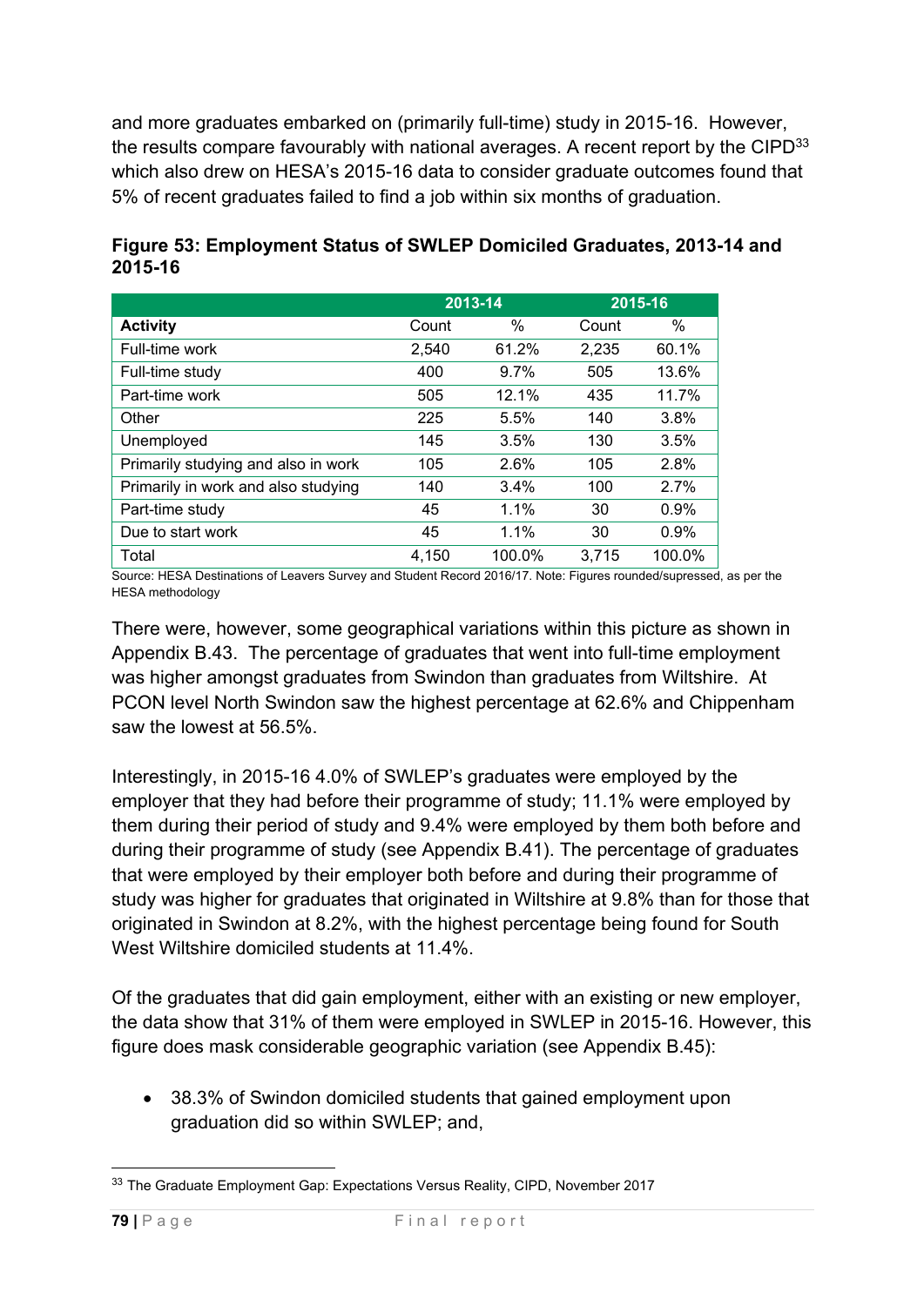and more graduates embarked on (primarily full-time) study in 2015-16. However, the results compare favourably with national averages. A recent report by the CIPD[33] which also drew on HESA's 2015-16 data to consider graduate outcomes found that 5% of recent graduates failed to find a job within six months of graduation.

**Figure 53: Employment Status of SWLEP Domiciled Graduates, 2013-14 and 2015-16**

| | 2013-14 | | 2015-16 | |
|---|---|---|---|---|
| **Activity** | Count | % | Count | % |
| Full-time work | 2,540 | 61.2% | 2,235 | 60.1% |
| Full-time study | 400 | 9.7% | 505 | 13.6% |
| Part-time work | 505 | 12.1% | 435 | 11.7% |
| Other | 225 | 5.5% | 140 | 3.8% |
| Unemployed | 145 | 3.5% | 130 | 3.5% |
| Primarily studying and also in work | 105 | 2.6% | 105 | 2.8% |
| Primarily in work and also studying | 140 | 3.4% | 100 | 2.7% |
| Part-time study | 45 | 1.1% | 30 | 0.9% |
| Due to start work | 45 | 1.1% | 30 | 0.9% |
| Total | 4,150 | 100.0% | 3,715 | 100.0% |

Source: HESA Destinations of Leavers Survey and Student Record 2016/17. Note: Figures rounded/supressed, as per the HESA methodology

There were, however, some geographical variations within this picture as shown in Appendix B.43. The percentage of graduates that went into full-time employment was higher amongst graduates from Swindon than graduates from Wiltshire. At PCON level North Swindon saw the highest percentage at 62.6% and Chippenham saw the lowest at 56.5%.

Interestingly, in 2015-16 4.0% of SWLEP's graduates were employed by the employer that they had before their programme of study; 11.1% were employed by them during their period of study and 9.4% were employed by them both before and during their programme of study (see Appendix B.41). The percentage of graduates that were employed by their employer both before and during their programme of study was higher for graduates that originated in Wiltshire at 9.8% than for those that originated in Swindon at 8.2%, with the highest percentage being found for South West Wiltshire domiciled students at 11.4%.

Of the graduates that did gain employment, either with an existing or new employer, the data show that 31% of them were employed in SWLEP in 2015-16. However, this figure does mask considerable geographic variation (see Appendix B.45):

- 38.3% of Swindon domiciled students that gained employment upon graduation did so within SWLEP; and,

[33] The Graduate Employment Gap: Expectations Versus Reality, CIPD, November 2017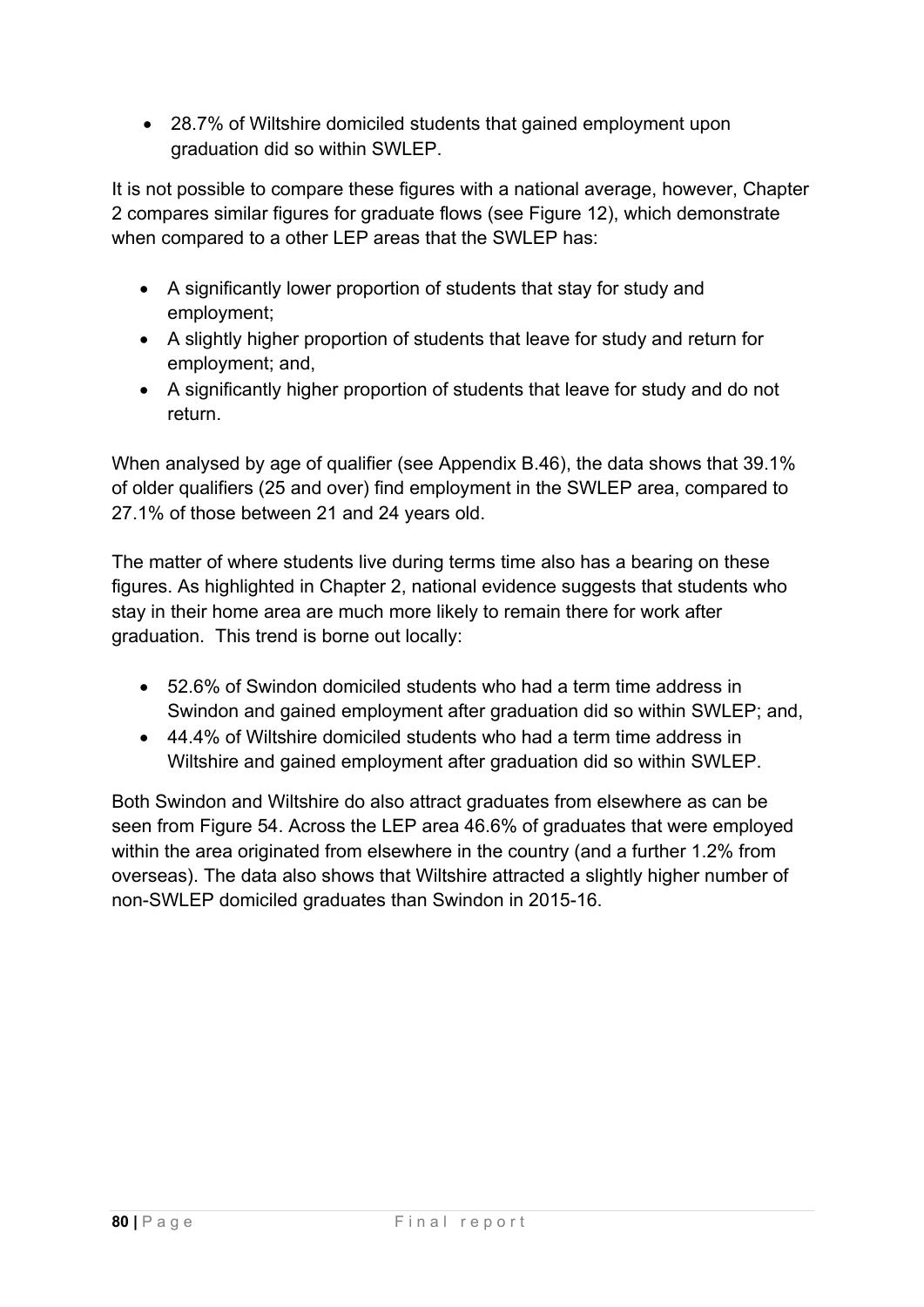- 28.7% of Wiltshire domiciled students that gained employment upon graduation did so within SWLEP.

It is not possible to compare these figures with a national average, however, Chapter 2 compares similar figures for graduate flows (see Figure 12), which demonstrate when compared to a other LEP areas that the SWLEP has:

- A significantly lower proportion of students that stay for study and employment;
- A slightly higher proportion of students that leave for study and return for employment; and,
- A significantly higher proportion of students that leave for study and do not return.

When analysed by age of qualifier (see Appendix B.46), the data shows that 39.1% of older qualifiers (25 and over) find employment in the SWLEP area, compared to 27.1% of those between 21 and 24 years old.

The matter of where students live during terms time also has a bearing on these figures. As highlighted in Chapter 2, national evidence suggests that students who stay in their home area are much more likely to remain there for work after graduation. This trend is borne out locally:

- 52.6% of Swindon domiciled students who had a term time address in Swindon and gained employment after graduation did so within SWLEP; and,
- 44.4% of Wiltshire domiciled students who had a term time address in Wiltshire and gained employment after graduation did so within SWLEP.

Both Swindon and Wiltshire do also attract graduates from elsewhere as can be seen from Figure 54. Across the LEP area 46.6% of graduates that were employed within the area originated from elsewhere in the country (and a further 1.2% from overseas). The data also shows that Wiltshire attracted a slightly higher number of non-SWLEP domiciled graduates than Swindon in 2015-16.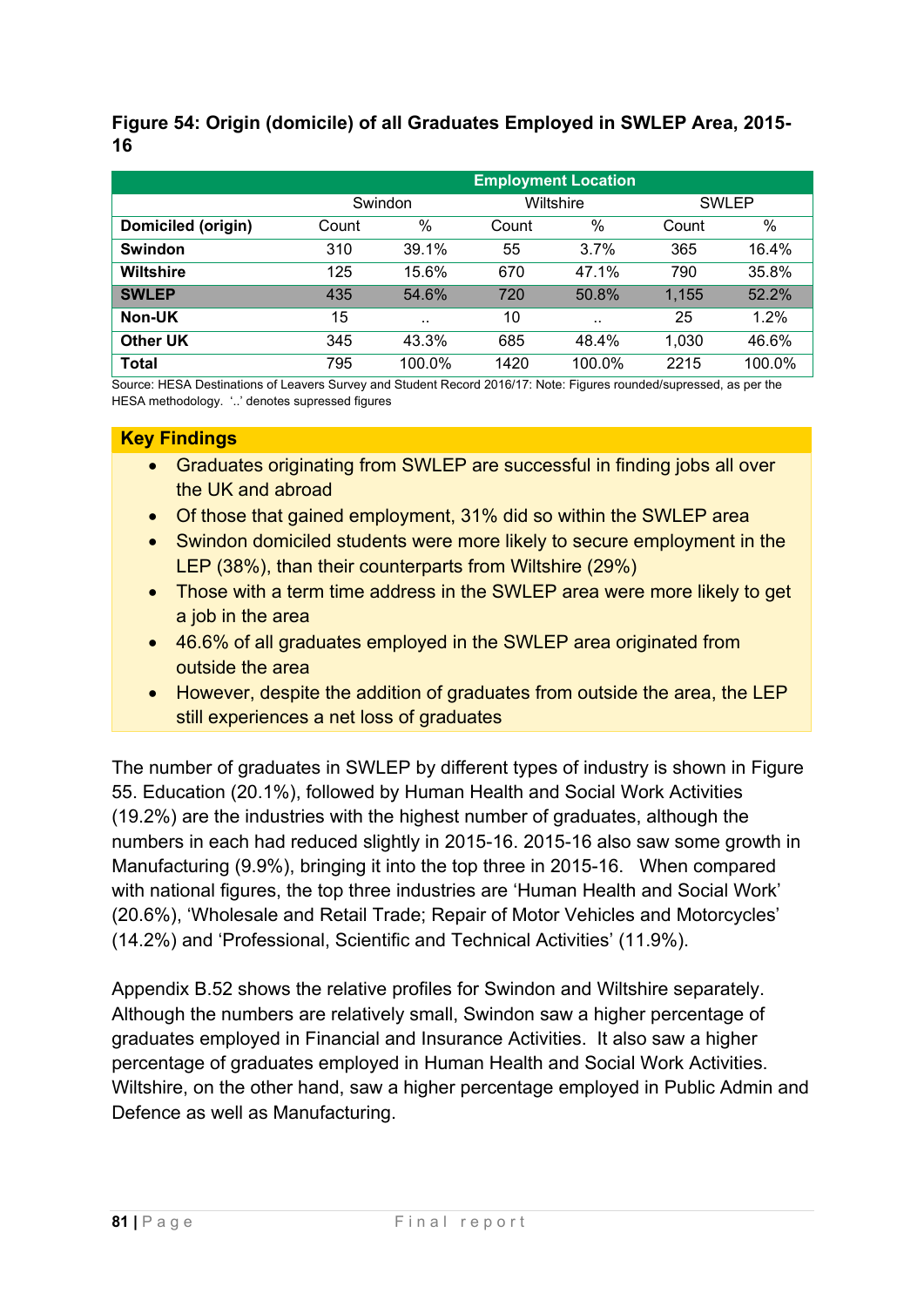**Figure 54: Origin (domicile) of all Graduates Employed in SWLEP Area, 2015-16**

| | Employment Location | | | | | |
|---|---|---|---|---|---|---|
| | Swindon | | Wiltshire | | SWLEP | |
| **Domiciled (origin)** | Count | % | Count | % | Count | % |
| **Swindon** | 310 | 39.1% | 55 | 3.7% | 365 | 16.4% |
| **Wiltshire** | 125 | 15.6% | 670 | 47.1% | 790 | 35.8% |
| **SWLEP** | 435 | 54.6% | 720 | 50.8% | 1,155 | 52.2% |
| **Non-UK** | 15 | .. | 10 | .. | 25 | 1.2% |
| **Other UK** | 345 | 43.3% | 685 | 48.4% | 1,030 | 46.6% |
| **Total** | 795 | 100.0% | 1420 | 100.0% | 2215 | 100.0% |

Source: HESA Destinations of Leavers Survey and Student Record 2016/17: Note: Figures rounded/supressed, as per the HESA methodology. '..' denotes supressed figures

**Key Findings**

- Graduates originating from SWLEP are successful in finding jobs all over the UK and abroad
- Of those that gained employment, 31% did so within the SWLEP area
- Swindon domiciled students were more likely to secure employment in the LEP (38%), than their counterparts from Wiltshire (29%)
- Those with a term time address in the SWLEP area were more likely to get a job in the area
- 46.6% of all graduates employed in the SWLEP area originated from outside the area
- However, despite the addition of graduates from outside the area, the LEP still experiences a net loss of graduates

The number of graduates in SWLEP by different types of industry is shown in Figure 55. Education (20.1%), followed by Human Health and Social Work Activities (19.2%) are the industries with the highest number of graduates, although the numbers in each had reduced slightly in 2015-16. 2015-16 also saw some growth in Manufacturing (9.9%), bringing it into the top three in 2015-16. When compared with national figures, the top three industries are 'Human Health and Social Work' (20.6%), 'Wholesale and Retail Trade; Repair of Motor Vehicles and Motorcycles' (14.2%) and 'Professional, Scientific and Technical Activities' (11.9%).

Appendix B.52 shows the relative profiles for Swindon and Wiltshire separately. Although the numbers are relatively small, Swindon saw a higher percentage of graduates employed in Financial and Insurance Activities. It also saw a higher percentage of graduates employed in Human Health and Social Work Activities. Wiltshire, on the other hand, saw a higher percentage employed in Public Admin and Defence as well as Manufacturing.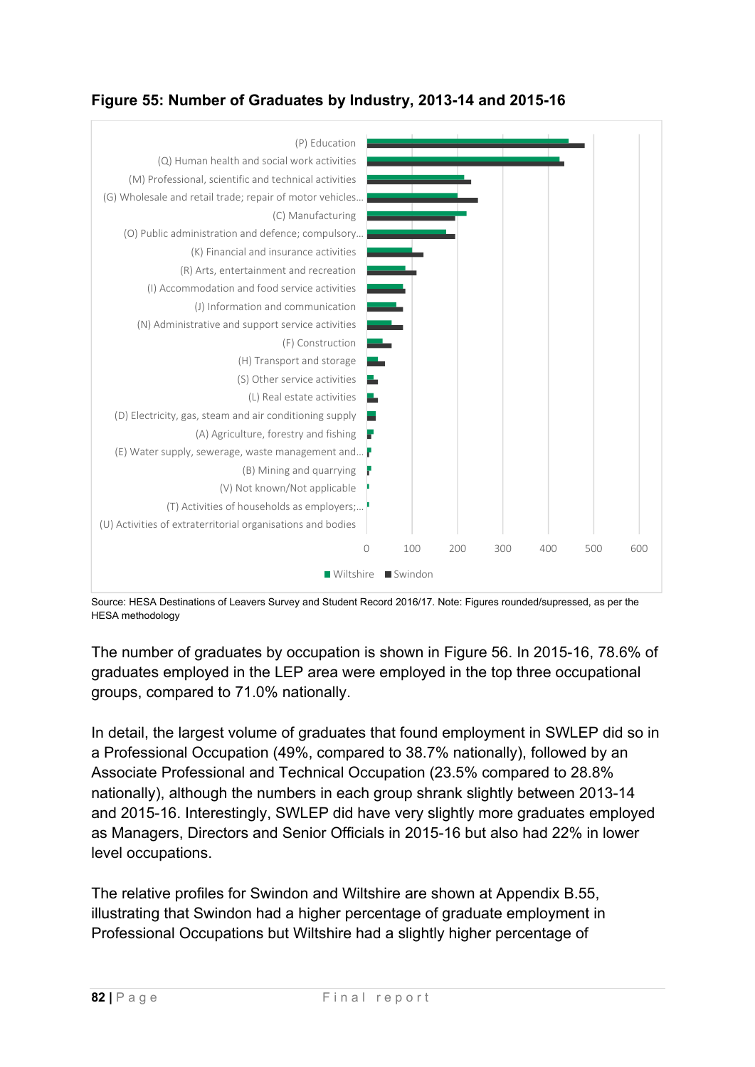**Figure 55: Number of Graduates by Industry, 2013-14 and 2015-16**

Source: HESA Destinations of Leavers Survey and Student Record 2016/17. Note: Figures rounded/supressed, as per the HESA methodology

The number of graduates by occupation is shown in Figure 56. In 2015-16, 78.6% of graduates employed in the LEP area were employed in the top three occupational groups, compared to 71.0% nationally.

In detail, the largest volume of graduates that found employment in SWLEP did so in a Professional Occupation (49%, compared to 38.7% nationally), followed by an Associate Professional and Technical Occupation (23.5% compared to 28.8% nationally), although the numbers in each group shrank slightly between 2013-14 and 2015-16. Interestingly, SWLEP did have very slightly more graduates employed as Managers, Directors and Senior Officials in 2015-16 but also had 22% in lower level occupations.

The relative profiles for Swindon and Wiltshire are shown at Appendix B.55, illustrating that Swindon had a higher percentage of graduate employment in Professional Occupations but Wiltshire had a slightly higher percentage of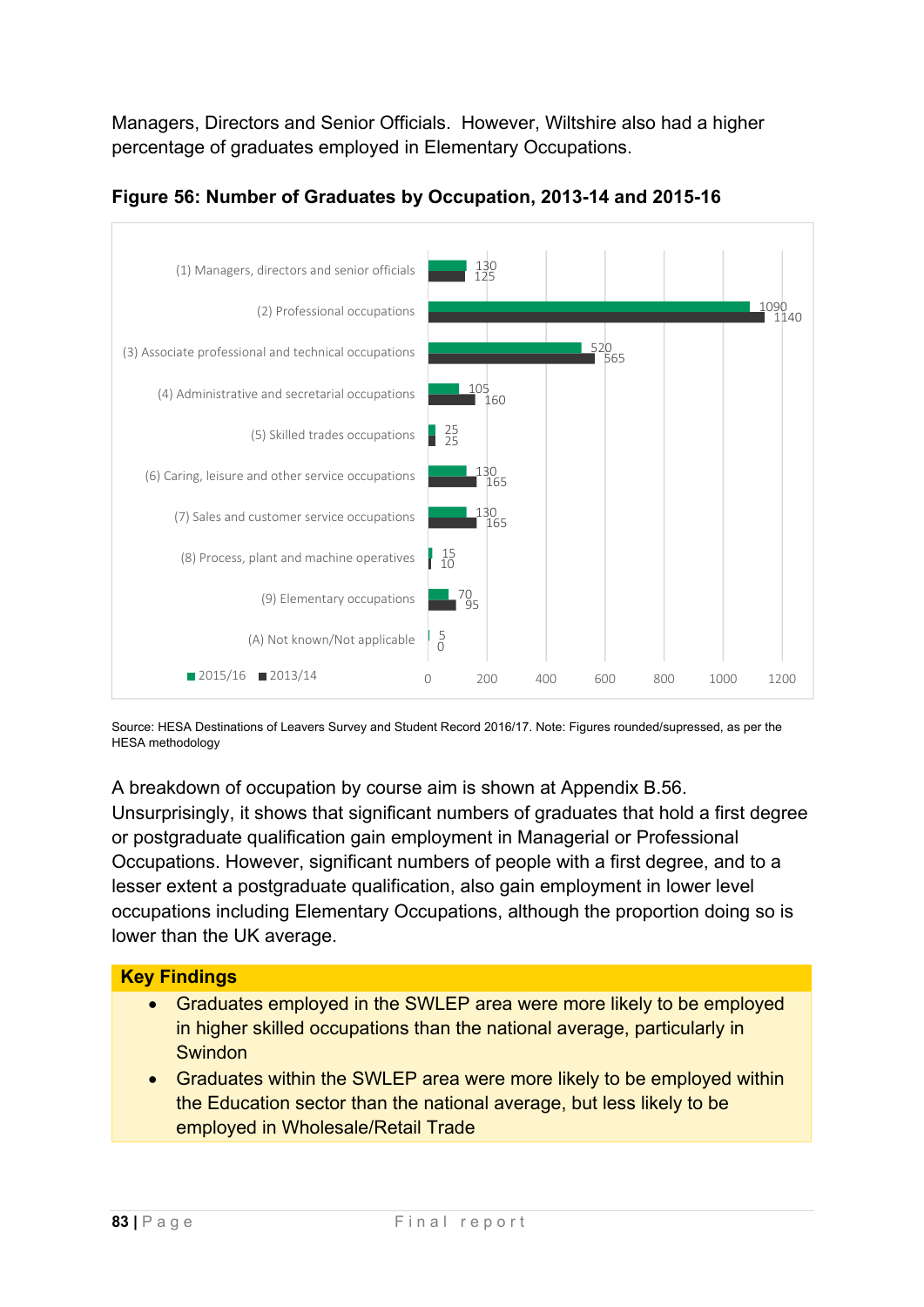Managers, Directors and Senior Officials. However, Wiltshire also had a higher percentage of graduates employed in Elementary Occupations.

**Figure 56: Number of Graduates by Occupation, 2013-14 and 2015-16**

| Occupation | 2015/16 | 2013/14 |
|---|---|---|
| (1) Managers, directors and senior officials | 130 | 125 |
| (2) Professional occupations | 1090 | 1140 |
| (3) Associate professional and technical occupations | 520 | 565 |
| (4) Administrative and secretarial occupations | 105 | 160 |
| (5) Skilled trades occupations | 25 | 25 |
| (6) Caring, leisure and other service occupations | 130 | 165 |
| (7) Sales and customer service occupations | 130 | 165 |
| (8) Process, plant and machine operatives | 15 | 10 |
| (9) Elementary occupations | 70 | 95 |
| (A) Not known/Not applicable | 5 | 0 |

Source: HESA Destinations of Leavers Survey and Student Record 2016/17. Note: Figures rounded/supressed, as per the HESA methodology

A breakdown of occupation by course aim is shown at Appendix B.56. Unsurprisingly, it shows that significant numbers of graduates that hold a first degree or postgraduate qualification gain employment in Managerial or Professional Occupations. However, significant numbers of people with a first degree, and to a lesser extent a postgraduate qualification, also gain employment in lower level occupations including Elementary Occupations, although the proportion doing so is lower than the UK average.

**Key Findings**

- Graduates employed in the SWLEP area were more likely to be employed in higher skilled occupations than the national average, particularly in Swindon
- Graduates within the SWLEP area were more likely to be employed within the Education sector than the national average, but less likely to be employed in Wholesale/Retail Trade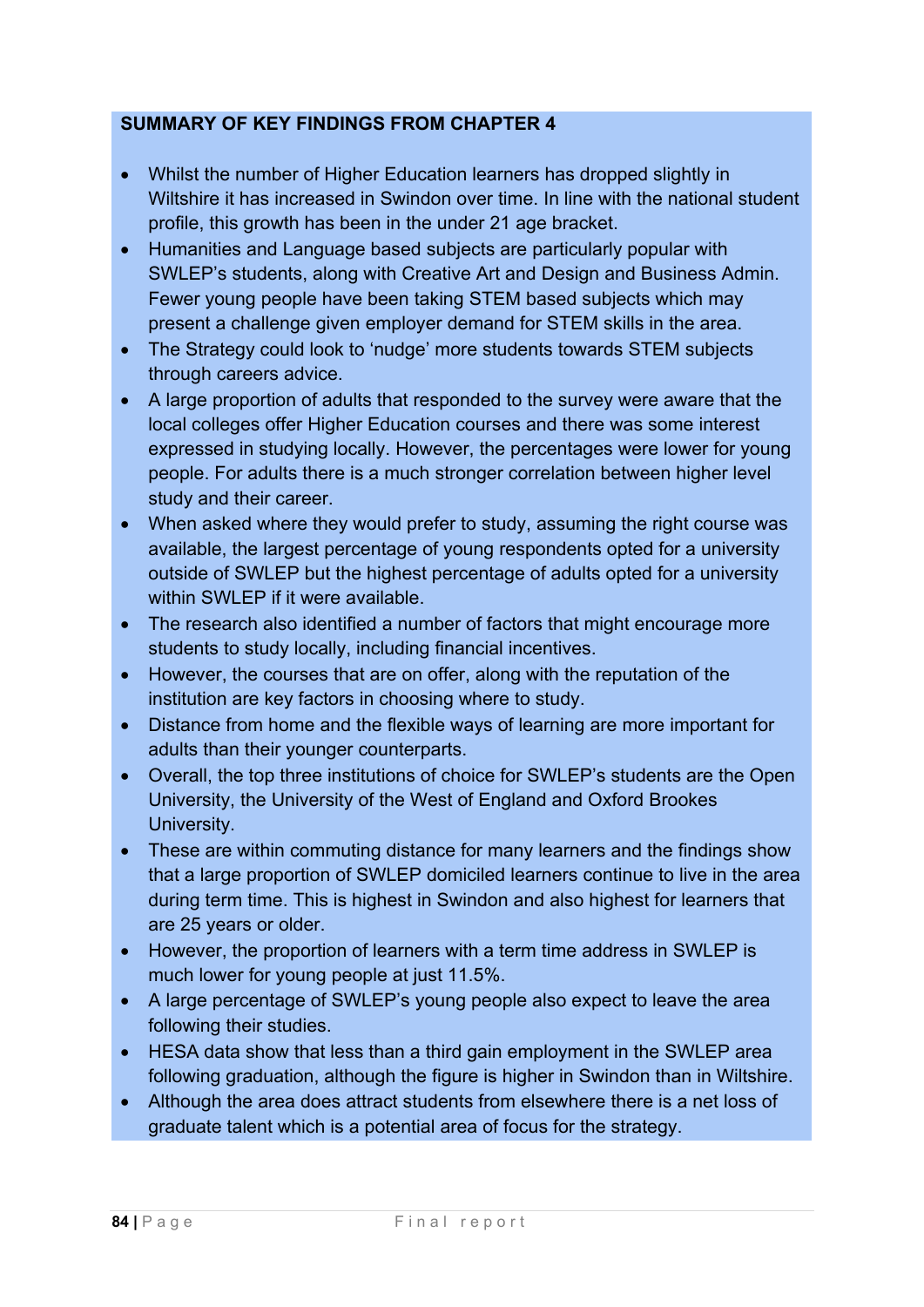**SUMMARY OF KEY FINDINGS FROM CHAPTER 4**

- Whilst the number of Higher Education learners has dropped slightly in Wiltshire it has increased in Swindon over time. In line with the national student profile, this growth has been in the under 21 age bracket.
- Humanities and Language based subjects are particularly popular with SWLEP's students, along with Creative Art and Design and Business Admin. Fewer young people have been taking STEM based subjects which may present a challenge given employer demand for STEM skills in the area.
- The Strategy could look to 'nudge' more students towards STEM subjects through careers advice.
- A large proportion of adults that responded to the survey were aware that the local colleges offer Higher Education courses and there was some interest expressed in studying locally. However, the percentages were lower for young people. For adults there is a much stronger correlation between higher level study and their career.
- When asked where they would prefer to study, assuming the right course was available, the largest percentage of young respondents opted for a university outside of SWLEP but the highest percentage of adults opted for a university within SWLEP if it were available.
- The research also identified a number of factors that might encourage more students to study locally, including financial incentives.
- However, the courses that are on offer, along with the reputation of the institution are key factors in choosing where to study.
- Distance from home and the flexible ways of learning are more important for adults than their younger counterparts.
- Overall, the top three institutions of choice for SWLEP's students are the Open University, the University of the West of England and Oxford Brookes University.
- These are within commuting distance for many learners and the findings show that a large proportion of SWLEP domiciled learners continue to live in the area during term time. This is highest in Swindon and also highest for learners that are 25 years or older.
- However, the proportion of learners with a term time address in SWLEP is much lower for young people at just 11.5%.
- A large percentage of SWLEP's young people also expect to leave the area following their studies.
- HESA data show that less than a third gain employment in the SWLEP area following graduation, although the figure is higher in Swindon than in Wiltshire.
- Although the area does attract students from elsewhere there is a net loss of graduate talent which is a potential area of focus for the strategy.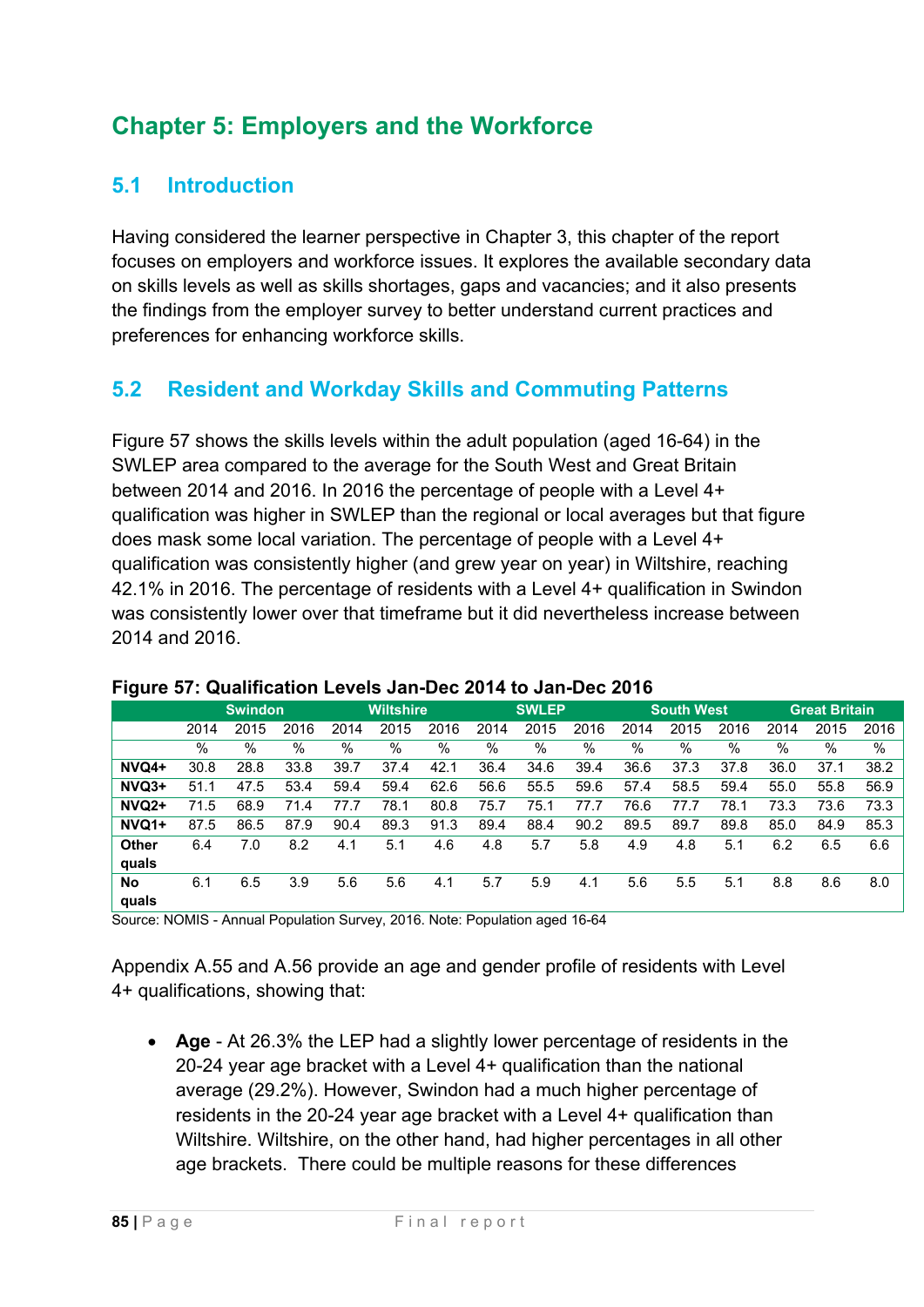# Chapter 5: Employers and the Workforce

## 5.1 Introduction

Having considered the learner perspective in Chapter 3, this chapter of the report focuses on employers and workforce issues. It explores the available secondary data on skills levels as well as skills shortages, gaps and vacancies; and it also presents the findings from the employer survey to better understand current practices and preferences for enhancing workforce skills.

## 5.2 Resident and Workday Skills and Commuting Patterns

Figure 57 shows the skills levels within the adult population (aged 16-64) in the SWLEP area compared to the average for the South West and Great Britain between 2014 and 2016. In 2016 the percentage of people with a Level 4+ qualification was higher in SWLEP than the regional or local averages but that figure does mask some local variation. The percentage of people with a Level 4+ qualification was consistently higher (and grew year on year) in Wiltshire, reaching 42.1% in 2016. The percentage of residents with a Level 4+ qualification in Swindon was consistently lower over that timeframe but it did nevertheless increase between 2014 and 2016.

**Figure 57: Qualification Levels Jan-Dec 2014 to Jan-Dec 2016**

| | Swindon | | | Wiltshire | | | SWLEP | | | South West | | | Great Britain | | |
|---|---|---|---|---|---|---|---|---|---|---|---|---|---|---|---|
| | 2014 | 2015 | 2016 | 2014 | 2015 | 2016 | 2014 | 2015 | 2016 | 2014 | 2015 | 2016 | 2014 | 2015 | 2016 |
| | % | % | % | % | % | % | % | % | % | % | % | % | % | % | % |
| **NVQ4+** | 30.8 | 28.8 | 33.8 | 39.7 | 37.4 | 42.1 | 36.4 | 34.6 | 39.4 | 36.6 | 37.3 | 37.8 | 36.0 | 37.1 | 38.2 |
| **NVQ3+** | 51.1 | 47.5 | 53.4 | 59.4 | 59.4 | 62.6 | 56.6 | 55.5 | 59.6 | 57.4 | 58.5 | 59.4 | 55.0 | 55.8 | 56.9 |
| **NVQ2+** | 71.5 | 68.9 | 71.4 | 77.7 | 78.1 | 80.8 | 75.7 | 75.1 | 77.7 | 76.6 | 77.7 | 78.1 | 73.3 | 73.6 | 73.3 |
| **NVQ1+** | 87.5 | 86.5 | 87.9 | 90.4 | 89.3 | 91.3 | 89.4 | 88.4 | 90.2 | 89.5 | 89.7 | 89.8 | 85.0 | 84.9 | 85.3 |
| **Other quals** | 6.4 | 7.0 | 8.2 | 4.1 | 5.1 | 4.6 | 4.8 | 5.7 | 5.8 | 4.9 | 4.8 | 5.1 | 6.2 | 6.5 | 6.6 |
| **No quals** | 6.1 | 6.5 | 3.9 | 5.6 | 5.6 | 4.1 | 5.7 | 5.9 | 4.1 | 5.6 | 5.5 | 5.1 | 8.8 | 8.6 | 8.0 |

Source: NOMIS - Annual Population Survey, 2016. Note: Population aged 16-64

Appendix A.55 and A.56 provide an age and gender profile of residents with Level 4+ qualifications, showing that:

- **Age** - At 26.3% the LEP had a slightly lower percentage of residents in the 20-24 year age bracket with a Level 4+ qualification than the national average (29.2%). However, Swindon had a much higher percentage of residents in the 20-24 year age bracket with a Level 4+ qualification than Wiltshire. Wiltshire, on the other hand, had higher percentages in all other age brackets. There could be multiple reasons for these differences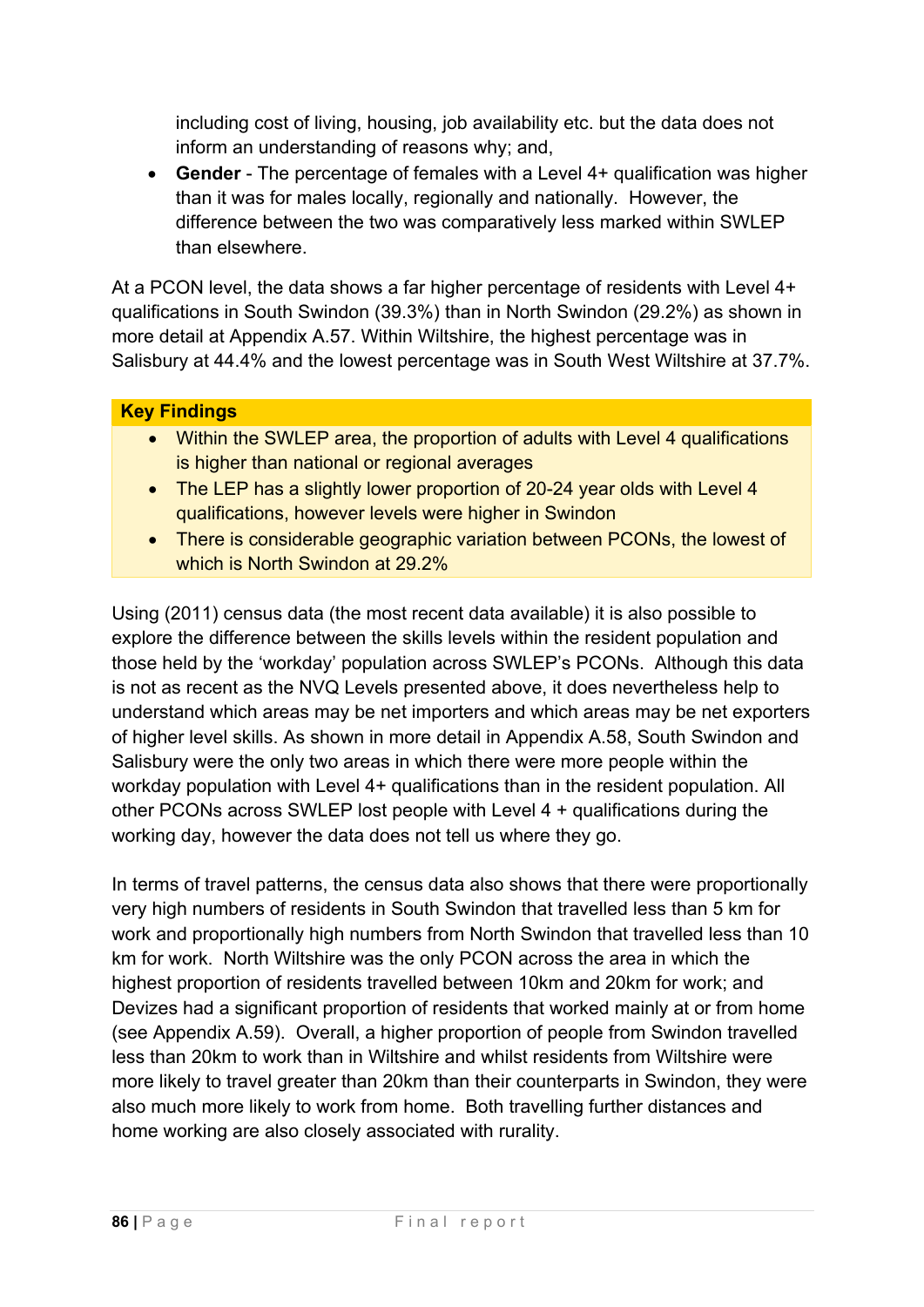including cost of living, housing, job availability etc. but the data does not inform an understanding of reasons why; and,

- **Gender** - The percentage of females with a Level 4+ qualification was higher than it was for males locally, regionally and nationally. However, the difference between the two was comparatively less marked within SWLEP than elsewhere.

At a PCON level, the data shows a far higher percentage of residents with Level 4+ qualifications in South Swindon (39.3%) than in North Swindon (29.2%) as shown in more detail at Appendix A.57. Within Wiltshire, the highest percentage was in Salisbury at 44.4% and the lowest percentage was in South West Wiltshire at 37.7%.

**Key Findings**

- Within the SWLEP area, the proportion of adults with Level 4 qualifications is higher than national or regional averages
- The LEP has a slightly lower proportion of 20-24 year olds with Level 4 qualifications, however levels were higher in Swindon
- There is considerable geographic variation between PCONs, the lowest of which is North Swindon at 29.2%

Using (2011) census data (the most recent data available) it is also possible to explore the difference between the skills levels within the resident population and those held by the 'workday' population across SWLEP's PCONs. Although this data is not as recent as the NVQ Levels presented above, it does nevertheless help to understand which areas may be net importers and which areas may be net exporters of higher level skills. As shown in more detail in Appendix A.58, South Swindon and Salisbury were the only two areas in which there were more people within the workday population with Level 4+ qualifications than in the resident population. All other PCONs across SWLEP lost people with Level 4 + qualifications during the working day, however the data does not tell us where they go.

In terms of travel patterns, the census data also shows that there were proportionally very high numbers of residents in South Swindon that travelled less than 5 km for work and proportionally high numbers from North Swindon that travelled less than 10 km for work. North Wiltshire was the only PCON across the area in which the highest proportion of residents travelled between 10km and 20km for work; and Devizes had a significant proportion of residents that worked mainly at or from home (see Appendix A.59). Overall, a higher proportion of people from Swindon travelled less than 20km to work than in Wiltshire and whilst residents from Wiltshire were more likely to travel greater than 20km than their counterparts in Swindon, they were also much more likely to work from home. Both travelling further distances and home working are also closely associated with rurality.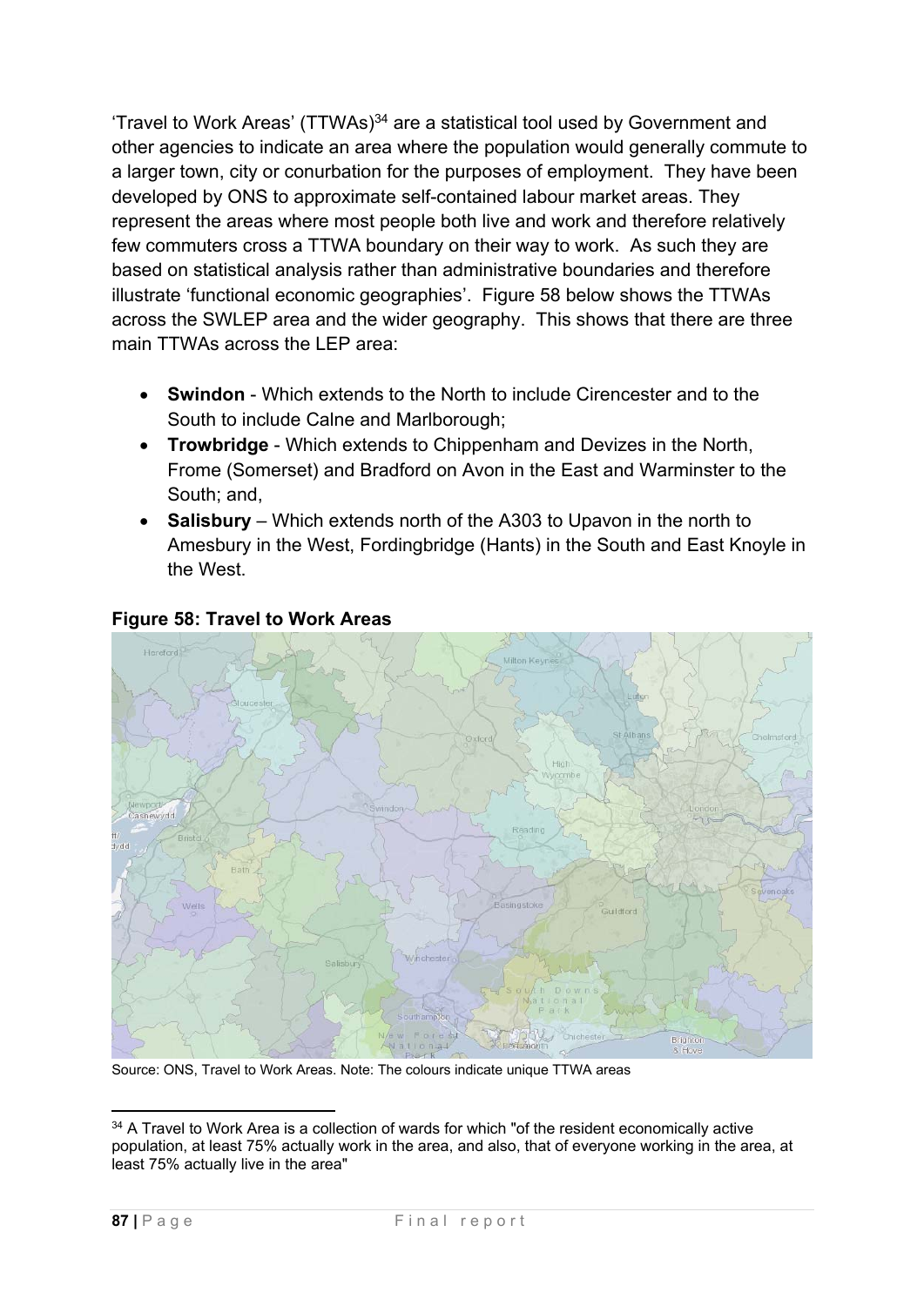'Travel to Work Areas' (TTWAs)[34] are a statistical tool used by Government and other agencies to indicate an area where the population would generally commute to a larger town, city or conurbation for the purposes of employment. They have been developed by ONS to approximate self-contained labour market areas. They represent the areas where most people both live and work and therefore relatively few commuters cross a TTWA boundary on their way to work. As such they are based on statistical analysis rather than administrative boundaries and therefore illustrate 'functional economic geographies'. Figure 58 below shows the TTWAs across the SWLEP area and the wider geography. This shows that there are three main TTWAs across the LEP area:

- **Swindon** - Which extends to the North to include Cirencester and to the South to include Calne and Marlborough;
- **Trowbridge** - Which extends to Chippenham and Devizes in the North, Frome (Somerset) and Bradford on Avon in the East and Warminster to the South; and,
- **Salisbury** – Which extends north of the A303 to Upavon in the north to Amesbury in the West, Fordingbridge (Hants) in the South and East Knoyle in the West.

**Figure 58: Travel to Work Areas**

Source: ONS, Travel to Work Areas. Note: The colours indicate unique TTWA areas

[34] A Travel to Work Area is a collection of wards for which "of the resident economically active population, at least 75% actually work in the area, and also, that of everyone working in the area, at least 75% actually live in the area"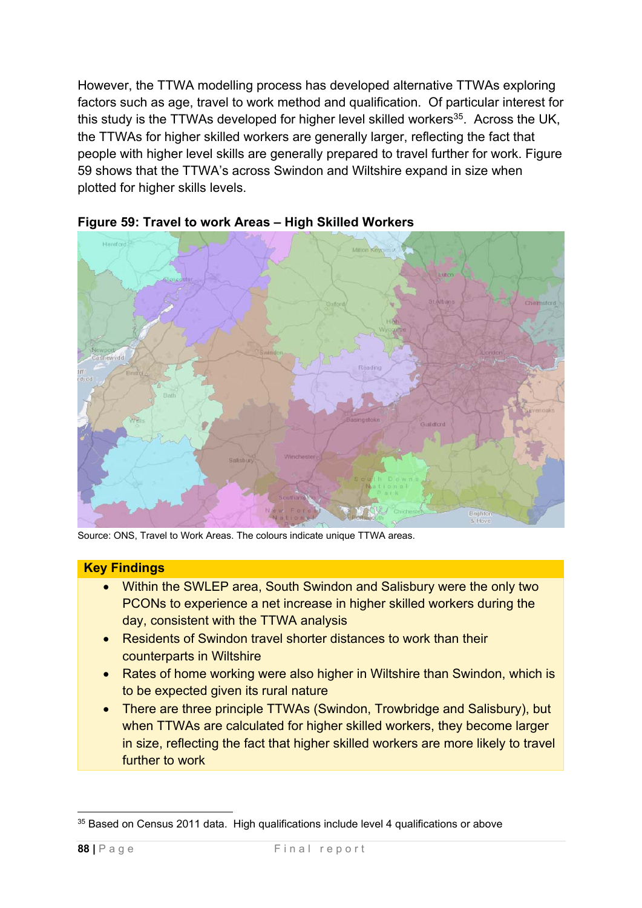However, the TTWA modelling process has developed alternative TTWAs exploring factors such as age, travel to work method and qualification. Of particular interest for this study is the TTWAs developed for higher level skilled workers[35]. Across the UK, the TTWAs for higher skilled workers are generally larger, reflecting the fact that people with higher level skills are generally prepared to travel further for work. Figure 59 shows that the TTWA's across Swindon and Wiltshire expand in size when plotted for higher skills levels.

**Figure 59: Travel to work Areas – High Skilled Workers**

Source: ONS, Travel to Work Areas. The colours indicate unique TTWA areas.

**Key Findings**

- Within the SWLEP area, South Swindon and Salisbury were the only two PCONs to experience a net increase in higher skilled workers during the day, consistent with the TTWA analysis
- Residents of Swindon travel shorter distances to work than their counterparts in Wiltshire
- Rates of home working were also higher in Wiltshire than Swindon, which is to be expected given its rural nature
- There are three principle TTWAs (Swindon, Trowbridge and Salisbury), but when TTWAs are calculated for higher skilled workers, they become larger in size, reflecting the fact that higher skilled workers are more likely to travel further to work

[35] Based on Census 2011 data. High qualifications include level 4 qualifications or above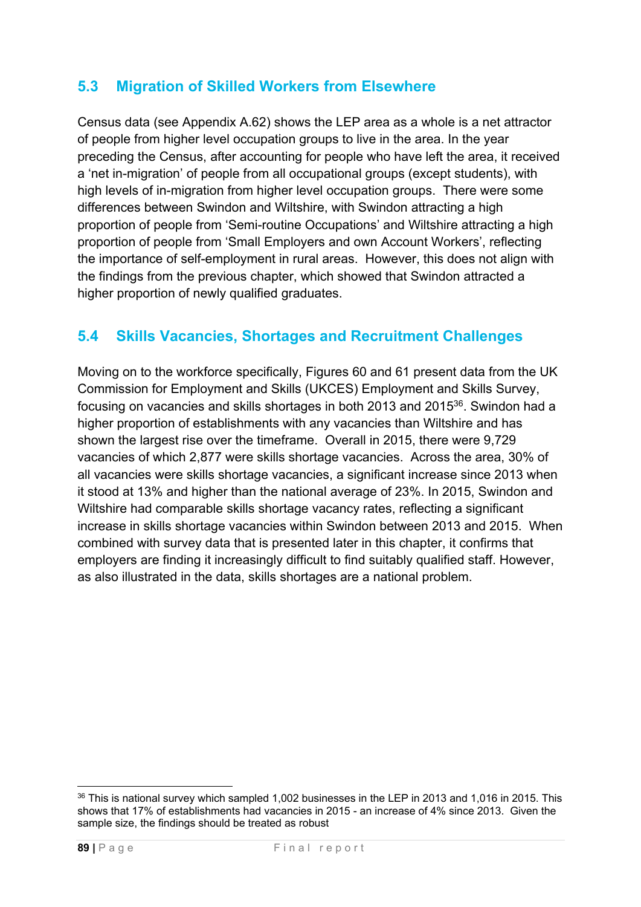## 5.3 Migration of Skilled Workers from Elsewhere

Census data (see Appendix A.62) shows the LEP area as a whole is a net attractor of people from higher level occupation groups to live in the area. In the year preceding the Census, after accounting for people who have left the area, it received a 'net in-migration' of people from all occupational groups (except students), with high levels of in-migration from higher level occupation groups. There were some differences between Swindon and Wiltshire, with Swindon attracting a high proportion of people from 'Semi-routine Occupations' and Wiltshire attracting a high proportion of people from 'Small Employers and own Account Workers', reflecting the importance of self-employment in rural areas. However, this does not align with the findings from the previous chapter, which showed that Swindon attracted a higher proportion of newly qualified graduates.

## 5.4 Skills Vacancies, Shortages and Recruitment Challenges

Moving on to the workforce specifically, Figures 60 and 61 present data from the UK Commission for Employment and Skills (UKCES) Employment and Skills Survey, focusing on vacancies and skills shortages in both 2013 and 2015[36]. Swindon had a higher proportion of establishments with any vacancies than Wiltshire and has shown the largest rise over the timeframe. Overall in 2015, there were 9,729 vacancies of which 2,877 were skills shortage vacancies. Across the area, 30% of all vacancies were skills shortage vacancies, a significant increase since 2013 when it stood at 13% and higher than the national average of 23%. In 2015, Swindon and Wiltshire had comparable skills shortage vacancy rates, reflecting a significant increase in skills shortage vacancies within Swindon between 2013 and 2015. When combined with survey data that is presented later in this chapter, it confirms that employers are finding it increasingly difficult to find suitably qualified staff. However, as also illustrated in the data, skills shortages are a national problem.

[36] This is national survey which sampled 1,002 businesses in the LEP in 2013 and 1,016 in 2015. This shows that 17% of establishments had vacancies in 2015 - an increase of 4% since 2013. Given the sample size, the findings should be treated as robust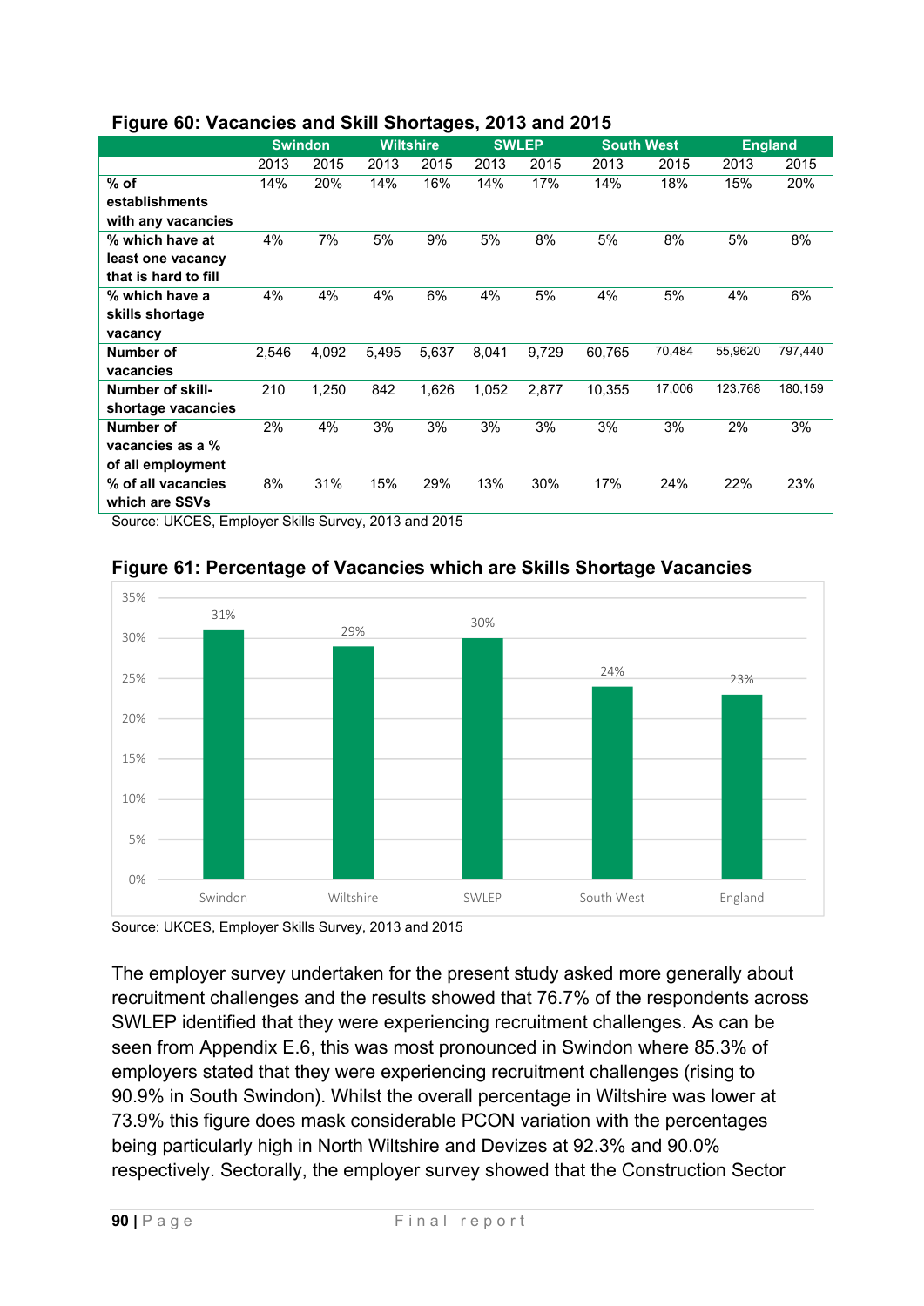**Figure 60: Vacancies and Skill Shortages, 2013 and 2015**

| | Swindon | | Wiltshire | | SWLEP | | South West | | England | |
|---|---|---|---|---|---|---|---|---|---|---|
| | 2013 | 2015 | 2013 | 2015 | 2013 | 2015 | 2013 | 2015 | 2013 | 2015 |
| **% of establishments with any vacancies** | 14% | 20% | 14% | 16% | 14% | 17% | 14% | 18% | 15% | 20% |
| **% which have at least one vacancy that is hard to fill** | 4% | 7% | 5% | 9% | 5% | 8% | 5% | 8% | 5% | 8% |
| **% which have a skills shortage vacancy** | 4% | 4% | 4% | 6% | 4% | 5% | 4% | 5% | 4% | 6% |
| **Number of vacancies** | 2,546 | 4,092 | 5,495 | 5,637 | 8,041 | 9,729 | 60,765 | 70,484 | 55,9620 | 797,440 |
| **Number of skill-shortage vacancies** | 210 | 1,250 | 842 | 1,626 | 1,052 | 2,877 | 10,355 | 17,006 | 123,768 | 180,159 |
| **Number of vacancies as a % of all employment** | 2% | 4% | 3% | 3% | 3% | 3% | 3% | 3% | 2% | 3% |
| **% of all vacancies which are SSVs** | 8% | 31% | 15% | 29% | 13% | 30% | 17% | 24% | 22% | 23% |

Source: UKCES, Employer Skills Survey, 2013 and 2015

**Figure 61: Percentage of Vacancies which are Skills Shortage Vacancies**

Source: UKCES, Employer Skills Survey, 2013 and 2015

The employer survey undertaken for the present study asked more generally about recruitment challenges and the results showed that 76.7% of the respondents across SWLEP identified that they were experiencing recruitment challenges. As can be seen from Appendix E.6, this was most pronounced in Swindon where 85.3% of employers stated that they were experiencing recruitment challenges (rising to 90.9% in South Swindon). Whilst the overall percentage in Wiltshire was lower at 73.9% this figure does mask considerable PCON variation with the percentages being particularly high in North Wiltshire and Devizes at 92.3% and 90.0% respectively. Sectorally, the employer survey showed that the Construction Sector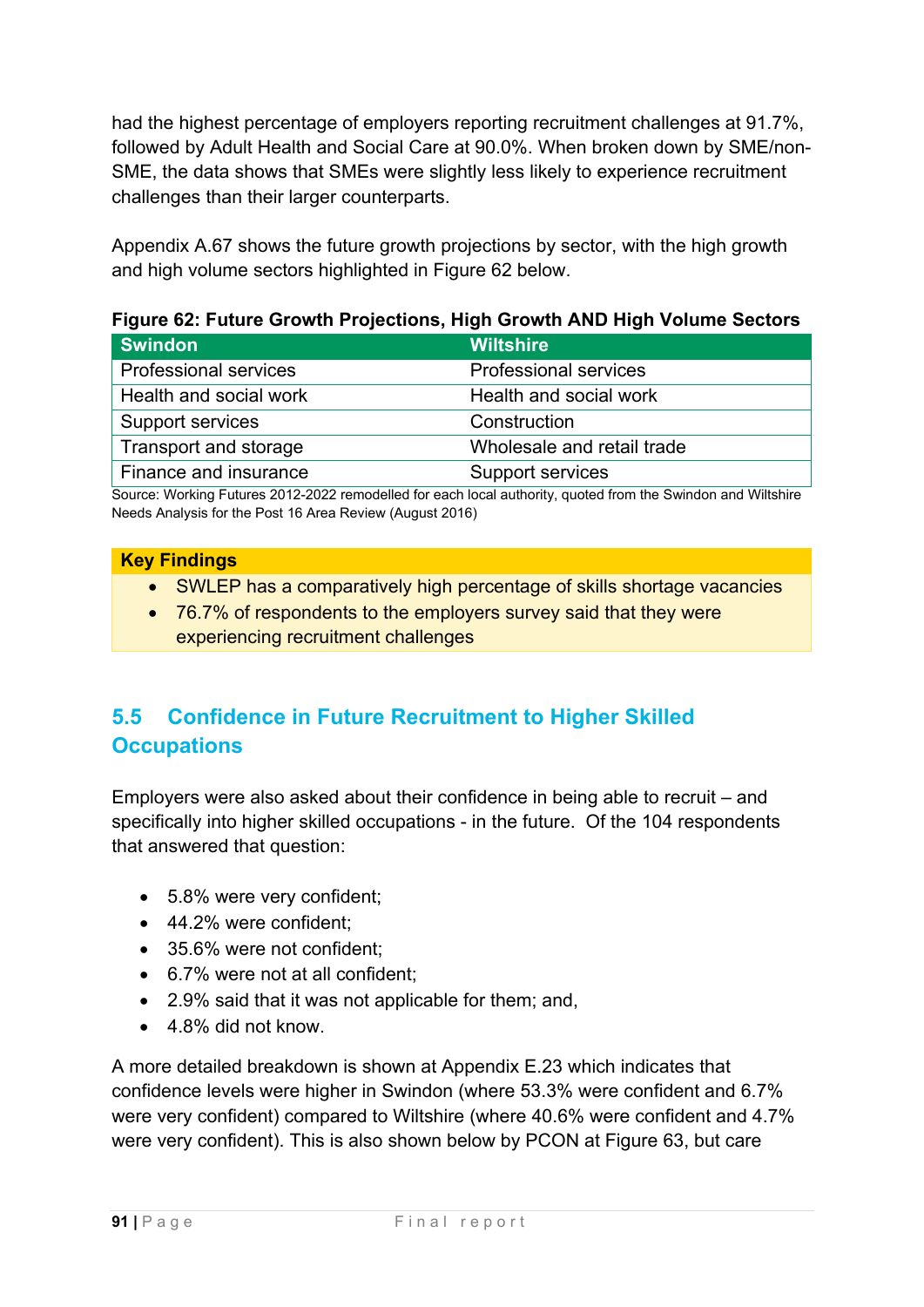had the highest percentage of employers reporting recruitment challenges at 91.7%, followed by Adult Health and Social Care at 90.0%. When broken down by SME/non-SME, the data shows that SMEs were slightly less likely to experience recruitment challenges than their larger counterparts.

Appendix A.67 shows the future growth projections by sector, with the high growth and high volume sectors highlighted in Figure 62 below.

**Figure 62: Future Growth Projections, High Growth AND High Volume Sectors**

| Swindon | Wiltshire |
|---|---|
| Professional services | Professional services |
| Health and social work | Health and social work |
| Support services | Construction |
| Transport and storage | Wholesale and retail trade |
| Finance and insurance | Support services |

Source: Working Futures 2012-2022 remodelled for each local authority, quoted from the Swindon and Wiltshire Needs Analysis for the Post 16 Area Review (August 2016)

**Key Findings**

- SWLEP has a comparatively high percentage of skills shortage vacancies
- 76.7% of respondents to the employers survey said that they were experiencing recruitment challenges

## 5.5 Confidence in Future Recruitment to Higher Skilled Occupations

Employers were also asked about their confidence in being able to recruit – and specifically into higher skilled occupations - in the future. Of the 104 respondents that answered that question:

- 5.8% were very confident;
- 44.2% were confident;
- 35.6% were not confident;
- 6.7% were not at all confident;
- 2.9% said that it was not applicable for them; and,
- 4.8% did not know.

A more detailed breakdown is shown at Appendix E.23 which indicates that confidence levels were higher in Swindon (where 53.3% were confident and 6.7% were very confident) compared to Wiltshire (where 40.6% were confident and 4.7% were very confident). This is also shown below by PCON at Figure 63, but care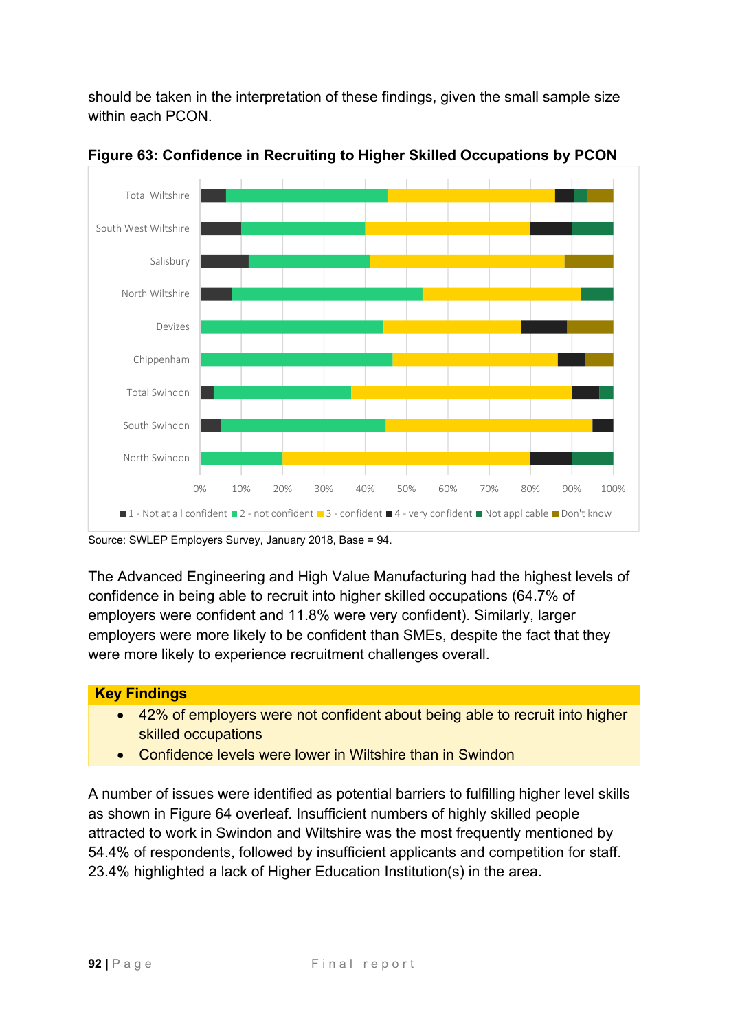should be taken in the interpretation of these findings, given the small sample size within each PCON.

**Figure 63: Confidence in Recruiting to Higher Skilled Occupations by PCON**

Source: SWLEP Employers Survey, January 2018, Base = 94.

The Advanced Engineering and High Value Manufacturing had the highest levels of confidence in being able to recruit into higher skilled occupations (64.7% of employers were confident and 11.8% were very confident). Similarly, larger employers were more likely to be confident than SMEs, despite the fact that they were more likely to experience recruitment challenges overall.

**Key Findings**

- 42% of employers were not confident about being able to recruit into higher skilled occupations
- Confidence levels were lower in Wiltshire than in Swindon

A number of issues were identified as potential barriers to fulfilling higher level skills as shown in Figure 64 overleaf. Insufficient numbers of highly skilled people attracted to work in Swindon and Wiltshire was the most frequently mentioned by 54.4% of respondents, followed by insufficient applicants and competition for staff. 23.4% highlighted a lack of Higher Education Institution(s) in the area.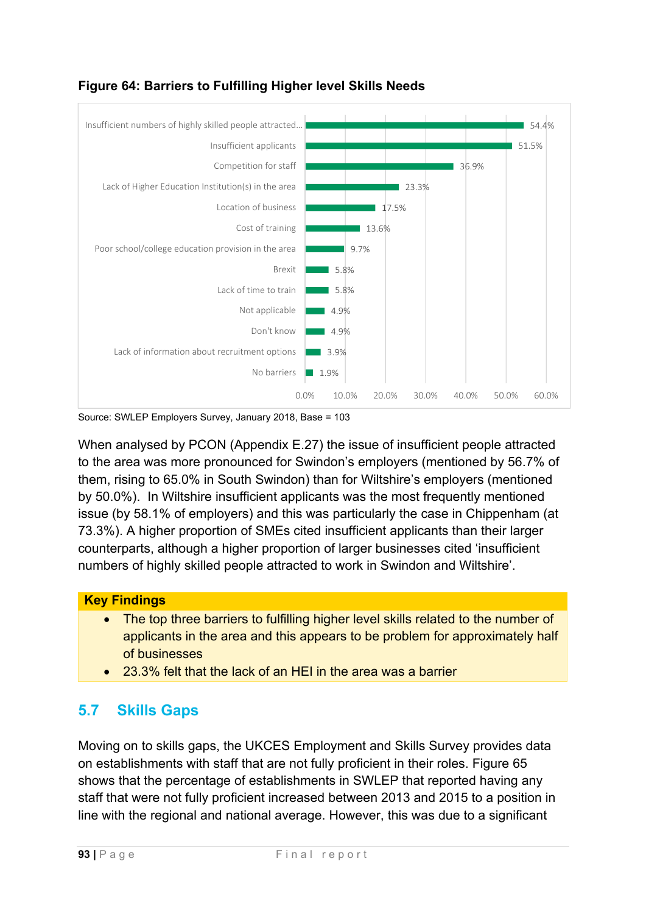**Figure 64: Barriers to Fulfilling Higher level Skills Needs**

| Barrier | % |
|---|---|
| Insufficient numbers of highly skilled people attracted... | 54.4% |
| Insufficient applicants | 51.5% |
| Competition for staff | 36.9% |
| Lack of Higher Education Institution(s) in the area | 23.3% |
| Location of business | 17.5% |
| Cost of training | 13.6% |
| Poor school/college education provision in the area | 9.7% |
| Brexit | 5.8% |
| Lack of time to train | 5.8% |
| Not applicable | 4.9% |
| Don't know | 4.9% |
| Lack of information about recruitment options | 3.9% |
| No barriers | 1.9% |

Source: SWLEP Employers Survey, January 2018, Base = 103

When analysed by PCON (Appendix E.27) the issue of insufficient people attracted to the area was more pronounced for Swindon's employers (mentioned by 56.7% of them, rising to 65.0% in South Swindon) than for Wiltshire's employers (mentioned by 50.0%). In Wiltshire insufficient applicants was the most frequently mentioned issue (by 58.1% of employers) and this was particularly the case in Chippenham (at 73.3%). A higher proportion of SMEs cited insufficient applicants than their larger counterparts, although a higher proportion of larger businesses cited 'insufficient numbers of highly skilled people attracted to work in Swindon and Wiltshire'.

**Key Findings**

- The top three barriers to fulfilling higher level skills related to the number of applicants in the area and this appears to be problem for approximately half of businesses
- 23.3% felt that the lack of an HEI in the area was a barrier

## 5.7 Skills Gaps

Moving on to skills gaps, the UKCES Employment and Skills Survey provides data on establishments with staff that are not fully proficient in their roles. Figure 65 shows that the percentage of establishments in SWLEP that reported having any staff that were not fully proficient increased between 2013 and 2015 to a position in line with the regional and national average. However, this was due to a significant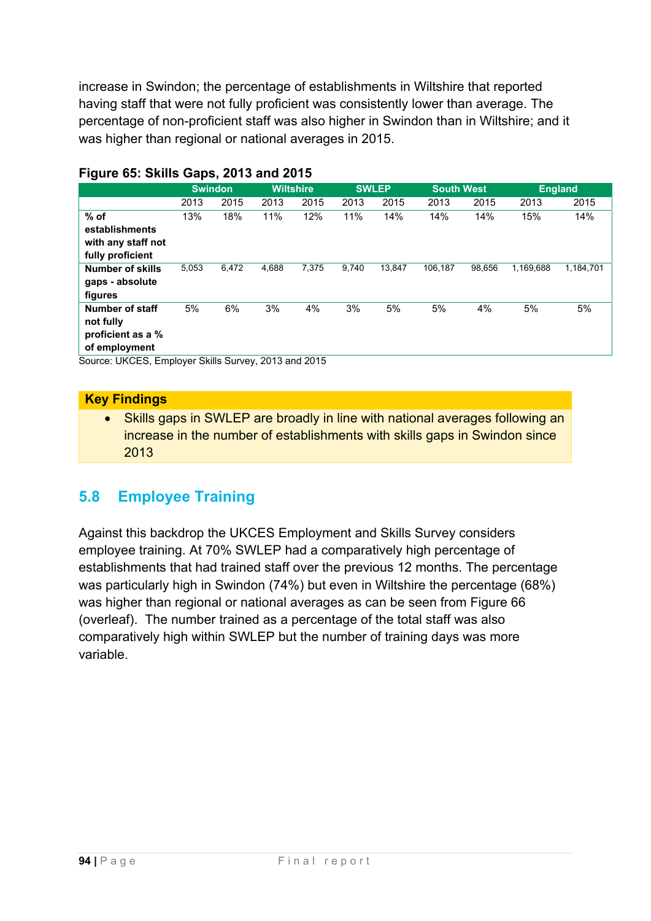increase in Swindon; the percentage of establishments in Wiltshire that reported having staff that were not fully proficient was consistently lower than average. The percentage of non-proficient staff was also higher in Swindon than in Wiltshire; and it was higher than regional or national averages in 2015.

**Figure 65: Skills Gaps, 2013 and 2015**

| | Swindon | | Wiltshire | | SWLEP | | South West | | England | |
|---|---|---|---|---|---|---|---|---|---|---|
| | 2013 | 2015 | 2013 | 2015 | 2013 | 2015 | 2013 | 2015 | 2013 | 2015 |
| **% of establishments with any staff not fully proficient** | 13% | 18% | 11% | 12% | 11% | 14% | 14% | 14% | 15% | 14% |
| **Number of skills gaps - absolute figures** | 5,053 | 6,472 | 4,688 | 7,375 | 9,740 | 13,847 | 106,187 | 98,656 | 1,169,688 | 1,184,701 |
| **Number of staff not fully proficient as a % of employment** | 5% | 6% | 3% | 4% | 3% | 5% | 5% | 4% | 5% | 5% |

Source: UKCES, Employer Skills Survey, 2013 and 2015

**Key Findings**

- Skills gaps in SWLEP are broadly in line with national averages following an increase in the number of establishments with skills gaps in Swindon since 2013

## 5.8 Employee Training

Against this backdrop the UKCES Employment and Skills Survey considers employee training. At 70% SWLEP had a comparatively high percentage of establishments that had trained staff over the previous 12 months. The percentage was particularly high in Swindon (74%) but even in Wiltshire the percentage (68%) was higher than regional or national averages as can be seen from Figure 66 (overleaf). The number trained as a percentage of the total staff was also comparatively high within SWLEP but the number of training days was more variable.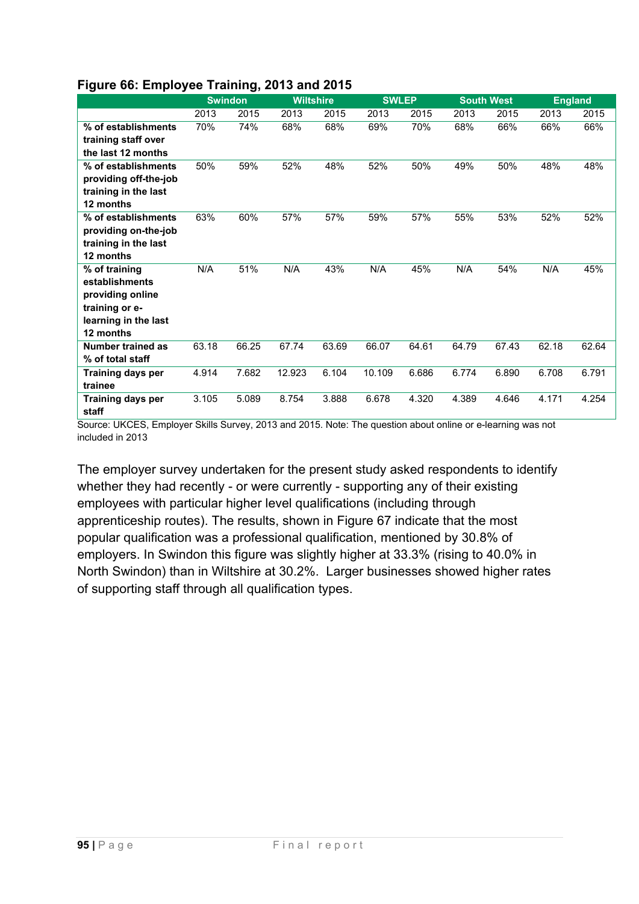**Figure 66: Employee Training, 2013 and 2015**

| | Swindon | | Wiltshire | | SWLEP | | South West | | England | |
|---|---|---|---|---|---|---|---|---|---|---|
| | 2013 | 2015 | 2013 | 2015 | 2013 | 2015 | 2013 | 2015 | 2013 | 2015 |
| **% of establishments training staff over the last 12 months** | 70% | 74% | 68% | 68% | 69% | 70% | 68% | 66% | 66% | 66% |
| **% of establishments providing off-the-job training in the last 12 months** | 50% | 59% | 52% | 48% | 52% | 50% | 49% | 50% | 48% | 48% |
| **% of establishments providing on-the-job training in the last 12 months** | 63% | 60% | 57% | 57% | 59% | 57% | 55% | 53% | 52% | 52% |
| **% of training establishments providing online training or e-learning in the last 12 months** | N/A | 51% | N/A | 43% | N/A | 45% | N/A | 54% | N/A | 45% |
| **Number trained as % of total staff** | 63.18 | 66.25 | 67.74 | 63.69 | 66.07 | 64.61 | 64.79 | 67.43 | 62.18 | 62.64 |
| **Training days per trainee** | 4.914 | 7.682 | 12.923 | 6.104 | 10.109 | 6.686 | 6.774 | 6.890 | 6.708 | 6.791 |
| **Training days per staff** | 3.105 | 5.089 | 8.754 | 3.888 | 6.678 | 4.320 | 4.389 | 4.646 | 4.171 | 4.254 |

Source: UKCES, Employer Skills Survey, 2013 and 2015. Note: The question about online or e-learning was not included in 2013

The employer survey undertaken for the present study asked respondents to identify whether they had recently - or were currently - supporting any of their existing employees with particular higher level qualifications (including through apprenticeship routes). The results, shown in Figure 67 indicate that the most popular qualification was a professional qualification, mentioned by 30.8% of employers. In Swindon this figure was slightly higher at 33.3% (rising to 40.0% in North Swindon) than in Wiltshire at 30.2%. Larger businesses showed higher rates of supporting staff through all qualification types.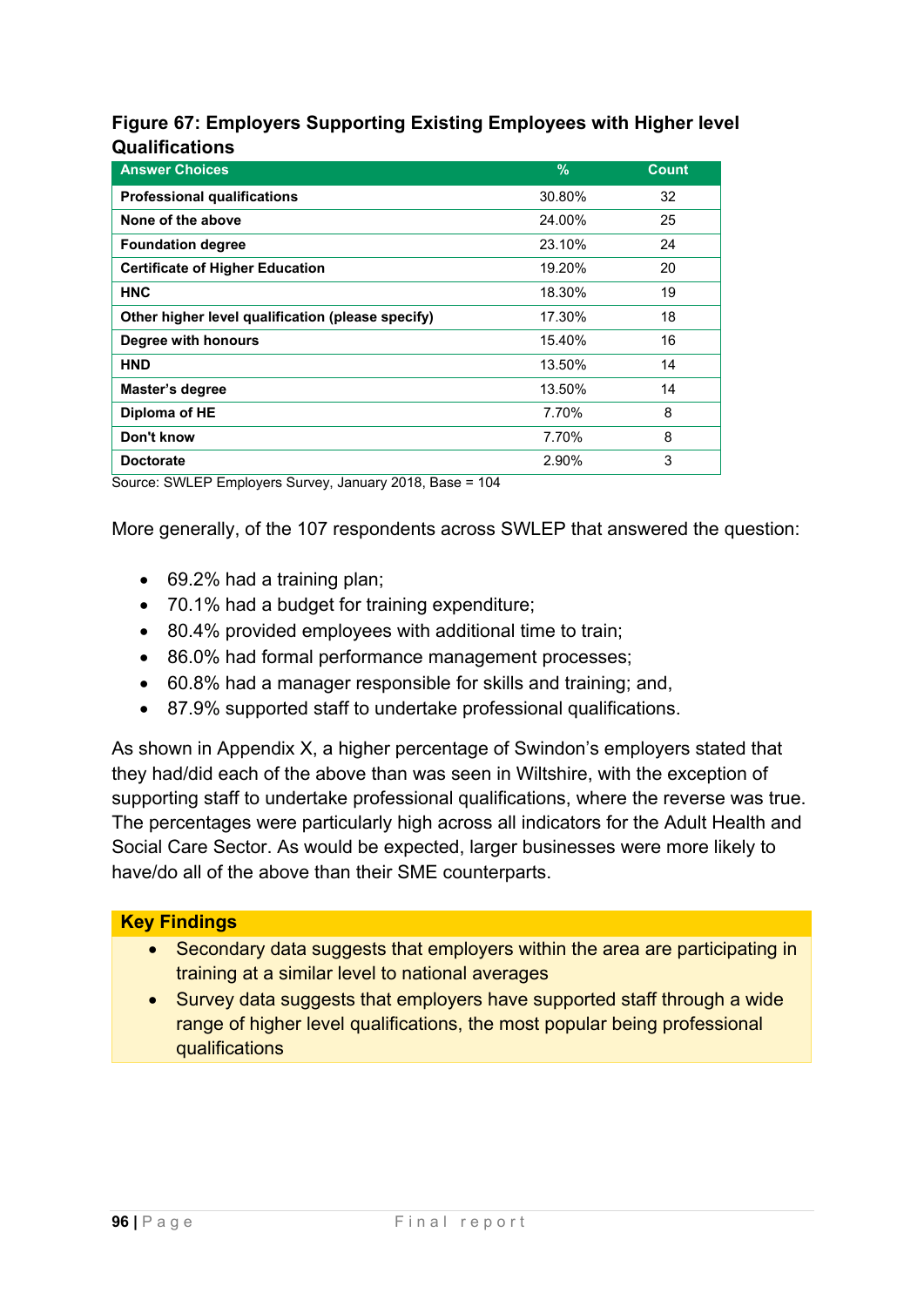**Figure 67: Employers Supporting Existing Employees with Higher level Qualifications**

| Answer Choices | % | Count |
|---|---|---|
| **Professional qualifications** | 30.80% | 32 |
| **None of the above** | 24.00% | 25 |
| **Foundation degree** | 23.10% | 24 |
| **Certificate of Higher Education** | 19.20% | 20 |
| **HNC** | 18.30% | 19 |
| **Other higher level qualification (please specify)** | 17.30% | 18 |
| **Degree with honours** | 15.40% | 16 |
| **HND** | 13.50% | 14 |
| **Master's degree** | 13.50% | 14 |
| **Diploma of HE** | 7.70% | 8 |
| **Don't know** | 7.70% | 8 |
| **Doctorate** | 2.90% | 3 |

Source: SWLEP Employers Survey, January 2018, Base = 104

More generally, of the 107 respondents across SWLEP that answered the question:

- 69.2% had a training plan;
- 70.1% had a budget for training expenditure;
- 80.4% provided employees with additional time to train;
- 86.0% had formal performance management processes;
- 60.8% had a manager responsible for skills and training; and,
- 87.9% supported staff to undertake professional qualifications.

As shown in Appendix X, a higher percentage of Swindon's employers stated that they had/did each of the above than was seen in Wiltshire, with the exception of supporting staff to undertake professional qualifications, where the reverse was true. The percentages were particularly high across all indicators for the Adult Health and Social Care Sector. As would be expected, larger businesses were more likely to have/do all of the above than their SME counterparts.

**Key Findings**

- Secondary data suggests that employers within the area are participating in training at a similar level to national averages
- Survey data suggests that employers have supported staff through a wide range of higher level qualifications, the most popular being professional qualifications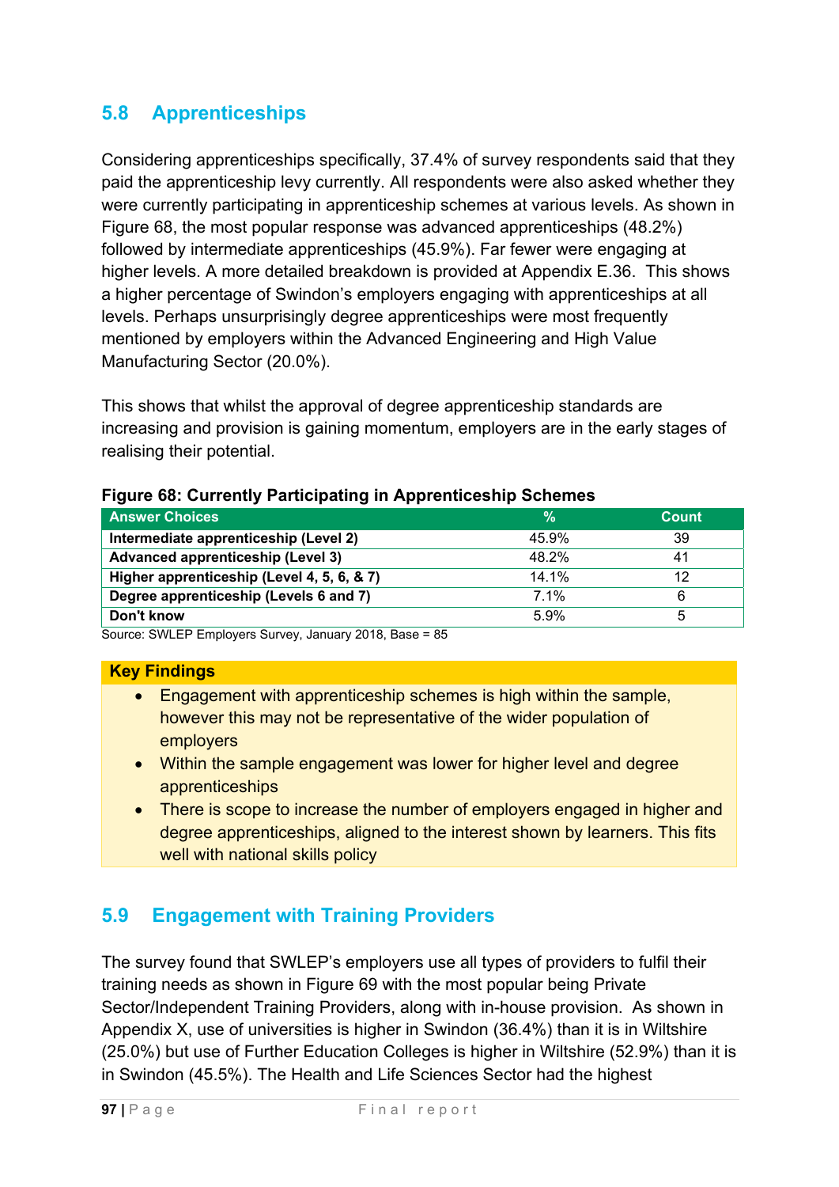## 5.8 Apprenticeships

Considering apprenticeships specifically, 37.4% of survey respondents said that they paid the apprenticeship levy currently. All respondents were also asked whether they were currently participating in apprenticeship schemes at various levels. As shown in Figure 68, the most popular response was advanced apprenticeships (48.2%) followed by intermediate apprenticeships (45.9%). Far fewer were engaging at higher levels. A more detailed breakdown is provided at Appendix E.36. This shows a higher percentage of Swindon's employers engaging with apprenticeships at all levels. Perhaps unsurprisingly degree apprenticeships were most frequently mentioned by employers within the Advanced Engineering and High Value Manufacturing Sector (20.0%).

This shows that whilst the approval of degree apprenticeship standards are increasing and provision is gaining momentum, employers are in the early stages of realising their potential.

**Figure 68: Currently Participating in Apprenticeship Schemes**

| Answer Choices | % | Count |
|---|---|---|
| **Intermediate apprenticeship (Level 2)** | 45.9% | 39 |
| **Advanced apprenticeship (Level 3)** | 48.2% | 41 |
| **Higher apprenticeship (Level 4, 5, 6, & 7)** | 14.1% | 12 |
| **Degree apprenticeship (Levels 6 and 7)** | 7.1% | 6 |
| **Don't know** | 5.9% | 5 |

Source: SWLEP Employers Survey, January 2018, Base = 85

**Key Findings**

- Engagement with apprenticeship schemes is high within the sample, however this may not be representative of the wider population of employers
- Within the sample engagement was lower for higher level and degree apprenticeships
- There is scope to increase the number of employers engaged in higher and degree apprenticeships, aligned to the interest shown by learners. This fits well with national skills policy

## 5.9 Engagement with Training Providers

The survey found that SWLEP's employers use all types of providers to fulfil their training needs as shown in Figure 69 with the most popular being Private Sector/Independent Training Providers, along with in-house provision. As shown in Appendix X, use of universities is higher in Swindon (36.4%) than it is in Wiltshire (25.0%) but use of Further Education Colleges is higher in Wiltshire (52.9%) than it is in Swindon (45.5%). The Health and Life Sciences Sector had the highest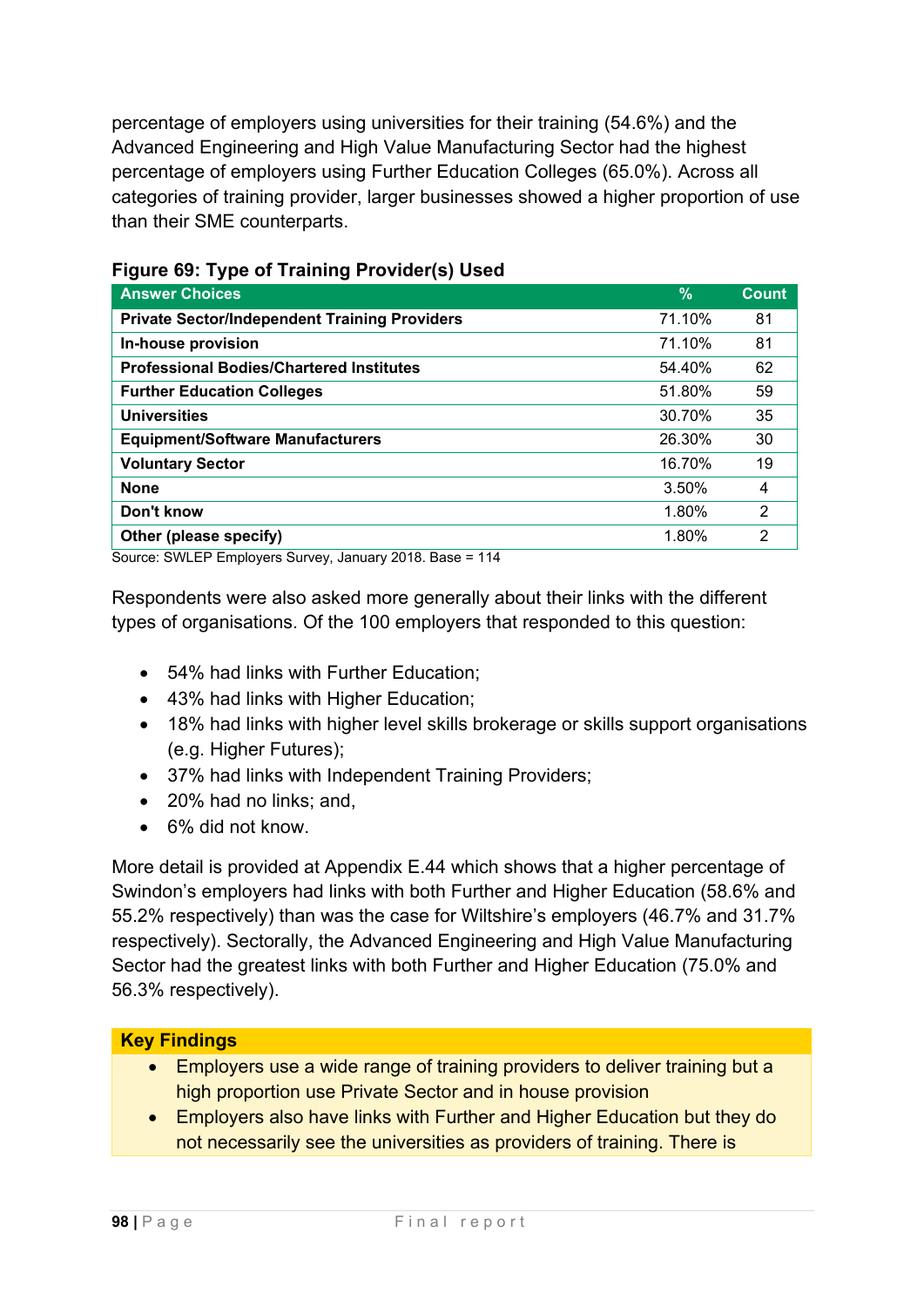percentage of employers using universities for their training (54.6%) and the Advanced Engineering and High Value Manufacturing Sector had the highest percentage of employers using Further Education Colleges (65.0%). Across all categories of training provider, larger businesses showed a higher proportion of use than their SME counterparts.

**Figure 69: Type of Training Provider(s) Used**

| Answer Choices | % | Count |
|---|---|---|
| **Private Sector/Independent Training Providers** | 71.10% | 81 |
| **In-house provision** | 71.10% | 81 |
| **Professional Bodies/Chartered Institutes** | 54.40% | 62 |
| **Further Education Colleges** | 51.80% | 59 |
| **Universities** | 30.70% | 35 |
| **Equipment/Software Manufacturers** | 26.30% | 30 |
| **Voluntary Sector** | 16.70% | 19 |
| **None** | 3.50% | 4 |
| **Don't know** | 1.80% | 2 |
| **Other (please specify)** | 1.80% | 2 |

Source: SWLEP Employers Survey, January 2018. Base = 114

Respondents were also asked more generally about their links with the different types of organisations. Of the 100 employers that responded to this question:

- 54% had links with Further Education;
- 43% had links with Higher Education;
- 18% had links with higher level skills brokerage or skills support organisations (e.g. Higher Futures);
- 37% had links with Independent Training Providers;
- 20% had no links; and,
- 6% did not know.

More detail is provided at Appendix E.44 which shows that a higher percentage of Swindon's employers had links with both Further and Higher Education (58.6% and 55.2% respectively) than was the case for Wiltshire's employers (46.7% and 31.7% respectively). Sectorally, the Advanced Engineering and High Value Manufacturing Sector had the greatest links with both Further and Higher Education (75.0% and 56.3% respectively).

**Key Findings**

- Employers use a wide range of training providers to deliver training but a high proportion use Private Sector and in house provision
- Employers also have links with Further and Higher Education but they do not necessarily see the universities as providers of training. There is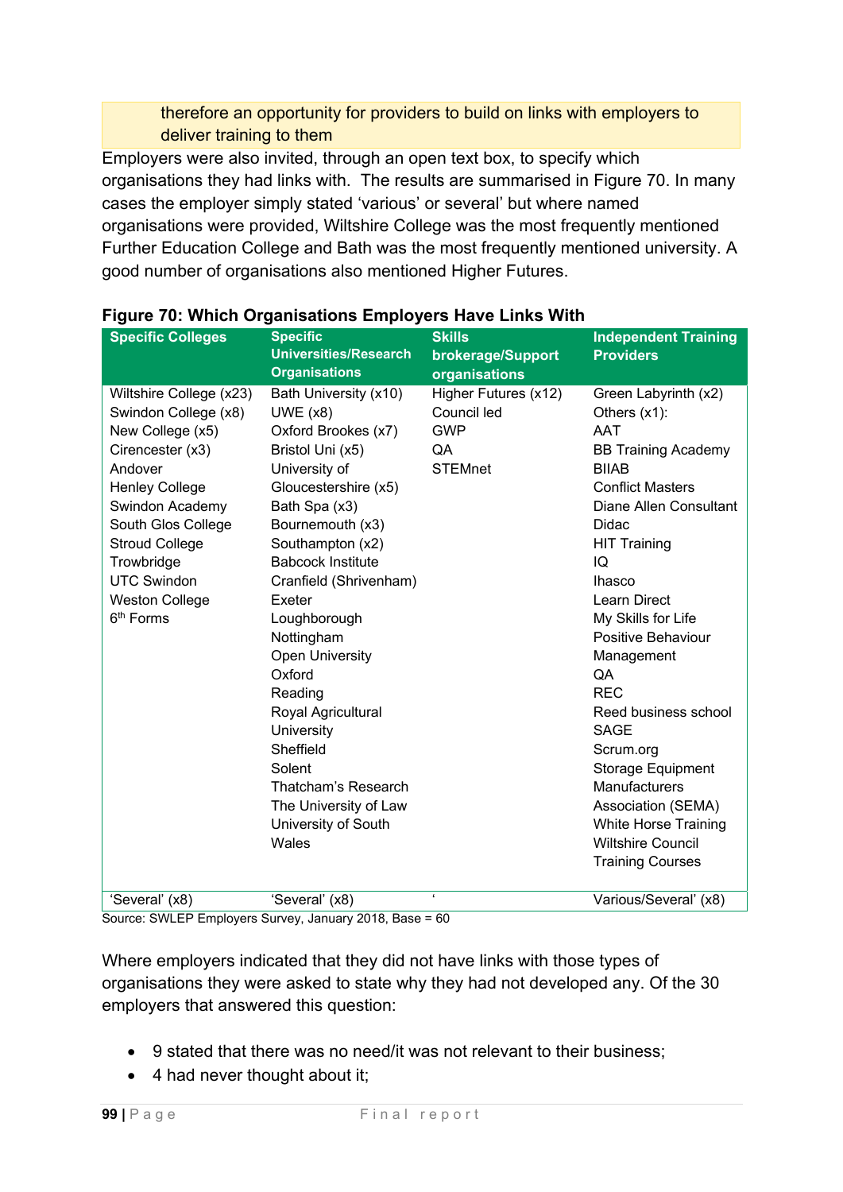therefore an opportunity for providers to build on links with employers to deliver training to them

Employers were also invited, through an open text box, to specify which organisations they had links with. The results are summarised in Figure 70. In many cases the employer simply stated 'various' or several' but where named organisations were provided, Wiltshire College was the most frequently mentioned Further Education College and Bath was the most frequently mentioned university. A good number of organisations also mentioned Higher Futures.

**Figure 70: Which Organisations Employers Have Links With**

| Specific Colleges | Specific Universities/Research Organisations | Skills brokerage/Support organisations | Independent Training Providers |
|---|---|---|---|
| Wiltshire College (x23)<br>Swindon College (x8)<br>New College (x5)<br>Cirencester (x3)<br>Andover<br>Henley College<br>Swindon Academy<br>South Glos College<br>Stroud College<br>Trowbridge<br>UTC Swindon<br>Weston College<br>6th Forms | Bath University (x10)<br>UWE (x8)<br>Oxford Brookes (x7)<br>Bristol Uni (x5)<br>University of Gloucestershire (x5)<br>Bath Spa (x3)<br>Bournemouth (x3)<br>Southampton (x2)<br>Babcock Institute<br>Cranfield (Shrivenham)<br>Exeter<br>Loughborough<br>Nottingham<br>Open University<br>Oxford<br>Reading<br>Royal Agricultural University<br>Sheffield<br>Solent<br>Thatcham's Research<br>The University of Law<br>University of South Wales | Higher Futures (x12)<br>Council led<br>GWP<br>QA<br>STEMnet | Green Labyrinth (x2)<br>Others (x1):<br>AAT<br>BB Training Academy<br>BIIAB<br>Conflict Masters<br>Diane Allen Consultant<br>Didac<br>HIT Training<br>IQ<br>Ihasco<br>Learn Direct<br>My Skills for Life<br>Positive Behaviour Management<br>QA<br>REC<br>Reed business school<br>SAGE<br>Scrum.org<br>Storage Equipment Manufacturers Association (SEMA)<br>White Horse Training<br>Wiltshire Council Training Courses |
| 'Several' (x8) | 'Several' (x8) | ' | Various/Several' (x8) |

Source: SWLEP Employers Survey, January 2018, Base = 60

Where employers indicated that they did not have links with those types of organisations they were asked to state why they had not developed any. Of the 30 employers that answered this question:

- 9 stated that there was no need/it was not relevant to their business;
- 4 had never thought about it;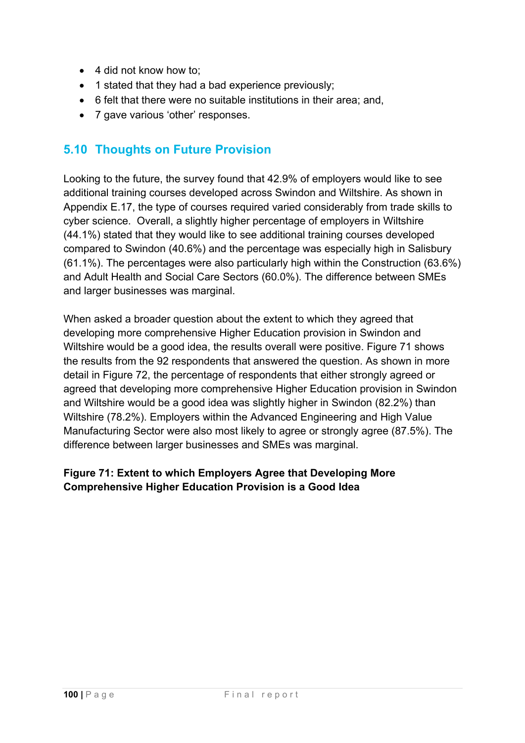- 4 did not know how to;
- 1 stated that they had a bad experience previously;
- 6 felt that there were no suitable institutions in their area; and,
- 7 gave various 'other' responses.

## 5.10 Thoughts on Future Provision

Looking to the future, the survey found that 42.9% of employers would like to see additional training courses developed across Swindon and Wiltshire. As shown in Appendix E.17, the type of courses required varied considerably from trade skills to cyber science. Overall, a slightly higher percentage of employers in Wiltshire (44.1%) stated that they would like to see additional training courses developed compared to Swindon (40.6%) and the percentage was especially high in Salisbury (61.1%). The percentages were also particularly high within the Construction (63.6%) and Adult Health and Social Care Sectors (60.0%). The difference between SMEs and larger businesses was marginal.

When asked a broader question about the extent to which they agreed that developing more comprehensive Higher Education provision in Swindon and Wiltshire would be a good idea, the results overall were positive. Figure 71 shows the results from the 92 respondents that answered the question. As shown in more detail in Figure 72, the percentage of respondents that either strongly agreed or agreed that developing more comprehensive Higher Education provision in Swindon and Wiltshire would be a good idea was slightly higher in Swindon (82.2%) than Wiltshire (78.2%). Employers within the Advanced Engineering and High Value Manufacturing Sector were also most likely to agree or strongly agree (87.5%). The difference between larger businesses and SMEs was marginal.

**Figure 71: Extent to which Employers Agree that Developing More Comprehensive Higher Education Provision is a Good Idea**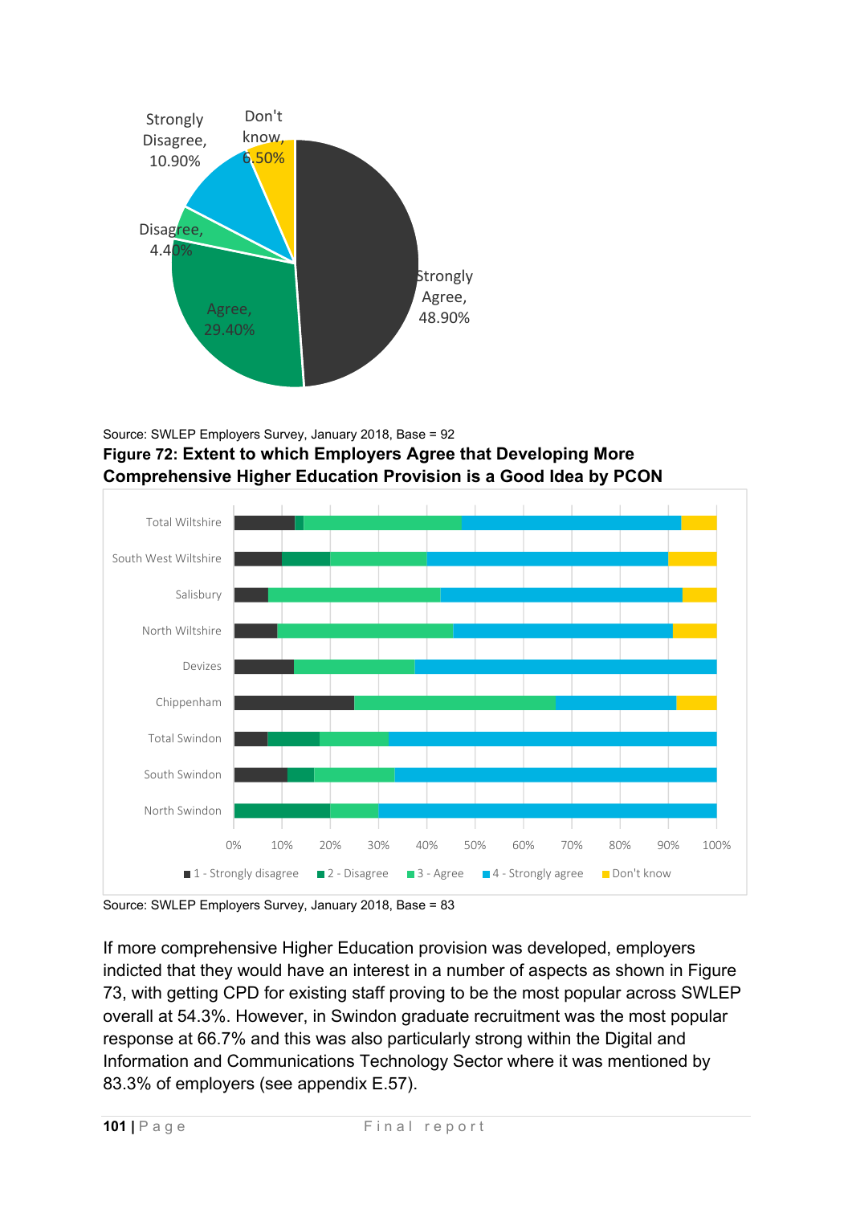Source: SWLEP Employers Survey, January 2018, Base = 92

**Figure 72: Extent to which Employers Agree that Developing More Comprehensive Higher Education Provision is a Good Idea by PCON**

Source: SWLEP Employers Survey, January 2018, Base = 83

If more comprehensive Higher Education provision was developed, employers indicted that they would have an interest in a number of aspects as shown in Figure 73, with getting CPD for existing staff proving to be the most popular across SWLEP overall at 54.3%. However, in Swindon graduate recruitment was the most popular response at 66.7% and this was also particularly strong within the Digital and Information and Communications Technology Sector where it was mentioned by 83.3% of employers (see appendix E.57).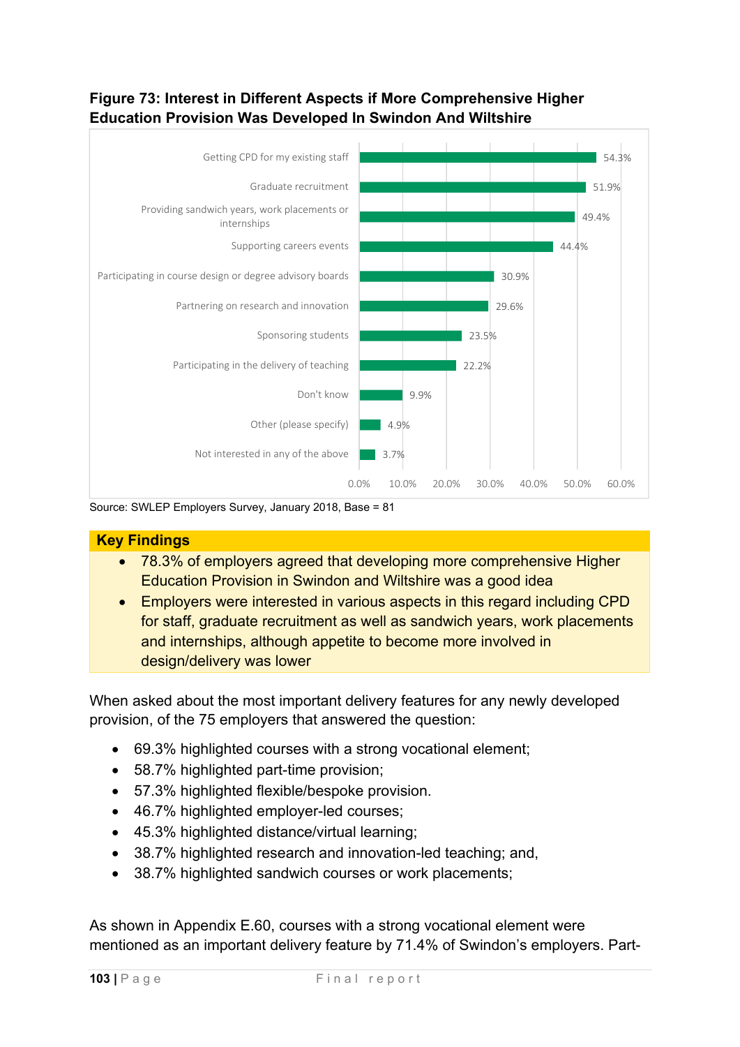**Figure 73: Interest in Different Aspects if More Comprehensive Higher Education Provision Was Developed In Swindon And Wiltshire**

| Aspect | % |
|---|---|
| Getting CPD for my existing staff | 54.3% |
| Graduate recruitment | 51.9% |
| Providing sandwich years, work placements or internships | 49.4% |
| Supporting careers events | 44.4% |
| Participating in course design or degree advisory boards | 30.9% |
| Partnering on research and innovation | 29.6% |
| Sponsoring students | 23.5% |
| Participating in the delivery of teaching | 22.2% |
| Don't know | 9.9% |
| Other (please specify) | 4.9% |
| Not interested in any of the above | 3.7% |

Source: SWLEP Employers Survey, January 2018, Base = 81

**Key Findings**

- 78.3% of employers agreed that developing more comprehensive Higher Education Provision in Swindon and Wiltshire was a good idea
- Employers were interested in various aspects in this regard including CPD for staff, graduate recruitment as well as sandwich years, work placements and internships, although appetite to become more involved in design/delivery was lower

When asked about the most important delivery features for any newly developed provision, of the 75 employers that answered the question:

- 69.3% highlighted courses with a strong vocational element;
- 58.7% highlighted part-time provision;
- 57.3% highlighted flexible/bespoke provision.
- 46.7% highlighted employer-led courses;
- 45.3% highlighted distance/virtual learning;
- 38.7% highlighted research and innovation-led teaching; and,
- 38.7% highlighted sandwich courses or work placements;

As shown in Appendix E.60, courses with a strong vocational element were mentioned as an important delivery feature by 71.4% of Swindon's employers. Part-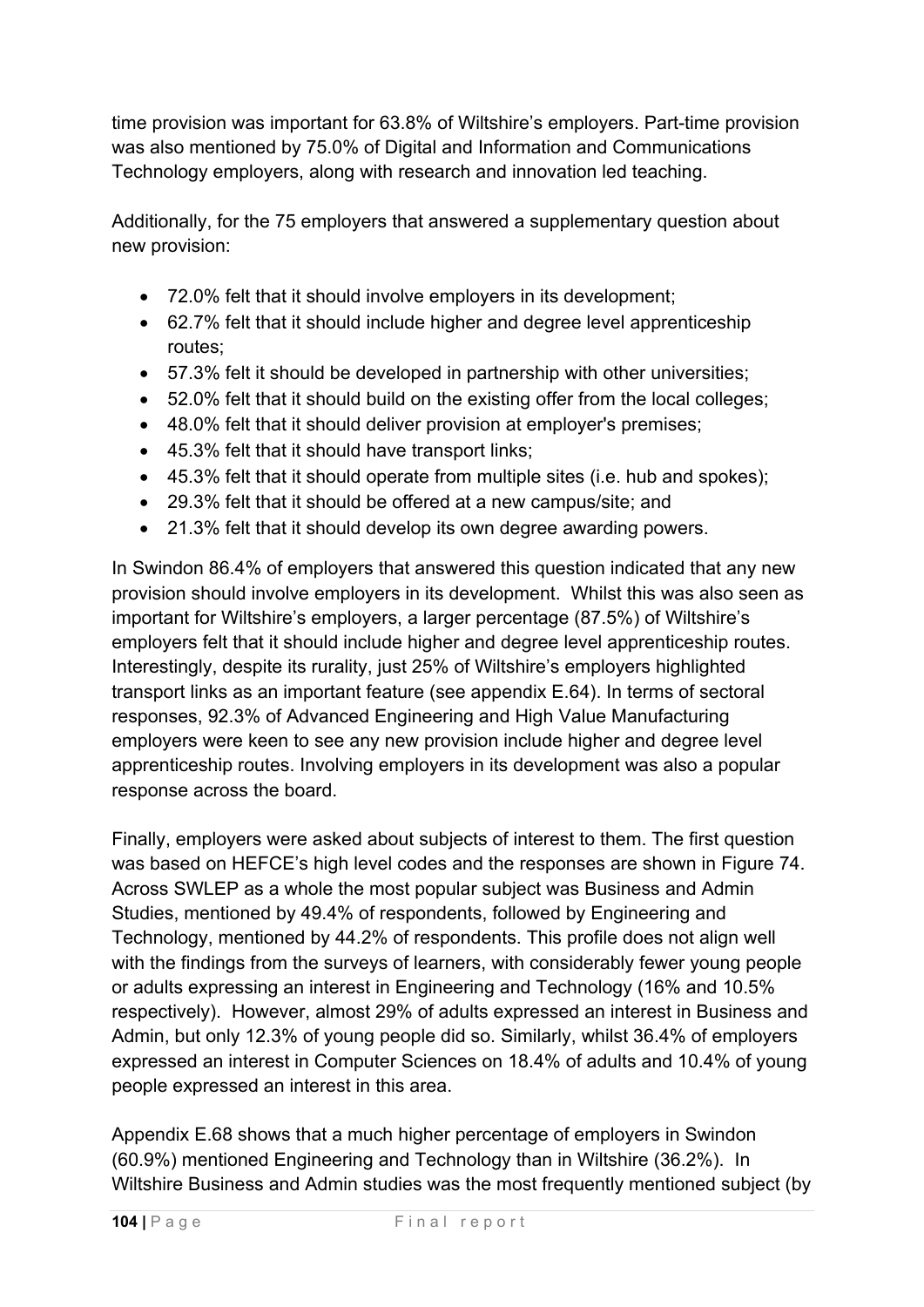time provision was important for 63.8% of Wiltshire's employers. Part-time provision was also mentioned by 75.0% of Digital and Information and Communications Technology employers, along with research and innovation led teaching.

Additionally, for the 75 employers that answered a supplementary question about new provision:

- 72.0% felt that it should involve employers in its development;
- 62.7% felt that it should include higher and degree level apprenticeship routes;
- 57.3% felt it should be developed in partnership with other universities;
- 52.0% felt that it should build on the existing offer from the local colleges;
- 48.0% felt that it should deliver provision at employer's premises;
- 45.3% felt that it should have transport links;
- 45.3% felt that it should operate from multiple sites (i.e. hub and spokes);
- 29.3% felt that it should be offered at a new campus/site; and
- 21.3% felt that it should develop its own degree awarding powers.

In Swindon 86.4% of employers that answered this question indicated that any new provision should involve employers in its development. Whilst this was also seen as important for Wiltshire's employers, a larger percentage (87.5%) of Wiltshire's employers felt that it should include higher and degree level apprenticeship routes. Interestingly, despite its rurality, just 25% of Wiltshire's employers highlighted transport links as an important feature (see appendix E.64). In terms of sectoral responses, 92.3% of Advanced Engineering and High Value Manufacturing employers were keen to see any new provision include higher and degree level apprenticeship routes. Involving employers in its development was also a popular response across the board.

Finally, employers were asked about subjects of interest to them. The first question was based on HEFCE's high level codes and the responses are shown in Figure 74. Across SWLEP as a whole the most popular subject was Business and Admin Studies, mentioned by 49.4% of respondents, followed by Engineering and Technology, mentioned by 44.2% of respondents. This profile does not align well with the findings from the surveys of learners, with considerably fewer young people or adults expressing an interest in Engineering and Technology (16% and 10.5% respectively). However, almost 29% of adults expressed an interest in Business and Admin, but only 12.3% of young people did so. Similarly, whilst 36.4% of employers expressed an interest in Computer Sciences on 18.4% of adults and 10.4% of young people expressed an interest in this area.

Appendix E.68 shows that a much higher percentage of employers in Swindon (60.9%) mentioned Engineering and Technology than in Wiltshire (36.2%). In Wiltshire Business and Admin studies was the most frequently mentioned subject (by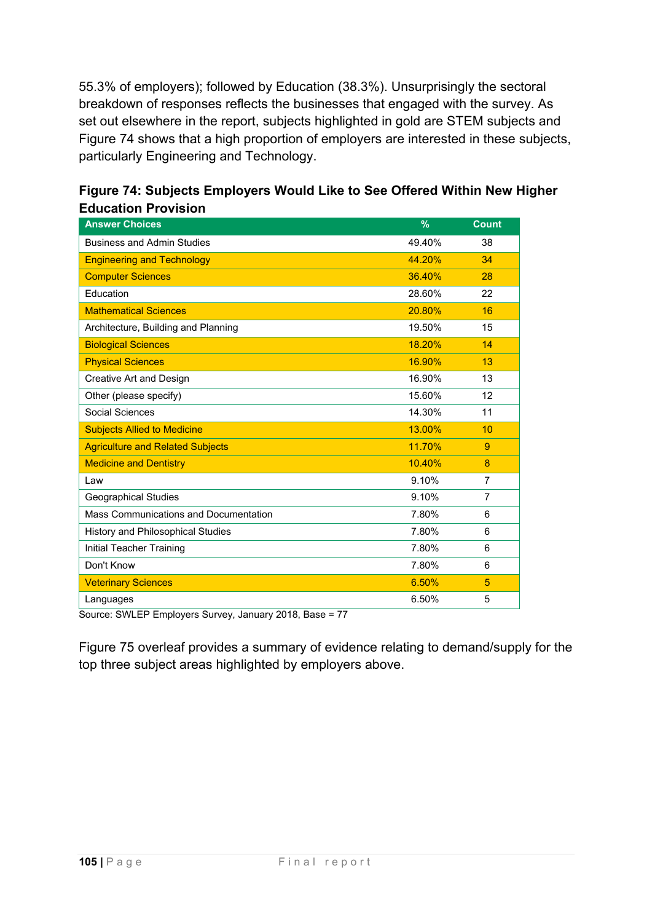55.3% of employers); followed by Education (38.3%). Unsurprisingly the sectoral breakdown of responses reflects the businesses that engaged with the survey. As set out elsewhere in the report, subjects highlighted in gold are STEM subjects and Figure 74 shows that a high proportion of employers are interested in these subjects, particularly Engineering and Technology.

**Figure 74: Subjects Employers Would Like to See Offered Within New Higher Education Provision**

| Answer Choices | % | Count |
|---|---|---|
| Business and Admin Studies | 49.40% | 38 |
| Engineering and Technology | 44.20% | 34 |
| Computer Sciences | 36.40% | 28 |
| Education | 28.60% | 22 |
| Mathematical Sciences | 20.80% | 16 |
| Architecture, Building and Planning | 19.50% | 15 |
| Biological Sciences | 18.20% | 14 |
| Physical Sciences | 16.90% | 13 |
| Creative Art and Design | 16.90% | 13 |
| Other (please specify) | 15.60% | 12 |
| Social Sciences | 14.30% | 11 |
| Subjects Allied to Medicine | 13.00% | 10 |
| Agriculture and Related Subjects | 11.70% | 9 |
| Medicine and Dentistry | 10.40% | 8 |
| Law | 9.10% | 7 |
| Geographical Studies | 9.10% | 7 |
| Mass Communications and Documentation | 7.80% | 6 |
| History and Philosophical Studies | 7.80% | 6 |
| Initial Teacher Training | 7.80% | 6 |
| Don't Know | 7.80% | 6 |
| Veterinary Sciences | 6.50% | 5 |
| Languages | 6.50% | 5 |

Source: SWLEP Employers Survey, January 2018, Base = 77

Figure 75 overleaf provides a summary of evidence relating to demand/supply for the top three subject areas highlighted by employers above.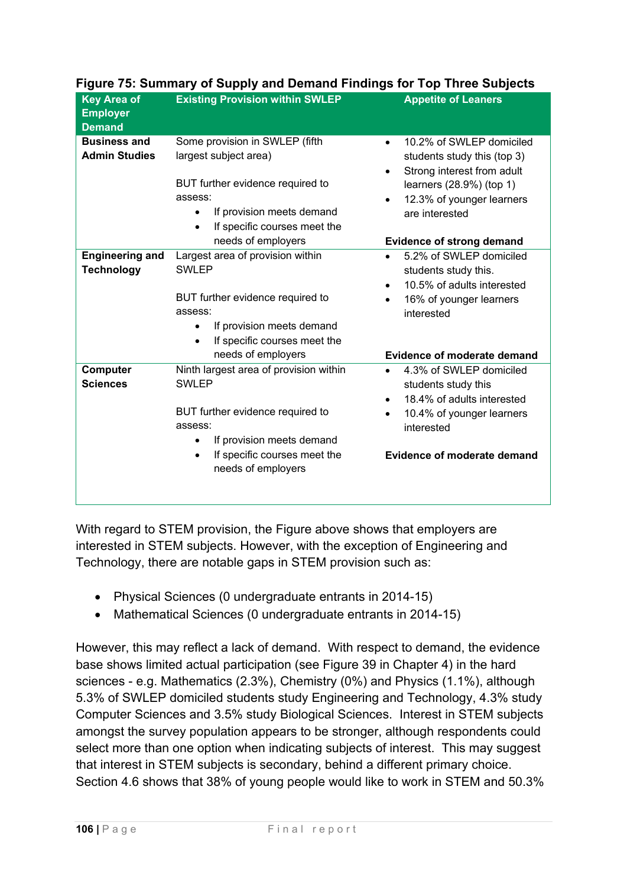**Figure 75: Summary of Supply and Demand Findings for Top Three Subjects**

| Key Area of Employer Demand | Existing Provision within SWLEP | Appetite of Leaners |
| --- | --- | --- |
| **Business and Admin Studies** | Some provision in SWLEP (fifth largest subject area)<br><br>BUT further evidence required to assess:<br>• If provision meets demand<br>• If specific courses meet the needs of employers | • 10.2% of SWLEP domiciled students study this (top 3)<br>• Strong interest from adult learners (28.9%) (top 1)<br>• 12.3% of younger learners are interested<br><br>**Evidence of strong demand** |
| **Engineering and Technology** | Largest area of provision within SWLEP<br><br>BUT further evidence required to assess:<br>• If provision meets demand<br>• If specific courses meet the needs of employers | • 5.2% of SWLEP domiciled students study this.<br>• 10.5% of adults interested<br>• 16% of younger learners interested<br><br>**Evidence of moderate demand** |
| **Computer Sciences** | Ninth largest area of provision within SWLEP<br><br>BUT further evidence required to assess:<br>• If provision meets demand<br>• If specific courses meet the needs of employers | • 4.3% of SWLEP domiciled students study this<br>• 18.4% of adults interested<br>• 10.4% of younger learners interested<br><br>**Evidence of moderate demand** |

With regard to STEM provision, the Figure above shows that employers are interested in STEM subjects. However, with the exception of Engineering and Technology, there are notable gaps in STEM provision such as:

- Physical Sciences (0 undergraduate entrants in 2014-15)
- Mathematical Sciences (0 undergraduate entrants in 2014-15)

However, this may reflect a lack of demand. With respect to demand, the evidence base shows limited actual participation (see Figure 39 in Chapter 4) in the hard sciences - e.g. Mathematics (2.3%), Chemistry (0%) and Physics (1.1%), although 5.3% of SWLEP domiciled students study Engineering and Technology, 4.3% study Computer Sciences and 3.5% study Biological Sciences. Interest in STEM subjects amongst the survey population appears to be stronger, although respondents could select more than one option when indicating subjects of interest. This may suggest that interest in STEM subjects is secondary, behind a different primary choice. Section 4.6 shows that 38% of young people would like to work in STEM and 50.3%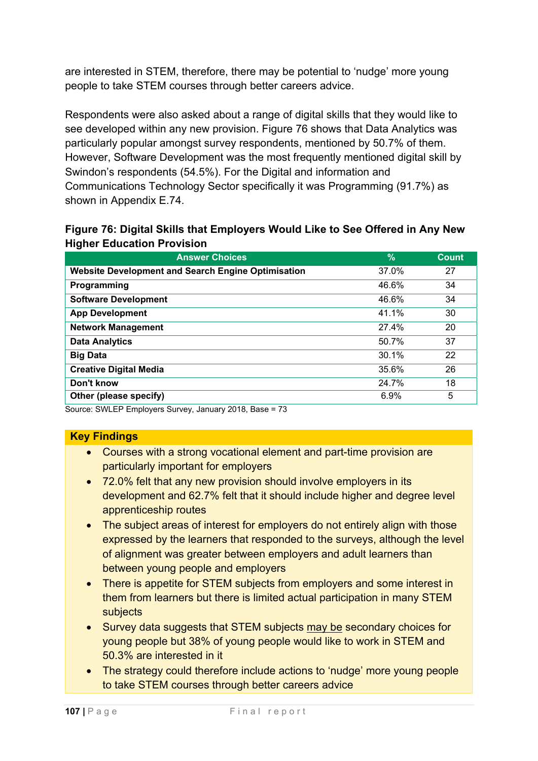are interested in STEM, therefore, there may be potential to 'nudge' more young people to take STEM courses through better careers advice.

Respondents were also asked about a range of digital skills that they would like to see developed within any new provision. Figure 76 shows that Data Analytics was particularly popular amongst survey respondents, mentioned by 50.7% of them. However, Software Development was the most frequently mentioned digital skill by Swindon's respondents (54.5%). For the Digital and information and Communications Technology Sector specifically it was Programming (91.7%) as shown in Appendix E.74.

**Figure 76: Digital Skills that Employers Would Like to See Offered in Any New Higher Education Provision**

| Answer Choices | % | Count |
|---|---|---|
| **Website Development and Search Engine Optimisation** | 37.0% | 27 |
| **Programming** | 46.6% | 34 |
| **Software Development** | 46.6% | 34 |
| **App Development** | 41.1% | 30 |
| **Network Management** | 27.4% | 20 |
| **Data Analytics** | 50.7% | 37 |
| **Big Data** | 30.1% | 22 |
| **Creative Digital Media** | 35.6% | 26 |
| **Don't know** | 24.7% | 18 |
| **Other (please specify)** | 6.9% | 5 |

Source: SWLEP Employers Survey, January 2018, Base = 73

**Key Findings**

- Courses with a strong vocational element and part-time provision are particularly important for employers
- 72.0% felt that any new provision should involve employers in its development and 62.7% felt that it should include higher and degree level apprenticeship routes
- The subject areas of interest for employers do not entirely align with those expressed by the learners that responded to the surveys, although the level of alignment was greater between employers and adult learners than between young people and employers
- There is appetite for STEM subjects from employers and some interest in them from learners but there is limited actual participation in many STEM subjects
- Survey data suggests that STEM subjects may be secondary choices for young people but 38% of young people would like to work in STEM and 50.3% are interested in it
- The strategy could therefore include actions to 'nudge' more young people to take STEM courses through better careers advice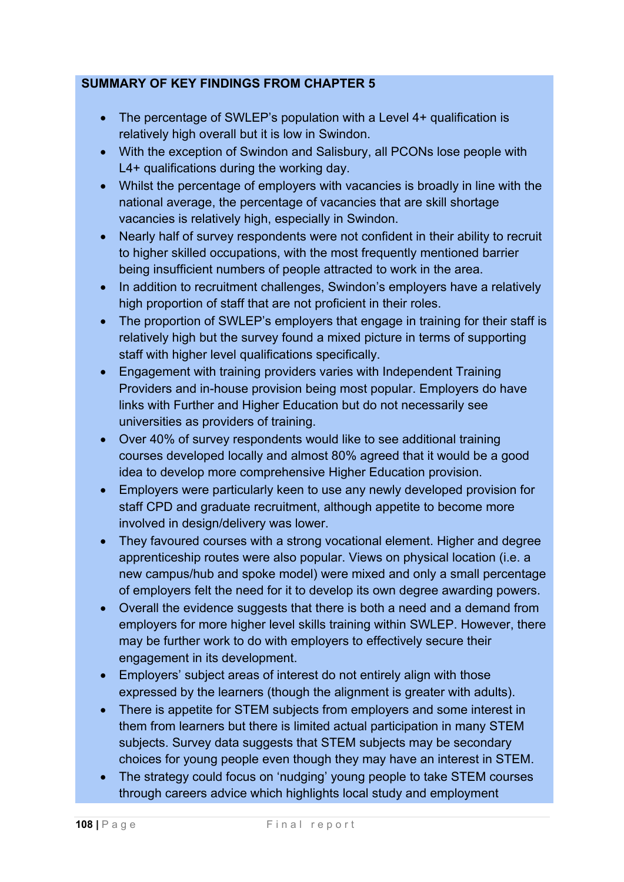**SUMMARY OF KEY FINDINGS FROM CHAPTER 5**

- The percentage of SWLEP's population with a Level 4+ qualification is relatively high overall but it is low in Swindon.
- With the exception of Swindon and Salisbury, all PCONs lose people with L4+ qualifications during the working day.
- Whilst the percentage of employers with vacancies is broadly in line with the national average, the percentage of vacancies that are skill shortage vacancies is relatively high, especially in Swindon.
- Nearly half of survey respondents were not confident in their ability to recruit to higher skilled occupations, with the most frequently mentioned barrier being insufficient numbers of people attracted to work in the area.
- In addition to recruitment challenges, Swindon's employers have a relatively high proportion of staff that are not proficient in their roles.
- The proportion of SWLEP's employers that engage in training for their staff is relatively high but the survey found a mixed picture in terms of supporting staff with higher level qualifications specifically.
- Engagement with training providers varies with Independent Training Providers and in-house provision being most popular. Employers do have links with Further and Higher Education but do not necessarily see universities as providers of training.
- Over 40% of survey respondents would like to see additional training courses developed locally and almost 80% agreed that it would be a good idea to develop more comprehensive Higher Education provision.
- Employers were particularly keen to use any newly developed provision for staff CPD and graduate recruitment, although appetite to become more involved in design/delivery was lower.
- They favoured courses with a strong vocational element. Higher and degree apprenticeship routes were also popular. Views on physical location (i.e. a new campus/hub and spoke model) were mixed and only a small percentage of employers felt the need for it to develop its own degree awarding powers.
- Overall the evidence suggests that there is both a need and a demand from employers for more higher level skills training within SWLEP. However, there may be further work to do with employers to effectively secure their engagement in its development.
- Employers' subject areas of interest do not entirely align with those expressed by the learners (though the alignment is greater with adults).
- There is appetite for STEM subjects from employers and some interest in them from learners but there is limited actual participation in many STEM subjects. Survey data suggests that STEM subjects may be secondary choices for young people even though they may have an interest in STEM.
- The strategy could focus on 'nudging' young people to take STEM courses through careers advice which highlights local study and employment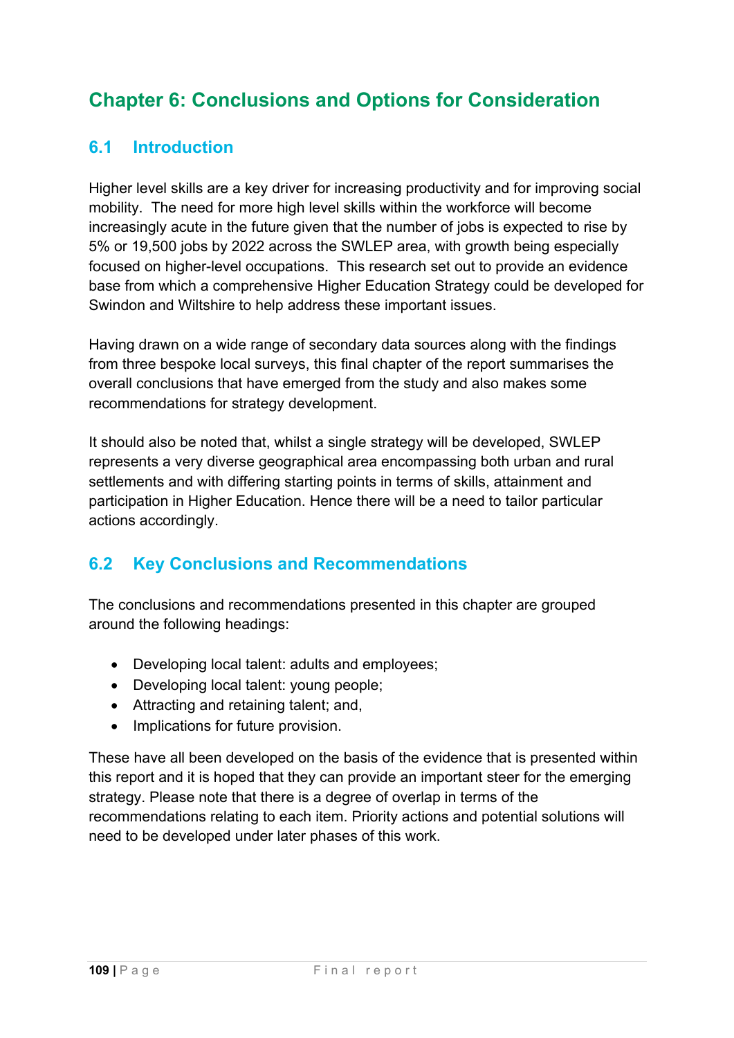# Chapter 6: Conclusions and Options for Consideration

## 6.1 Introduction

Higher level skills are a key driver for increasing productivity and for improving social mobility. The need for more high level skills within the workforce will become increasingly acute in the future given that the number of jobs is expected to rise by 5% or 19,500 jobs by 2022 across the SWLEP area, with growth being especially focused on higher-level occupations. This research set out to provide an evidence base from which a comprehensive Higher Education Strategy could be developed for Swindon and Wiltshire to help address these important issues.

Having drawn on a wide range of secondary data sources along with the findings from three bespoke local surveys, this final chapter of the report summarises the overall conclusions that have emerged from the study and also makes some recommendations for strategy development.

It should also be noted that, whilst a single strategy will be developed, SWLEP represents a very diverse geographical area encompassing both urban and rural settlements and with differing starting points in terms of skills, attainment and participation in Higher Education. Hence there will be a need to tailor particular actions accordingly.

## 6.2 Key Conclusions and Recommendations

The conclusions and recommendations presented in this chapter are grouped around the following headings:

- Developing local talent: adults and employees;
- Developing local talent: young people;
- Attracting and retaining talent; and,
- Implications for future provision.

These have all been developed on the basis of the evidence that is presented within this report and it is hoped that they can provide an important steer for the emerging strategy. Please note that there is a degree of overlap in terms of the recommendations relating to each item. Priority actions and potential solutions will need to be developed under later phases of this work.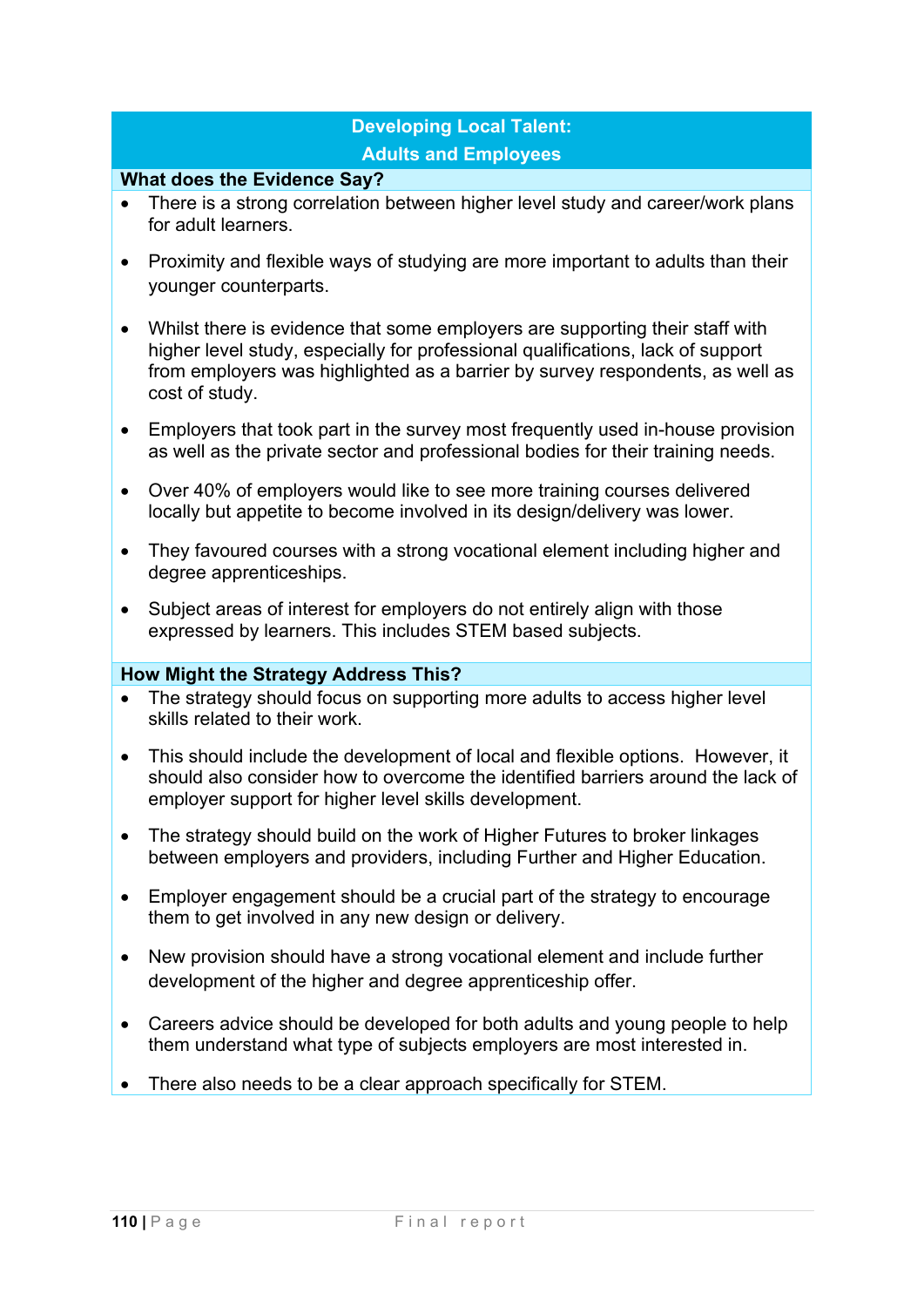## Developing Local Talent: Adults and Employees

### What does the Evidence Say?

- There is a strong correlation between higher level study and career/work plans for adult learners.
- Proximity and flexible ways of studying are more important to adults than their younger counterparts.
- Whilst there is evidence that some employers are supporting their staff with higher level study, especially for professional qualifications, lack of support from employers was highlighted as a barrier by survey respondents, as well as cost of study.
- Employers that took part in the survey most frequently used in-house provision as well as the private sector and professional bodies for their training needs.
- Over 40% of employers would like to see more training courses delivered locally but appetite to become involved in its design/delivery was lower.
- They favoured courses with a strong vocational element including higher and degree apprenticeships.
- Subject areas of interest for employers do not entirely align with those expressed by learners. This includes STEM based subjects.

### How Might the Strategy Address This?

- The strategy should focus on supporting more adults to access higher level skills related to their work.
- This should include the development of local and flexible options. However, it should also consider how to overcome the identified barriers around the lack of employer support for higher level skills development.
- The strategy should build on the work of Higher Futures to broker linkages between employers and providers, including Further and Higher Education.
- Employer engagement should be a crucial part of the strategy to encourage them to get involved in any new design or delivery.
- New provision should have a strong vocational element and include further development of the higher and degree apprenticeship offer.
- Careers advice should be developed for both adults and young people to help them understand what type of subjects employers are most interested in.
- There also needs to be a clear approach specifically for STEM.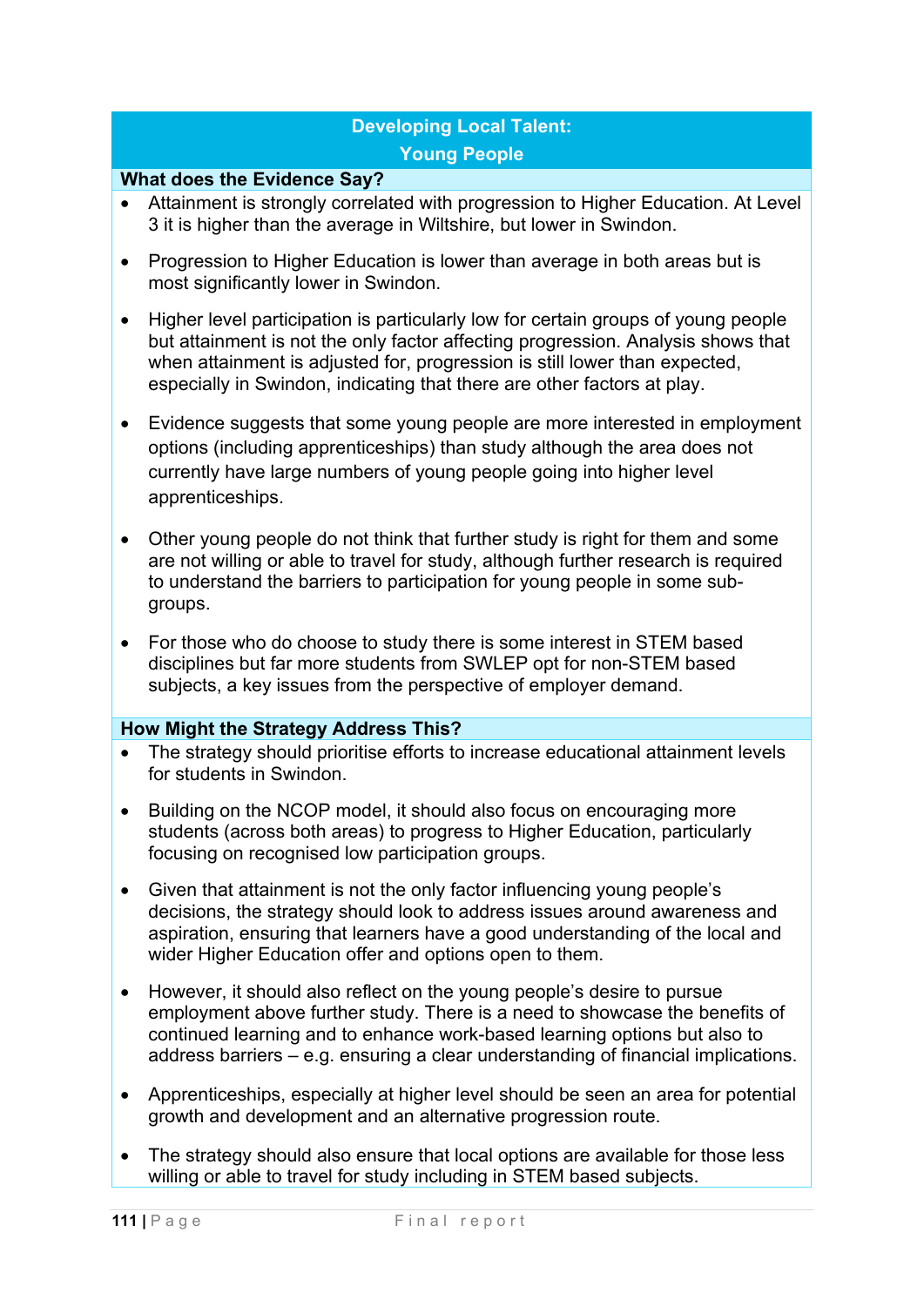## Developing Local Talent: Young People

### What does the Evidence Say?

- Attainment is strongly correlated with progression to Higher Education. At Level 3 it is higher than the average in Wiltshire, but lower in Swindon.
- Progression to Higher Education is lower than average in both areas but is most significantly lower in Swindon.
- Higher level participation is particularly low for certain groups of young people but attainment is not the only factor affecting progression. Analysis shows that when attainment is adjusted for, progression is still lower than expected, especially in Swindon, indicating that there are other factors at play.
- Evidence suggests that some young people are more interested in employment options (including apprenticeships) than study although the area does not currently have large numbers of young people going into higher level apprenticeships.
- Other young people do not think that further study is right for them and some are not willing or able to travel for study, although further research is required to understand the barriers to participation for young people in some sub-groups.
- For those who do choose to study there is some interest in STEM based disciplines but far more students from SWLEP opt for non-STEM based subjects, a key issues from the perspective of employer demand.

### How Might the Strategy Address This?

- The strategy should prioritise efforts to increase educational attainment levels for students in Swindon.
- Building on the NCOP model, it should also focus on encouraging more students (across both areas) to progress to Higher Education, particularly focusing on recognised low participation groups.
- Given that attainment is not the only factor influencing young people's decisions, the strategy should look to address issues around awareness and aspiration, ensuring that learners have a good understanding of the local and wider Higher Education offer and options open to them.
- However, it should also reflect on the young people's desire to pursue employment above further study. There is a need to showcase the benefits of continued learning and to enhance work-based learning options but also to address barriers – e.g. ensuring a clear understanding of financial implications.
- Apprenticeships, especially at higher level should be seen an area for potential growth and development and an alternative progression route.
- The strategy should also ensure that local options are available for those less willing or able to travel for study including in STEM based subjects.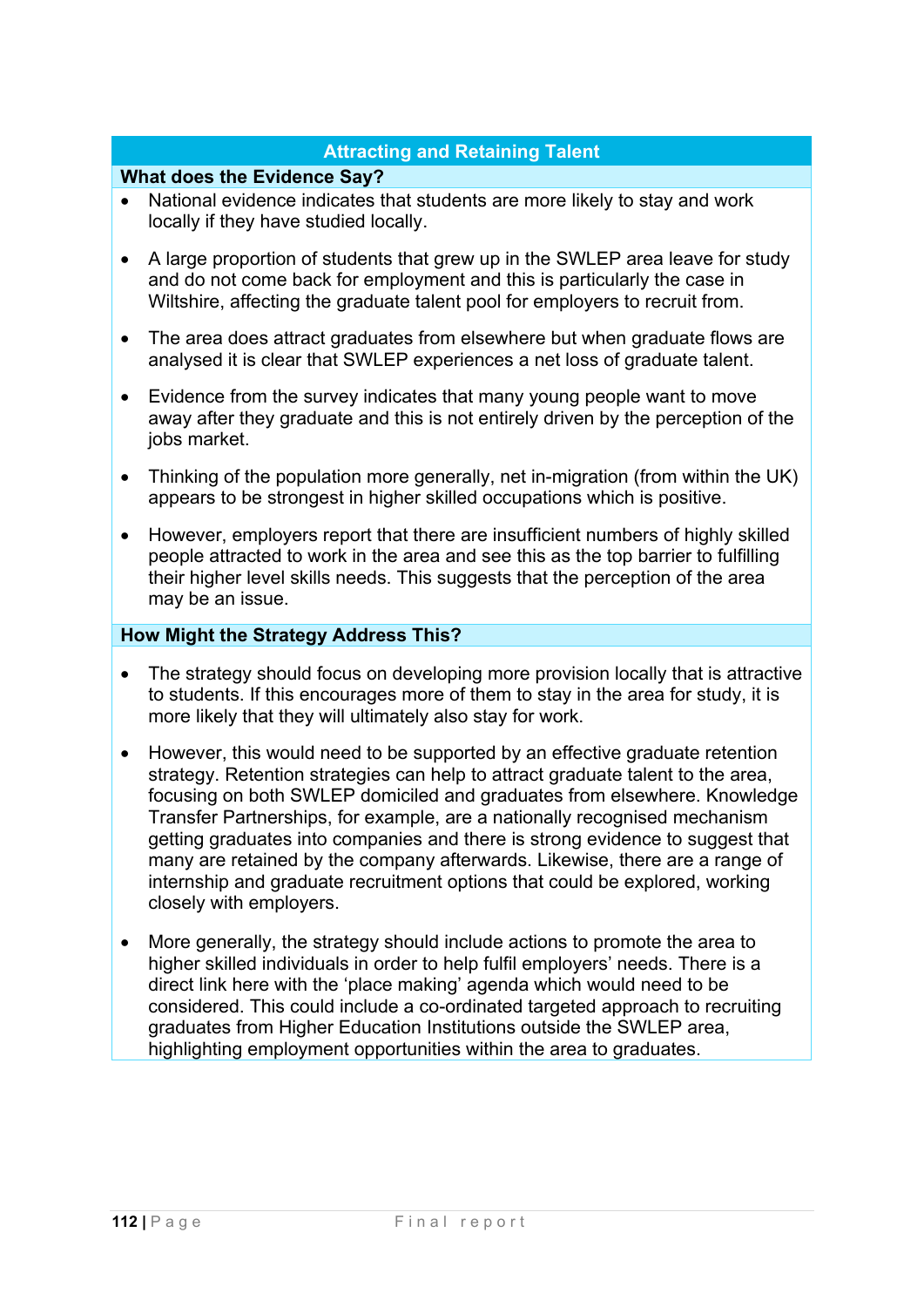## Attracting and Retaining Talent

### What does the Evidence Say?

- National evidence indicates that students are more likely to stay and work locally if they have studied locally.
- A large proportion of students that grew up in the SWLEP area leave for study and do not come back for employment and this is particularly the case in Wiltshire, affecting the graduate talent pool for employers to recruit from.
- The area does attract graduates from elsewhere but when graduate flows are analysed it is clear that SWLEP experiences a net loss of graduate talent.
- Evidence from the survey indicates that many young people want to move away after they graduate and this is not entirely driven by the perception of the jobs market.
- Thinking of the population more generally, net in-migration (from within the UK) appears to be strongest in higher skilled occupations which is positive.
- However, employers report that there are insufficient numbers of highly skilled people attracted to work in the area and see this as the top barrier to fulfilling their higher level skills needs. This suggests that the perception of the area may be an issue.

### How Might the Strategy Address This?

- The strategy should focus on developing more provision locally that is attractive to students. If this encourages more of them to stay in the area for study, it is more likely that they will ultimately also stay for work.
- However, this would need to be supported by an effective graduate retention strategy. Retention strategies can help to attract graduate talent to the area, focusing on both SWLEP domiciled and graduates from elsewhere. Knowledge Transfer Partnerships, for example, are a nationally recognised mechanism getting graduates into companies and there is strong evidence to suggest that many are retained by the company afterwards. Likewise, there are a range of internship and graduate recruitment options that could be explored, working closely with employers.
- More generally, the strategy should include actions to promote the area to higher skilled individuals in order to help fulfil employers' needs. There is a direct link here with the 'place making' agenda which would need to be considered. This could include a co-ordinated targeted approach to recruiting graduates from Higher Education Institutions outside the SWLEP area, highlighting employment opportunities within the area to graduates.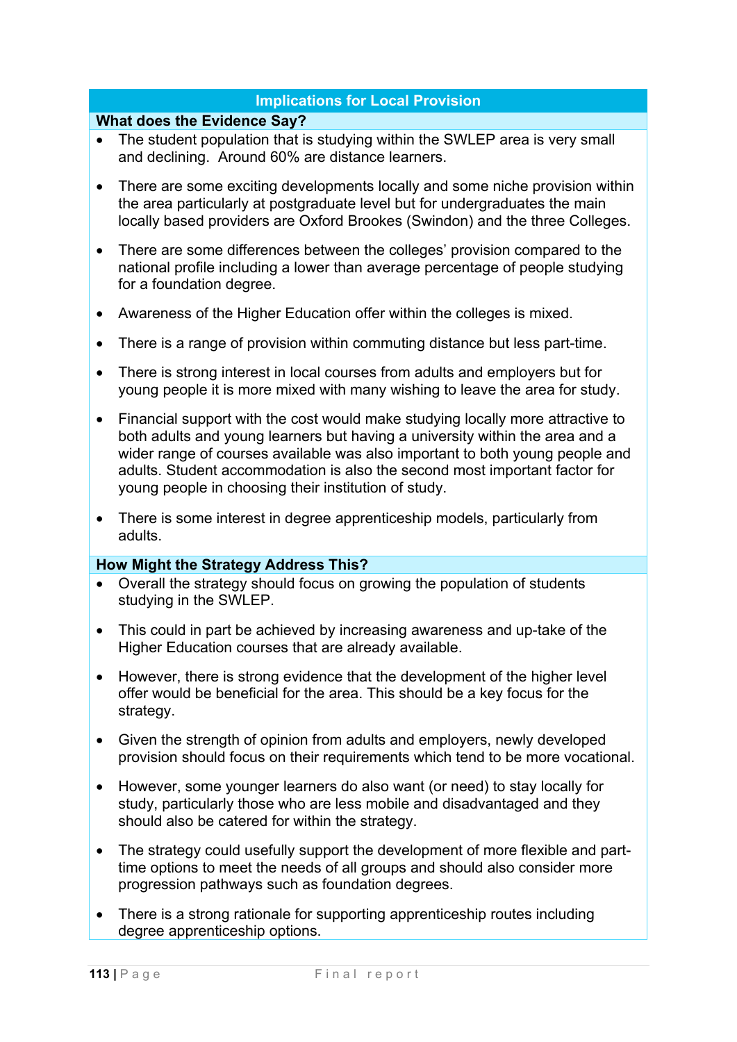## Implications for Local Provision

### What does the Evidence Say?

- The student population that is studying within the SWLEP area is very small and declining. Around 60% are distance learners.
- There are some exciting developments locally and some niche provision within the area particularly at postgraduate level but for undergraduates the main locally based providers are Oxford Brookes (Swindon) and the three Colleges.
- There are some differences between the colleges' provision compared to the national profile including a lower than average percentage of people studying for a foundation degree.
- Awareness of the Higher Education offer within the colleges is mixed.
- There is a range of provision within commuting distance but less part-time.
- There is strong interest in local courses from adults and employers but for young people it is more mixed with many wishing to leave the area for study.
- Financial support with the cost would make studying locally more attractive to both adults and young learners but having a university within the area and a wider range of courses available was also important to both young people and adults. Student accommodation is also the second most important factor for young people in choosing their institution of study.
- There is some interest in degree apprenticeship models, particularly from adults.

### How Might the Strategy Address This?

- Overall the strategy should focus on growing the population of students studying in the SWLEP.
- This could in part be achieved by increasing awareness and up-take of the Higher Education courses that are already available.
- However, there is strong evidence that the development of the higher level offer would be beneficial for the area. This should be a key focus for the strategy.
- Given the strength of opinion from adults and employers, newly developed provision should focus on their requirements which tend to be more vocational.
- However, some younger learners do also want (or need) to stay locally for study, particularly those who are less mobile and disadvantaged and they should also be catered for within the strategy.
- The strategy could usefully support the development of more flexible and part-time options to meet the needs of all groups and should also consider more progression pathways such as foundation degrees.
- There is a strong rationale for supporting apprenticeship routes including degree apprenticeship options.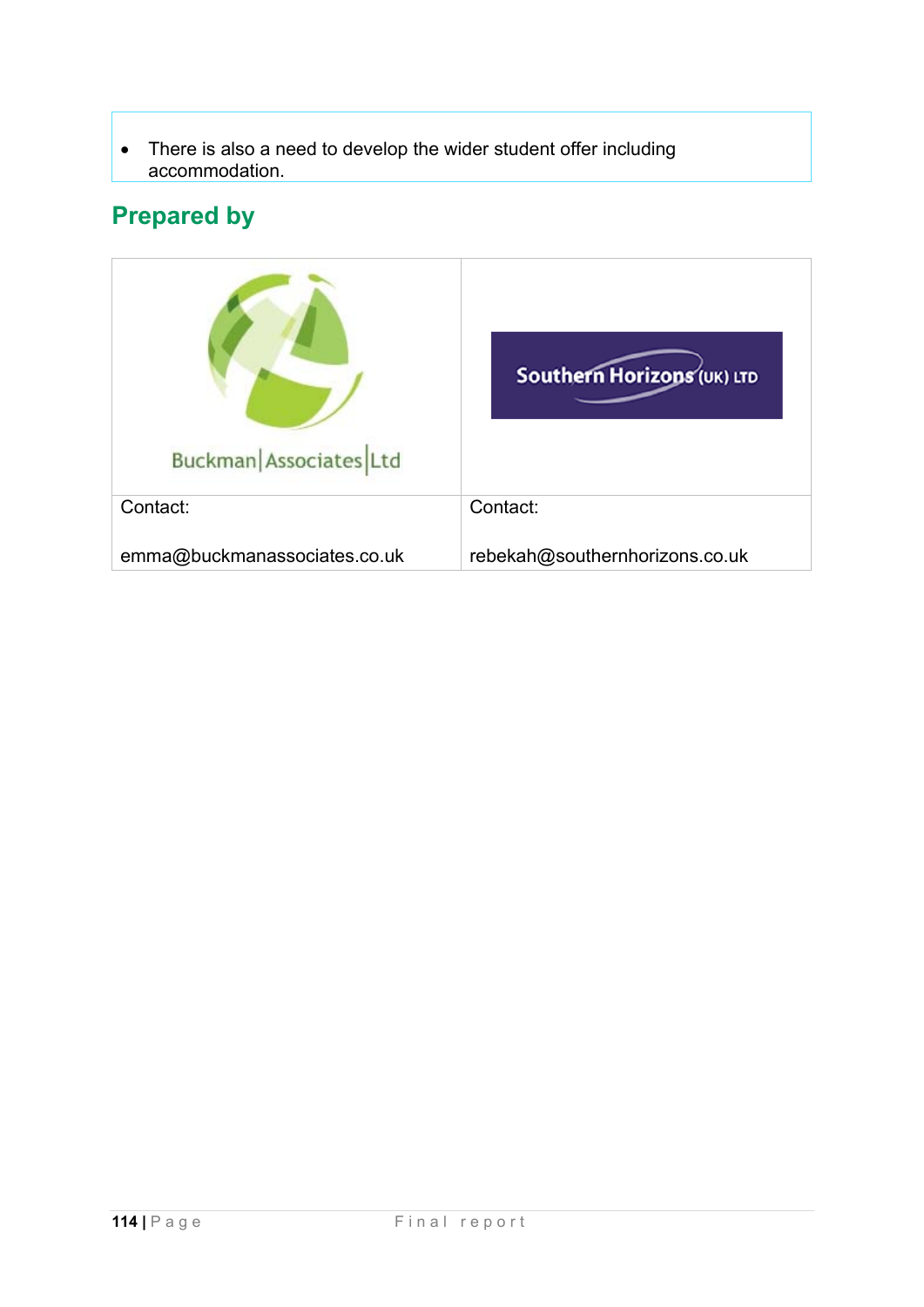- There is also a need to develop the wider student offer including accommodation.

## Prepared by

| | |
|---|---|
| Buckman\|Associates\|Ltd | Southern Horizons (UK) LTD |
| Contact:<br><br>emma@buckmanassociates.co.uk | Contact:<br><br>rebekah@southernhorizons.co.uk |